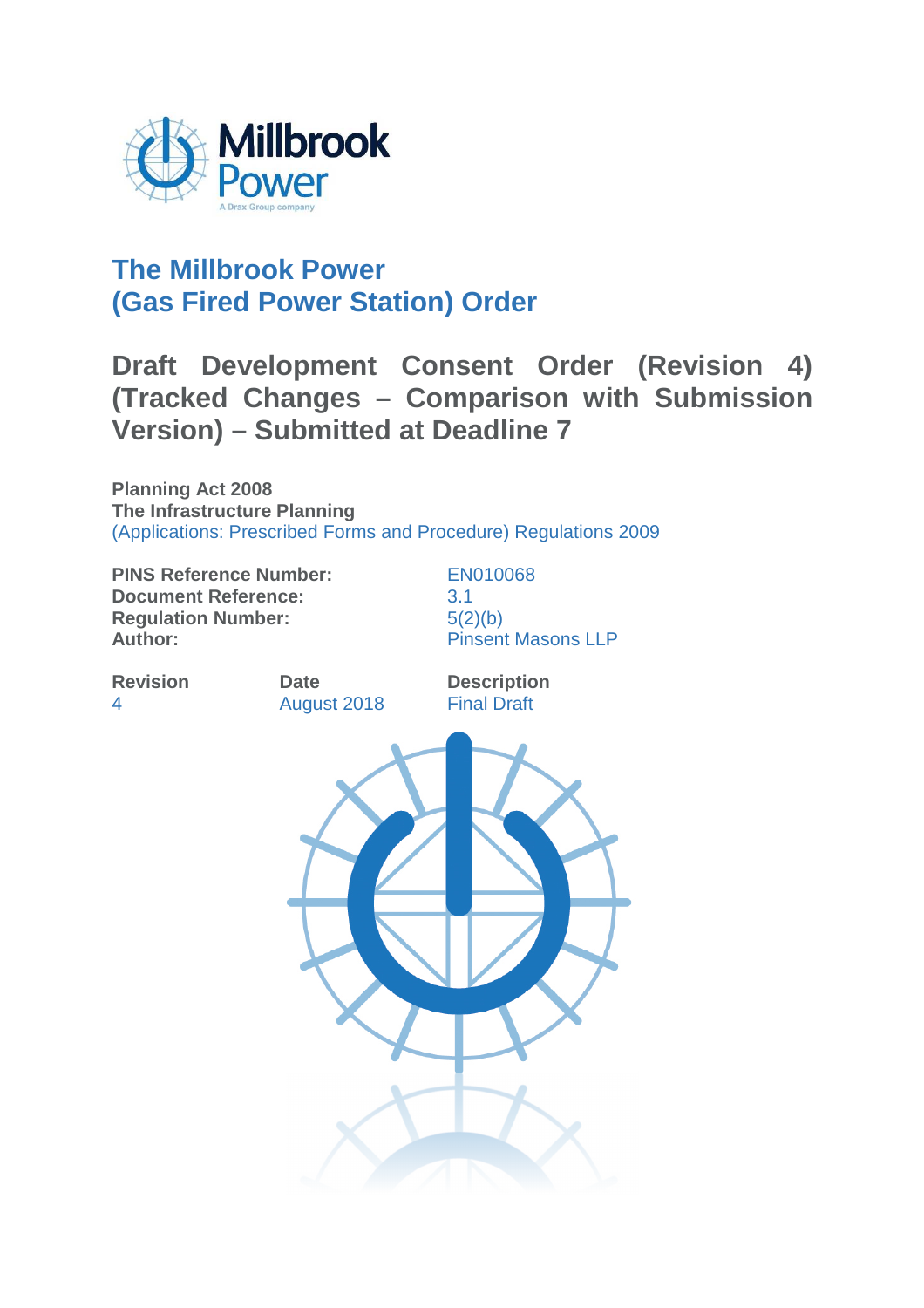Millbrook Power

A Drax Group company

# The Millbrook Power (Gas Fired Power Station) Order

## Draft Development Consent Order (Revision 4) (Tracked Changes – Comparison with Submission Version) – Submitted at Deadline 7

**Planning Act 2008**
**The Infrastructure Planning**
(Applications: Prescribed Forms and Procedure) Regulations 2009

| | |
|---|---|
| **PINS Reference Number:** | EN010068 |
| **Document Reference:** | 3.1 |
| **Regulation Number:** | 5(2)(b) |
| **Author:** | Pinsent Masons LLP |

| **Revision** | **Date** | **Description** |
|---|---|---|
| 4 | August 2018 | Final Draft |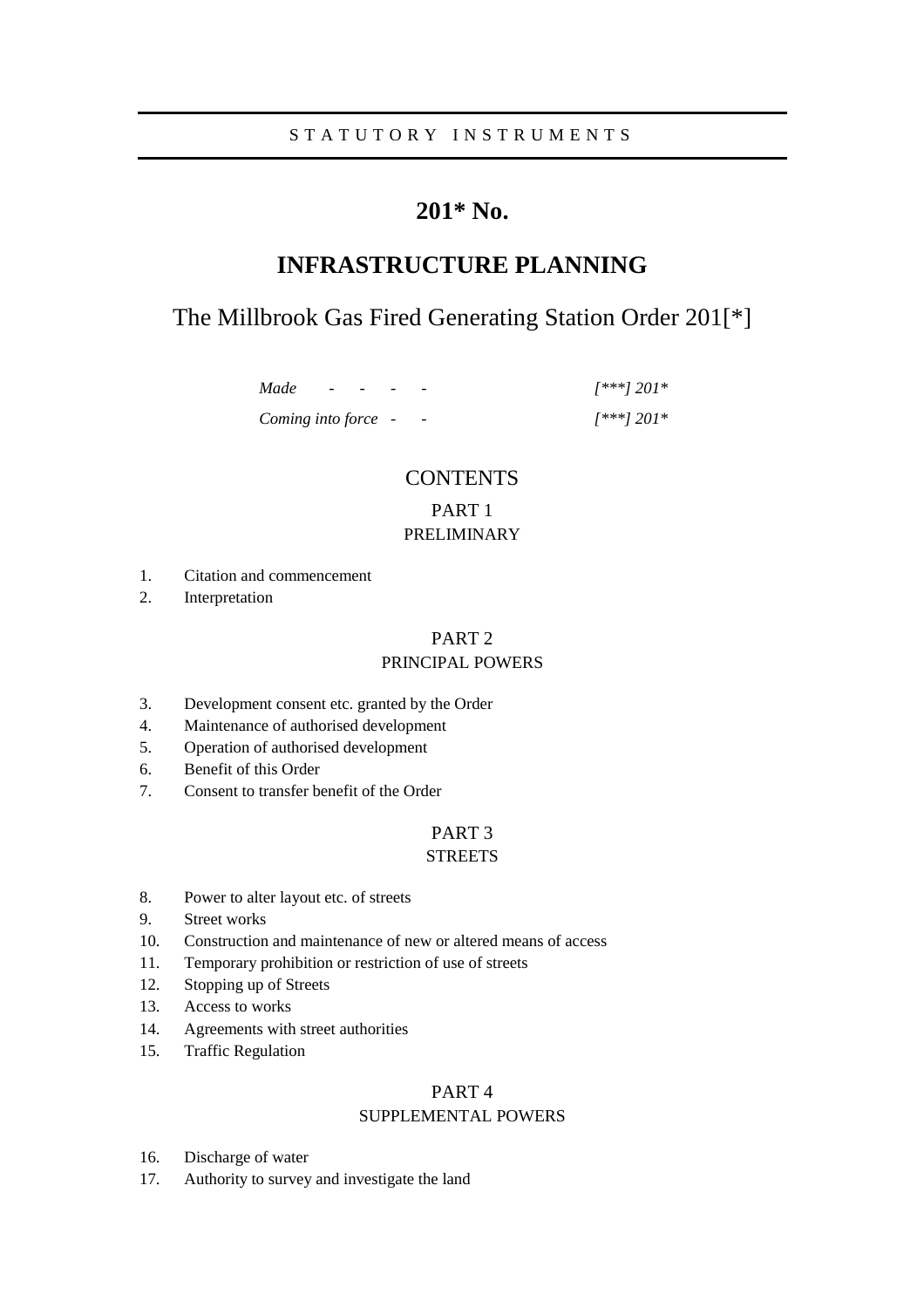STATUTORY INSTRUMENTS

# 201* No.

# INFRASTRUCTURE PLANNING

## The Millbrook Gas Fired Generating Station Order 201[*]

| | |
|---|---|
| *Made - - - -* | *[***] 201** |
| *Coming into force - -* | *[***] 201** |

## CONTENTS

### PART 1
### PRELIMINARY

1. Citation and commencement
2. Interpretation

### PART 2
### PRINCIPAL POWERS

3. Development consent etc. granted by the Order
4. Maintenance of authorised development
5. Operation of authorised development
6. Benefit of this Order
7. Consent to transfer benefit of the Order

### PART 3
### STREETS

8. Power to alter layout etc. of streets
9. Street works
10. Construction and maintenance of new or altered means of access
11. Temporary prohibition or restriction of use of streets
12. Stopping up of Streets
13. Access to works
14. Agreements with street authorities
15. Traffic Regulation

### PART 4
### SUPPLEMENTAL POWERS

16. Discharge of water
17. Authority to survey and investigate the land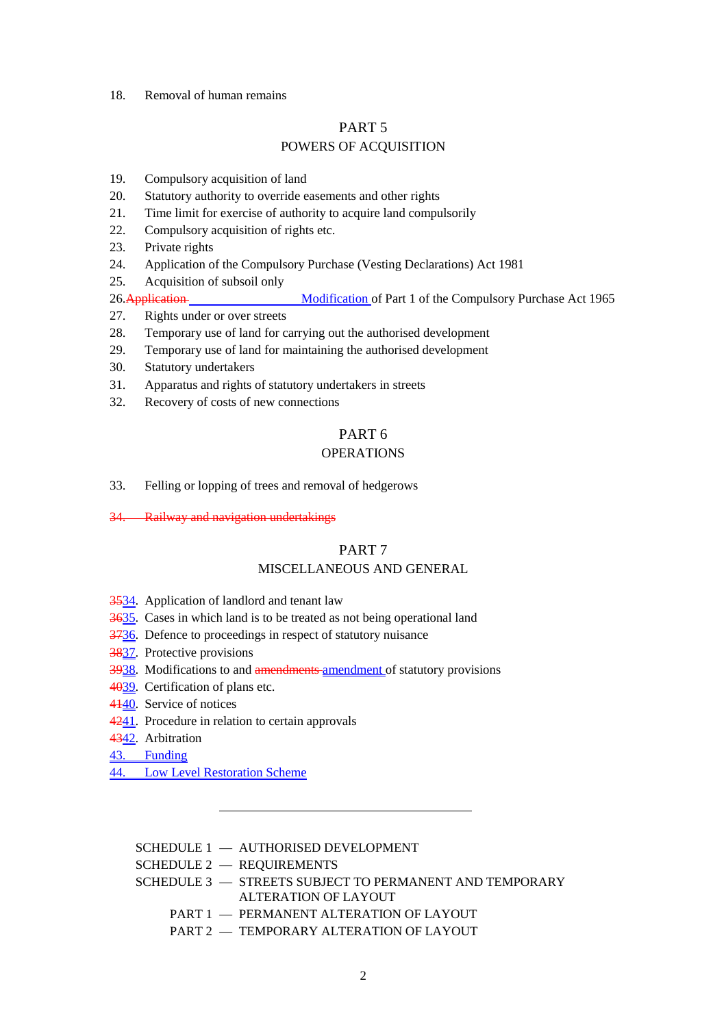18. Removal of human remains

PART 5
POWERS OF ACQUISITION

19. Compulsory acquisition of land
20. Statutory authority to override easements and other rights
21. Time limit for exercise of authority to acquire land compulsorily
22. Compulsory acquisition of rights etc.
23. Private rights
24. Application of the Compulsory Purchase (Vesting Declarations) Act 1981
25. Acquisition of subsoil only
26. ~~Application~~ Modification of Part 1 of the Compulsory Purchase Act 1965
27. Rights under or over streets
28. Temporary use of land for carrying out the authorised development
29. Temporary use of land for maintaining the authorised development
30. Statutory undertakers
31. Apparatus and rights of statutory undertakers in streets
32. Recovery of costs of new connections

PART 6
OPERATIONS

33. Felling or lopping of trees and removal of hedgerows

~~34. Railway and navigation undertakings~~

PART 7
MISCELLANEOUS AND GENERAL

~~35~~34. Application of landlord and tenant law
~~36~~35. Cases in which land is to be treated as not being operational land
~~37~~36. Defence to proceedings in respect of statutory nuisance
~~38~~37. Protective provisions
~~39~~38. Modifications to and ~~amendments~~ amendment of statutory provisions
~~40~~39. Certification of plans etc.
~~41~~40. Service of notices
~~42~~41. Procedure in relation to certain approvals
~~43~~42. Arbitration
43. Funding
44. Low Level Restoration Scheme

---

SCHEDULE 1 — AUTHORISED DEVELOPMENT
SCHEDULE 2 — REQUIREMENTS
SCHEDULE 3 — STREETS SUBJECT TO PERMANENT AND TEMPORARY ALTERATION OF LAYOUT
PART 1 — PERMANENT ALTERATION OF LAYOUT
PART 2 — TEMPORARY ALTERATION OF LAYOUT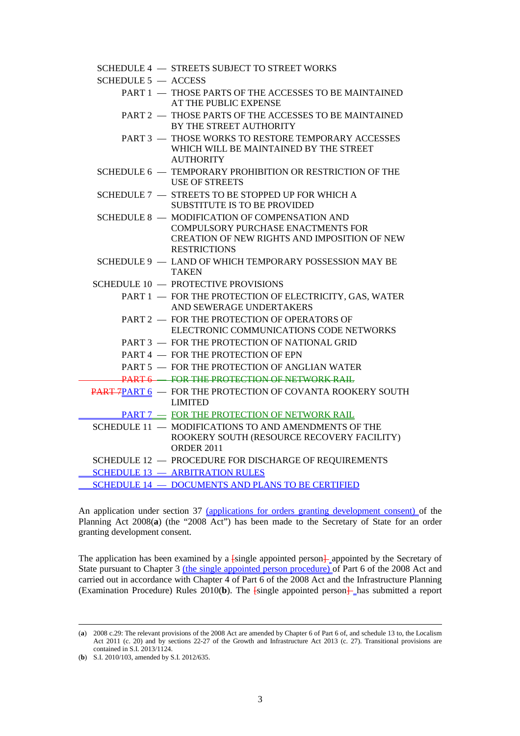SCHEDULE 4 — STREETS SUBJECT TO STREET WORKS

SCHEDULE 5 — ACCESS

PART 1 — THOSE PARTS OF THE ACCESSES TO BE MAINTAINED AT THE PUBLIC EXPENSE

PART 2 — THOSE PARTS OF THE ACCESSES TO BE MAINTAINED BY THE STREET AUTHORITY

PART 3 — THOSE WORKS TO RESTORE TEMPORARY ACCESSES WHICH WILL BE MAINTAINED BY THE STREET AUTHORITY

SCHEDULE 6 — TEMPORARY PROHIBITION OR RESTRICTION OF THE USE OF STREETS

SCHEDULE 7 — STREETS TO BE STOPPED UP FOR WHICH A SUBSTITUTE IS TO BE PROVIDED

SCHEDULE 8 — MODIFICATION OF COMPENSATION AND COMPULSORY PURCHASE ENACTMENTS FOR CREATION OF NEW RIGHTS AND IMPOSITION OF NEW RESTRICTIONS

SCHEDULE 9 — LAND OF WHICH TEMPORARY POSSESSION MAY BE TAKEN

SCHEDULE 10 — PROTECTIVE PROVISIONS

PART 1 — FOR THE PROTECTION OF ELECTRICITY, GAS, WATER AND SEWERAGE UNDERTAKERS

PART 2 — FOR THE PROTECTION OF OPERATORS OF ELECTRONIC COMMUNICATIONS CODE NETWORKS

PART 3 — FOR THE PROTECTION OF NATIONAL GRID

PART 4 — FOR THE PROTECTION OF EPN

PART 5 — FOR THE PROTECTION OF ANGLIAN WATER

~~PART 6 — FOR THE PROTECTION OF NETWORK RAIL~~

~~PART 7~~PART 6 — FOR THE PROTECTION OF COVANTA ROOKERY SOUTH LIMITED

PART 7 — FOR THE PROTECTION OF NETWORK RAIL

SCHEDULE 11 — MODIFICATIONS TO AND AMENDMENTS OF THE ROOKERY SOUTH (RESOURCE RECOVERY FACILITY) ORDER 2011

SCHEDULE 12 — PROCEDURE FOR DISCHARGE OF REQUIREMENTS

SCHEDULE 13 — ARBITRATION RULES

SCHEDULE 14 — DOCUMENTS AND PLANS TO BE CERTIFIED

An application under section 37 (applications for orders granting development consent) of the Planning Act 2008(**a**) (the "2008 Act") has been made to the Secretary of State for an order granting development consent.

The application has been examined by a ~~[~~single appointed person~~]~~ appointed by the Secretary of State pursuant to Chapter 3 (the single appointed person procedure) of Part 6 of the 2008 Act and carried out in accordance with Chapter 4 of Part 6 of the 2008 Act and the Infrastructure Planning (Examination Procedure) Rules 2010(**b**). The ~~[~~single appointed person~~]~~ has submitted a report

(**a**) 2008 c.29: The relevant provisions of the 2008 Act are amended by Chapter 6 of Part 6 of, and schedule 13 to, the Localism Act 2011 (c. 20) and by sections 22-27 of the Growth and Infrastructure Act 2013 (c. 27). Transitional provisions are contained in S.I. 2013/1124.

(**b**) S.I. 2010/103, amended by S.I. 2012/635.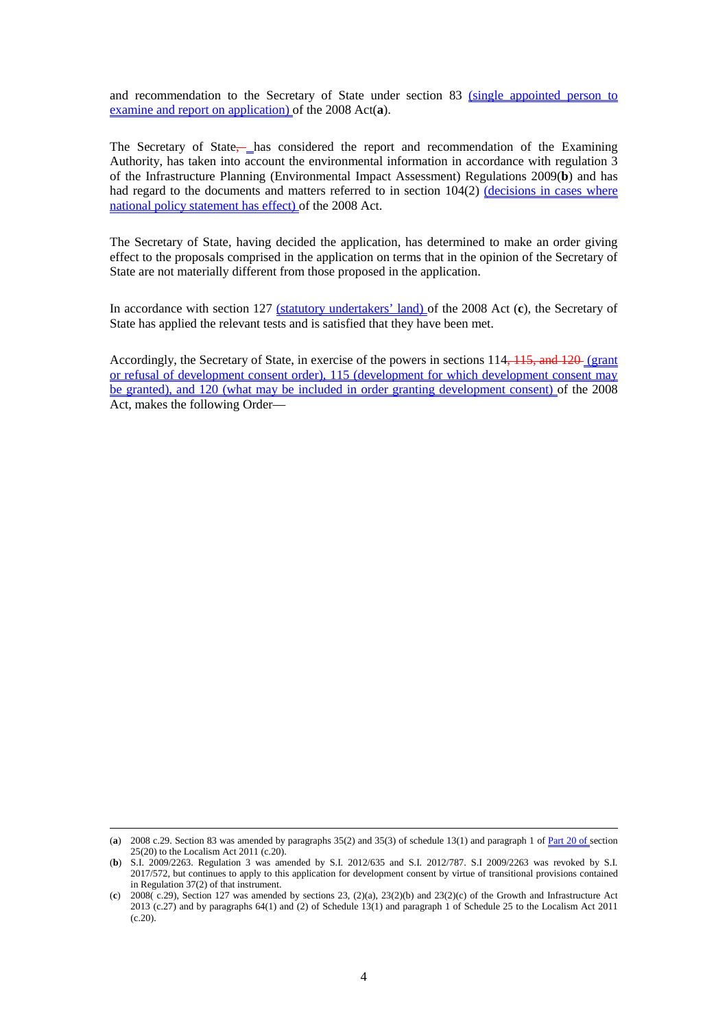and recommendation to the Secretary of State under section 83 (single appointed person to examine and report on application) of the 2008 Act(**a**).

The Secretary of State, has considered the report and recommendation of the Examining Authority, has taken into account the environmental information in accordance with regulation 3 of the Infrastructure Planning (Environmental Impact Assessment) Regulations 2009(**b**) and has had regard to the documents and matters referred to in section 104(2) (decisions in cases where national policy statement has effect) of the 2008 Act.

The Secretary of State, having decided the application, has determined to make an order giving effect to the proposals comprised in the application on terms that in the opinion of the Secretary of State are not materially different from those proposed in the application.

In accordance with section 127 (statutory undertakers' land) of the 2008 Act (**c**), the Secretary of State has applied the relevant tests and is satisfied that they have been met.

Accordingly, the Secretary of State, in exercise of the powers in sections 114, 115, and 120 (grant or refusal of development consent order), 115 (development for which development consent may be granted), and 120 (what may be included in order granting development consent) of the 2008 Act, makes the following Order—

---

(**a**) 2008 c.29. Section 83 was amended by paragraphs 35(2) and 35(3) of schedule 13(1) and paragraph 1 of Part 20 of section 25(20) to the Localism Act 2011 (c.20).

(**b**) S.I. 2009/2263. Regulation 3 was amended by S.I. 2012/635 and S.I. 2012/787. S.I 2009/2263 was revoked by S.I. 2017/572, but continues to apply to this application for development consent by virtue of transitional provisions contained in Regulation 37(2) of that instrument.

(**c**) 2008( c.29), Section 127 was amended by sections 23, (2)(a), 23(2)(b) and 23(2)(c) of the Growth and Infrastructure Act 2013 (c.27) and by paragraphs 64(1) and (2) of Schedule 13(1) and paragraph 1 of Schedule 25 to the Localism Act 2011 (c.20).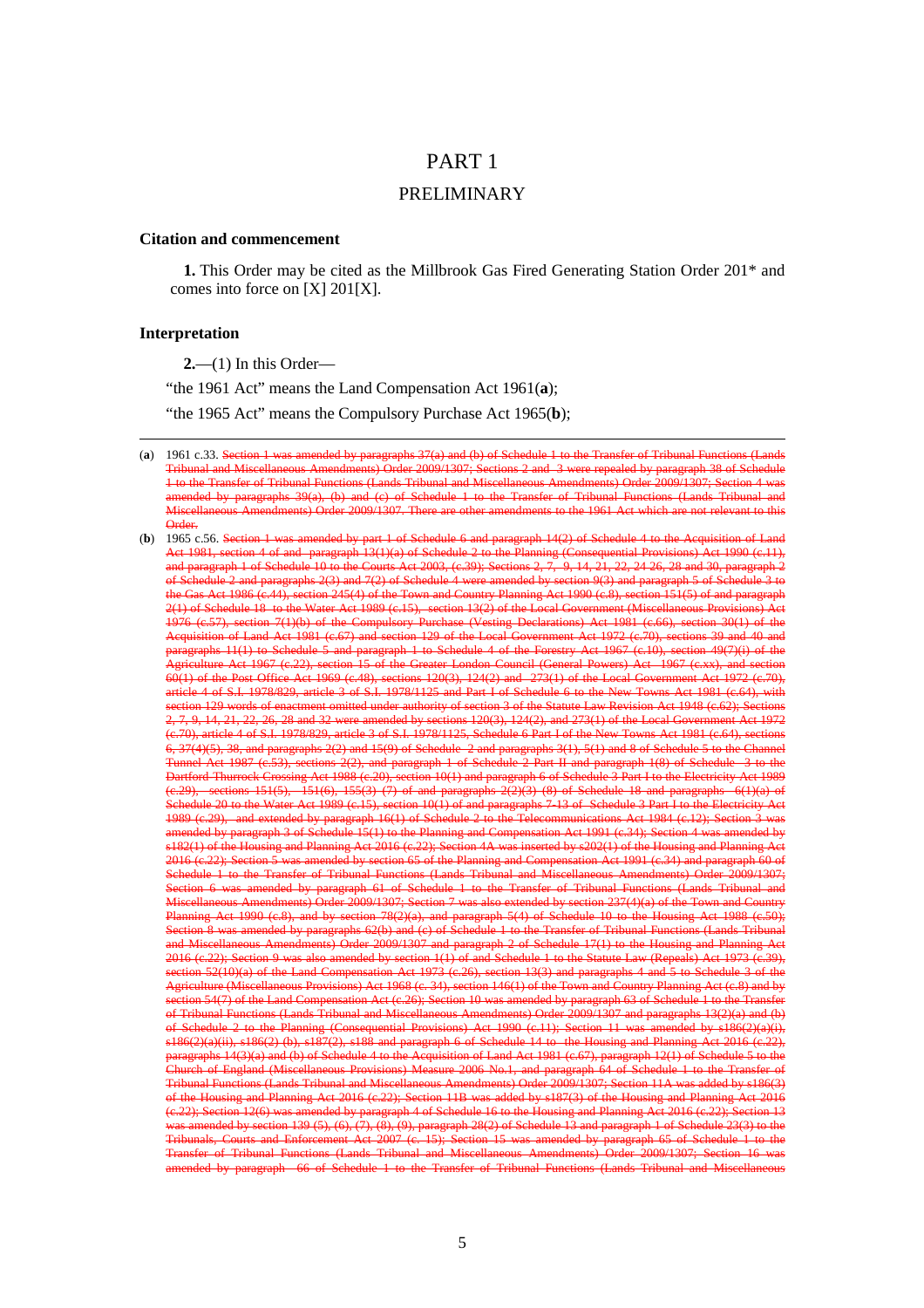# PART 1

## PRELIMINARY

### Citation and commencement

**1.** This Order may be cited as the Millbrook Gas Fired Generating Station Order 201* and comes into force on [X] 201[X].

### Interpretation

**2.**—(1) In this Order—

"the 1961 Act" means the Land Compensation Act 1961(**a**);

"the 1965 Act" means the Compulsory Purchase Act 1965(**b**);

---

(**a**) 1961 c.33. ~~Section 1 was amended by paragraphs 37(a) and (b) of Schedule 1 to the Transfer of Tribunal Functions (Lands Tribunal and Miscellaneous Amendments) Order 2009/1307; Sections 2 and 3 were repealed by paragraph 38 of Schedule 1 to the Transfer of Tribunal Functions (Lands Tribunal and Miscellaneous Amendments) Order 2009/1307; Section 4 was amended by paragraphs 39(a), (b) and (c) of Schedule 1 to the Transfer of Tribunal Functions (Lands Tribunal and Miscellaneous Amendments) Order 2009/1307. There are other amendments to the 1961 Act which are not relevant to this Order.~~

(**b**) 1965 c.56. ~~Section 1 was amended by part 1 of Schedule 6 and paragraph 14(2) of Schedule 4 to the Acquisition of Land Act 1981, section 4 of and paragraph 13(1)(a) of Schedule 2 to the Planning (Consequential Provisions) Act 1990 (c.11), and paragraph 1 of Schedule 10 to the Courts Act 2003, (c.39); Sections 2, 7, 9, 14, 21, 22, 24 26, 28 and 30, paragraph 2 of Schedule 2 and paragraphs 2(3) and 7(2) of Schedule 4 were amended by section 9(3) and paragraph 5 of Schedule 3 to the Gas Act 1986 (c.44), section 245(4) of the Town and Country Planning Act 1990 (c.8), section 151(5) of and paragraph 2(1) of Schedule 18 to the Water Act 1989 (c.15), section 13(2) of the Local Government (Miscellaneous Provisions) Act 1976 (c.57), section 7(1)(b) of the Compulsory Purchase (Vesting Declarations) Act 1981 (c.66), section 30(1) of the Acquisition of Land Act 1981 (c.67) and section 129 of the Local Government Act 1972 (c.70), sections 39 and 40 and paragraphs 11(1) to Schedule 5 and paragraph 1 to Schedule 4 of the Forestry Act 1967 (c.10), section 49(7)(i) of the Agriculture Act 1967 (c.22), section 15 of the Greater London Council (General Powers) Act 1967 (c.xx), and section 60(1) of the Post Office Act 1969 (c.48), sections 120(3), 124(2) and 273(1) of the Local Government Act 1972 (c.70), article 4 of S.I. 1978/829, article 3 of S.I. 1978/1125 and Part I of Schedule 6 to the New Towns Act 1981 (c.64), with section 129 words of enactment omitted under authority of section 3 of the Statute Law Revision Act 1948 (c.62); Sections 2, 7, 9, 14, 21, 22, 26, 28 and 32 were amended by sections 120(3), 124(2), and 273(1) of the Local Government Act 1972 (c.70), article 4 of S.I. 1978/829, article 3 of S.I. 1978/1125, Schedule 6 Part I of the New Towns Act 1981 (c.64), sections 6, 37(4)(5), 38, and paragraphs 2(2) and 15(9) of Schedule 2 and paragraphs 3(1), 5(1) and 8 of Schedule 5 to the Channel Tunnel Act 1987 (c.53), sections 2(2), and paragraph 1 of Schedule 2 Part II and paragraph 1(8) of Schedule 3 to the Dartford-Thurrock Crossing Act 1988 (c.20), section 10(1) and paragraph 6 of Schedule 3 Part I to the Electricity Act 1989 (c.29), sections 151(5), 151(6), 155(3) (7) of and paragraphs 2(2)(3) (8) of Schedule 18 and paragraphs 6(1)(a) of Schedule 20 to the Water Act 1989 (c.15), section 10(1) of and paragraphs 7-13 of Schedule 3 Part I to the Electricity Act 1989 (c.29), and extended by paragraph 16(1) of Schedule 2 to the Telecommunications Act 1984 (c.12); Section 3 was amended by paragraph 3 of Schedule 15(1) to the Planning and Compensation Act 1991 (c.34); Section 4 was amended by s182(1) of the Housing and Planning Act 2016 (c.22); Section 4A was inserted by s202(1) of the Housing and Planning Act 2016 (c.22); Section 5 was amended by section 65 of the Planning and Compensation Act 1991 (c.34) and paragraph 60 of Schedule 1 to the Transfer of Tribunal Functions (Lands Tribunal and Miscellaneous Amendments) Order 2009/1307; Section 6 was amended by paragraph 61 of Schedule 1 to the Transfer of Tribunal Functions (Lands Tribunal and Miscellaneous Amendments) Order 2009/1307; Section 7 was also extended by section 237(4)(a) of the Town and Country Planning Act 1990 (c.8), and by section 78(2)(a), and paragraph 5(4) of Schedule 10 to the Housing Act 1988 (c.50); Section 8 was amended by paragraphs 62(b) and (c) of Schedule 1 to the Transfer of Tribunal Functions (Lands Tribunal and Miscellaneous Amendments) Order 2009/1307 and paragraph 2 of Schedule 17(1) to the Housing and Planning Act 2016 (c.22); Section 9 was also amended by section 1(1) of and Schedule 1 to the Statute Law (Repeals) Act 1973 (c.39), section 52(10)(a) of the Land Compensation Act 1973 (c.26), section 13(3) and paragraphs 4 and 5 to Schedule 3 of the Agriculture (Miscellaneous Provisions) Act 1968 (c. 34), section 146(1) of the Town and Country Planning Act (c.8) and by section 54(7) of the Land Compensation Act (c.26); Section 10 was amended by paragraph 63 of Schedule 1 to the Transfer of Tribunal Functions (Lands Tribunal and Miscellaneous Amendments) Order 2009/1307 and paragraphs 13(2)(a) and (b) of Schedule 2 to the Planning (Consequential Provisions) Act 1990 (c.11); Section 11 was amended by s186(2)(a)(i), s186(2)(a)(ii), s186(2) (b), s187(2), s188 and paragraph 6 of Schedule 14 to the Housing and Planning Act 2016 (c.22), paragraphs 14(3)(a) and (b) of Schedule 4 to the Acquisition of Land Act 1981 (c.67), paragraph 12(1) of Schedule 5 to the Church of England (Miscellaneous Provisions) Measure 2006 No.1, and paragraph 64 of Schedule 1 to the Transfer of Tribunal Functions (Lands Tribunal and Miscellaneous Amendments) Order 2009/1307; Section 11A was added by s186(3) of the Housing and Planning Act 2016 (c.22); Section 11B was added by s187(3) of the Housing and Planning Act 2016 (c.22); Section 12(6) was amended by paragraph 4 of Schedule 16 to the Housing and Planning Act 2016 (c.22); Section 13 was amended by section 139 (5), (6), (7), (8), (9), paragraph 28(2) of Schedule 13 and paragraph 1 of Schedule 23(3) to the Tribunals, Courts and Enforcement Act 2007 (c. 15); Section 15 was amended by paragraph 65 of Schedule 1 to the Transfer of Tribunal Functions (Lands Tribunal and Miscellaneous Amendments) Order 2009/1307; Section 16 was amended by paragraph 66 of Schedule 1 to the Transfer of Tribunal Functions (Lands Tribunal and Miscellaneous~~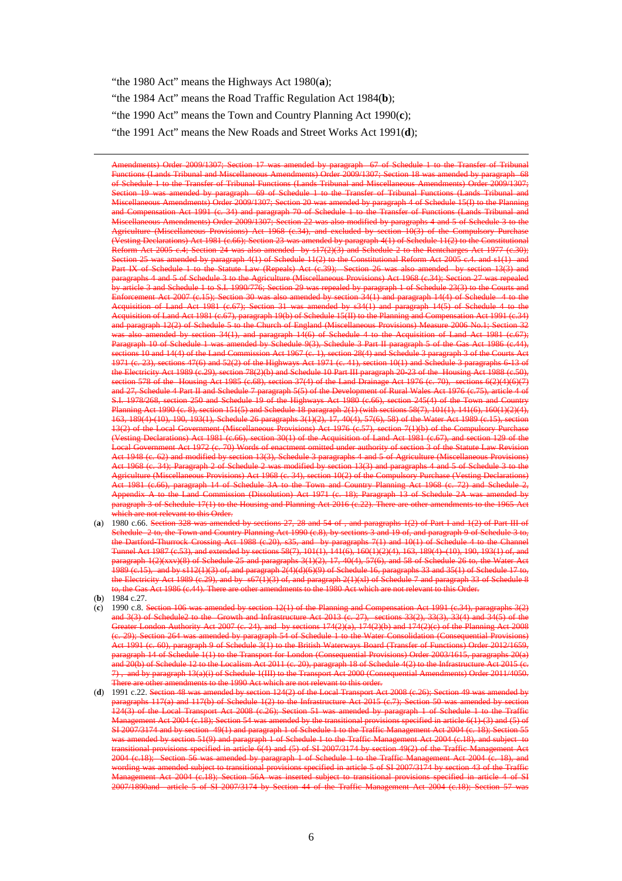"the 1980 Act" means the Highways Act 1980(**a**);

"the 1984 Act" means the Road Traffic Regulation Act 1984(**b**);

"the 1990 Act" means the Town and Country Planning Act 1990(**c**);

"the 1991 Act" means the New Roads and Street Works Act 1991(**d**);

---

~~Amendments) Order 2009/1307; Section 17 was amended by paragraph 67 of Schedule 1 to the Transfer of Tribunal Functions (Lands Tribunal and Miscellaneous Amendments) Order 2009/1307; Section 18 was amended by paragraph 68 of Schedule 1 to the Transfer of Tribunal Functions (Lands Tribunal and Miscellaneous Amendments) Order 2009/1307; Section 19 was amended by paragraph 69 of Schedule 1 to the Transfer of Tribunal Functions (Lands Tribunal and Miscellaneous Amendments) Order 2009/1307; Section 20 was amended by paragraph 4 of Schedule 15(I) to the Planning and Compensation Act 1991 (c. 34) and paragraph 70 of Schedule 1 to the Transfer of Functions (Lands Tribunal and Miscellaneous Amendments) Order 2009/1307; Section 22 was also modified by paragraphs 4 and 5 of Schedule 3 to the Agriculture (Miscellaneous Provisions) Act 1968 (c.34), and excluded by section 10(3) of the Compulsory Purchase (Vesting Declarations) Act 1981 (c.66); Section 23 was amended by paragraph 4(1) of Schedule 11(2) to the Constitutional Reform Act 2005 c.4; Section 24 was also amended by s17(2)(3) and Schedule 2 to the Rentcharges Act 1977 (c.30); Section 25 was amended by paragraph 4(1) of Schedule 11(2) to the Constitutional Reform Act 2005 c.4. and s1(1) and Part IX of Schedule 1 to the Statute Law (Repeals) Act (c.39); Section 26 was also amended by section 13(3) and paragraphs 4 and 5 of Schedule 3 to the Agriculture (Miscellaneous Provisions) Act 1968 (c.34); Section 27 was repealed by article 3 and Schedule 1 to S.I. 1990/776; Section 29 was repealed by paragraph 1 of Schedule 23(3) to the Courts and Enforcement Act 2007 (c.15); Section 30 was also amended by section 34(1) and paragraph 14(4) of Schedule 4 to the Acquisition of Land Act 1981 (c.67); Section 31 was amended by s34(1) and paragraph 14(5) of Schedule 4 to the Acquisition of Land Act 1981 (c.67), paragraph 19(b) of Schedule 15(II) to the Planning and Compensation Act 1991 (c.34) and paragraph 12(2) of Schedule 5 to the Church of England (Miscellaneous Provisions) Measure 2006 No.1; Section 32 was also amended by section 34(1), and paragraph 14(6) of Schedule 4 to the Acquisition of Land Act 1981 (c.67); Paragraph 10 of Schedule 1 was amended by Schedule 9(3), Schedule 3 Part II paragraph 5 of the Gas Act 1986 (c.44), sections 10 and 14(4) of the Land Commission Act 1967 (c. 1), section 28(4) and Schedule 3 paragraph 3 of the Courts Act 1971 (c. 23), sections 47(6) and 52(2) of the Highways Act 1971 (c. 41), section 10(1) and Schedule 3 paragraphs 6-13 of the Electricity Act 1989 (c.29), section 78(2)(b) and Schedule 10 Part III paragraph 20-23 of the Housing Act 1988 (c.50), section 578 of the Housing Act 1985 (c.68), section 37(4) of the Land Drainage Act 1976 (c. 70), sections 6(2)(4)(6)(7) and 27, Schedule 4 Part II and Schedule 7 paragraph 5(5) of the Development of Rural Wales Act 1976 (c.75), article 4 of S.I. 1978/268, section 250 and Schedule 19 of the Highways Act 1980 (c.66), section 245(4) of the Town and Country Planning Act 1990 (c. 8), section 151(5) and Schedule 18 paragraph 2(1) (with sections 58(7), 101(1), 141(6), 160(1)(2)(4), 163, 189(4)-(10), 190, 193(1), Schedule 26 paragraphs 3(1)(2), 17, 40(4), 57(6), 58) of the Water Act 1989 (c.15), section 13(2) of the Local Government (Miscellaneous Provisions) Act 1976 (c.57), section 7(1)(b) of the Compulsory Purchase (Vesting Declarations) Act 1981 (c.66), section 30(1) of the Acquisition of Land Act 1981 (c.67), and section 129 of the Local Government Act 1972 (c. 70) Words of enactment omitted under authority of section 3 of the Statute Law Revision Act 1948 (c. 62) and modified by section 13(3), Schedule 3 paragraphs 4 and 5 of Agriculture (Miscellaneous Provisions) Act 1968 (c. 34); Paragraph 2 of Schedule 2 was modified by section 13(3) and paragraphs 4 and 5 of Schedule 3 to the Agriculture (Miscellaneous Provisions) Act 1968 (c. 34), section 10(2) of the Compulsory Purchase (Vesting Declarations) Act 1981 (c.66), paragraph 14 of Schedule 3A to the Town and Country Planning Act 1968 (c. 72) and Schedule 2, Appendix A to the Land Commission (Dissolution) Act 1971 (c. 18); Paragraph 13 of Schedule 2A was amended by paragraph 3 of Schedule 17(1) to the Housing and Planning Act 2016 (c.22). There are other amendments to the 1965 Act which are not relevant to this Order.~~

(**a**) 1980 c.66. ~~Section 328 was amended by sections 27, 28 and 54 of , and paragraphs 1(2) of Part I and 1(2) of Part III of Schedule 2 to, the Town and Country Planning Act 1990 (c.8), by sections 3 and 19 of, and paragraph 9 of Schedule 3 to, the Dartford-Thurrock Crossing Act 1988 (c.20), s35, and by paragraphs 7(1) and 10(1) of Schedule 4 to the Channel Tunnel Act 1987 (c.53), and extended by sections 58(7), 101(1), 141(6), 160(1)(2)(4), 163, 189(4)-(10), 190, 193(1) of, and paragraph 1(2)(xxv)(8) of Schedule 25 and paragraphs 3(1)(2), 17, 40(4), 57(6), and 58 of Schedule 26 to, the Water Act 1989 (c.15), and by s112(1)(3) of, and paragraph 2(4)(d)(6)(9) of Schedule 16, paragraphs 33 and 35(1) of Schedule 17 to, the Electricity Act 1989 (c.29), and by s67(1)(3) of, and paragraph 2(1)(xl) of Schedule 7 and paragraph 33 of Schedule 8 to, the Gas Act 1986 (c.44). There are other amendments to the 1980 Act which are not relevant to this Order.~~

(**b**) 1984 c.27.

(**c**) 1990 c.8. ~~Section 106 was amended by section 12(1) of the Planning and Compensation Act 1991 (c.34), paragraphs 3(2) and 3(3) of Schedule2 to the Growth and Infrastructure Act 2013 (c. 27), sections 33(2), 33(3), 33(4) and 34(5) of the Greater London Authority Act 2007 (c. 24), and by sections 174(2)(a), 174(2)(b) and 174(2)(c) of the Planning Act 2008 (c. 29); Section 264 was amended by paragraph 54 of Schedule 1 to the Water Consolidation (Consequential Provisions) Act 1991 (c. 60), paragraph 9 of Schedule 3(1) to the British Waterways Board (Transfer of Functions) Order 2012/1659, paragraph 14 of Schedule 1(1) to the Transport for London (Consequential Provisions) Order 2003/1615, paragraphs 20(a) and 20(b) of Schedule 12 to the Localism Act 2011 (c. 20), paragraph 18 of Schedule 4(2) to the Infrastructure Act 2015 (c. 7) , and by paragraph 13(a)(i) of Schedule 1(III) to the Transport Act 2000 (Consequential Amendments) Order 2011/4050. There are other amendments to the 1990 Act which are not relevant to this order.~~

(**d**) 1991 c.22. ~~Section 48 was amended by section 124(2) of the Local Transport Act 2008 (c.26); Section 49 was amended by paragraphs 117(a) and 117(b) of Schedule 1(2) to the Infrastructure Act 2015 (c.7); Section 50 was amended by section 124(3) of the Local Transport Act 2008 (c.26); Section 51 was amended by paragraph 1 of Schedule 1 to the Traffic Management Act 2004 (c.18); Section 54 was amended by the transitional provisions specified in article 6(1)-(3) and (5) of SI 2007/3174 and by section 49(1) and paragraph 1 of Schedule 1 to the Traffic Management Act 2004 (c. 18); Section 55 was amended by section 51(9) and paragraph 1 of Schedule 1 to the Traffic Management Act 2004 (c.18), and subject to transitional provisions specified in article 6(4) and (5) of SI 2007/3174 by section 49(2) of the Traffic Management Act 2004 (c.18); Section 56 was amended by paragraph 1 of Schedule 1 to the Traffic Management Act 2004 (c. 18), and wording was amended subject to transitional provisions specified in article 5 of SI 2007/3174 by section 43 of the Traffic Management Act 2004 (c.18); Section 56A was inserted subject to transitional provisions specified in article 4 of SI 2007/1890and article 5 of SI 2007/3174 by Section 44 of the Traffic Management Act 2004 (c.18); Section 57 was~~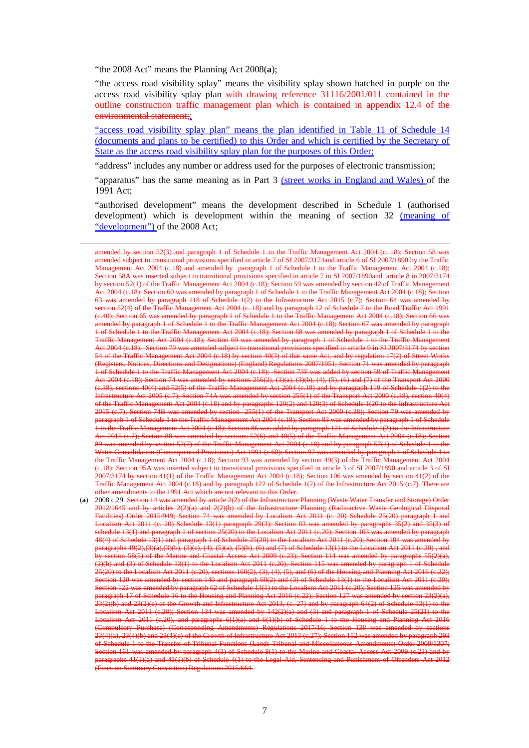"the 2008 Act" means the Planning Act 2008(**a**);

"the access road visibility splay" means the visibility splay shown hatched in purple on the access road visibility splay plan ~~with drawing reference 31116/2001/011 contained in the outline construction traffic management plan which is contained in appendix 12.4 of the environmental statement;~~;

"access road visibility splay plan" means the plan identified in Table 11 of Schedule 14 (documents and plans to be certified) to this Order and which is certified by the Secretary of State as the access road visibility splay plan for the purposes of this Order;

"address" includes any number or address used for the purposes of electronic transmission;

"apparatus" has the same meaning as in Part 3 (street works in England and Wales) of the 1991 Act;

"authorised development" means the development described in Schedule 1 (authorised development) which is development within the meaning of section 32 (meaning of "development") of the 2008 Act;

---

~~amended by section 52(3) and paragraph 1 of Schedule 1 to the Traffic Management Act 2004 (c. 18); Section 58 was amended subject to transitional provisions specified in article 7 of SI 2007/3174and article 6 of SI 2007/1890 by the Traffic Management Act 2004 (c.18) and amended by paragraph 1 of Schedule 1 to the Traffic Management Act 2004 (c.18); Section 58A was inserted subject to transitional provisions specified in article 7 in SI 2007/1890and article 8 in 2007/3174 by section 52(1) of the Traffic Management Act 2004 (c.18); Section 59 was amended by section 42 of Traffic Management Act 2004 (c.18); Section 60 was amended by paragraph 1 of Schedule 1 to the Traffic Management Act 2004 (c.18); Section 63 was amended by paragraph 118 of Schedule 1(2) to the Infrastructure Act 2015 (c.7); Section 64 was amended by section 52(4) of the Traffic Management Act 2004 (c. 18) and by paragraph 12 of Schedule 7 to the Road Traffic Act 1991 (c.40); Section 65 was amended by paragraph 1 of Schedule 1 to the Traffic Management Act 2004 (c.18); Section 66 was amended by paragraph 1 of Schedule 1 to the Traffic Management Act 2004 (c.18); Section 67 was amended by paragraph 1 of Schedule 1 to the Traffic Management Act 2004 (c.18); Section 68 was amended by paragraph 1 of Schedule 1 to the Traffic Management Act 2004 (c.18); Section 69 was amended by paragraph 1 of Schedule 1 to the Traffic Management Act 2004 (c.18); Section 70 was amended subject to transitional provisions specified in article 9 in SI 2007/3174 by section 54 of the Traffic Management Act 2004 (c.18) by section 40(3) of that same Act, and by regulation 17(2) of Street Works (Registers, Notices, Directions and Designations) (England) Regulations 2007/1951; Section 71 was amended by paragraph 1 of Schedule 1 to the Traffic Management Act 2004 (c.18); Section 73F was added by section 59 of Traffic Management Act 2004 (c.18); Section 74 was amended by sections 256(2), (3)(a), (3)(b), (4), (5), (6) and (7) of the Transport Act 2000 (c.38), sections 40(4) and 52(5) of the Traffic Management Act 2004 (c.18) and by paragraph 119 of Schedule 1(2) to the Infrastructure Act 2005 (c.7); Section 74A was amended by section 255(1) of the Transport Act 2000 (c.38), section 40(4) of the Traffic Management Act 2004 (c.18) and by paragraphs 120(2) and 120(3) of Schedule 1(20 to the Infrastructure Act 2015 (c.7); Section 74B was amended by section 255(1) of the Transport Act 2000 (c.38); Section 79 was amended by paragraph 1 of Schedule 1 to the Traffic Management Act 2004 (c.18); Section 83 was amended by paragraph 1 of Schedule 1 to the Traffic Management Act 2004 (c.18); Section 86 was added by paragraph 121 of Schedule 1(2) to the Infrastructure Act 2015 (c.7); Section 88 was amended by sections 52(6) and 40(5) of the Traffic Management Act 2004 (c.18); Section 89 was amended by section 52(7) of the Traffic Management Act 2004 (c.18) and by paragraph 57(1) of Schedule 1 to the Water Consolidation (Consequential Provisions) Act 1991 (c.60); Section 92 was amended by paragraph 1 of Schedule 1 to the Traffic Management Act 2004 (c.18); Section 93 was amended by section 49(3) of the Traffic Management Act 2004 (c.18); Section 95A was inserted subject to transitional provisions specified in article 3 of SI 2007/1890 and article 3 of SI 2007/3174 by section 41(1) of the Traffic Management Act 2004 (c.18); Section 106 was amended by section 41(2) of the Traffic Management Act 2004 (c.18) and by paragraph 122 of Schedule 1(2) of the Infrastructure Act 2015 (c.7). There are other amendments to the 1991 Act which are not relevant to this Order.~~

(**a**) 2008 c.29. ~~Section 14 was amended by article 2(2) of the Infrastructure Planning (Waste Water Transfer and Storage) Order 2012/1645 and by articles 2(2)(a) and 2(2)(b) of the Infrastructure Planning (Radioactive Waste Geological Disposal Facilities) Order 2015/949; Section 74 was amended by Localism Act 2011 (c. 20) Schedule 25(20) paragraph 1 and Localism Act 2011 (c. 20) Schedule 13(1) paragraph 29(3); Section 83 was amended by paragraphs 35(2) and 35(3) of schedule 13(1) and paragraph 1 of section 25(20) to the Localism Act 2011 (c.20); Section 103 was amended by paragraph 48(4) of Schedule 13(1) and paragraph 1 of Schedule 25(20) to the Localism Act 2011 (c.20); Section 104 was amended by paragraphs 49(2),(3)(a),(3)(b), (3)(c), (4), (5)(a), (5)(b), (6) and (7) of Schedule 13(1) to the Localism Act 2011 (c.20) , and by section 58(5) of the Marine and Coastal Access Act 2009 (c.23); Section 114 was amended by paragraphs 55(2)(a), (2)(b) and (3) of Schedule 13(1) to the Localism Act 2011 (c.20); Section 115 was amended by paragraph 1 of Schedule 25(20) to the Localism Act 2011 (c.20), sections 160(2), (3), (4), (5), and (6) of the Housing and Planning Act 2016 (c.22); Section 120 was amended by section 140 and paragraph 60(2) and (3) of Schedule 13(1) to the Localism Act 2011 (c.20); Section 122 was amended by paragraph 62 of Schedule 13(1) to the Localism Act 2011 (c.20); Section 125 was amended by paragraph 17 of Schedule 16 to the Housing and Planning Act 2016 (c.22); Section 127 was amended by section 23(2)(a), 23(2)(b) and 23(2)(c) of the Growth and Infrastructure Act 2013, (c. 27) and by paragraph 64(2) of Schedule 13(1) to the Localism Act 2011 (c.20); Section 134 was amended by 142(2)(a) and (3) and paragraph 1 of Schedule 25(21) to the Localism Act 2011 (c.20), and paragraphs 6(1)(a) and 6(1)(b) of Schedule 1 to the Housing and Planning Act 2016 (Compulsory Purchase) (Corresponding Amendments) Regulations 2017/16; Section 138 was amended by sections 23(4)(a), 23(4)(b) and 23(4)(c) of the Growth of Infrastructure Act 2013 (c.27); Section 152 was amended by paragraph 293 of Schedule 1 to the Transfer of Tribunal Functions (Lands Tribunal and Miscellaneous Amendments) Order 2009/1307; Section 161 was amended by paragraph 4(3) of Schedule 8(1) to the Marine and Coastal Access Act 2009 (c.23) and by paragraphs 41(3)(a) and 41(3)(b) of Schedule 4(1) to the Legal Aid, Sentencing and Punishment of Offenders Act 2012 (Fines on Summary Conviction) Regulations 2015/664.~~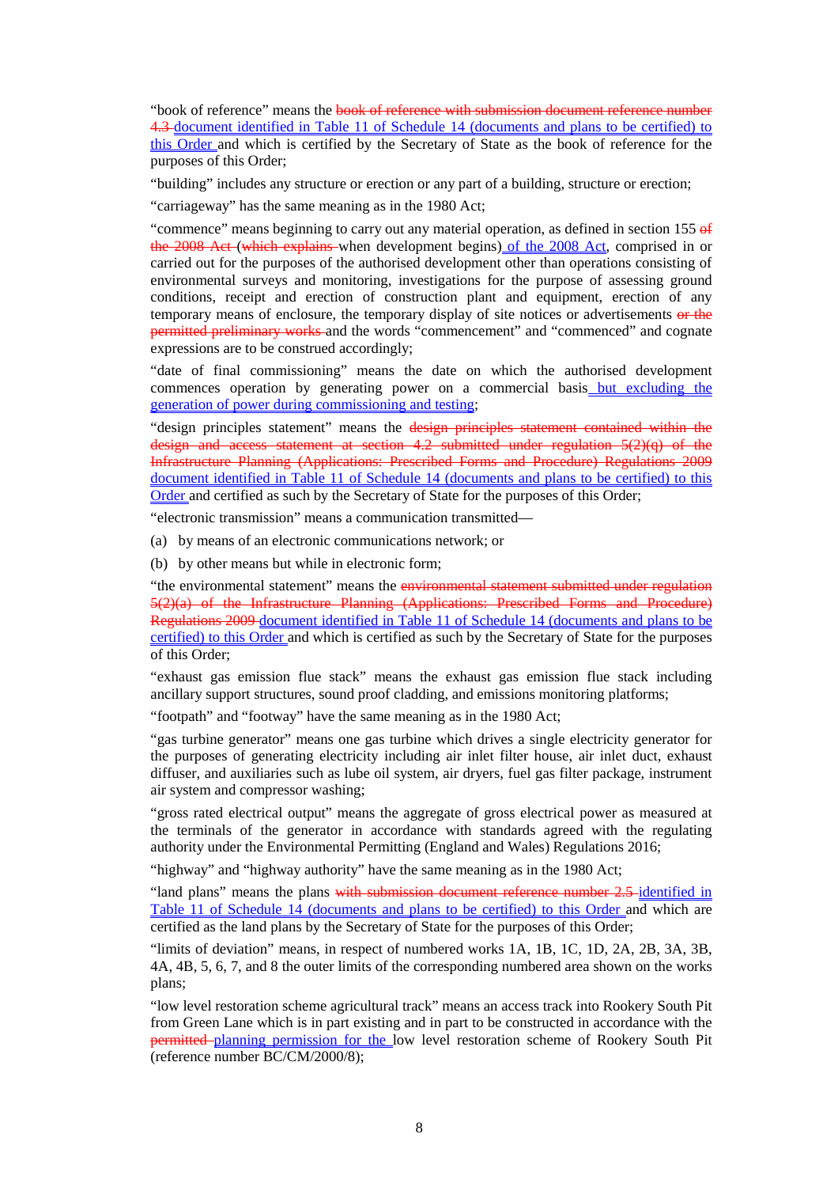"book of reference" means the ~~book of reference with submission document reference number 4.3~~ document identified in Table 11 of Schedule 14 (documents and plans to be certified) to this Order and which is certified by the Secretary of State as the book of reference for the purposes of this Order;

"building" includes any structure or erection or any part of a building, structure or erection;

"carriageway" has the same meaning as in the 1980 Act;

"commence" means beginning to carry out any material operation, as defined in section 155 ~~of the 2008 Act~~ (~~which explains~~ when development begins) of the 2008 Act, comprised in or carried out for the purposes of the authorised development other than operations consisting of environmental surveys and monitoring, investigations for the purpose of assessing ground conditions, receipt and erection of construction plant and equipment, erection of any temporary means of enclosure, the temporary display of site notices or advertisements ~~or the permitted preliminary works~~ and the words "commencement" and "commenced" and cognate expressions are to be construed accordingly;

"date of final commissioning" means the date on which the authorised development commences operation by generating power on a commercial basis but excluding the generation of power during commissioning and testing;

"design principles statement" means the ~~design principles statement contained within the design and access statement at section 4.2 submitted under regulation 5(2)(q) of the Infrastructure Planning (Applications: Prescribed Forms and Procedure) Regulations 2009~~ document identified in Table 11 of Schedule 14 (documents and plans to be certified) to this Order and certified as such by the Secretary of State for the purposes of this Order;

"electronic transmission" means a communication transmitted—

(a) by means of an electronic communications network; or

(b) by other means but while in electronic form;

"the environmental statement" means the ~~environmental statement submitted under regulation 5(2)(a) of the Infrastructure Planning (Applications: Prescribed Forms and Procedure) Regulations 2009~~ document identified in Table 11 of Schedule 14 (documents and plans to be certified) to this Order and which is certified as such by the Secretary of State for the purposes of this Order;

"exhaust gas emission flue stack" means the exhaust gas emission flue stack including ancillary support structures, sound proof cladding, and emissions monitoring platforms;

"footpath" and "footway" have the same meaning as in the 1980 Act;

"gas turbine generator" means one gas turbine which drives a single electricity generator for the purposes of generating electricity including air inlet filter house, air inlet duct, exhaust diffuser, and auxiliaries such as lube oil system, air dryers, fuel gas filter package, instrument air system and compressor washing;

"gross rated electrical output" means the aggregate of gross electrical power as measured at the terminals of the generator in accordance with standards agreed with the regulating authority under the Environmental Permitting (England and Wales) Regulations 2016;

"highway" and "highway authority" have the same meaning as in the 1980 Act;

"land plans" means the plans ~~with submission document reference number 2.5~~ identified in Table 11 of Schedule 14 (documents and plans to be certified) to this Order and which are certified as the land plans by the Secretary of State for the purposes of this Order;

"limits of deviation" means, in respect of numbered works 1A, 1B, 1C, 1D, 2A, 2B, 3A, 3B, 4A, 4B, 5, 6, 7, and 8 the outer limits of the corresponding numbered area shown on the works plans;

"low level restoration scheme agricultural track" means an access track into Rookery South Pit from Green Lane which is in part existing and in part to be constructed in accordance with the ~~permitted~~ planning permission for the low level restoration scheme of Rookery South Pit (reference number BC/CM/2000/8);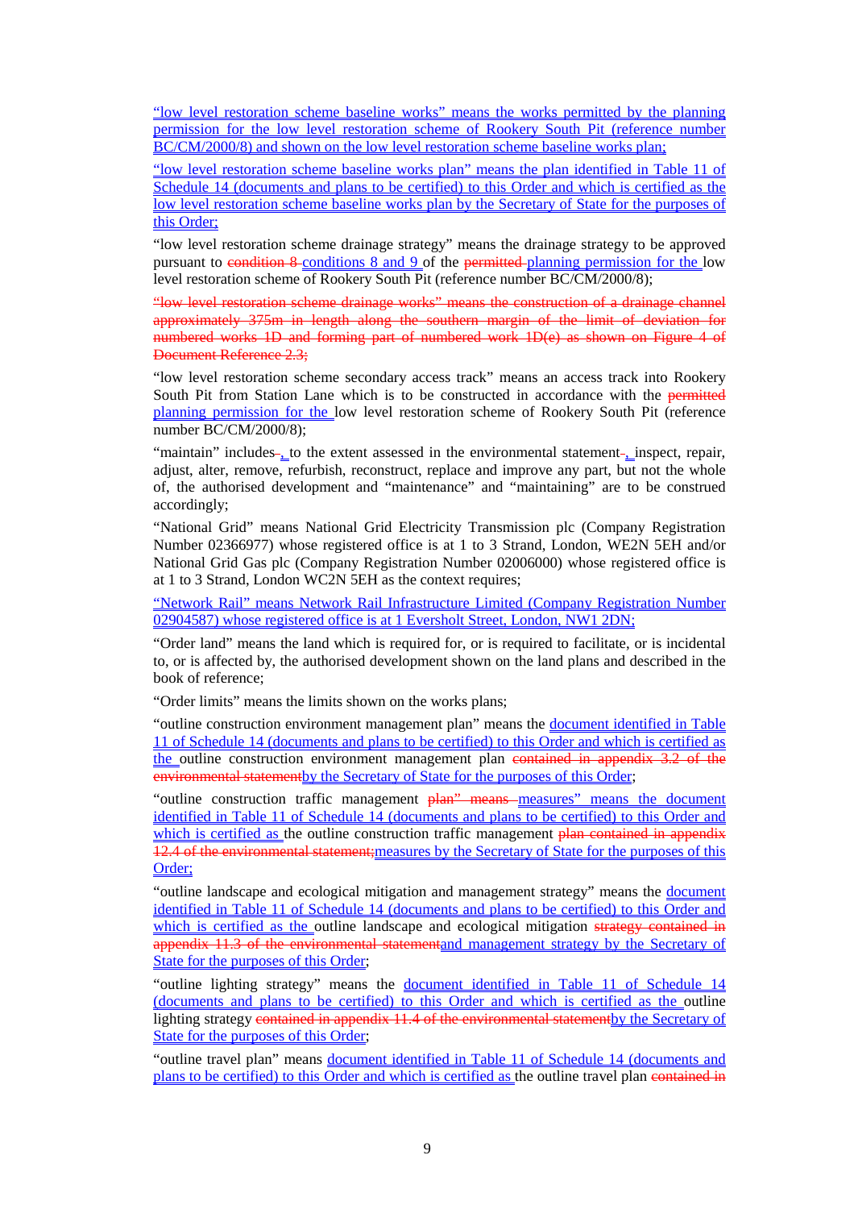"low level restoration scheme baseline works" means the works permitted by the planning permission for the low level restoration scheme of Rookery South Pit (reference number BC/CM/2000/8) and shown on the low level restoration scheme baseline works plan;

"low level restoration scheme baseline works plan" means the plan identified in Table 11 of Schedule 14 (documents and plans to be certified) to this Order and which is certified as the low level restoration scheme baseline works plan by the Secretary of State for the purposes of this Order;

"low level restoration scheme drainage strategy" means the drainage strategy to be approved pursuant to ~~condition 8~~ conditions 8 and 9 of the ~~permitted~~ planning permission for the low level restoration scheme of Rookery South Pit (reference number BC/CM/2000/8);

~~"low level restoration scheme drainage works" means the construction of a drainage channel approximately 375m in length along the southern margin of the limit of deviation for numbered works 1D and forming part of numbered work 1D(e) as shown on Figure 4 of Document Reference 2.3;~~

"low level restoration scheme secondary access track" means an access track into Rookery South Pit from Station Lane which is to be constructed in accordance with the ~~permitted~~ planning permission for the low level restoration scheme of Rookery South Pit (reference number BC/CM/2000/8);

"maintain" includes, to the extent assessed in the environmental statement, inspect, repair, adjust, alter, remove, refurbish, reconstruct, replace and improve any part, but not the whole of, the authorised development and "maintenance" and "maintaining" are to be construed accordingly;

"National Grid" means National Grid Electricity Transmission plc (Company Registration Number 02366977) whose registered office is at 1 to 3 Strand, London, WE2N 5EH and/or National Grid Gas plc (Company Registration Number 02006000) whose registered office is at 1 to 3 Strand, London WC2N 5EH as the context requires;

"Network Rail" means Network Rail Infrastructure Limited (Company Registration Number 02904587) whose registered office is at 1 Eversholt Street, London, NW1 2DN;

"Order land" means the land which is required for, or is required to facilitate, or is incidental to, or is affected by, the authorised development shown on the land plans and described in the book of reference;

"Order limits" means the limits shown on the works plans;

"outline construction environment management plan" means the document identified in Table 11 of Schedule 14 (documents and plans to be certified) to this Order and which is certified as the outline construction environment management plan ~~contained in appendix 3.2 of the environmental statement~~by the Secretary of State for the purposes of this Order;

"outline construction traffic management ~~plan" means~~ measures" means the document identified in Table 11 of Schedule 14 (documents and plans to be certified) to this Order and which is certified as the outline construction traffic management ~~plan contained in appendix 12.4 of the environmental statement;~~measures by the Secretary of State for the purposes of this Order;

"outline landscape and ecological mitigation and management strategy" means the document identified in Table 11 of Schedule 14 (documents and plans to be certified) to this Order and which is certified as the outline landscape and ecological mitigation ~~strategy contained in appendix 11.3 of the environmental statement~~and management strategy by the Secretary of State for the purposes of this Order;

"outline lighting strategy" means the document identified in Table 11 of Schedule 14 (documents and plans to be certified) to this Order and which is certified as the outline lighting strategy ~~contained in appendix 11.4 of the environmental statement~~by the Secretary of State for the purposes of this Order;

"outline travel plan" means document identified in Table 11 of Schedule 14 (documents and plans to be certified) to this Order and which is certified as the outline travel plan ~~contained in~~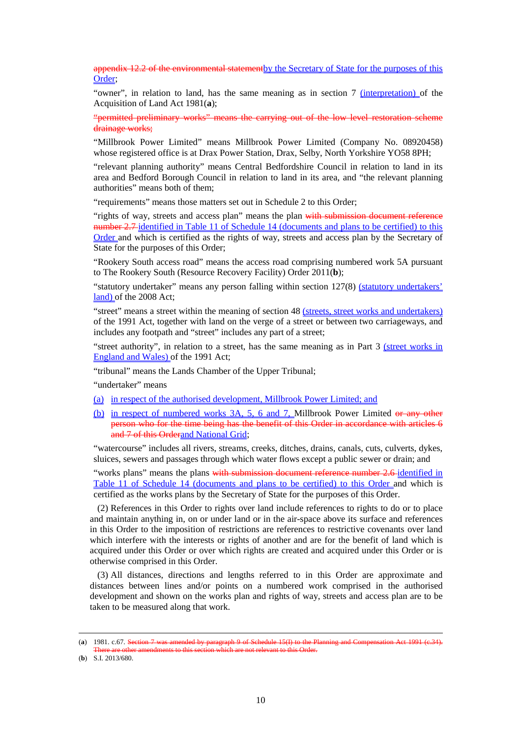appendix 12.2 of the environmental statementby the Secretary of State for the purposes of this Order;

"owner", in relation to land, has the same meaning as in section 7 (interpretation) of the Acquisition of Land Act 1981(**a**);

"permitted preliminary works" means the carrying out of the low level restoration scheme drainage works;

"Millbrook Power Limited" means Millbrook Power Limited (Company No. 08920458) whose registered office is at Drax Power Station, Drax, Selby, North Yorkshire YO58 8PH;

"relevant planning authority" means Central Bedfordshire Council in relation to land in its area and Bedford Borough Council in relation to land in its area, and "the relevant planning authorities" means both of them;

"requirements" means those matters set out in Schedule 2 to this Order;

"rights of way, streets and access plan" means the plan with submission document reference number 2.7 identified in Table 11 of Schedule 14 (documents and plans to be certified) to this Order and which is certified as the rights of way, streets and access plan by the Secretary of State for the purposes of this Order;

"Rookery South access road" means the access road comprising numbered work 5A pursuant to The Rookery South (Resource Recovery Facility) Order 2011(**b**);

"statutory undertaker" means any person falling within section 127(8) (statutory undertakers' land) of the 2008 Act;

"street" means a street within the meaning of section 48 (streets, street works and undertakers) of the 1991 Act, together with land on the verge of a street or between two carriageways, and includes any footpath and "street" includes any part of a street;

"street authority", in relation to a street, has the same meaning as in Part 3 (street works in England and Wales) of the 1991 Act;

"tribunal" means the Lands Chamber of the Upper Tribunal;

"undertaker" means

(a) in respect of the authorised development, Millbrook Power Limited; and

(b) in respect of numbered works 3A, 5, 6 and 7, Millbrook Power Limited or any other person who for the time being has the benefit of this Order in accordance with articles 6 and 7 of this Orderand National Grid;

"watercourse" includes all rivers, streams, creeks, ditches, drains, canals, cuts, culverts, dykes, sluices, sewers and passages through which water flows except a public sewer or drain; and

"works plans" means the plans with submission document reference number 2.6 identified in Table 11 of Schedule 14 (documents and plans to be certified) to this Order and which is certified as the works plans by the Secretary of State for the purposes of this Order.

(2) References in this Order to rights over land include references to rights to do or to place and maintain anything in, on or under land or in the air-space above its surface and references in this Order to the imposition of restrictions are references to restrictive covenants over land which interfere with the interests or rights of another and are for the benefit of land which is acquired under this Order or over which rights are created and acquired under this Order or is otherwise comprised in this Order.

(3) All distances, directions and lengths referred to in this Order are approximate and distances between lines and/or points on a numbered work comprised in the authorised development and shown on the works plan and rights of way, streets and access plan are to be taken to be measured along that work.

---

(**a**) 1981. c.67. Section 7 was amended by paragraph 9 of Schedule 15(I) to the Planning and Compensation Act 1991 (c.34). There are other amendments to this section which are not relevant to this Order.

(**b**) S.I. 2013/680.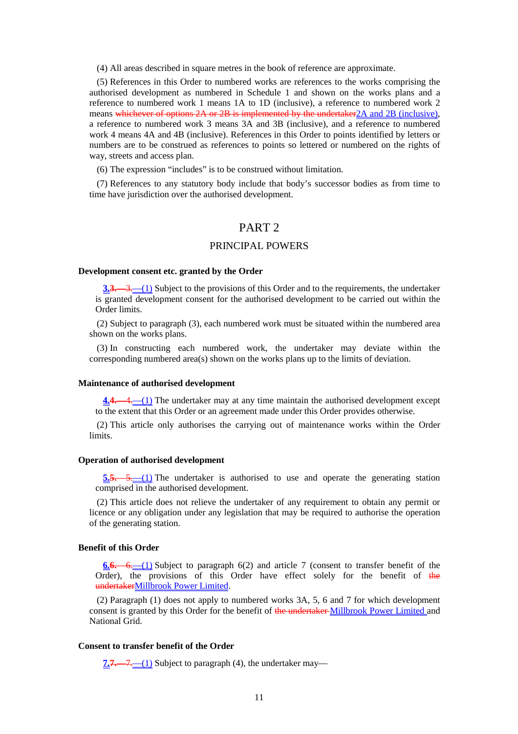(4) All areas described in square metres in the book of reference are approximate.

(5) References in this Order to numbered works are references to the works comprising the authorised development as numbered in Schedule 1 and shown on the works plans and a reference to numbered work 1 means 1A to 1D (inclusive), a reference to numbered work 2 means ~~whichever of options 2A or 2B is implemented by the undertaker~~2A and 2B (inclusive), a reference to numbered work 3 means 3A and 3B (inclusive), and a reference to numbered work 4 means 4A and 4B (inclusive). References in this Order to points identified by letters or numbers are to be construed as references to points so lettered or numbered on the rights of way, streets and access plan.

(6) The expression "includes" is to be construed without limitation.

(7) References to any statutory body include that body's successor bodies as from time to time have jurisdiction over the authorised development.

## PART 2

## PRINCIPAL POWERS

### Development consent etc. granted by the Order

**3.**~~3. 3.~~ (1) Subject to the provisions of this Order and to the requirements, the undertaker is granted development consent for the authorised development to be carried out within the Order limits.

(2) Subject to paragraph (3), each numbered work must be situated within the numbered area shown on the works plans.

(3) In constructing each numbered work, the undertaker may deviate within the corresponding numbered area(s) shown on the works plans up to the limits of deviation.

### Maintenance of authorised development

**4.**~~4. 4.~~ (1) The undertaker may at any time maintain the authorised development except to the extent that this Order or an agreement made under this Order provides otherwise.

(2) This article only authorises the carrying out of maintenance works within the Order limits.

### Operation of authorised development

**5.**~~5. 5.~~ (1) The undertaker is authorised to use and operate the generating station comprised in the authorised development.

(2) This article does not relieve the undertaker of any requirement to obtain any permit or licence or any obligation under any legislation that may be required to authorise the operation of the generating station.

### Benefit of this Order

**6.**~~6. 6.~~ (1) Subject to paragraph 6(2) and article 7 (consent to transfer benefit of the Order), the provisions of this Order have effect solely for the benefit of ~~the undertaker~~Millbrook Power Limited.

(2) Paragraph (1) does not apply to numbered works 3A, 5, 6 and 7 for which development consent is granted by this Order for the benefit of ~~the undertaker~~ Millbrook Power Limited and National Grid.

### Consent to transfer benefit of the Order

**7.**~~7. 7.~~ (1) Subject to paragraph (4), the undertaker may—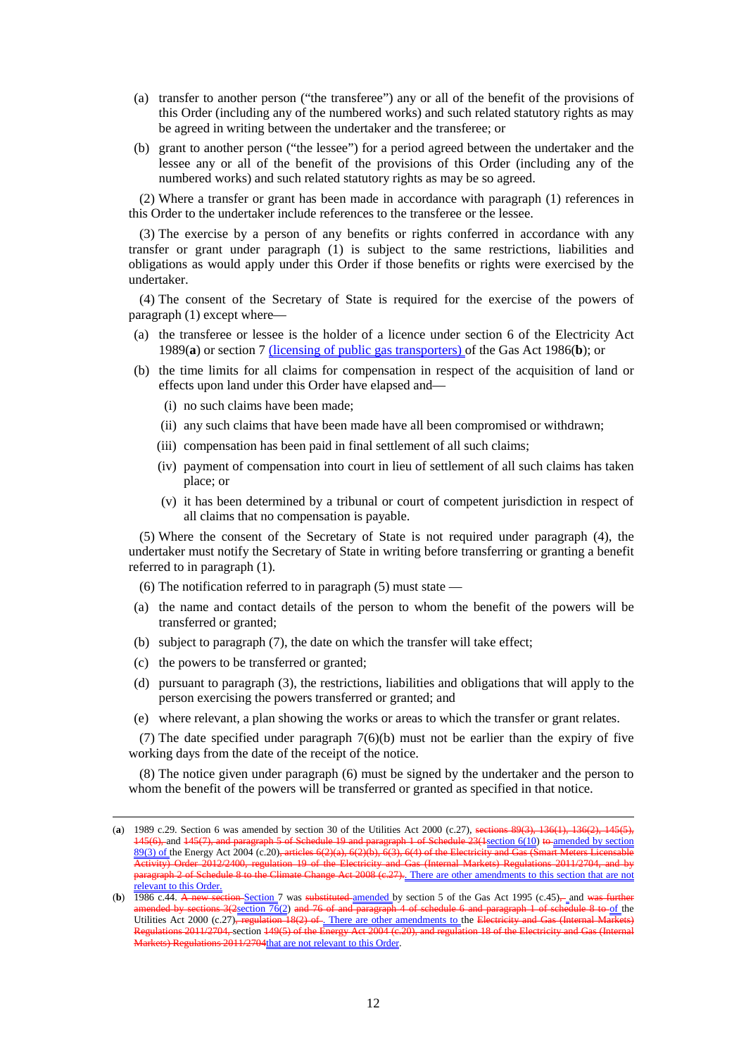(a) transfer to another person ("the transferee") any or all of the benefit of the provisions of this Order (including any of the numbered works) and such related statutory rights as may be agreed in writing between the undertaker and the transferee; or

(b) grant to another person ("the lessee") for a period agreed between the undertaker and the lessee any or all of the benefit of the provisions of this Order (including any of the numbered works) and such related statutory rights as may be so agreed.

(2) Where a transfer or grant has been made in accordance with paragraph (1) references in this Order to the undertaker include references to the transferee or the lessee.

(3) The exercise by a person of any benefits or rights conferred in accordance with any transfer or grant under paragraph (1) is subject to the same restrictions, liabilities and obligations as would apply under this Order if those benefits or rights were exercised by the undertaker.

(4) The consent of the Secretary of State is required for the exercise of the powers of paragraph (1) except where—

(a) the transferee or lessee is the holder of a licence under section 6 of the Electricity Act 1989(**a**) or section 7 (licensing of public gas transporters) of the Gas Act 1986(**b**); or

(b) the time limits for all claims for compensation in respect of the acquisition of land or effects upon land under this Order have elapsed and—

(i) no such claims have been made;

(ii) any such claims that have been made have all been compromised or withdrawn;

(iii) compensation has been paid in final settlement of all such claims;

(iv) payment of compensation into court in lieu of settlement of all such claims has taken place; or

(v) it has been determined by a tribunal or court of competent jurisdiction in respect of all claims that no compensation is payable.

(5) Where the consent of the Secretary of State is not required under paragraph (4), the undertaker must notify the Secretary of State in writing before transferring or granting a benefit referred to in paragraph (1).

(6) The notification referred to in paragraph (5) must state —

(a) the name and contact details of the person to whom the benefit of the powers will be transferred or granted;

(b) subject to paragraph (7), the date on which the transfer will take effect;

(c) the powers to be transferred or granted;

(d) pursuant to paragraph (3), the restrictions, liabilities and obligations that will apply to the person exercising the powers transferred or granted; and

(e) where relevant, a plan showing the works or areas to which the transfer or grant relates.

(7) The date specified under paragraph 7(6)(b) must not be earlier than the expiry of five working days from the date of the receipt of the notice.

(8) The notice given under paragraph (6) must be signed by the undertaker and the person to whom the benefit of the powers will be transferred or granted as specified in that notice.

---

(**a**) 1989 c.29. Section 6 was amended by section 30 of the Utilities Act 2000 (c.27), ~~sections 89(3), 136(1), 136(2), 145(5), 145(6),~~ and ~~145(7), and paragraph 5 of Schedule 19 and paragraph 1 of Schedule 23(1~~section 6(10) ~~to~~ amended by section 89(3) of the Energy Act 2004 (c.20)~~, articles 6(2)(a), 6(2)(b), 6(3), 6(4) of the Electricity and Gas (Smart Meters Licensable Activity) Order 2012/2400, regulation 19 of the Electricity and Gas (Internal Markets) Regulations 2011/2704, and by paragraph 2 of Schedule 8 to the Climate Change Act 2008 (c.27)~~. There are other amendments to this section that are not relevant to this Order.

(**b**) 1986 c.44. ~~A new section~~ Section 7 was ~~substituted~~ amended by section 5 of the Gas Act 1995 (c.45)~~,~~ and ~~was further amended by sections 3(2~~section 76(2) ~~and 76 of and paragraph 4 of schedule 6 and paragraph 1 of schedule 8 to~~ of the Utilities Act 2000 (c.27)~~, regulation 18(2) of~~. There are other amendments to the ~~Electricity and Gas (Internal Markets) Regulations 2011/2704, section 149(5) of the Energy Act 2004 (c.20), and regulation 18 of the Electricity and Gas (Internal Markets) Regulations 2011/2704~~that are not relevant to this Order.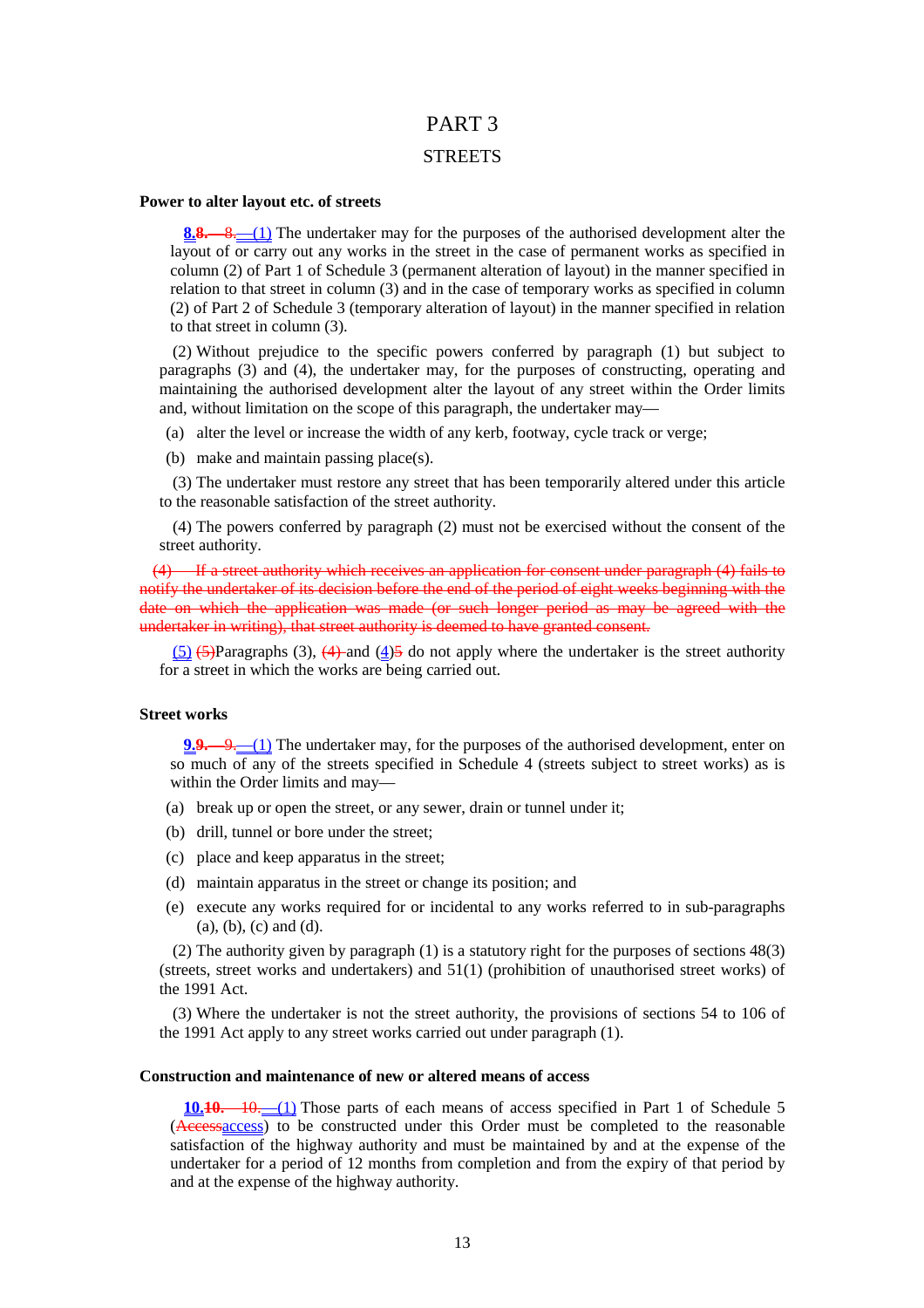# PART 3

## STREETS

### Power to alter layout etc. of streets

**8.8.** ~~8.~~(1) The undertaker may for the purposes of the authorised development alter the layout of or carry out any works in the street in the case of permanent works as specified in column (2) of Part 1 of Schedule 3 (permanent alteration of layout) in the manner specified in relation to that street in column (3) and in the case of temporary works as specified in column (2) of Part 2 of Schedule 3 (temporary alteration of layout) in the manner specified in relation to that street in column (3).

(2) Without prejudice to the specific powers conferred by paragraph (1) but subject to paragraphs (3) and (4), the undertaker may, for the purposes of constructing, operating and maintaining the authorised development alter the layout of any street within the Order limits and, without limitation on the scope of this paragraph, the undertaker may—

(a) alter the level or increase the width of any kerb, footway, cycle track or verge;

(b) make and maintain passing place(s).

(3) The undertaker must restore any street that has been temporarily altered under this article to the reasonable satisfaction of the street authority.

(4) The powers conferred by paragraph (2) must not be exercised without the consent of the street authority.

~~(4) If a street authority which receives an application for consent under paragraph (4) fails to notify the undertaker of its decision before the end of the period of eight weeks beginning with the date on which the application was made (or such longer period as may be agreed with the undertaker in writing), that street authority is deemed to have granted consent.~~

(5) ~~(5)~~Paragraphs (3), ~~(4)~~ and (4)~~5~~ do not apply where the undertaker is the street authority for a street in which the works are being carried out.

### Street works

**9.9.** ~~9.~~(1) The undertaker may, for the purposes of the authorised development, enter on so much of any of the streets specified in Schedule 4 (streets subject to street works) as is within the Order limits and may—

(a) break up or open the street, or any sewer, drain or tunnel under it;

(b) drill, tunnel or bore under the street;

(c) place and keep apparatus in the street;

(d) maintain apparatus in the street or change its position; and

(e) execute any works required for or incidental to any works referred to in sub-paragraphs (a), (b), (c) and (d).

(2) The authority given by paragraph (1) is a statutory right for the purposes of sections 48(3) (streets, street works and undertakers) and 51(1) (prohibition of unauthorised street works) of the 1991 Act.

(3) Where the undertaker is not the street authority, the provisions of sections 54 to 106 of the 1991 Act apply to any street works carried out under paragraph (1).

### Construction and maintenance of new or altered means of access

**10.10.** ~~10.~~(1) Those parts of each means of access specified in Part 1 of Schedule 5 (~~Access~~access) to be constructed under this Order must be completed to the reasonable satisfaction of the highway authority and must be maintained by and at the expense of the undertaker for a period of 12 months from completion and from the expiry of that period by and at the expense of the highway authority.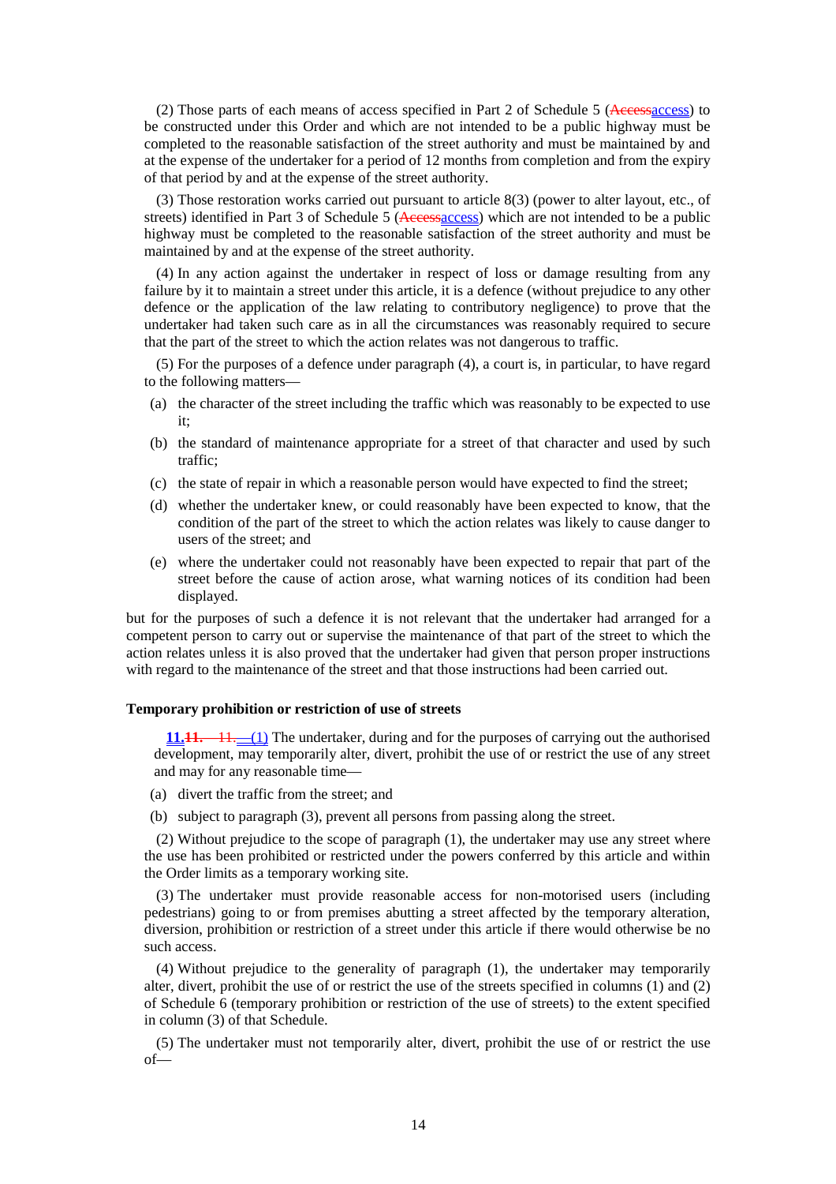(2) Those parts of each means of access specified in Part 2 of Schedule 5 (~~Access~~access) to be constructed under this Order and which are not intended to be a public highway must be completed to the reasonable satisfaction of the street authority and must be maintained by and at the expense of the undertaker for a period of 12 months from completion and from the expiry of that period by and at the expense of the street authority.

(3) Those restoration works carried out pursuant to article 8(3) (power to alter layout, etc., of streets) identified in Part 3 of Schedule 5 (~~Access~~access) which are not intended to be a public highway must be completed to the reasonable satisfaction of the street authority and must be maintained by and at the expense of the street authority.

(4) In any action against the undertaker in respect of loss or damage resulting from any failure by it to maintain a street under this article, it is a defence (without prejudice to any other defence or the application of the law relating to contributory negligence) to prove that the undertaker had taken such care as in all the circumstances was reasonably required to secure that the part of the street to which the action relates was not dangerous to traffic.

(5) For the purposes of a defence under paragraph (4), a court is, in particular, to have regard to the following matters—

(a) the character of the street including the traffic which was reasonably to be expected to use it;

(b) the standard of maintenance appropriate for a street of that character and used by such traffic;

(c) the state of repair in which a reasonable person would have expected to find the street;

(d) whether the undertaker knew, or could reasonably have been expected to know, that the condition of the part of the street to which the action relates was likely to cause danger to users of the street; and

(e) where the undertaker could not reasonably have been expected to repair that part of the street before the cause of action arose, what warning notices of its condition had been displayed.

but for the purposes of such a defence it is not relevant that the undertaker had arranged for a competent person to carry out or supervise the maintenance of that part of the street to which the action relates unless it is also proved that the undertaker had given that person proper instructions with regard to the maintenance of the street and that those instructions had been carried out.

**Temporary prohibition or restriction of use of streets**

**11.**~~**11.**~~ ~~11.~~—(1) The undertaker, during and for the purposes of carrying out the authorised development, may temporarily alter, divert, prohibit the use of or restrict the use of any street and may for any reasonable time—

(a) divert the traffic from the street; and

(b) subject to paragraph (3), prevent all persons from passing along the street.

(2) Without prejudice to the scope of paragraph (1), the undertaker may use any street where the use has been prohibited or restricted under the powers conferred by this article and within the Order limits as a temporary working site.

(3) The undertaker must provide reasonable access for non-motorised users (including pedestrians) going to or from premises abutting a street affected by the temporary alteration, diversion, prohibition or restriction of a street under this article if there would otherwise be no such access.

(4) Without prejudice to the generality of paragraph (1), the undertaker may temporarily alter, divert, prohibit the use of or restrict the use of the streets specified in columns (1) and (2) of Schedule 6 (temporary prohibition or restriction of the use of streets) to the extent specified in column (3) of that Schedule.

(5) The undertaker must not temporarily alter, divert, prohibit the use of or restrict the use of—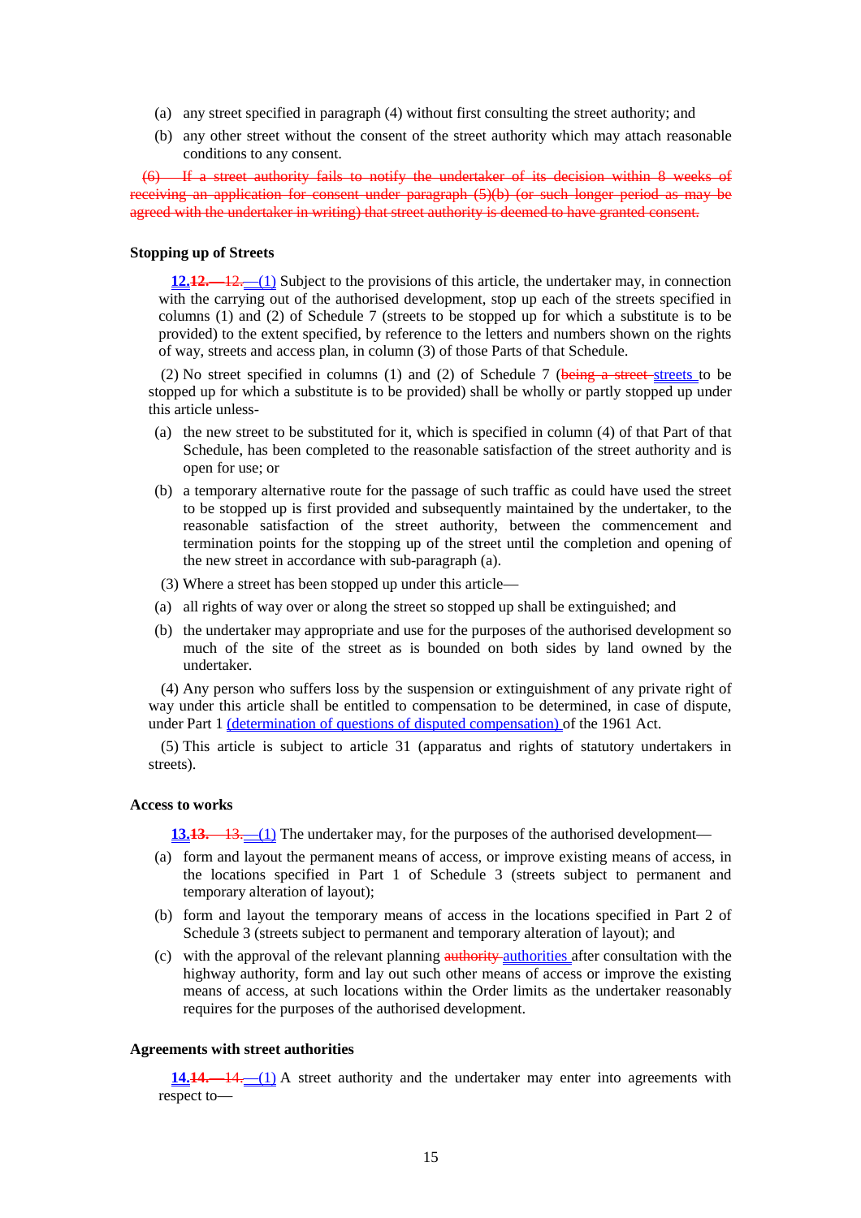(a) any street specified in paragraph (4) without first consulting the street authority; and

(b) any other street without the consent of the street authority which may attach reasonable conditions to any consent.

~~(6) If a street authority fails to notify the undertaker of its decision within 8 weeks of receiving an application for consent under paragraph (5)(b) (or such longer period as may be agreed with the undertaker in writing) that street authority is deemed to have granted consent.~~

**Stopping up of Streets**

**12.** ~~**12.**—12.~~—(1) Subject to the provisions of this article, the undertaker may, in connection with the carrying out of the authorised development, stop up each of the streets specified in columns (1) and (2) of Schedule 7 (streets to be stopped up for which a substitute is to be provided) to the extent specified, by reference to the letters and numbers shown on the rights of way, streets and access plan, in column (3) of those Parts of that Schedule.

(2) No street specified in columns (1) and (2) of Schedule 7 (~~being a street~~ streets to be stopped up for which a substitute is to be provided) shall be wholly or partly stopped up under this article unless-

(a) the new street to be substituted for it, which is specified in column (4) of that Part of that Schedule, has been completed to the reasonable satisfaction of the street authority and is open for use; or

(b) a temporary alternative route for the passage of such traffic as could have used the street to be stopped up is first provided and subsequently maintained by the undertaker, to the reasonable satisfaction of the street authority, between the commencement and termination points for the stopping up of the street until the completion and opening of the new street in accordance with sub-paragraph (a).

(3) Where a street has been stopped up under this article—

(a) all rights of way over or along the street so stopped up shall be extinguished; and

(b) the undertaker may appropriate and use for the purposes of the authorised development so much of the site of the street as is bounded on both sides by land owned by the undertaker.

(4) Any person who suffers loss by the suspension or extinguishment of any private right of way under this article shall be entitled to compensation to be determined, in case of dispute, under Part 1 (determination of questions of disputed compensation) of the 1961 Act.

(5) This article is subject to article 31 (apparatus and rights of statutory undertakers in streets).

**Access to works**

**13.** ~~**13.** 13.~~—(1) The undertaker may, for the purposes of the authorised development—

(a) form and layout the permanent means of access, or improve existing means of access, in the locations specified in Part 1 of Schedule 3 (streets subject to permanent and temporary alteration of layout);

(b) form and layout the temporary means of access in the locations specified in Part 2 of Schedule 3 (streets subject to permanent and temporary alteration of layout); and

(c) with the approval of the relevant planning ~~authority~~ authorities after consultation with the highway authority, form and lay out such other means of access or improve the existing means of access, at such locations within the Order limits as the undertaker reasonably requires for the purposes of the authorised development.

**Agreements with street authorities**

**14.** ~~**14.**—14.~~—(1) A street authority and the undertaker may enter into agreements with respect to—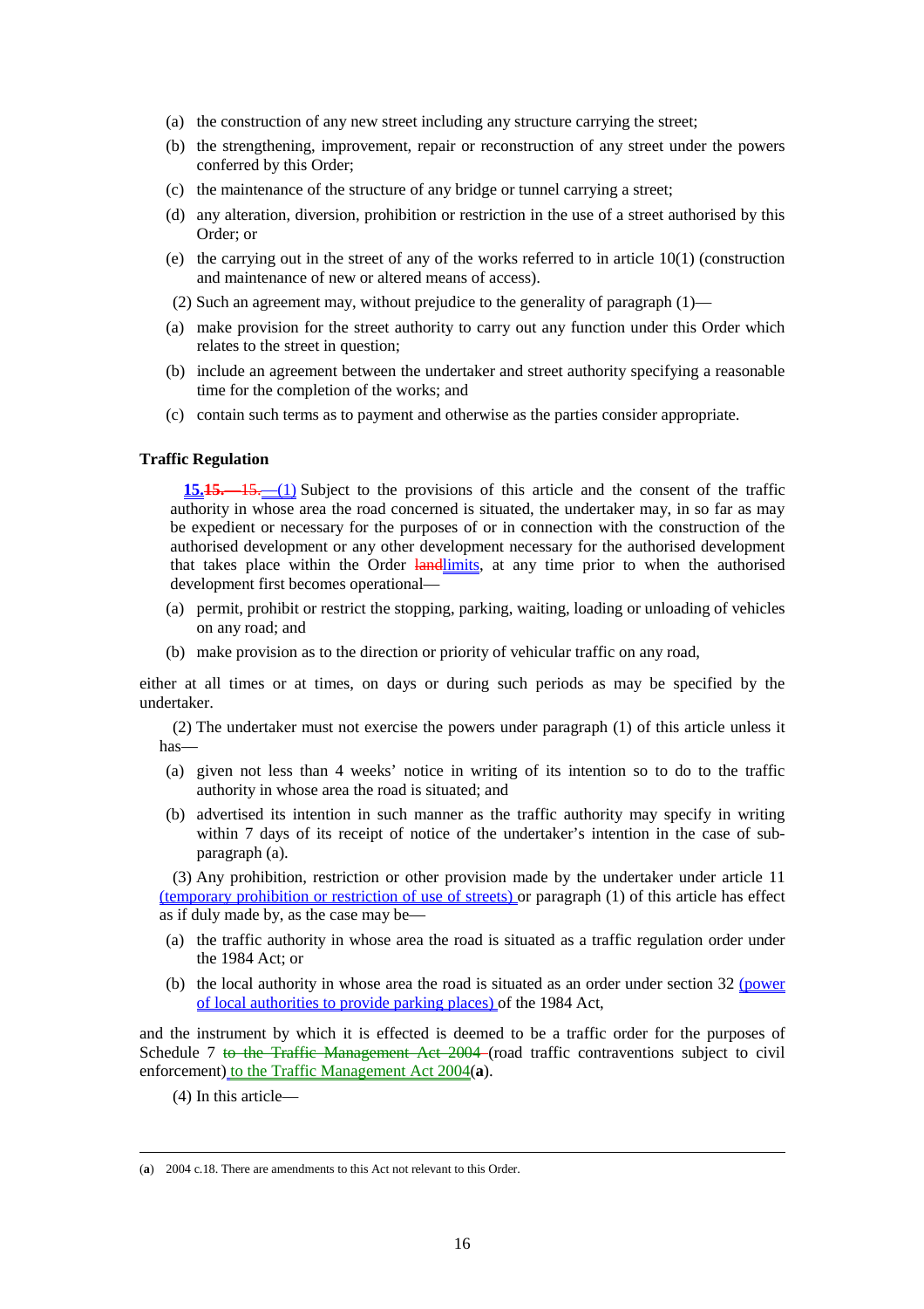(a) the construction of any new street including any structure carrying the street;

(b) the strengthening, improvement, repair or reconstruction of any street under the powers conferred by this Order;

(c) the maintenance of the structure of any bridge or tunnel carrying a street;

(d) any alteration, diversion, prohibition or restriction in the use of a street authorised by this Order; or

(e) the carrying out in the street of any of the works referred to in article 10(1) (construction and maintenance of new or altered means of access).

(2) Such an agreement may, without prejudice to the generality of paragraph (1)—

(a) make provision for the street authority to carry out any function under this Order which relates to the street in question;

(b) include an agreement between the undertaker and street authority specifying a reasonable time for the completion of the works; and

(c) contain such terms as to payment and otherwise as the parties consider appropriate.

**Traffic Regulation**

**15.**~~**15.**—15.~~—(1) Subject to the provisions of this article and the consent of the traffic authority in whose area the road concerned is situated, the undertaker may, in so far as may be expedient or necessary for the purposes of or in connection with the construction of the authorised development or any other development necessary for the authorised development that takes place within the Order ~~land~~limits, at any time prior to when the authorised development first becomes operational—

(a) permit, prohibit or restrict the stopping, parking, waiting, loading or unloading of vehicles on any road; and

(b) make provision as to the direction or priority of vehicular traffic on any road,

either at all times or at times, on days or during such periods as may be specified by the undertaker.

(2) The undertaker must not exercise the powers under paragraph (1) of this article unless it has—

(a) given not less than 4 weeks' notice in writing of its intention so to do to the traffic authority in whose area the road is situated; and

(b) advertised its intention in such manner as the traffic authority may specify in writing within 7 days of its receipt of notice of the undertaker's intention in the case of sub-paragraph (a).

(3) Any prohibition, restriction or other provision made by the undertaker under article 11 (temporary prohibition or restriction of use of streets) or paragraph (1) of this article has effect as if duly made by, as the case may be—

(a) the traffic authority in whose area the road is situated as a traffic regulation order under the 1984 Act; or

(b) the local authority in whose area the road is situated as an order under section 32 (power of local authorities to provide parking places) of the 1984 Act,

and the instrument by which it is effected is deemed to be a traffic order for the purposes of Schedule 7 ~~to the Traffic Management Act 2004~~ (road traffic contraventions subject to civil enforcement) to the Traffic Management Act 2004(**a**).

(4) In this article—

(**a**) 2004 c.18. There are amendments to this Act not relevant to this Order.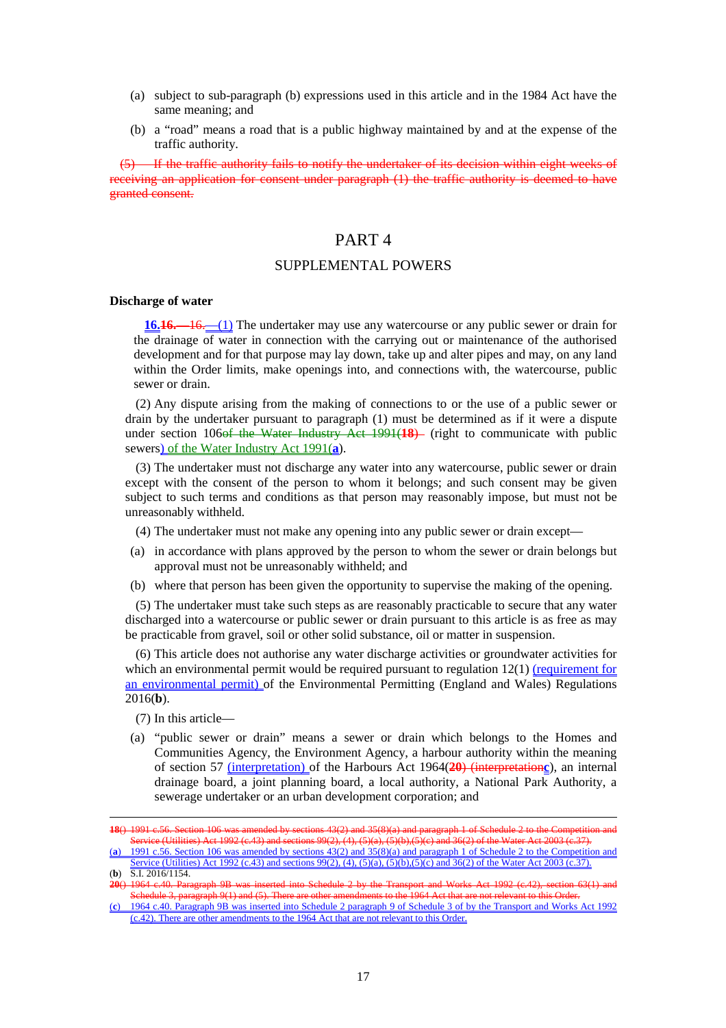(a) subject to sub-paragraph (b) expressions used in this article and in the 1984 Act have the same meaning; and

(b) a "road" means a road that is a public highway maintained by and at the expense of the traffic authority.

~~(5) If the traffic authority fails to notify the undertaker of its decision within eight weeks of receiving an application for consent under paragraph (1) the traffic authority is deemed to have granted consent.~~

# PART 4

## SUPPLEMENTAL POWERS

### Discharge of water

**16.**~~**16.**—16.~~—(1) The undertaker may use any watercourse or any public sewer or drain for the drainage of water in connection with the carrying out or maintenance of the authorised development and for that purpose may lay down, take up and alter pipes and may, on any land within the Order limits, make openings into, and connections with, the watercourse, public sewer or drain.

(2) Any dispute arising from the making of connections to or the use of a public sewer or drain by the undertaker pursuant to paragraph (1) must be determined as if it were a dispute under section 106~~of the Water Industry Act 1991(**18**)~~ (right to communicate with public sewers) of the Water Industry Act 1991(**a**).

(3) The undertaker must not discharge any water into any watercourse, public sewer or drain except with the consent of the person to whom it belongs; and such consent may be given subject to such terms and conditions as that person may reasonably impose, but must not be unreasonably withheld.

(4) The undertaker must not make any opening into any public sewer or drain except—

(a) in accordance with plans approved by the person to whom the sewer or drain belongs but approval must not be unreasonably withheld; and

(b) where that person has been given the opportunity to supervise the making of the opening.

(5) The undertaker must take such steps as are reasonably practicable to secure that any water discharged into a watercourse or public sewer or drain pursuant to this article is as free as may be practicable from gravel, soil or other solid substance, oil or matter in suspension.

(6) This article does not authorise any water discharge activities or groundwater activities for which an environmental permit would be required pursuant to regulation 12(1) (requirement for an environmental permit) of the Environmental Permitting (England and Wales) Regulations 2016(**b**).

(7) In this article—

(a) "public sewer or drain" means a sewer or drain which belongs to the Homes and Communities Agency, the Environment Agency, a harbour authority within the meaning of section 57 (interpretation) of the Harbours Act 1964(~~**20**) (interpretation~~**c**), an internal drainage board, a joint planning board, a local authority, a National Park Authority, a sewerage undertaker or an urban development corporation; and

---

~~**18**() 1991 c.56. Section 106 was amended by sections 43(2) and 35(8)(a) and paragraph 1 of Schedule 2 to the Competition and Service (Utilities) Act 1992 (c.43) and sections 99(2), (4), (5)(a), (5)(b),(5)(c) and 36(2) of the Water Act 2003 (c.37).~~

(**a**) 1991 c.56. Section 106 was amended by sections 43(2) and 35(8)(a) and paragraph 1 of Schedule 2 to the Competition and Service (Utilities) Act 1992 (c.43) and sections 99(2), (4), (5)(a), (5)(b),(5)(c) and 36(2) of the Water Act 2003 (c.37).

(**b**) S.I. 2016/1154.

~~**20**() 1964 c.40. Paragraph 9B was inserted into Schedule 2 by the Transport and Works Act 1992 (c.42), section 63(1) and Schedule 3, paragraph 9(1) and (5). There are other amendments to the 1964 Act that are not relevant to this Order.~~

(**c**) 1964 c.40. Paragraph 9B was inserted into Schedule 2 paragraph 9 of Schedule 3 of by the Transport and Works Act 1992 (c.42). There are other amendments to the 1964 Act that are not relevant to this Order.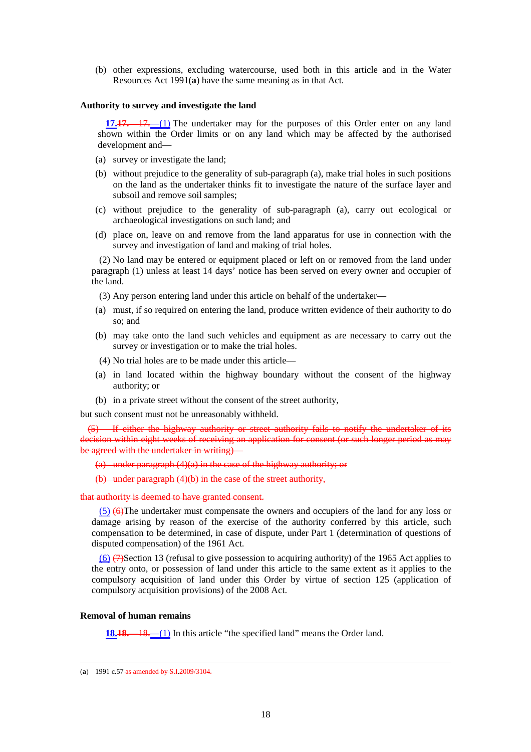(b) other expressions, excluding watercourse, used both in this article and in the Water Resources Act 1991(**a**) have the same meaning as in that Act.

**Authority to survey and investigate the land**

**17.**~~**17.**—17.—~~(1) The undertaker may for the purposes of this Order enter on any land shown within the Order limits or on any land which may be affected by the authorised development and—

(a) survey or investigate the land;

(b) without prejudice to the generality of sub-paragraph (a), make trial holes in such positions on the land as the undertaker thinks fit to investigate the nature of the surface layer and subsoil and remove soil samples;

(c) without prejudice to the generality of sub-paragraph (a), carry out ecological or archaeological investigations on such land; and

(d) place on, leave on and remove from the land apparatus for use in connection with the survey and investigation of land and making of trial holes.

(2) No land may be entered or equipment placed or left on or removed from the land under paragraph (1) unless at least 14 days' notice has been served on every owner and occupier of the land.

(3) Any person entering land under this article on behalf of the undertaker—

(a) must, if so required on entering the land, produce written evidence of their authority to do so; and

(b) may take onto the land such vehicles and equipment as are necessary to carry out the survey or investigation or to make the trial holes.

(4) No trial holes are to be made under this article—

(a) in land located within the highway boundary without the consent of the highway authority; or

(b) in a private street without the consent of the street authority,

but such consent must not be unreasonably withheld.

~~(5) If either the highway authority or street authority fails to notify the undertaker of its decision within eight weeks of receiving an application for consent (or such longer period as may be agreed with the undertaker in writing)—~~

~~(a) under paragraph (4)(a) in the case of the highway authority; or~~

~~(b) under paragraph (4)(b) in the case of the street authority,~~

~~that authority is deemed to have granted consent.~~

(5) ~~(6)~~The undertaker must compensate the owners and occupiers of the land for any loss or damage arising by reason of the exercise of the authority conferred by this article, such compensation to be determined, in case of dispute, under Part 1 (determination of questions of disputed compensation) of the 1961 Act.

(6) ~~(7)~~Section 13 (refusal to give possession to acquiring authority) of the 1965 Act applies to the entry onto, or possession of land under this article to the same extent as it applies to the compulsory acquisition of land under this Order by virtue of section 125 (application of compulsory acquisition provisions) of the 2008 Act.

**Removal of human remains**

**18.**~~**18.**—18.—~~(1) In this article "the specified land" means the Order land.

---

(**a**) 1991 c.57 ~~as amended by S.I.2009/3104.~~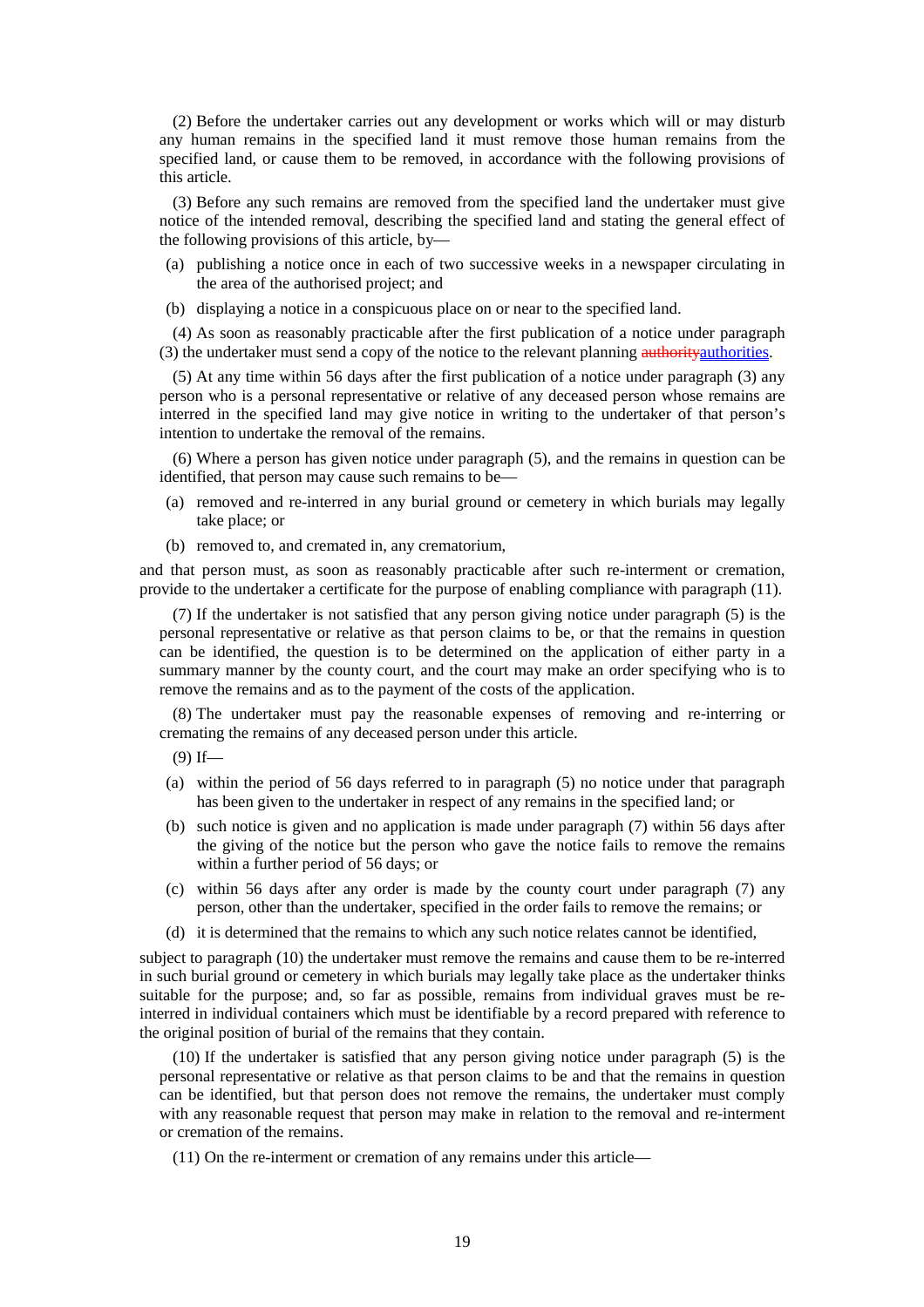(2) Before the undertaker carries out any development or works which will or may disturb any human remains in the specified land it must remove those human remains from the specified land, or cause them to be removed, in accordance with the following provisions of this article.

(3) Before any such remains are removed from the specified land the undertaker must give notice of the intended removal, describing the specified land and stating the general effect of the following provisions of this article, by—

(a) publishing a notice once in each of two successive weeks in a newspaper circulating in the area of the authorised project; and

(b) displaying a notice in a conspicuous place on or near to the specified land.

(4) As soon as reasonably practicable after the first publication of a notice under paragraph (3) the undertaker must send a copy of the notice to the relevant planning ~~authority~~authorities.

(5) At any time within 56 days after the first publication of a notice under paragraph (3) any person who is a personal representative or relative of any deceased person whose remains are interred in the specified land may give notice in writing to the undertaker of that person's intention to undertake the removal of the remains.

(6) Where a person has given notice under paragraph (5), and the remains in question can be identified, that person may cause such remains to be—

(a) removed and re-interred in any burial ground or cemetery in which burials may legally take place; or

(b) removed to, and cremated in, any crematorium,

and that person must, as soon as reasonably practicable after such re-interment or cremation, provide to the undertaker a certificate for the purpose of enabling compliance with paragraph (11).

(7) If the undertaker is not satisfied that any person giving notice under paragraph (5) is the personal representative or relative as that person claims to be, or that the remains in question can be identified, the question is to be determined on the application of either party in a summary manner by the county court, and the court may make an order specifying who is to remove the remains and as to the payment of the costs of the application.

(8) The undertaker must pay the reasonable expenses of removing and re-interring or cremating the remains of any deceased person under this article.

(9) If—

(a) within the period of 56 days referred to in paragraph (5) no notice under that paragraph has been given to the undertaker in respect of any remains in the specified land; or

(b) such notice is given and no application is made under paragraph (7) within 56 days after the giving of the notice but the person who gave the notice fails to remove the remains within a further period of 56 days; or

(c) within 56 days after any order is made by the county court under paragraph (7) any person, other than the undertaker, specified in the order fails to remove the remains; or

(d) it is determined that the remains to which any such notice relates cannot be identified,

subject to paragraph (10) the undertaker must remove the remains and cause them to be re-interred in such burial ground or cemetery in which burials may legally take place as the undertaker thinks suitable for the purpose; and, so far as possible, remains from individual graves must be re-interred in individual containers which must be identifiable by a record prepared with reference to the original position of burial of the remains that they contain.

(10) If the undertaker is satisfied that any person giving notice under paragraph (5) is the personal representative or relative as that person claims to be and that the remains in question can be identified, but that person does not remove the remains, the undertaker must comply with any reasonable request that person may make in relation to the removal and re-interment or cremation of the remains.

(11) On the re-interment or cremation of any remains under this article—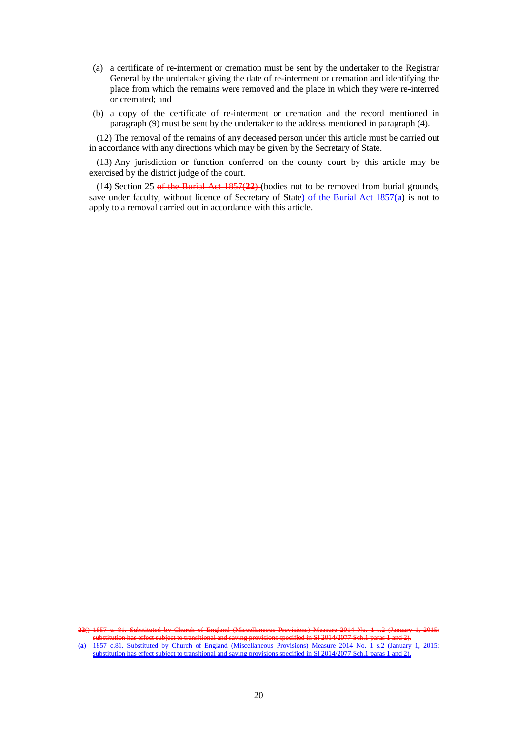(a) a certificate of re-interment or cremation must be sent by the undertaker to the Registrar General by the undertaker giving the date of re-interment or cremation and identifying the place from which the remains were removed and the place in which they were re-interred or cremated; and

(b) a copy of the certificate of re-interment or cremation and the record mentioned in paragraph (9) must be sent by the undertaker to the address mentioned in paragraph (4).

(12) The removal of the remains of any deceased person under this article must be carried out in accordance with any directions which may be given by the Secretary of State.

(13) Any jurisdiction or function conferred on the county court by this article may be exercised by the district judge of the court.

(14) Section 25 ~~of the Burial Act 1857(**22**)~~ (bodies not to be removed from burial grounds, save under faculty, without licence of Secretary of State) of the Burial Act 1857(**a**) is not to apply to a removal carried out in accordance with this article.

---

~~**22**() 1857 c. 81. Substituted by Church of England (Miscellaneous Provisions) Measure 2014 No. 1 s.2 (January 1, 2015: substitution has effect subject to transitional and saving provisions specified in SI 2014/2077 Sch.1 paras 1 and 2).~~

(**a**) 1857 c.81. Substituted by Church of England (Miscellaneous Provisions) Measure 2014 No. 1 s.2 (January 1, 2015: substitution has effect subject to transitional and saving provisions specified in SI 2014/2077 Sch.1 paras 1 and 2).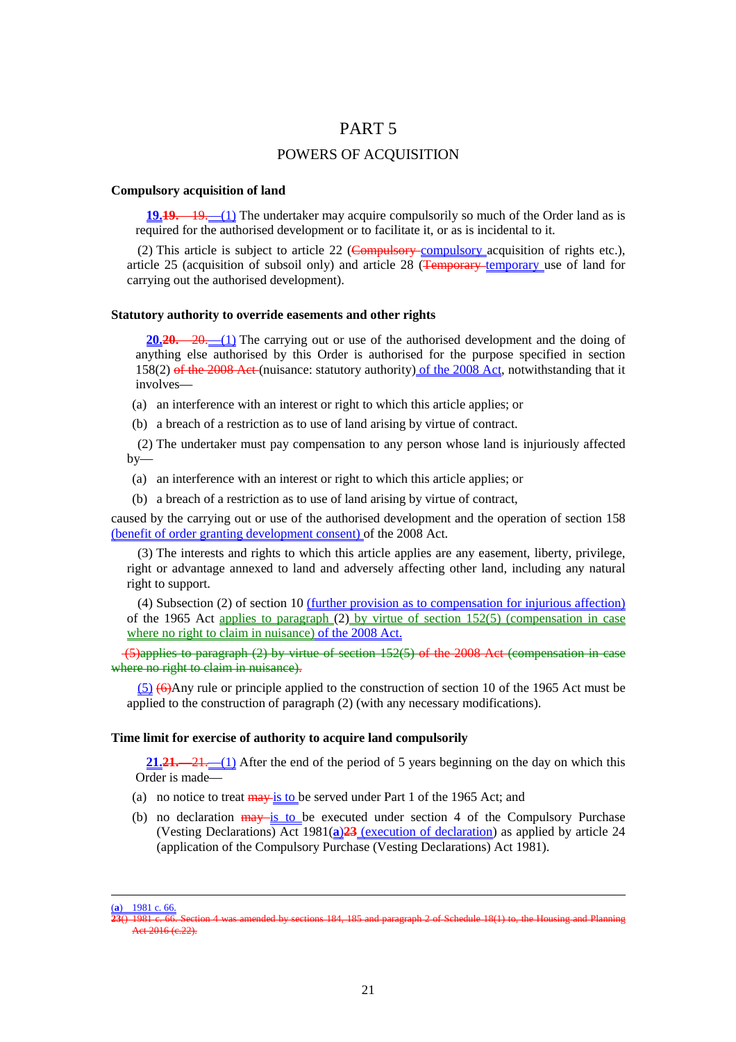# PART 5

## POWERS OF ACQUISITION

### Compulsory acquisition of land

**19.19.** 19. (1) The undertaker may acquire compulsorily so much of the Order land as is required for the authorised development or to facilitate it, or as is incidental to it.

(2) This article is subject to article 22 (Compulsory compulsory acquisition of rights etc.), article 25 (acquisition of subsoil only) and article 28 (Temporary temporary use of land for carrying out the authorised development).

### Statutory authority to override easements and other rights

**20.20.** 20. (1) The carrying out or use of the authorised development and the doing of anything else authorised by this Order is authorised for the purpose specified in section 158(2) of the 2008 Act (nuisance: statutory authority) of the 2008 Act, notwithstanding that it involves—

(a) an interference with an interest or right to which this article applies; or

(b) a breach of a restriction as to use of land arising by virtue of contract.

(2) The undertaker must pay compensation to any person whose land is injuriously affected by—

(a) an interference with an interest or right to which this article applies; or

(b) a breach of a restriction as to use of land arising by virtue of contract,

caused by the carrying out or use of the authorised development and the operation of section 158 (benefit of order granting development consent) of the 2008 Act.

(3) The interests and rights to which this article applies are any easement, liberty, privilege, right or advantage annexed to land and adversely affecting other land, including any natural right to support.

(4) Subsection (2) of section 10 (further provision as to compensation for injurious affection) of the 1965 Act applies to paragraph (2) by virtue of section 152(5) (compensation in case where no right to claim in nuisance) of the 2008 Act.

(5)applies to paragraph (2) by virtue of section 152(5) of the 2008 Act (compensation in case where no right to claim in nuisance).

(5) (6)Any rule or principle applied to the construction of section 10 of the 1965 Act must be applied to the construction of paragraph (2) (with any necessary modifications).

### Time limit for exercise of authority to acquire land compulsorily

**21.21.**—21.—(1) After the end of the period of 5 years beginning on the day on which this Order is made—

(a) no notice to treat may is to be served under Part 1 of the 1965 Act; and

(b) no declaration may is to be executed under section 4 of the Compulsory Purchase (Vesting Declarations) Act 1981[a]23 (execution of declaration) as applied by article 24 (application of the Compulsory Purchase (Vesting Declarations) Act 1981).

---

(a) 1981 c. 66.

23() 1981 c. 66. Section 4 was amended by sections 184, 185 and paragraph 2 of Schedule 18(1) to, the Housing and Planning Act 2016 (c.22).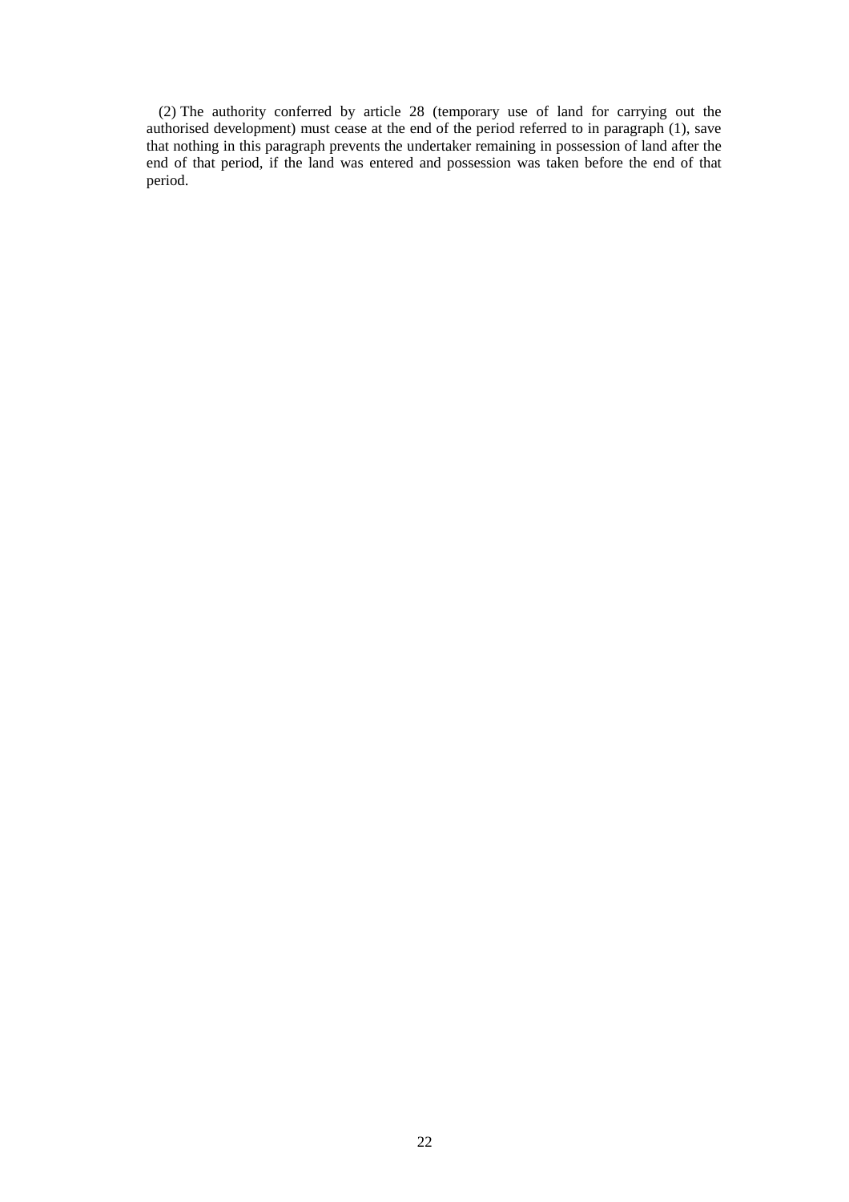(2) The authority conferred by article 28 (temporary use of land for carrying out the authorised development) must cease at the end of the period referred to in paragraph (1), save that nothing in this paragraph prevents the undertaker remaining in possession of land after the end of that period, if the land was entered and possession was taken before the end of that period.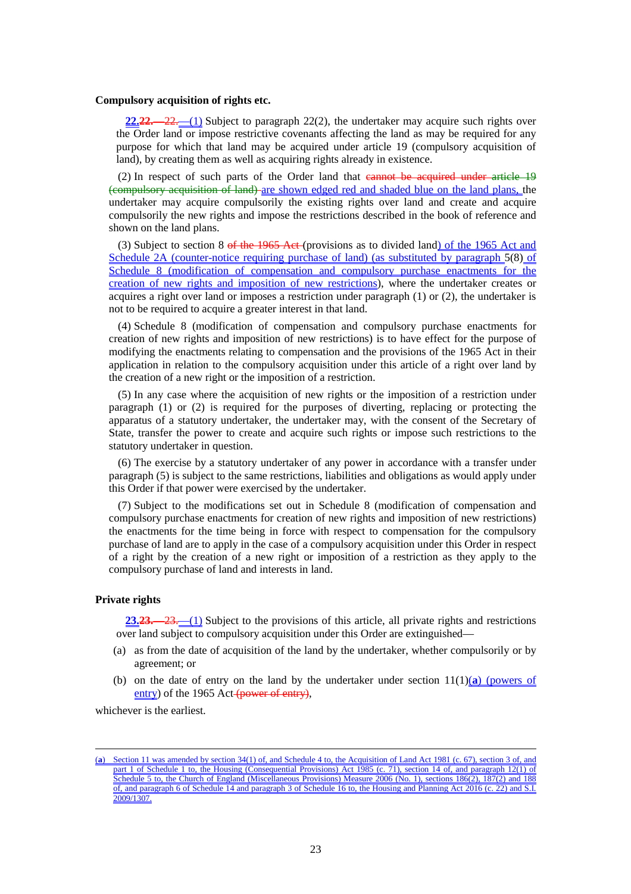**Compulsory acquisition of rights etc.**

22.22.—22.—(1) Subject to paragraph 22(2), the undertaker may acquire such rights over the Order land or impose restrictive covenants affecting the land as may be required for any purpose for which that land may be acquired under article 19 (compulsory acquisition of land), by creating them as well as acquiring rights already in existence.

(2) In respect of such parts of the Order land that cannot be acquired under article 19 (compulsory acquisition of land) are shown edged red and shaded blue on the land plans, the undertaker may acquire compulsorily the existing rights over land and create and acquire compulsorily the new rights and impose the restrictions described in the book of reference and shown on the land plans.

(3) Subject to section 8 of the 1965 Act (provisions as to divided land) of the 1965 Act and Schedule 2A (counter-notice requiring purchase of land) (as substituted by paragraph 5(8) of Schedule 8 (modification of compensation and compulsory purchase enactments for the creation of new rights and imposition of new restrictions), where the undertaker creates or acquires a right over land or imposes a restriction under paragraph (1) or (2), the undertaker is not to be required to acquire a greater interest in that land.

(4) Schedule 8 (modification of compensation and compulsory purchase enactments for creation of new rights and imposition of new restrictions) is to have effect for the purpose of modifying the enactments relating to compensation and the provisions of the 1965 Act in their application in relation to the compulsory acquisition under this article of a right over land by the creation of a new right or the imposition of a restriction.

(5) In any case where the acquisition of new rights or the imposition of a restriction under paragraph (1) or (2) is required for the purposes of diverting, replacing or protecting the apparatus of a statutory undertaker, the undertaker may, with the consent of the Secretary of State, transfer the power to create and acquire such rights or impose such restrictions to the statutory undertaker in question.

(6) The exercise by a statutory undertaker of any power in accordance with a transfer under paragraph (5) is subject to the same restrictions, liabilities and obligations as would apply under this Order if that power were exercised by the undertaker.

(7) Subject to the modifications set out in Schedule 8 (modification of compensation and compulsory purchase enactments for creation of new rights and imposition of new restrictions) the enactments for the time being in force with respect to compensation for the compulsory purchase of land are to apply in the case of a compulsory acquisition under this Order in respect of a right by the creation of a new right or imposition of a restriction as they apply to the compulsory purchase of land and interests in land.

**Private rights**

23.23.—23.—(1) Subject to the provisions of this article, all private rights and restrictions over land subject to compulsory acquisition under this Order are extinguished—

(a) as from the date of acquisition of the land by the undertaker, whether compulsorily or by agreement; or

(b) on the date of entry on the land by the undertaker under section 11(1)(**a**) (powers of entry) of the 1965 Act (power of entry),

whichever is the earliest.

---

(**a**) Section 11 was amended by section 34(1) of, and Schedule 4 to, the Acquisition of Land Act 1981 (c. 67), section 3 of, and part 1 of Schedule 1 to, the Housing (Consequential Provisions) Act 1985 (c. 71), section 14 of, and paragraph 12(1) of Schedule 5 to, the Church of England (Miscellaneous Provisions) Measure 2006 (No. 1), sections 186(2), 187(2) and 188 of, and paragraph 6 of Schedule 14 and paragraph 3 of Schedule 16 to, the Housing and Planning Act 2016 (c. 22) and S.I. 2009/1307.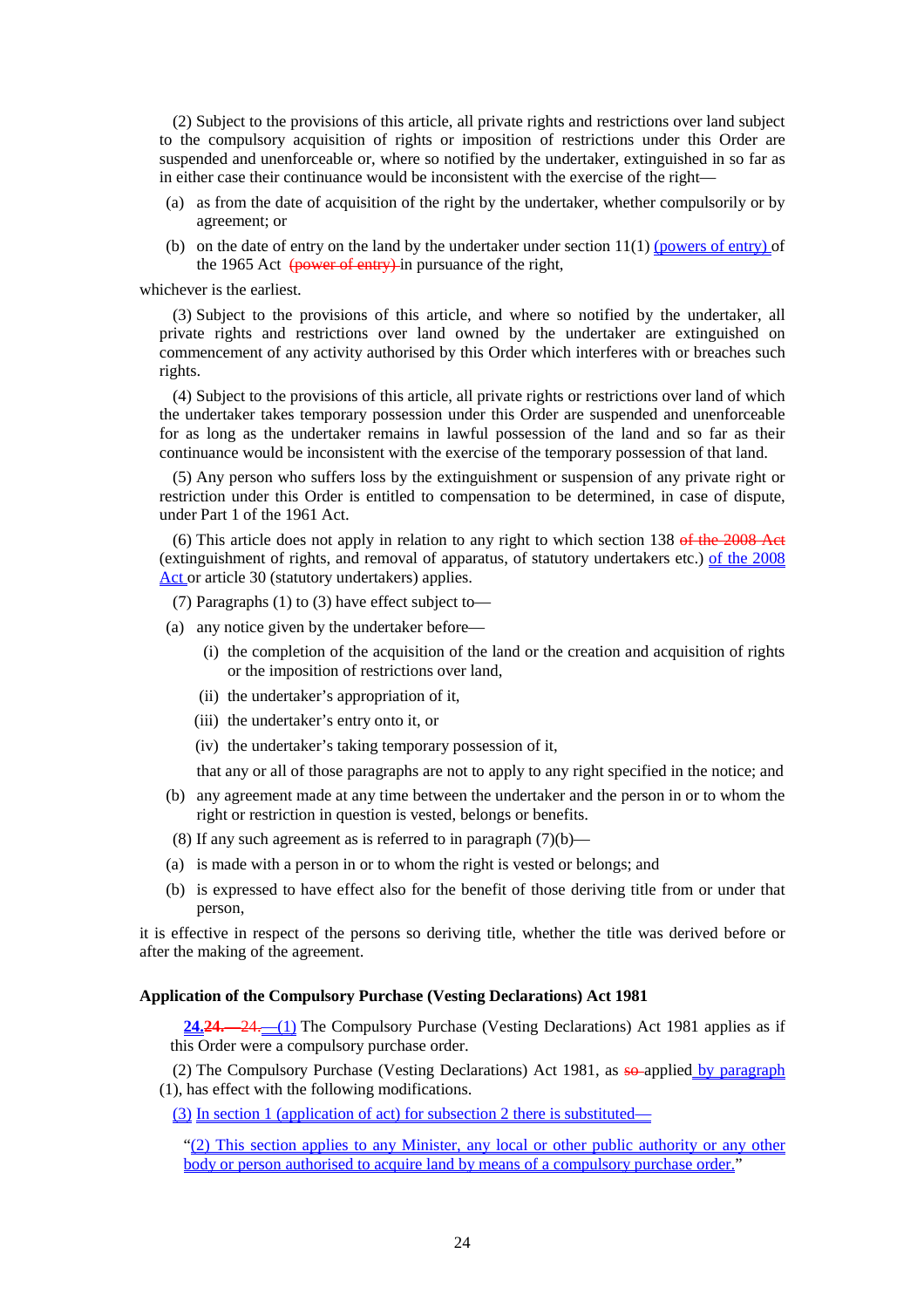(2) Subject to the provisions of this article, all private rights and restrictions over land subject to the compulsory acquisition of rights or imposition of restrictions under this Order are suspended and unenforceable or, where so notified by the undertaker, extinguished in so far as in either case their continuance would be inconsistent with the exercise of the right—

(a) as from the date of acquisition of the right by the undertaker, whether compulsorily or by agreement; or

(b) on the date of entry on the land by the undertaker under section 11(1) (powers of entry) of the 1965 Act (power of entry) in pursuance of the right,

whichever is the earliest.

(3) Subject to the provisions of this article, and where so notified by the undertaker, all private rights and restrictions over land owned by the undertaker are extinguished on commencement of any activity authorised by this Order which interferes with or breaches such rights.

(4) Subject to the provisions of this article, all private rights or restrictions over land of which the undertaker takes temporary possession under this Order are suspended and unenforceable for as long as the undertaker remains in lawful possession of the land and so far as their continuance would be inconsistent with the exercise of the temporary possession of that land.

(5) Any person who suffers loss by the extinguishment or suspension of any private right or restriction under this Order is entitled to compensation to be determined, in case of dispute, under Part 1 of the 1961 Act.

(6) This article does not apply in relation to any right to which section 138 of the 2008 Act (extinguishment of rights, and removal of apparatus, of statutory undertakers etc.) of the 2008 Act or article 30 (statutory undertakers) applies.

(7) Paragraphs (1) to (3) have effect subject to—

(a) any notice given by the undertaker before—

(i) the completion of the acquisition of the land or the creation and acquisition of rights or the imposition of restrictions over land,

(ii) the undertaker's appropriation of it,

(iii) the undertaker's entry onto it, or

(iv) the undertaker's taking temporary possession of it,

that any or all of those paragraphs are not to apply to any right specified in the notice; and

(b) any agreement made at any time between the undertaker and the person in or to whom the right or restriction in question is vested, belongs or benefits.

(8) If any such agreement as is referred to in paragraph (7)(b)—

(a) is made with a person in or to whom the right is vested or belongs; and

(b) is expressed to have effect also for the benefit of those deriving title from or under that person,

it is effective in respect of the persons so deriving title, whether the title was derived before or after the making of the agreement.

**Application of the Compulsory Purchase (Vesting Declarations) Act 1981**

**24.24.**—24.—(1) The Compulsory Purchase (Vesting Declarations) Act 1981 applies as if this Order were a compulsory purchase order.

(2) The Compulsory Purchase (Vesting Declarations) Act 1981, as so applied by paragraph (1), has effect with the following modifications.

(3) In section 1 (application of act) for subsection 2 there is substituted—

"(2) This section applies to any Minister, any local or other public authority or any other body or person authorised to acquire land by means of a compulsory purchase order."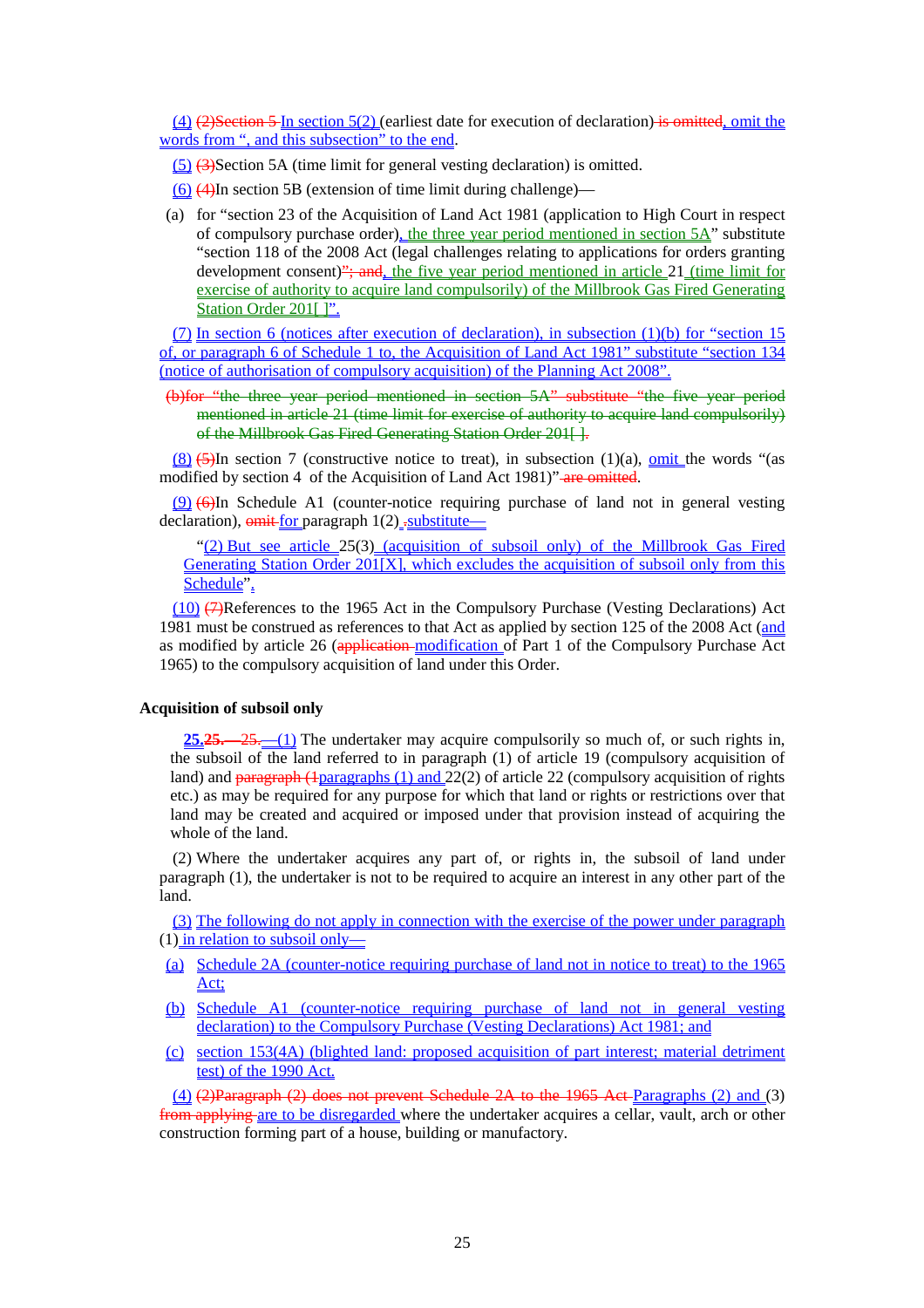(4) (2)Section 5 In section 5(2) (earliest date for execution of declaration) is omitted, omit the words from ", and this subsection" to the end.

(5) (3)Section 5A (time limit for general vesting declaration) is omitted.

(6) (4)In section 5B (extension of time limit during challenge)—

(a) for "section 23 of the Acquisition of Land Act 1981 (application to High Court in respect of compulsory purchase order), the three year period mentioned in section 5A" substitute "section 118 of the 2008 Act (legal challenges relating to applications for orders granting development consent)"; and, the five year period mentioned in article 21 (time limit for exercise of authority to acquire land compulsorily) of the Millbrook Gas Fired Generating Station Order 201[ ]".

(7) In section 6 (notices after execution of declaration), in subsection (1)(b) for "section 15 of, or paragraph 6 of Schedule 1 to, the Acquisition of Land Act 1981" substitute "section 134 (notice of authorisation of compulsory acquisition) of the Planning Act 2008".

(b)for "the three year period mentioned in section 5A" substitute "the five year period mentioned in article 21 (time limit for exercise of authority to acquire land compulsorily) of the Millbrook Gas Fired Generating Station Order 201[ ].

(8) (5)In section 7 (constructive notice to treat), in subsection (1)(a), omit the words "(as modified by section 4 of the Acquisition of Land Act 1981)" are omitted.

(9) (6)In Schedule A1 (counter-notice requiring purchase of land not in general vesting declaration), omit for paragraph 1(2) .substitute—

"(2) But see article 25(3) (acquisition of subsoil only) of the Millbrook Gas Fired Generating Station Order 201[X], which excludes the acquisition of subsoil only from this Schedule".

(10) (7)References to the 1965 Act in the Compulsory Purchase (Vesting Declarations) Act 1981 must be construed as references to that Act as applied by section 125 of the 2008 Act (and as modified by article 26 (application modification of Part 1 of the Compulsory Purchase Act 1965) to the compulsory acquisition of land under this Order.

**Acquisition of subsoil only**

**25.25.** —25.—(1) The undertaker may acquire compulsorily so much of, or such rights in, the subsoil of the land referred to in paragraph (1) of article 19 (compulsory acquisition of land) and paragraph (1paragraphs (1) and 22(2) of article 22 (compulsory acquisition of rights etc.) as may be required for any purpose for which that land or rights or restrictions over that land may be created and acquired or imposed under that provision instead of acquiring the whole of the land.

(2) Where the undertaker acquires any part of, or rights in, the subsoil of land under paragraph (1), the undertaker is not to be required to acquire an interest in any other part of the land.

(3) The following do not apply in connection with the exercise of the power under paragraph (1) in relation to subsoil only—

(a) Schedule 2A (counter-notice requiring purchase of land not in notice to treat) to the 1965 Act;

(b) Schedule A1 (counter-notice requiring purchase of land not in general vesting declaration) to the Compulsory Purchase (Vesting Declarations) Act 1981; and

(c) section 153(4A) (blighted land: proposed acquisition of part interest; material detriment test) of the 1990 Act.

(4) (2)Paragraph (2) does not prevent Schedule 2A to the 1965 Act Paragraphs (2) and (3) from applying are to be disregarded where the undertaker acquires a cellar, vault, arch or other construction forming part of a house, building or manufactory.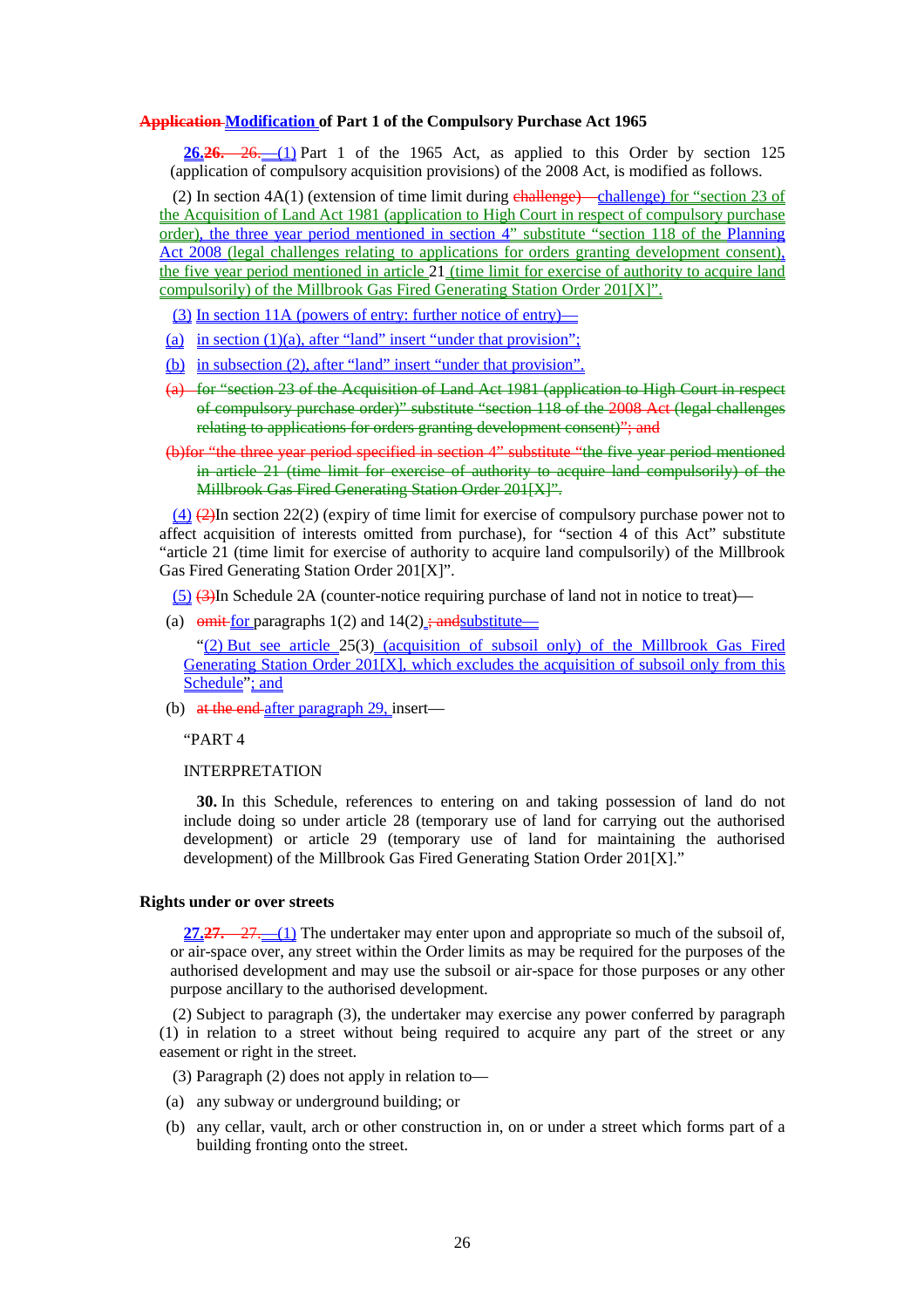**~~Application~~ Modification of Part 1 of the Compulsory Purchase Act 1965**

**26.~~26.~~** ~~26.~~—(1) Part 1 of the 1965 Act, as applied to this Order by section 125 (application of compulsory acquisition provisions) of the 2008 Act, is modified as follows.

(2) In section 4A(1) (extension of time limit during ~~challenge)—~~ challenge) for "section 23 of the Acquisition of Land Act 1981 (application to High Court in respect of compulsory purchase order), the three year period mentioned in section 4" substitute "section 118 of the Planning Act 2008 (legal challenges relating to applications for orders granting development consent), the five year period mentioned in article 21 (time limit for exercise of authority to acquire land compulsorily) of the Millbrook Gas Fired Generating Station Order 201[X]".

(3) In section 11A (powers of entry: further notice of entry)—

(a) in section (1)(a), after "land" insert "under that provision";

(b) in subsection (2), after "land" insert "under that provision".

~~(a) for "section 23 of the Acquisition of Land Act 1981 (application to High Court in respect of compulsory purchase order)" substitute "section 118 of the 2008 Act (legal challenges relating to applications for orders granting development consent)"; and~~

~~(b) for "the three year period specified in section 4" substitute "the five year period mentioned in article 21 (time limit for exercise of authority to acquire land compulsorily) of the Millbrook Gas Fired Generating Station Order 201[X]".~~

(4) ~~(2)~~ In section 22(2) (expiry of time limit for exercise of compulsory purchase power not to affect acquisition of interests omitted from purchase), for "section 4 of this Act" substitute "article 21 (time limit for exercise of authority to acquire land compulsorily) of the Millbrook Gas Fired Generating Station Order 201[X]".

(5) ~~(3)~~ In Schedule 2A (counter-notice requiring purchase of land not in notice to treat)—

(a) ~~omit~~ for paragraphs 1(2) and 14(2)~~; and~~ substitute—

"(2) But see article 25(3) (acquisition of subsoil only) of the Millbrook Gas Fired Generating Station Order 201[X], which excludes the acquisition of subsoil only from this Schedule"; and

(b) ~~at the end~~ after paragraph 29, insert—

"PART 4

INTERPRETATION

**30.** In this Schedule, references to entering on and taking possession of land do not include doing so under article 28 (temporary use of land for carrying out the authorised development) or article 29 (temporary use of land for maintaining the authorised development) of the Millbrook Gas Fired Generating Station Order 201[X]."

**Rights under or over streets**

**27.~~27.~~** ~~27.~~—(1) The undertaker may enter upon and appropriate so much of the subsoil of, or air-space over, any street within the Order limits as may be required for the purposes of the authorised development and may use the subsoil or air-space for those purposes or any other purpose ancillary to the authorised development.

(2) Subject to paragraph (3), the undertaker may exercise any power conferred by paragraph (1) in relation to a street without being required to acquire any part of the street or any easement or right in the street.

(3) Paragraph (2) does not apply in relation to—

(a) any subway or underground building; or

(b) any cellar, vault, arch or other construction in, on or under a street which forms part of a building fronting onto the street.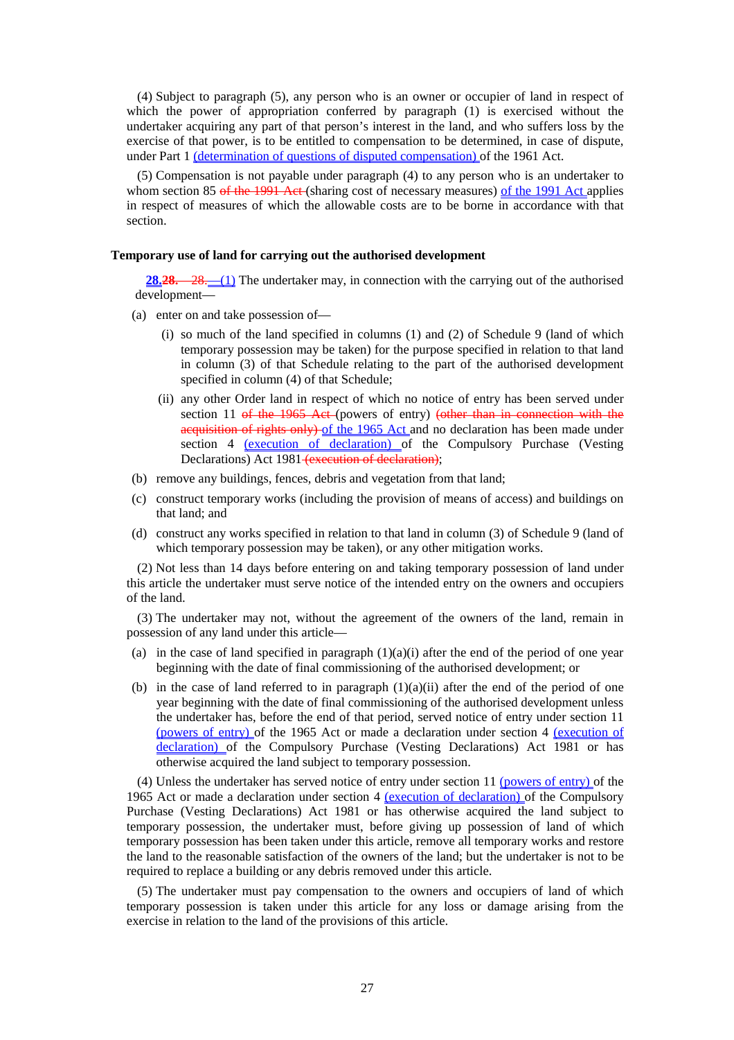(4) Subject to paragraph (5), any person who is an owner or occupier of land in respect of which the power of appropriation conferred by paragraph (1) is exercised without the undertaker acquiring any part of that person's interest in the land, and who suffers loss by the exercise of that power, is to be entitled to compensation to be determined, in case of dispute, under Part 1 (determination of questions of disputed compensation) of the 1961 Act.

(5) Compensation is not payable under paragraph (4) to any person who is an undertaker to whom section 85 ~~of the 1991 Act~~ (sharing cost of necessary measures) of the 1991 Act applies in respect of measures of which the allowable costs are to be borne in accordance with that section.

**Temporary use of land for carrying out the authorised development**

**28.~~28.~~** ~~28.~~ (1) The undertaker may, in connection with the carrying out of the authorised development—

(a) enter on and take possession of—

   (i) so much of the land specified in columns (1) and (2) of Schedule 9 (land of which temporary possession may be taken) for the purpose specified in relation to that land in column (3) of that Schedule relating to the part of the authorised development specified in column (4) of that Schedule;

   (ii) any other Order land in respect of which no notice of entry has been served under section 11 ~~of the 1965 Act~~ (powers of entry) ~~(other than in connection with the acquisition of rights only)~~ of the 1965 Act and no declaration has been made under section 4 (execution of declaration) of the Compulsory Purchase (Vesting Declarations) Act 1981 ~~(execution of declaration)~~;

(b) remove any buildings, fences, debris and vegetation from that land;

(c) construct temporary works (including the provision of means of access) and buildings on that land; and

(d) construct any works specified in relation to that land in column (3) of Schedule 9 (land of which temporary possession may be taken), or any other mitigation works.

(2) Not less than 14 days before entering on and taking temporary possession of land under this article the undertaker must serve notice of the intended entry on the owners and occupiers of the land.

(3) The undertaker may not, without the agreement of the owners of the land, remain in possession of any land under this article—

(a) in the case of land specified in paragraph (1)(a)(i) after the end of the period of one year beginning with the date of final commissioning of the authorised development; or

(b) in the case of land referred to in paragraph (1)(a)(ii) after the end of the period of one year beginning with the date of final commissioning of the authorised development unless the undertaker has, before the end of that period, served notice of entry under section 11 (powers of entry) of the 1965 Act or made a declaration under section 4 (execution of declaration) of the Compulsory Purchase (Vesting Declarations) Act 1981 or has otherwise acquired the land subject to temporary possession.

(4) Unless the undertaker has served notice of entry under section 11 (powers of entry) of the 1965 Act or made a declaration under section 4 (execution of declaration) of the Compulsory Purchase (Vesting Declarations) Act 1981 or has otherwise acquired the land subject to temporary possession, the undertaker must, before giving up possession of land of which temporary possession has been taken under this article, remove all temporary works and restore the land to the reasonable satisfaction of the owners of the land; but the undertaker is not to be required to replace a building or any debris removed under this article.

(5) The undertaker must pay compensation to the owners and occupiers of land of which temporary possession is taken under this article for any loss or damage arising from the exercise in relation to the land of the provisions of this article.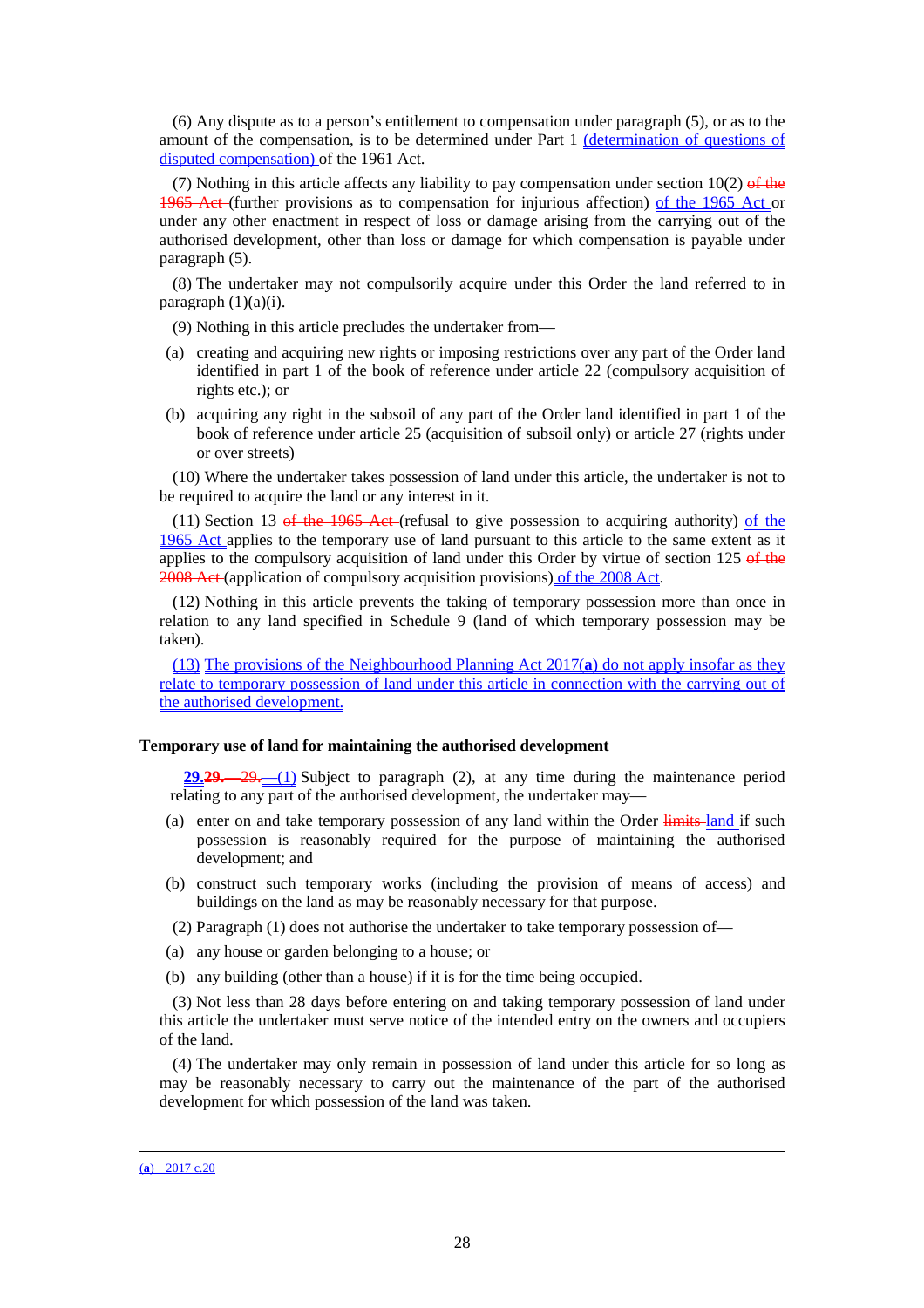(6) Any dispute as to a person's entitlement to compensation under paragraph (5), or as to the amount of the compensation, is to be determined under Part 1 (determination of questions of disputed compensation) of the 1961 Act.

(7) Nothing in this article affects any liability to pay compensation under section 10(2) of the 1965 Act (further provisions as to compensation for injurious affection) of the 1965 Act or under any other enactment in respect of loss or damage arising from the carrying out of the authorised development, other than loss or damage for which compensation is payable under paragraph (5).

(8) The undertaker may not compulsorily acquire under this Order the land referred to in paragraph (1)(a)(i).

(9) Nothing in this article precludes the undertaker from—

(a) creating and acquiring new rights or imposing restrictions over any part of the Order land identified in part 1 of the book of reference under article 22 (compulsory acquisition of rights etc.); or

(b) acquiring any right in the subsoil of any part of the Order land identified in part 1 of the book of reference under article 25 (acquisition of subsoil only) or article 27 (rights under or over streets)

(10) Where the undertaker takes possession of land under this article, the undertaker is not to be required to acquire the land or any interest in it.

(11) Section 13 of the 1965 Act (refusal to give possession to acquiring authority) of the 1965 Act applies to the temporary use of land pursuant to this article to the same extent as it applies to the compulsory acquisition of land under this Order by virtue of section 125 of the 2008 Act (application of compulsory acquisition provisions) of the 2008 Act.

(12) Nothing in this article prevents the taking of temporary possession more than once in relation to any land specified in Schedule 9 (land of which temporary possession may be taken).

(13) The provisions of the Neighbourhood Planning Act 2017(**a**) do not apply insofar as they relate to temporary possession of land under this article in connection with the carrying out of the authorised development.

**Temporary use of land for maintaining the authorised development**

**29.**—(1) Subject to paragraph (2), at any time during the maintenance period relating to any part of the authorised development, the undertaker may—

(a) enter on and take temporary possession of any land within the Order limits land if such possession is reasonably required for the purpose of maintaining the authorised development; and

(b) construct such temporary works (including the provision of means of access) and buildings on the land as may be reasonably necessary for that purpose.

(2) Paragraph (1) does not authorise the undertaker to take temporary possession of—

(a) any house or garden belonging to a house; or

(b) any building (other than a house) if it is for the time being occupied.

(3) Not less than 28 days before entering on and taking temporary possession of land under this article the undertaker must serve notice of the intended entry on the owners and occupiers of the land.

(4) The undertaker may only remain in possession of land under this article for so long as may be reasonably necessary to carry out the maintenance of the part of the authorised development for which possession of the land was taken.

---

(a) 2017 c.20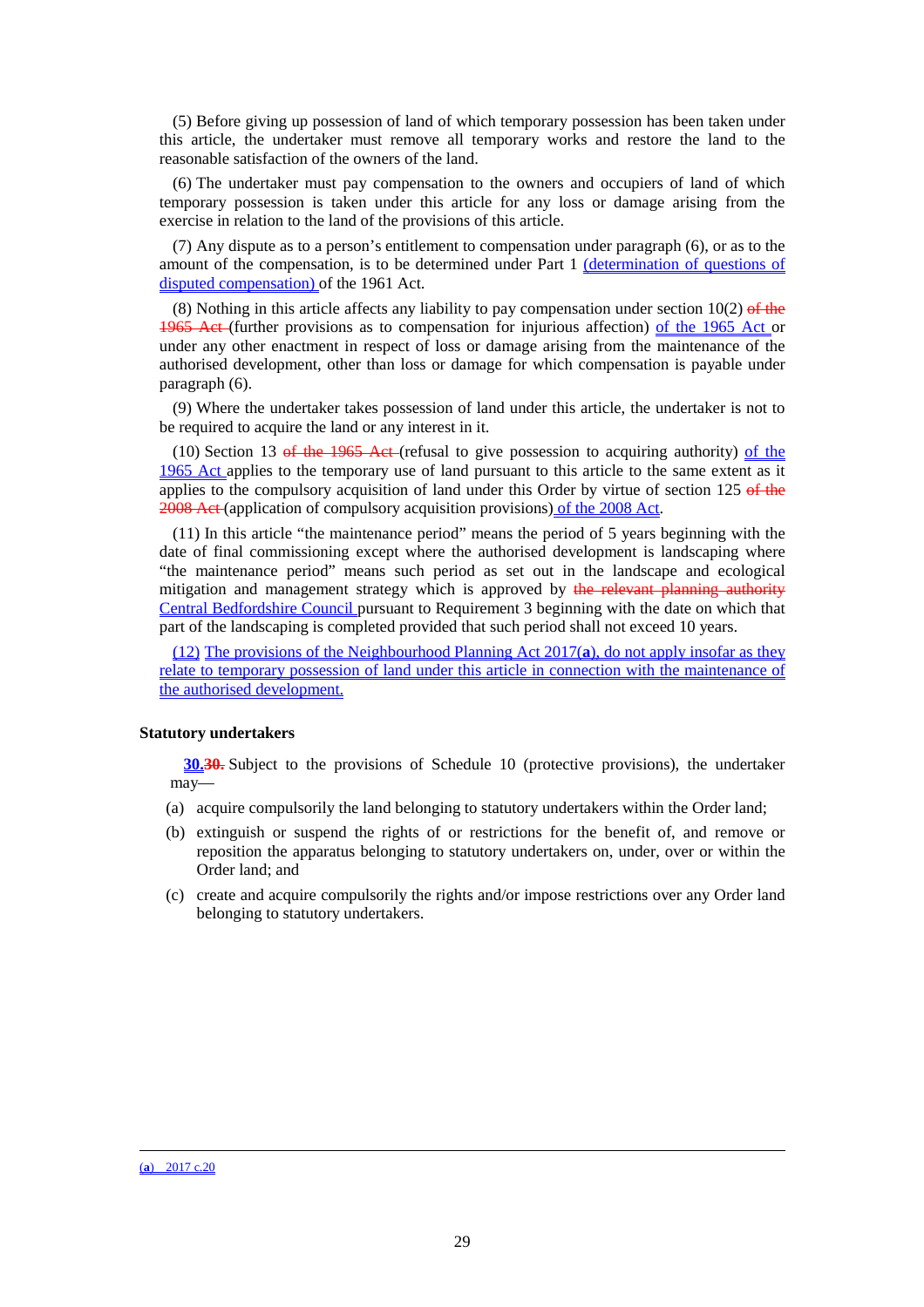(5) Before giving up possession of land of which temporary possession has been taken under this article, the undertaker must remove all temporary works and restore the land to the reasonable satisfaction of the owners of the land.

(6) The undertaker must pay compensation to the owners and occupiers of land of which temporary possession is taken under this article for any loss or damage arising from the exercise in relation to the land of the provisions of this article.

(7) Any dispute as to a person's entitlement to compensation under paragraph (6), or as to the amount of the compensation, is to be determined under Part 1 (determination of questions of disputed compensation) of the 1961 Act.

(8) Nothing in this article affects any liability to pay compensation under section 10(2) ~~of the 1965 Act~~ (further provisions as to compensation for injurious affection) of the 1965 Act or under any other enactment in respect of loss or damage arising from the maintenance of the authorised development, other than loss or damage for which compensation is payable under paragraph (6).

(9) Where the undertaker takes possession of land under this article, the undertaker is not to be required to acquire the land or any interest in it.

(10) Section 13 ~~of the 1965 Act~~ (refusal to give possession to acquiring authority) of the 1965 Act applies to the temporary use of land pursuant to this article to the same extent as it applies to the compulsory acquisition of land under this Order by virtue of section 125 ~~of the 2008 Act~~ (application of compulsory acquisition provisions) of the 2008 Act.

(11) In this article "the maintenance period" means the period of 5 years beginning with the date of final commissioning except where the authorised development is landscaping where "the maintenance period" means such period as set out in the landscape and ecological mitigation and management strategy which is approved by ~~the relevant planning authority~~ Central Bedfordshire Council pursuant to Requirement 3 beginning with the date on which that part of the landscaping is completed provided that such period shall not exceed 10 years.

(12) The provisions of the Neighbourhood Planning Act 2017(**a**), do not apply insofar as they relate to temporary possession of land under this article in connection with the maintenance of the authorised development.

### Statutory undertakers

**30.** ~~**30.**~~ Subject to the provisions of Schedule 10 (protective provisions), the undertaker may—

(a) acquire compulsorily the land belonging to statutory undertakers within the Order land;

(b) extinguish or suspend the rights of or restrictions for the benefit of, and remove or reposition the apparatus belonging to statutory undertakers on, under, over or within the Order land; and

(c) create and acquire compulsorily the rights and/or impose restrictions over any Order land belonging to statutory undertakers.

---

(**a**) 2017 c.20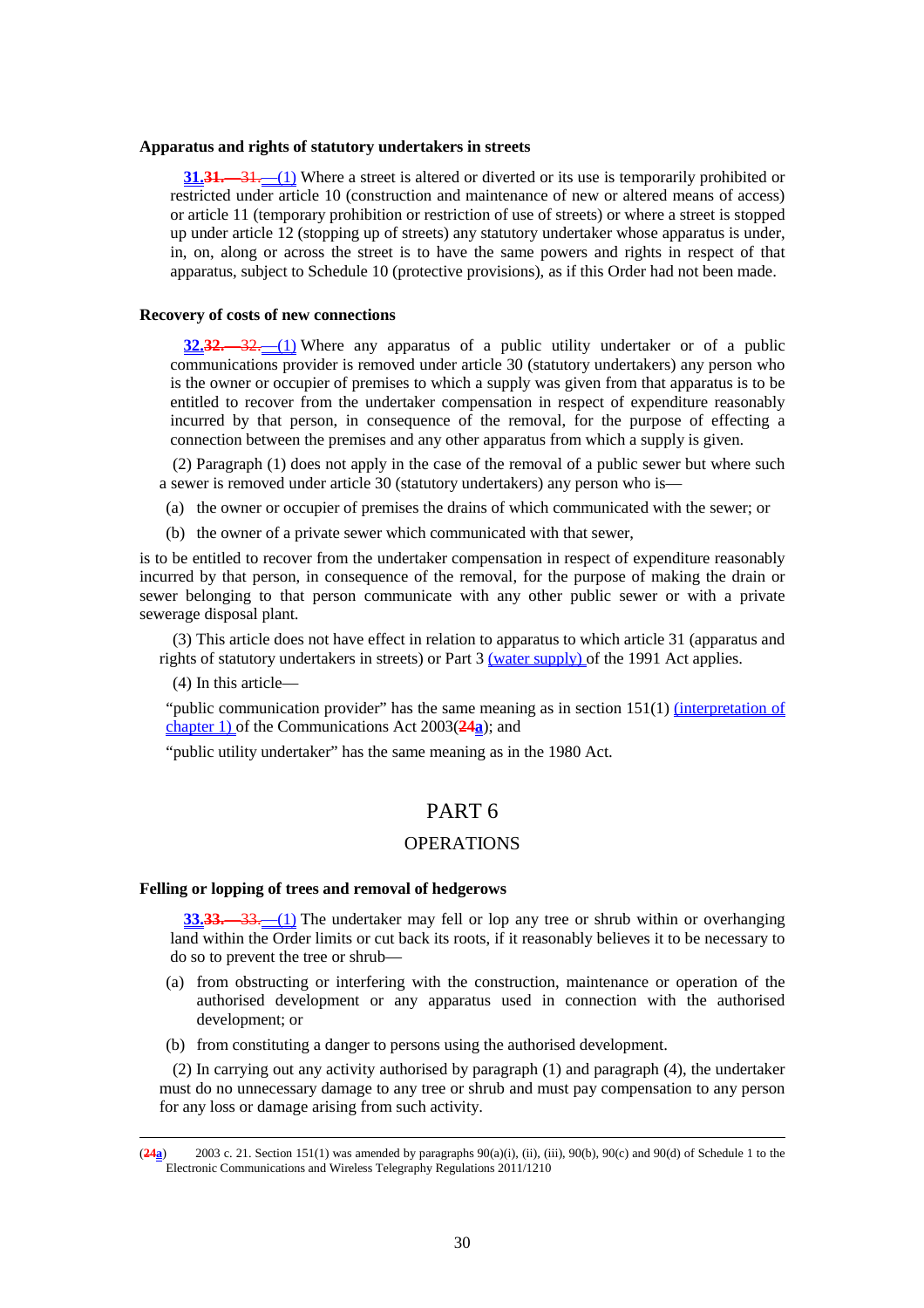**Apparatus and rights of statutory undertakers in streets**

**31.**~~31.—~~31.—(1) Where a street is altered or diverted or its use is temporarily prohibited or restricted under article 10 (construction and maintenance of new or altered means of access) or article 11 (temporary prohibition or restriction of use of streets) or where a street is stopped up under article 12 (stopping up of streets) any statutory undertaker whose apparatus is under, in, on, along or across the street is to have the same powers and rights in respect of that apparatus, subject to Schedule 10 (protective provisions), as if this Order had not been made.

**Recovery of costs of new connections**

**32.**~~32.—~~32.—(1) Where any apparatus of a public utility undertaker or of a public communications provider is removed under article 30 (statutory undertakers) any person who is the owner or occupier of premises to which a supply was given from that apparatus is to be entitled to recover from the undertaker compensation in respect of expenditure reasonably incurred by that person, in consequence of the removal, for the purpose of effecting a connection between the premises and any other apparatus from which a supply is given.

(2) Paragraph (1) does not apply in the case of the removal of a public sewer but where such a sewer is removed under article 30 (statutory undertakers) any person who is—

(a) the owner or occupier of premises the drains of which communicated with the sewer; or

(b) the owner of a private sewer which communicated with that sewer,

is to be entitled to recover from the undertaker compensation in respect of expenditure reasonably incurred by that person, in consequence of the removal, for the purpose of making the drain or sewer belonging to that person communicate with any other public sewer or with a private sewerage disposal plant.

(3) This article does not have effect in relation to apparatus to which article 31 (apparatus and rights of statutory undertakers in streets) or Part 3 (water supply) of the 1991 Act applies.

(4) In this article—

"public communication provider" has the same meaning as in section 151(1) (interpretation of chapter 1) of the Communications Act 2003(~~24~~a); and

"public utility undertaker" has the same meaning as in the 1980 Act.

# PART 6

## OPERATIONS

**Felling or lopping of trees and removal of hedgerows**

**33.**~~33.—~~33.—(1) The undertaker may fell or lop any tree or shrub within or overhanging land within the Order limits or cut back its roots, if it reasonably believes it to be necessary to do so to prevent the tree or shrub—

(a) from obstructing or interfering with the construction, maintenance or operation of the authorised development or any apparatus used in connection with the authorised development; or

(b) from constituting a danger to persons using the authorised development.

(2) In carrying out any activity authorised by paragraph (1) and paragraph (4), the undertaker must do no unnecessary damage to any tree or shrub and must pay compensation to any person for any loss or damage arising from such activity.

---

(~~24~~a) 2003 c. 21. Section 151(1) was amended by paragraphs 90(a)(i), (ii), (iii), 90(b), 90(c) and 90(d) of Schedule 1 to the Electronic Communications and Wireless Telegraphy Regulations 2011/1210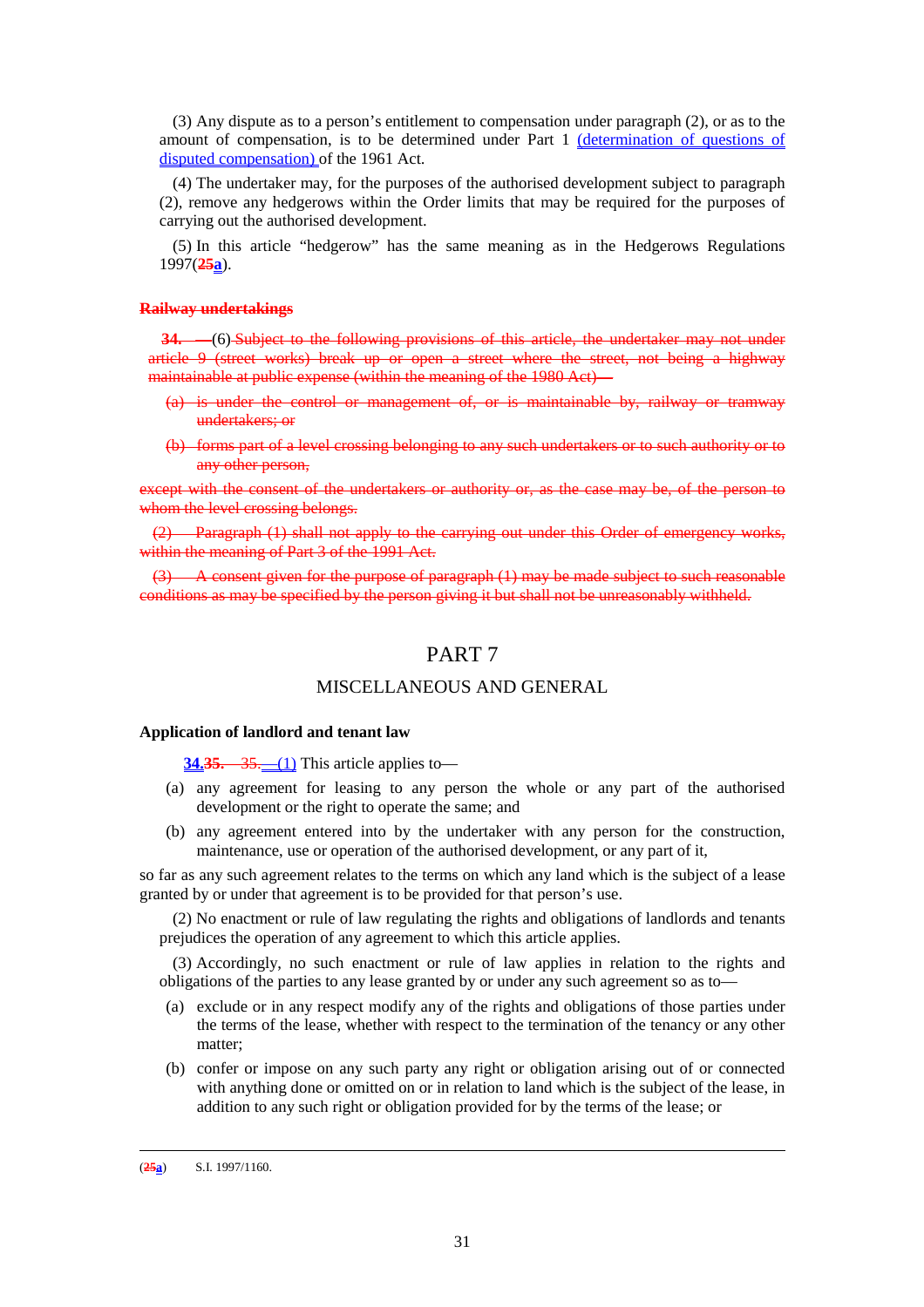(3) Any dispute as to a person's entitlement to compensation under paragraph (2), or as to the amount of compensation, is to be determined under Part 1 (determination of questions of disputed compensation) of the 1961 Act.

(4) The undertaker may, for the purposes of the authorised development subject to paragraph (2), remove any hedgerows within the Order limits that may be required for the purposes of carrying out the authorised development.

(5) In this article "hedgerow" has the same meaning as in the Hedgerows Regulations 1997(~~25~~a).

**~~Railway undertakings~~**

~~**34.** —(6) Subject to the following provisions of this article, the undertaker may not under article 9 (street works) break up or open a street where the street, not being a highway maintainable at public expense (within the meaning of the 1980 Act)—~~

~~(a) is under the control or management of, or is maintainable by, railway or tramway undertakers; or~~

~~(b) forms part of a level crossing belonging to any such undertakers or to such authority or to any other person,~~

~~except with the consent of the undertakers or authority or, as the case may be, of the person to whom the level crossing belongs.~~

~~(2) Paragraph (1) shall not apply to the carrying out under this Order of emergency works, within the meaning of Part 3 of the 1991 Act.~~

~~(3) A consent given for the purpose of paragraph (1) may be made subject to such reasonable conditions as may be specified by the person giving it but shall not be unreasonably withheld.~~

# PART 7

## MISCELLANEOUS AND GENERAL

**Application of landlord and tenant law**

**34.**~~**35.**~~ ~~35.~~—(1) This article applies to—

(a) any agreement for leasing to any person the whole or any part of the authorised development or the right to operate the same; and

(b) any agreement entered into by the undertaker with any person for the construction, maintenance, use or operation of the authorised development, or any part of it,

so far as any such agreement relates to the terms on which any land which is the subject of a lease granted by or under that agreement is to be provided for that person's use.

(2) No enactment or rule of law regulating the rights and obligations of landlords and tenants prejudices the operation of any agreement to which this article applies.

(3) Accordingly, no such enactment or rule of law applies in relation to the rights and obligations of the parties to any lease granted by or under any such agreement so as to—

(a) exclude or in any respect modify any of the rights and obligations of those parties under the terms of the lease, whether with respect to the termination of the tenancy or any other matter;

(b) confer or impose on any such party any right or obligation arising out of or connected with anything done or omitted on or in relation to land which is the subject of the lease, in addition to any such right or obligation provided for by the terms of the lease; or

(~~25~~a) S.I. 1997/1160.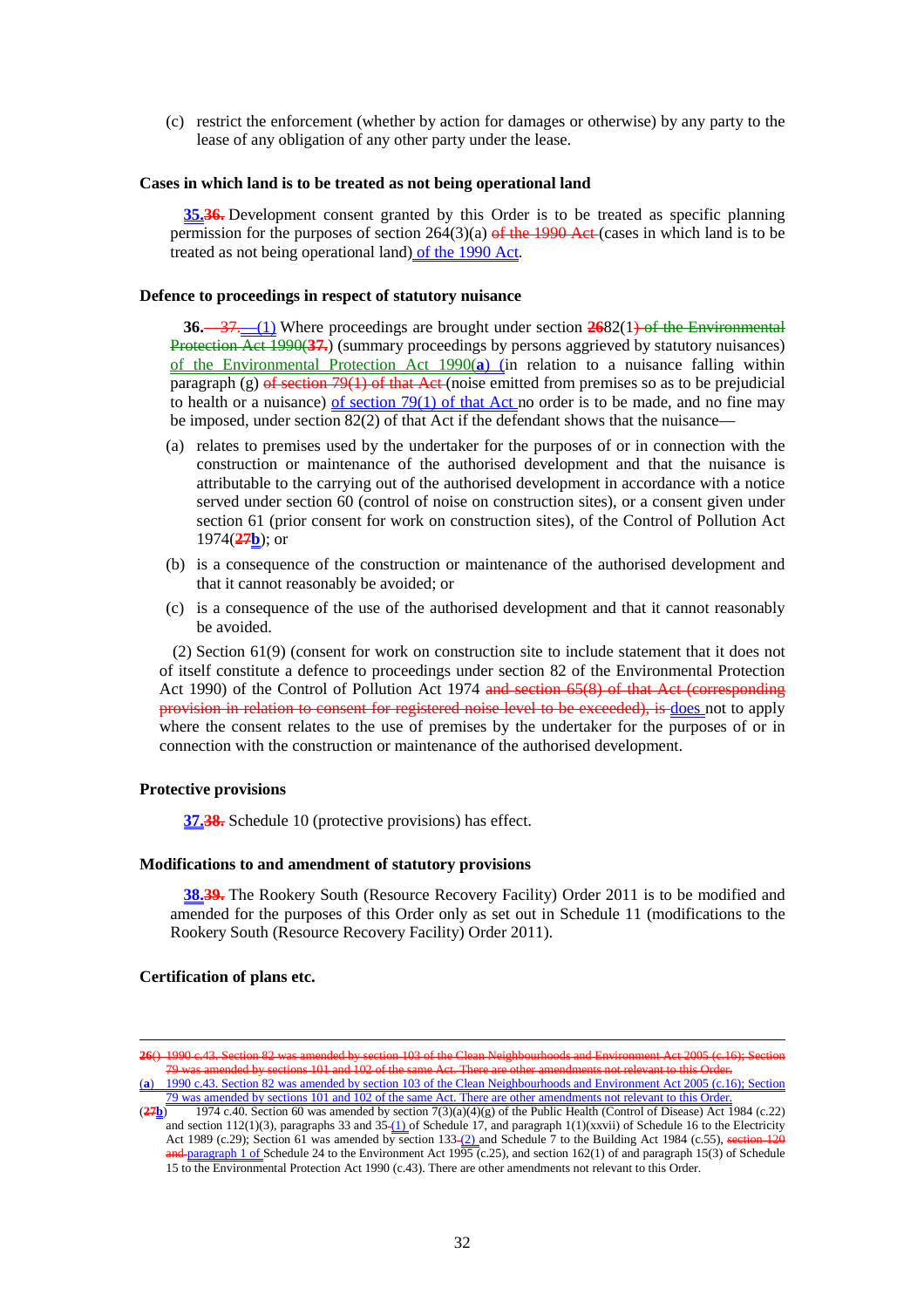(c) restrict the enforcement (whether by action for damages or otherwise) by any party to the lease of any obligation of any other party under the lease.

**Cases in which land is to be treated as not being operational land**

**35.36.** Development consent granted by this Order is to be treated as specific planning permission for the purposes of section 264(3)(a) of the 1990 Act (cases in which land is to be treated as not being operational land) of the 1990 Act.

**Defence to proceedings in respect of statutory nuisance**

**36.** 37. (1) Where proceedings are brought under section 2682(1) of the Environmental Protection Act 1990(37.) (summary proceedings by persons aggrieved by statutory nuisances) of the Environmental Protection Act 1990(**a**) (in relation to a nuisance falling within paragraph (g) of section 79(1) of that Act (noise emitted from premises so as to be prejudicial to health or a nuisance) of section 79(1) of that Act no order is to be made, and no fine may be imposed, under section 82(2) of that Act if the defendant shows that the nuisance—

(a) relates to premises used by the undertaker for the purposes of or in connection with the construction or maintenance of the authorised development and that the nuisance is attributable to the carrying out of the authorised development in accordance with a notice served under section 60 (control of noise on construction sites), or a consent given under section 61 (prior consent for work on construction sites), of the Control of Pollution Act 1974(**27b**); or

(b) is a consequence of the construction or maintenance of the authorised development and that it cannot reasonably be avoided; or

(c) is a consequence of the use of the authorised development and that it cannot reasonably be avoided.

(2) Section 61(9) (consent for work on construction site to include statement that it does not of itself constitute a defence to proceedings under section 82 of the Environmental Protection Act 1990) of the Control of Pollution Act 1974 and section 65(8) of that Act (corresponding provision in relation to consent for registered noise level to be exceeded), is does not to apply where the consent relates to the use of premises by the undertaker for the purposes of or in connection with the construction or maintenance of the authorised development.

**Protective provisions**

**37.38.** Schedule 10 (protective provisions) has effect.

**Modifications to and amendment of statutory provisions**

**38.39.** The Rookery South (Resource Recovery Facility) Order 2011 is to be modified and amended for the purposes of this Order only as set out in Schedule 11 (modifications to the Rookery South (Resource Recovery Facility) Order 2011).

**Certification of plans etc.**

---

**26**() 1990 c.43. Section 82 was amended by section 103 of the Clean Neighbourhoods and Environment Act 2005 (c.16); Section 79 was amended by sections 101 and 102 of the same Act. There are other amendments not relevant to this Order.

(**a**) 1990 c.43. Section 82 was amended by section 103 of the Clean Neighbourhoods and Environment Act 2005 (c.16); Section 79 was amended by sections 101 and 102 of the same Act. There are other amendments not relevant to this Order.

(**27b**) 1974 c.40. Section 60 was amended by section 7(3)(a)(4)(g) of the Public Health (Control of Disease) Act 1984 (c.22) and section 112(1)(3), paragraphs 33 and 35 (1) of Schedule 17, and paragraph 1(1)(xxvii) of Schedule 16 to the Electricity Act 1989 (c.29); Section 61 was amended by section 133 (2) and Schedule 7 to the Building Act 1984 (c.55), section 120 and paragraph 1 of Schedule 24 to the Environment Act 1995 (c.25), and section 162(1) of and paragraph 15(3) of Schedule 15 to the Environmental Protection Act 1990 (c.43). There are other amendments not relevant to this Order.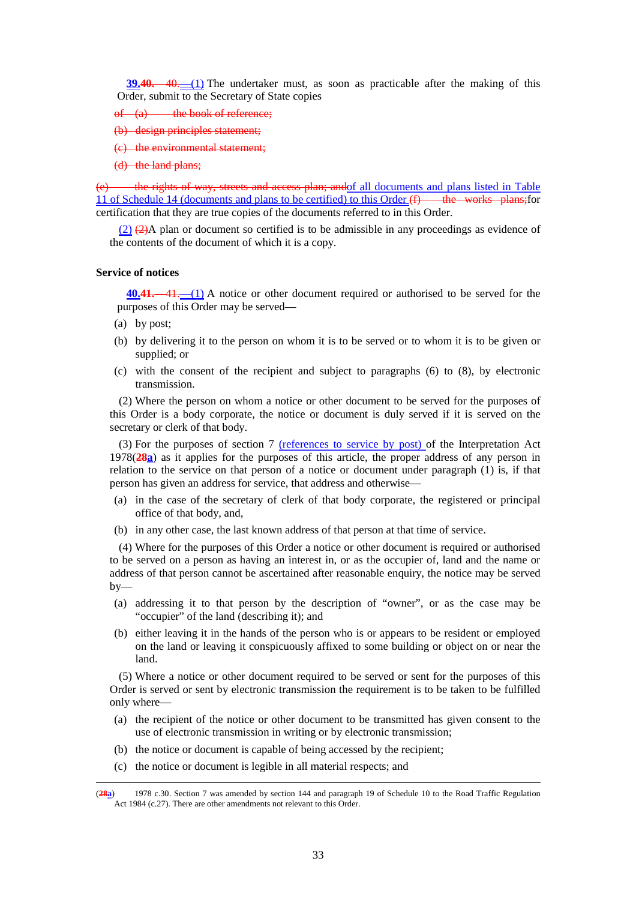**39.**~~40.~~ ~~40.~~(1) The undertaker must, as soon as practicable after the making of this Order, submit to the Secretary of State copies

~~of (a) the book of reference;~~

~~(b) design principles statement;~~

~~(c) the environmental statement;~~

~~(d) the land plans;~~

~~(e) the rights of way, streets and access plan; and~~of all documents and plans listed in Table 11 of Schedule 14 (documents and plans to be certified) to this Order ~~(f) the works plans;~~for certification that they are true copies of the documents referred to in this Order.

(2) ~~(2)~~A plan or document so certified is to be admissible in any proceedings as evidence of the contents of the document of which it is a copy.

**Service of notices**

**40.**~~41.~~ ~~41.~~(1) A notice or other document required or authorised to be served for the purposes of this Order may be served—

(a) by post;

(b) by delivering it to the person on whom it is to be served or to whom it is to be given or supplied; or

(c) with the consent of the recipient and subject to paragraphs (6) to (8), by electronic transmission.

(2) Where the person on whom a notice or other document to be served for the purposes of this Order is a body corporate, the notice or document is duly served if it is served on the secretary or clerk of that body.

(3) For the purposes of section 7 (references to service by post) of the Interpretation Act 1978(~~28~~a) as it applies for the purposes of this article, the proper address of any person in relation to the service on that person of a notice or document under paragraph (1) is, if that person has given an address for service, that address and otherwise—

(a) in the case of the secretary of clerk of that body corporate, the registered or principal office of that body, and,

(b) in any other case, the last known address of that person at that time of service.

(4) Where for the purposes of this Order a notice or other document is required or authorised to be served on a person as having an interest in, or as the occupier of, land and the name or address of that person cannot be ascertained after reasonable enquiry, the notice may be served by—

(a) addressing it to that person by the description of "owner", or as the case may be "occupier" of the land (describing it); and

(b) either leaving it in the hands of the person who is or appears to be resident or employed on the land or leaving it conspicuously affixed to some building or object on or near the land.

(5) Where a notice or other document required to be served or sent for the purposes of this Order is served or sent by electronic transmission the requirement is to be taken to be fulfilled only where—

(a) the recipient of the notice or other document to be transmitted has given consent to the use of electronic transmission in writing or by electronic transmission;

(b) the notice or document is capable of being accessed by the recipient;

(c) the notice or document is legible in all material respects; and

---

(~~28~~a) 1978 c.30. Section 7 was amended by section 144 and paragraph 19 of Schedule 10 to the Road Traffic Regulation Act 1984 (c.27). There are other amendments not relevant to this Order.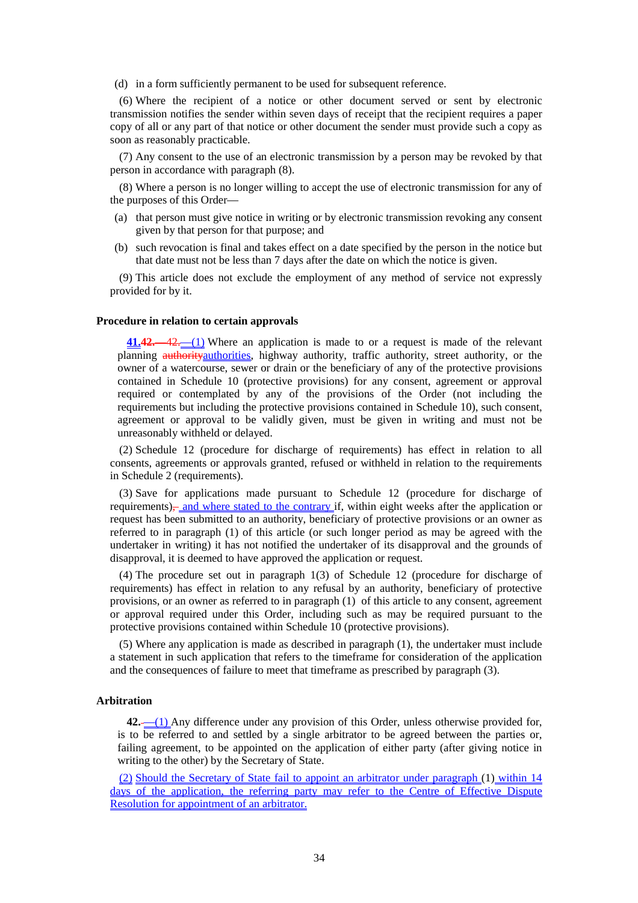(d) in a form sufficiently permanent to be used for subsequent reference.

(6) Where the recipient of a notice or other document served or sent by electronic transmission notifies the sender within seven days of receipt that the recipient requires a paper copy of all or any part of that notice or other document the sender must provide such a copy as soon as reasonably practicable.

(7) Any consent to the use of an electronic transmission by a person may be revoked by that person in accordance with paragraph (8).

(8) Where a person is no longer willing to accept the use of electronic transmission for any of the purposes of this Order—

(a) that person must give notice in writing or by electronic transmission revoking any consent given by that person for that purpose; and

(b) such revocation is final and takes effect on a date specified by the person in the notice but that date must not be less than 7 days after the date on which the notice is given.

(9) This article does not exclude the employment of any method of service not expressly provided for by it.

**Procedure in relation to certain approvals**

**41.42.**—42.—(1) Where an application is made to or a request is made of the relevant planning authorityauthorities, highway authority, traffic authority, street authority, or the owner of a watercourse, sewer or drain or the beneficiary of any of the protective provisions contained in Schedule 10 (protective provisions) for any consent, agreement or approval required or contemplated by any of the provisions of the Order (not including the requirements but including the protective provisions contained in Schedule 10), such consent, agreement or approval to be validly given, must be given in writing and must not be unreasonably withheld or delayed.

(2) Schedule 12 (procedure for discharge of requirements) has effect in relation to all consents, agreements or approvals granted, refused or withheld in relation to the requirements in Schedule 2 (requirements).

(3) Save for applications made pursuant to Schedule 12 (procedure for discharge of requirements), and where stated to the contrary if, within eight weeks after the application or request has been submitted to an authority, beneficiary of protective provisions or an owner as referred to in paragraph (1) of this article (or such longer period as may be agreed with the undertaker in writing) it has not notified the undertaker of its disapproval and the grounds of disapproval, it is deemed to have approved the application or request.

(4) The procedure set out in paragraph 1(3) of Schedule 12 (procedure for discharge of requirements) has effect in relation to any refusal by an authority, beneficiary of protective provisions, or an owner as referred to in paragraph (1) of this article to any consent, agreement or approval required under this Order, including such as may be required pursuant to the protective provisions contained within Schedule 10 (protective provisions).

(5) Where any application is made as described in paragraph (1), the undertaker must include a statement in such application that refers to the timeframe for consideration of the application and the consequences of failure to meet that timeframe as prescribed by paragraph (3).

**Arbitration**

**42.**—(1) Any difference under any provision of this Order, unless otherwise provided for, is to be referred to and settled by a single arbitrator to be agreed between the parties or, failing agreement, to be appointed on the application of either party (after giving notice in writing to the other) by the Secretary of State.

(2) Should the Secretary of State fail to appoint an arbitrator under paragraph (1) within 14 days of the application, the referring party may refer to the Centre of Effective Dispute Resolution for appointment of an arbitrator.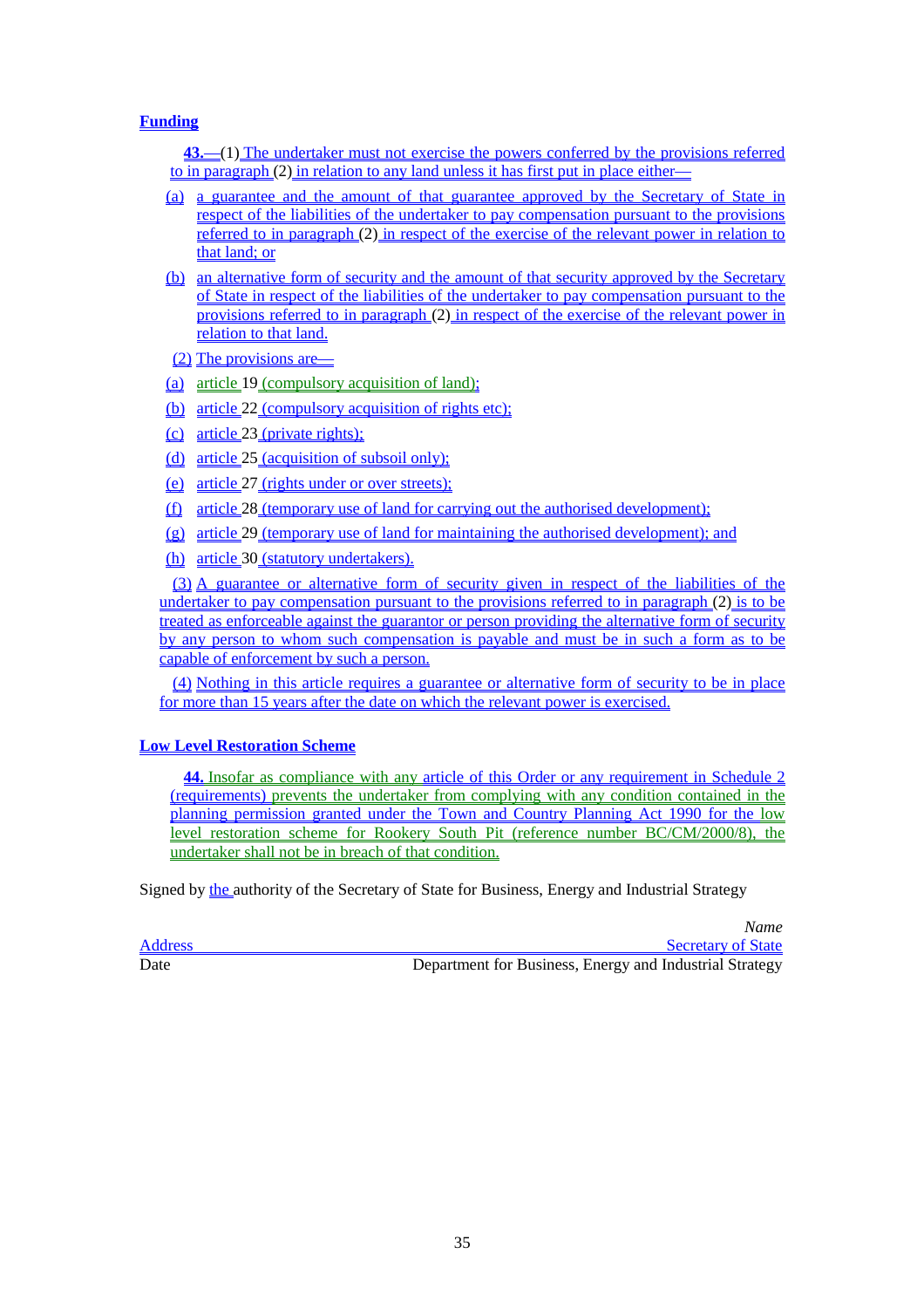**Funding**

**43.**—(1) The undertaker must not exercise the powers conferred by the provisions referred to in paragraph (2) in relation to any land unless it has first put in place either—

(a) a guarantee and the amount of that guarantee approved by the Secretary of State in respect of the liabilities of the undertaker to pay compensation pursuant to the provisions referred to in paragraph (2) in respect of the exercise of the relevant power in relation to that land; or

(b) an alternative form of security and the amount of that security approved by the Secretary of State in respect of the liabilities of the undertaker to pay compensation pursuant to the provisions referred to in paragraph (2) in respect of the exercise of the relevant power in relation to that land.

(2) The provisions are—

(a) article 19 (compulsory acquisition of land);

(b) article 22 (compulsory acquisition of rights etc);

(c) article 23 (private rights);

(d) article 25 (acquisition of subsoil only);

(e) article 27 (rights under or over streets);

(f) article 28 (temporary use of land for carrying out the authorised development);

(g) article 29 (temporary use of land for maintaining the authorised development); and

(h) article 30 (statutory undertakers).

(3) A guarantee or alternative form of security given in respect of the liabilities of the undertaker to pay compensation pursuant to the provisions referred to in paragraph (2) is to be treated as enforceable against the guarantor or person providing the alternative form of security by any person to whom such compensation is payable and must be in such a form as to be capable of enforcement by such a person.

(4) Nothing in this article requires a guarantee or alternative form of security to be in place for more than 15 years after the date on which the relevant power is exercised.

**Low Level Restoration Scheme**

**44.** Insofar as compliance with any article of this Order or any requirement in Schedule 2 (requirements) prevents the undertaker from complying with any condition contained in the planning permission granted under the Town and Country Planning Act 1990 for the low level restoration scheme for Rookery South Pit (reference number BC/CM/2000/8), the undertaker shall not be in breach of that condition.

Signed by the authority of the Secretary of State for Business, Energy and Industrial Strategy

*Name*

Address — Secretary of State

Date — Department for Business, Energy and Industrial Strategy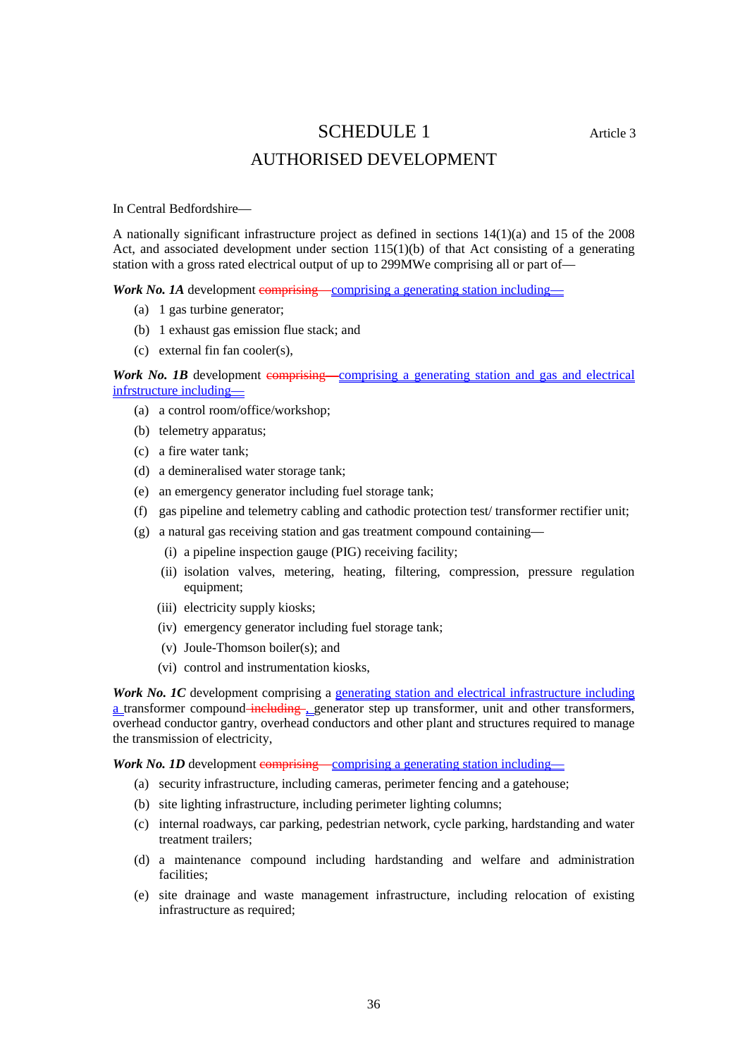# SCHEDULE 1

Article 3

## AUTHORISED DEVELOPMENT

In Central Bedfordshire—

A nationally significant infrastructure project as defined in sections 14(1)(a) and 15 of the 2008 Act, and associated development under section 115(1)(b) of that Act consisting of a generating station with a gross rated electrical output of up to 299MWe comprising all or part of—

***Work No. 1A*** development ~~comprising —~~comprising a generating station including—

(a) 1 gas turbine generator;

(b) 1 exhaust gas emission flue stack; and

(c) external fin fan cooler(s),

***Work No. 1B*** development ~~comprising —~~comprising a generating station and gas and electrical infrstructure including—

(a) a control room/office/workshop;

(b) telemetry apparatus;

(c) a fire water tank;

(d) a demineralised water storage tank;

(e) an emergency generator including fuel storage tank;

(f) gas pipeline and telemetry cabling and cathodic protection test/ transformer rectifier unit;

(g) a natural gas receiving station and gas treatment compound containing—

(i) a pipeline inspection gauge (PIG) receiving facility;

(ii) isolation valves, metering, heating, filtering, compression, pressure regulation equipment;

(iii) electricity supply kiosks;

(iv) emergency generator including fuel storage tank;

(v) Joule-Thomson boiler(s); and

(vi) control and instrumentation kiosks,

***Work No. 1C*** development comprising a generating station and electrical infrastructure including a transformer compound ~~including~~ , generator step up transformer, unit and other transformers, overhead conductor gantry, overhead conductors and other plant and structures required to manage the transmission of electricity,

***Work No. 1D*** development ~~comprising —~~comprising a generating station including—

(a) security infrastructure, including cameras, perimeter fencing and a gatehouse;

(b) site lighting infrastructure, including perimeter lighting columns;

(c) internal roadways, car parking, pedestrian network, cycle parking, hardstanding and water treatment trailers;

(d) a maintenance compound including hardstanding and welfare and administration facilities;

(e) site drainage and waste management infrastructure, including relocation of existing infrastructure as required;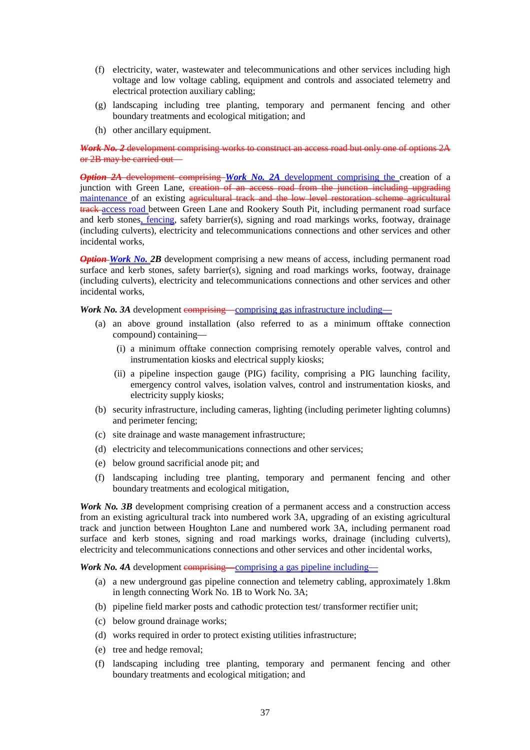(f) electricity, water, wastewater and telecommunications and other services including high voltage and low voltage cabling, equipment and controls and associated telemetry and electrical protection auxiliary cabling;

(g) landscaping including tree planting, temporary and permanent fencing and other boundary treatments and ecological mitigation; and

(h) other ancillary equipment.

~~***Work No. 2*** development comprising works to construct an access road but only one of options 2A or 2B may be carried out—~~

~~***Option 2A*** development comprising~~ ***Work No. 2A*** development comprising the creation of a junction with Green Lane, ~~creation of an access road from the junction including upgrading~~ maintenance of an existing ~~agricultural track and the low level restoration scheme agricultural track~~ access road between Green Lane and Rookery South Pit, including permanent road surface and kerb stones, fencing, safety barrier(s), signing and road markings works, footway, drainage (including culverts), electricity and telecommunications connections and other services and other incidental works,

~~***Option***~~ ***Work No. 2B*** development comprising a new means of access, including permanent road surface and kerb stones, safety barrier(s), signing and road markings works, footway, drainage (including culverts), electricity and telecommunications connections and other services and other incidental works,

***Work No. 3A*** development ~~comprising—~~comprising gas infrastructure including—

(a) an above ground installation (also referred to as a minimum offtake connection compound) containing—

(i) a minimum offtake connection comprising remotely operable valves, control and instrumentation kiosks and electrical supply kiosks;

(ii) a pipeline inspection gauge (PIG) facility, comprising a PIG launching facility, emergency control valves, isolation valves, control and instrumentation kiosks, and electricity supply kiosks;

(b) security infrastructure, including cameras, lighting (including perimeter lighting columns) and perimeter fencing;

(c) site drainage and waste management infrastructure;

(d) electricity and telecommunications connections and other services;

(e) below ground sacrificial anode pit; and

(f) landscaping including tree planting, temporary and permanent fencing and other boundary treatments and ecological mitigation,

***Work No. 3B*** development comprising creation of a permanent access and a construction access from an existing agricultural track into numbered work 3A, upgrading of an existing agricultural track and junction between Houghton Lane and numbered work 3A, including permanent road surface and kerb stones, signing and road markings works, drainage (including culverts), electricity and telecommunications connections and other services and other incidental works,

***Work No. 4A*** development ~~comprising—~~comprising a gas pipeline including—

(a) a new underground gas pipeline connection and telemetry cabling, approximately 1.8km in length connecting Work No. 1B to Work No. 3A;

(b) pipeline field marker posts and cathodic protection test/ transformer rectifier unit;

(c) below ground drainage works;

(d) works required in order to protect existing utilities infrastructure;

(e) tree and hedge removal;

(f) landscaping including tree planting, temporary and permanent fencing and other boundary treatments and ecological mitigation; and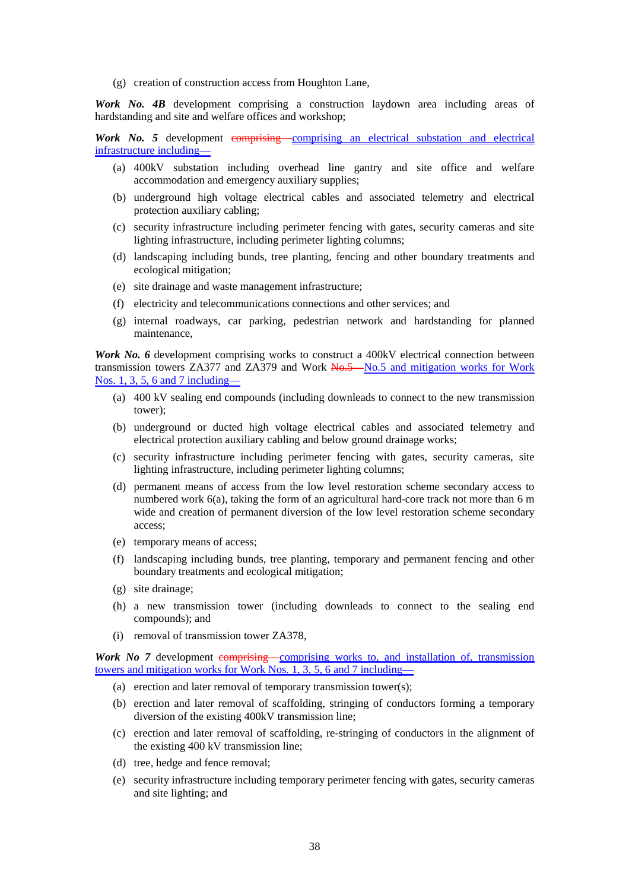(g) creation of construction access from Houghton Lane,

***Work No. 4B*** development comprising a construction laydown area including areas of hardstanding and site and welfare offices and workshop;

***Work No. 5*** development ~~comprising—~~comprising an electrical substation and electrical infrastructure including—

(a) 400kV substation including overhead line gantry and site office and welfare accommodation and emergency auxiliary supplies;

(b) underground high voltage electrical cables and associated telemetry and electrical protection auxiliary cabling;

(c) security infrastructure including perimeter fencing with gates, security cameras and site lighting infrastructure, including perimeter lighting columns;

(d) landscaping including bunds, tree planting, fencing and other boundary treatments and ecological mitigation;

(e) site drainage and waste management infrastructure;

(f) electricity and telecommunications connections and other services; and

(g) internal roadways, car parking, pedestrian network and hardstanding for planned maintenance,

***Work No. 6*** development comprising works to construct a 400kV electrical connection between transmission towers ZA377 and ZA379 and Work ~~No.5—~~No.5 and mitigation works for Work Nos. 1, 3, 5, 6 and 7 including—

(a) 400 kV sealing end compounds (including downleads to connect to the new transmission tower);

(b) underground or ducted high voltage electrical cables and associated telemetry and electrical protection auxiliary cabling and below ground drainage works;

(c) security infrastructure including perimeter fencing with gates, security cameras, site lighting infrastructure, including perimeter lighting columns;

(d) permanent means of access from the low level restoration scheme secondary access to numbered work 6(a), taking the form of an agricultural hard-core track not more than 6 m wide and creation of permanent diversion of the low level restoration scheme secondary access;

(e) temporary means of access;

(f) landscaping including bunds, tree planting, temporary and permanent fencing and other boundary treatments and ecological mitigation;

(g) site drainage;

(h) a new transmission tower (including downleads to connect to the sealing end compounds); and

(i) removal of transmission tower ZA378,

***Work No 7*** development ~~comprising—~~comprising works to, and installation of, transmission towers and mitigation works for Work Nos. 1, 3, 5, 6 and 7 including—

(a) erection and later removal of temporary transmission tower(s);

(b) erection and later removal of scaffolding, stringing of conductors forming a temporary diversion of the existing 400kV transmission line;

(c) erection and later removal of scaffolding, re-stringing of conductors in the alignment of the existing 400 kV transmission line;

(d) tree, hedge and fence removal;

(e) security infrastructure including temporary perimeter fencing with gates, security cameras and site lighting; and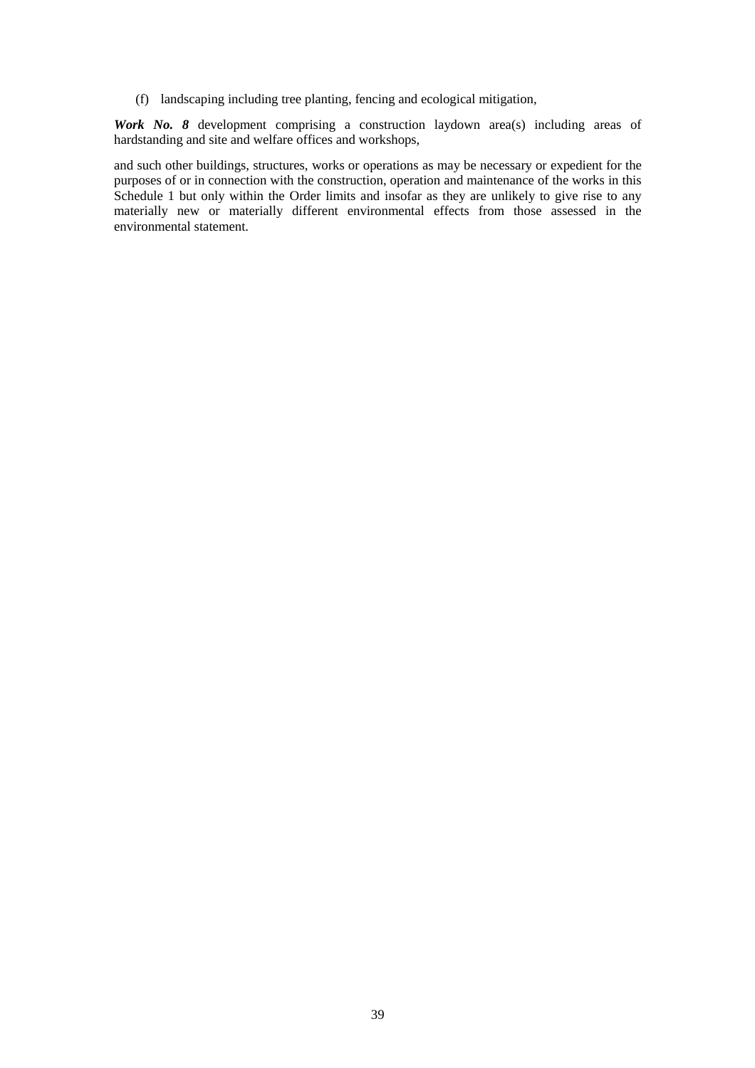(f) landscaping including tree planting, fencing and ecological mitigation,

***Work No. 8*** development comprising a construction laydown area(s) including areas of hardstanding and site and welfare offices and workshops,

and such other buildings, structures, works or operations as may be necessary or expedient for the purposes of or in connection with the construction, operation and maintenance of the works in this Schedule 1 but only within the Order limits and insofar as they are unlikely to give rise to any materially new or materially different environmental effects from those assessed in the environmental statement.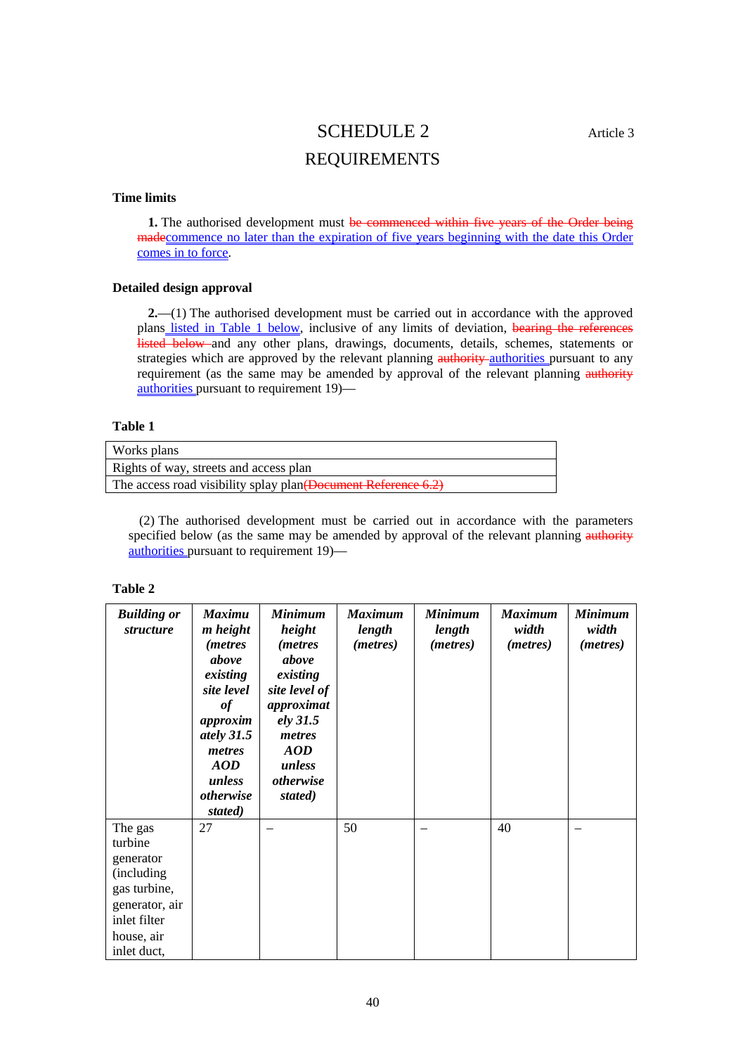# SCHEDULE 2

Article 3

# REQUIREMENTS

**Time limits**

**1.** The authorised development must ~~be commenced within five years of the Order being made~~commence no later than the expiration of five years beginning with the date this Order comes in to force.

**Detailed design approval**

**2.**—(1) The authorised development must be carried out in accordance with the approved plans listed in Table 1 below, inclusive of any limits of deviation, ~~bearing the references listed below~~ and any other plans, drawings, documents, details, schemes, statements or strategies which are approved by the relevant planning ~~authority~~ authorities pursuant to any requirement (as the same may be amended by approval of the relevant planning ~~authority~~ authorities pursuant to requirement 19)—

**Table 1**

| Works plans |
|---|
| Rights of way, streets and access plan |
| The access road visibility splay plan~~(Document Reference 6.2)~~ |

(2) The authorised development must be carried out in accordance with the parameters specified below (as the same may be amended by approval of the relevant planning ~~authority~~ authorities pursuant to requirement 19)—

**Table 2**

| ***Building or structure*** | ***Maximum height (metres above existing site level of approximately 31.5 metres AOD unless otherwise stated)*** | ***Minimum height (metres above existing site level of approximately 31.5 metres AOD unless otherwise stated)*** | ***Maximum length (metres)*** | ***Minimum length (metres)*** | ***Maximum width (metres)*** | ***Minimum width (metres)*** |
|---|---|---|---|---|---|---|
| The gas turbine generator (including gas turbine, generator, air inlet filter house, air inlet duct, | 27 | – | 50 | – | 40 | – |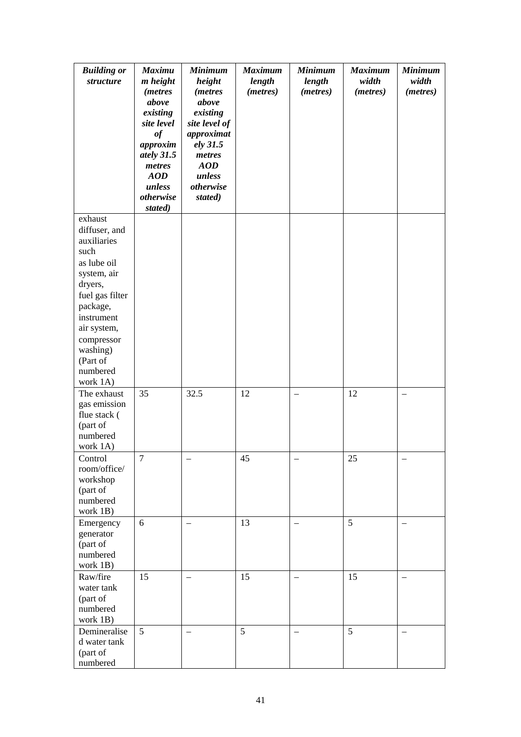| *Building or structure* | *Maximum height (metres above existing site level of approximately 31.5 metres AOD unless otherwise stated)* | *Minimum height (metres above existing site level of approximately 31.5 metres AOD unless otherwise stated)* | *Maximum length (metres)* | *Minimum length (metres)* | *Maximum width (metres)* | *Minimum width (metres)* |
|---|---|---|---|---|---|---|
| exhaust diffuser, and auxiliaries such as lube oil system, air dryers, fuel gas filter package, instrument air system, compressor washing) (Part of numbered work 1A) | | | | | | |
| The exhaust gas emission flue stack ( (part of numbered work 1A) | 35 | 32.5 | 12 | – | 12 | – |
| Control room/office/ workshop (part of numbered work 1B) | 7 | – | 45 | – | 25 | – |
| Emergency generator (part of numbered work 1B) | 6 | – | 13 | – | 5 | – |
| Raw/fire water tank (part of numbered work 1B) | 15 | – | 15 | – | 15 | – |
| Demineralised water tank (part of numbered | 5 | – | 5 | – | 5 | – |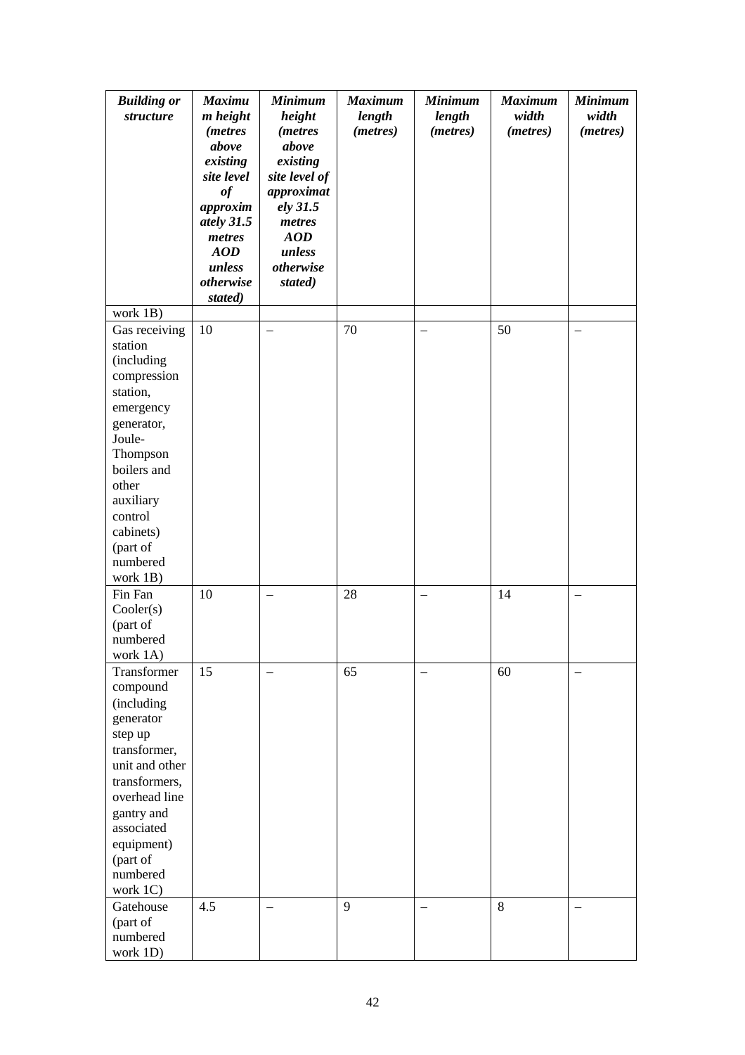| *Building or structure* | *Maximum height (metres above existing site level of approximately 31.5 metres AOD unless otherwise stated)* | *Minimum height (metres above existing site level of approximately 31.5 metres AOD unless otherwise stated)* | *Maximum length (metres)* | *Minimum length (metres)* | *Maximum width (metres)* | *Minimum width (metres)* |
|---|---|---|---|---|---|---|
| work 1B) | | | | | | |
| Gas receiving station (including compression station, emergency generator, Joule-Thompson boilers and other auxiliary control cabinets) (part of numbered work 1B) | 10 | – | 70 | – | 50 | – |
| Fin Fan Cooler(s) (part of numbered work 1A) | 10 | – | 28 | – | 14 | – |
| Transformer compound (including generator step up transformer, unit and other transformers, overhead line gantry and associated equipment) (part of numbered work 1C) | 15 | – | 65 | – | 60 | – |
| Gatehouse (part of numbered work 1D) | 4.5 | – | 9 | – | 8 | – |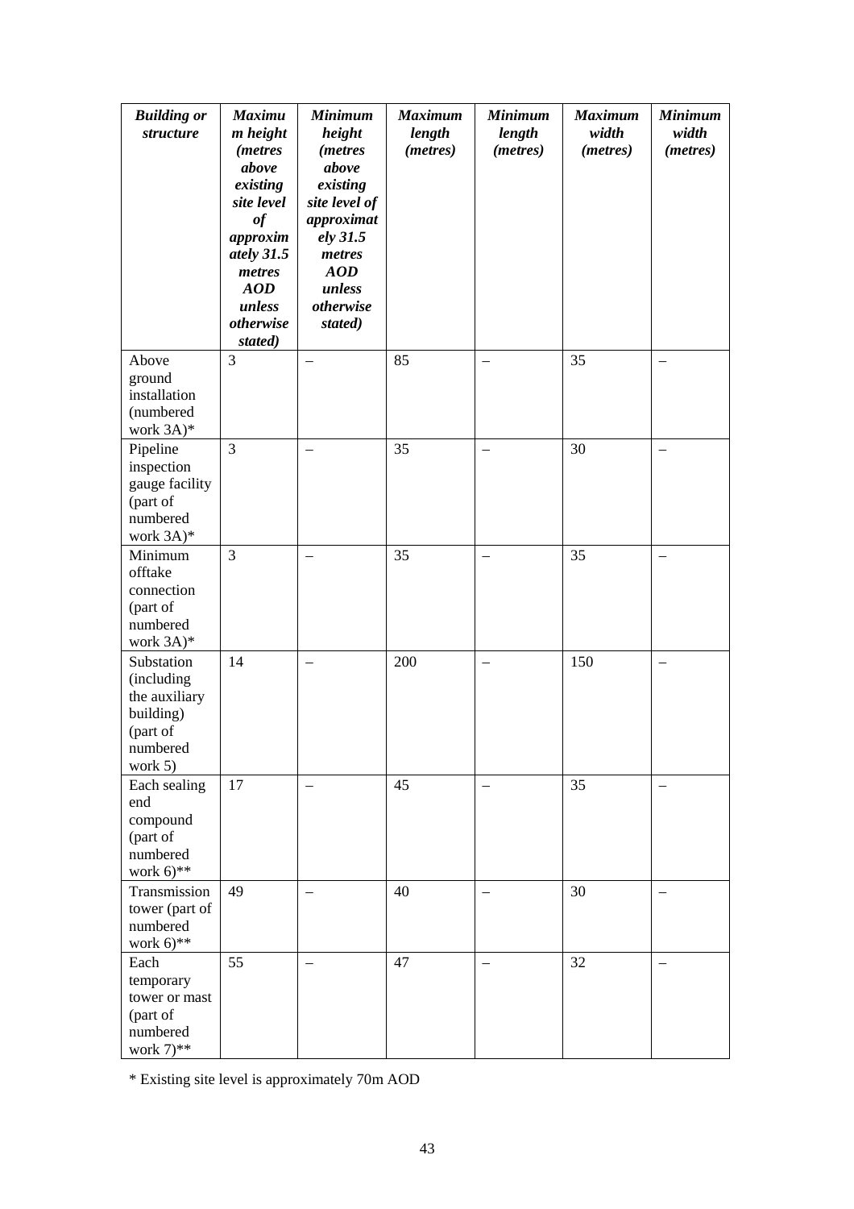| ***Building or structure*** | ***Maximum height (metres above existing site level of approximately 31.5 metres AOD unless otherwise stated)*** | ***Minimum height (metres above existing site level of approximately 31.5 metres AOD unless otherwise stated)*** | ***Maximum length (metres)*** | ***Minimum length (metres)*** | ***Maximum width (metres)*** | ***Minimum width (metres)*** |
| --- | --- | --- | --- | --- | --- | --- |
| Above ground installation (numbered work 3A)* | 3 | – | 85 | – | 35 | – |
| Pipeline inspection gauge facility (part of numbered work 3A)* | 3 | – | 35 | – | 30 | – |
| Minimum offtake connection (part of numbered work 3A)* | 3 | – | 35 | – | 35 | – |
| Substation (including the auxiliary building) (part of numbered work 5) | 14 | – | 200 | – | 150 | – |
| Each sealing end compound (part of numbered work 6)** | 17 | – | 45 | – | 35 | – |
| Transmission tower (part of numbered work 6)** | 49 | – | 40 | – | 30 | – |
| Each temporary tower or mast (part of numbered work 7)** | 55 | – | 47 | – | 32 | – |

* Existing site level is approximately 70m AOD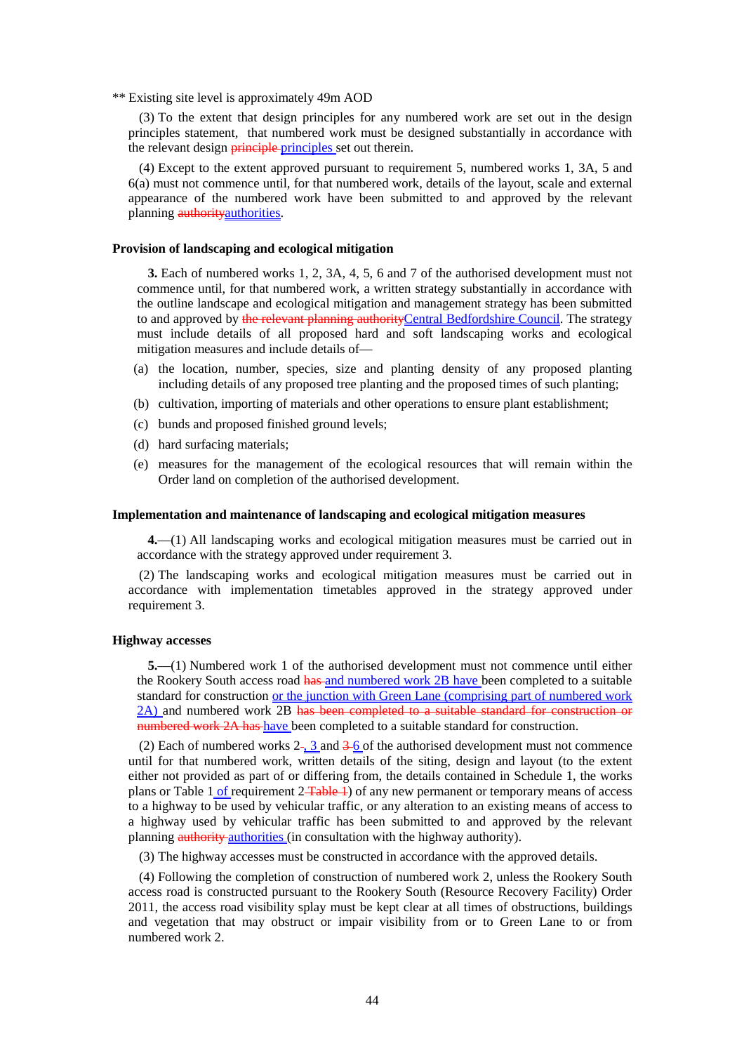** Existing site level is approximately 49m AOD

(3) To the extent that design principles for any numbered work are set out in the design principles statement, that numbered work must be designed substantially in accordance with the relevant design ~~principle~~ principles set out therein.

(4) Except to the extent approved pursuant to requirement 5, numbered works 1, 3A, 5 and 6(a) must not commence until, for that numbered work, details of the layout, scale and external appearance of the numbered work have been submitted to and approved by the relevant planning ~~authority~~authorities.

### Provision of landscaping and ecological mitigation

**3.** Each of numbered works 1, 2, 3A, 4, 5, 6 and 7 of the authorised development must not commence until, for that numbered work, a written strategy substantially in accordance with the outline landscape and ecological mitigation and management strategy has been submitted to and approved by ~~the relevant planning authority~~Central Bedfordshire Council. The strategy must include details of all proposed hard and soft landscaping works and ecological mitigation measures and include details of—

(a) the location, number, species, size and planting density of any proposed planting including details of any proposed tree planting and the proposed times of such planting;

(b) cultivation, importing of materials and other operations to ensure plant establishment;

(c) bunds and proposed finished ground levels;

(d) hard surfacing materials;

(e) measures for the management of the ecological resources that will remain within the Order land on completion of the authorised development.

### Implementation and maintenance of landscaping and ecological mitigation measures

**4.**—(1) All landscaping works and ecological mitigation measures must be carried out in accordance with the strategy approved under requirement 3.

(2) The landscaping works and ecological mitigation measures must be carried out in accordance with implementation timetables approved in the strategy approved under requirement 3.

### Highway accesses

**5.**—(1) Numbered work 1 of the authorised development must not commence until either the Rookery South access road ~~has~~ and numbered work 2B have been completed to a suitable standard for construction or the junction with Green Lane (comprising part of numbered work 2A) and numbered work 2B ~~has been completed to a suitable standard for construction or numbered work 2A has~~ have been completed to a suitable standard for construction.

(2) Each of numbered works 2~~-~~, 3 and ~~3~~ 6 of the authorised development must not commence until for that numbered work, written details of the siting, design and layout (to the extent either not provided as part of or differing from, the details contained in Schedule 1, the works plans or Table 1 of requirement 2 ~~Table 1~~) of any new permanent or temporary means of access to a highway to be used by vehicular traffic, or any alteration to an existing means of access to a highway used by vehicular traffic has been submitted to and approved by the relevant planning ~~authority~~ authorities (in consultation with the highway authority).

(3) The highway accesses must be constructed in accordance with the approved details.

(4) Following the completion of construction of numbered work 2, unless the Rookery South access road is constructed pursuant to the Rookery South (Resource Recovery Facility) Order 2011, the access road visibility splay must be kept clear at all times of obstructions, buildings and vegetation that may obstruct or impair visibility from or to Green Lane to or from numbered work 2.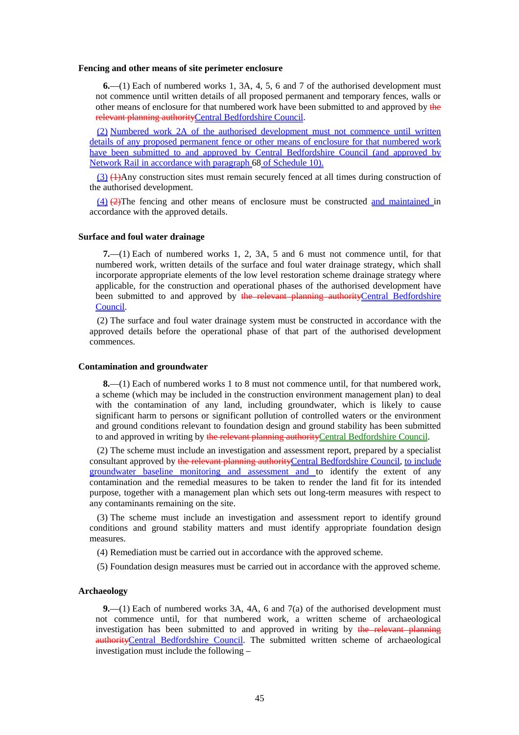**Fencing and other means of site perimeter enclosure**

**6.**—(1) Each of numbered works 1, 3A, 4, 5, 6 and 7 of the authorised development must not commence until written details of all proposed permanent and temporary fences, walls or other means of enclosure for that numbered work have been submitted to and approved by ~~the relevant planning authority~~Central Bedfordshire Council.

(2) Numbered work 2A of the authorised development must not commence until written details of any proposed permanent fence or other means of enclosure for that numbered work have been submitted to and approved by Central Bedfordshire Council (and approved by Network Rail in accordance with paragraph 68 of Schedule 10).

(3) ~~(1)~~Any construction sites must remain securely fenced at all times during construction of the authorised development.

(4) ~~(2)~~The fencing and other means of enclosure must be constructed and maintained in accordance with the approved details.

**Surface and foul water drainage**

**7.**—(1) Each of numbered works 1, 2, 3A, 5 and 6 must not commence until, for that numbered work, written details of the surface and foul water drainage strategy, which shall incorporate appropriate elements of the low level restoration scheme drainage strategy where applicable, for the construction and operational phases of the authorised development have been submitted to and approved by ~~the relevant planning authority~~Central Bedfordshire Council.

(2) The surface and foul water drainage system must be constructed in accordance with the approved details before the operational phase of that part of the authorised development commences.

**Contamination and groundwater**

**8.**—(1) Each of numbered works 1 to 8 must not commence until, for that numbered work, a scheme (which may be included in the construction environment management plan) to deal with the contamination of any land, including groundwater, which is likely to cause significant harm to persons or significant pollution of controlled waters or the environment and ground conditions relevant to foundation design and ground stability has been submitted to and approved in writing by ~~the relevant planning authority~~Central Bedfordshire Council.

(2) The scheme must include an investigation and assessment report, prepared by a specialist consultant approved by ~~the relevant planning authority~~Central Bedfordshire Council, to include groundwater baseline monitoring and assessment and to identify the extent of any contamination and the remedial measures to be taken to render the land fit for its intended purpose, together with a management plan which sets out long-term measures with respect to any contaminants remaining on the site.

(3) The scheme must include an investigation and assessment report to identify ground conditions and ground stability matters and must identify appropriate foundation design measures.

(4) Remediation must be carried out in accordance with the approved scheme.

(5) Foundation design measures must be carried out in accordance with the approved scheme.

**Archaeology**

**9.**—(1) Each of numbered works 3A, 4A, 6 and 7(a) of the authorised development must not commence until, for that numbered work, a written scheme of archaeological investigation has been submitted to and approved in writing by ~~the relevant planning authority~~Central Bedfordshire Council. The submitted written scheme of archaeological investigation must include the following –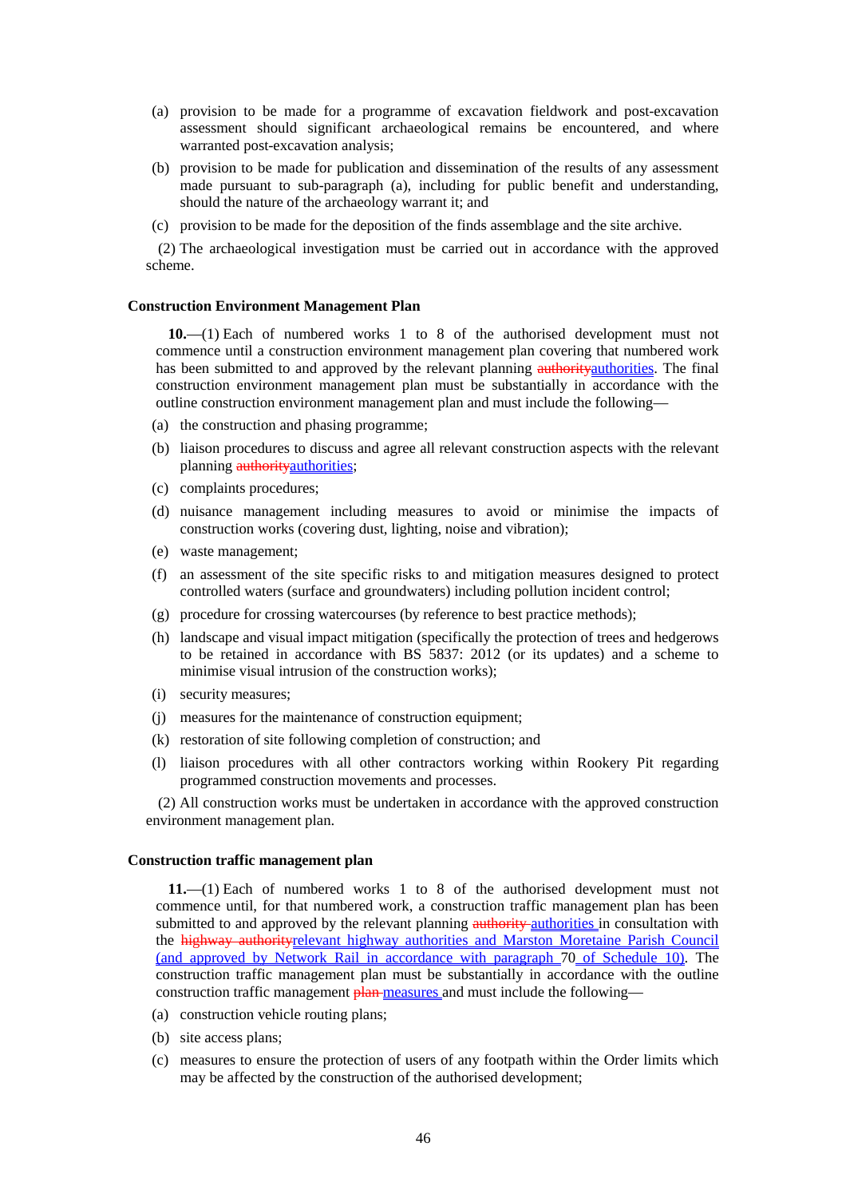(a) provision to be made for a programme of excavation fieldwork and post-excavation assessment should significant archaeological remains be encountered, and where warranted post-excavation analysis;

(b) provision to be made for publication and dissemination of the results of any assessment made pursuant to sub-paragraph (a), including for public benefit and understanding, should the nature of the archaeology warrant it; and

(c) provision to be made for the deposition of the finds assemblage and the site archive.

(2) The archaeological investigation must be carried out in accordance with the approved scheme.

**Construction Environment Management Plan**

**10.**—(1) Each of numbered works 1 to 8 of the authorised development must not commence until a construction environment management plan covering that numbered work has been submitted to and approved by the relevant planning ~~authority~~authorities. The final construction environment management plan must be substantially in accordance with the outline construction environment management plan and must include the following—

(a) the construction and phasing programme;

(b) liaison procedures to discuss and agree all relevant construction aspects with the relevant planning ~~authority~~authorities;

(c) complaints procedures;

(d) nuisance management including measures to avoid or minimise the impacts of construction works (covering dust, lighting, noise and vibration);

(e) waste management;

(f) an assessment of the site specific risks to and mitigation measures designed to protect controlled waters (surface and groundwaters) including pollution incident control;

(g) procedure for crossing watercourses (by reference to best practice methods);

(h) landscape and visual impact mitigation (specifically the protection of trees and hedgerows to be retained in accordance with BS 5837: 2012 (or its updates) and a scheme to minimise visual intrusion of the construction works);

(i) security measures;

(j) measures for the maintenance of construction equipment;

(k) restoration of site following completion of construction; and

(l) liaison procedures with all other contractors working within Rookery Pit regarding programmed construction movements and processes.

(2) All construction works must be undertaken in accordance with the approved construction environment management plan.

**Construction traffic management plan**

**11.**—(1) Each of numbered works 1 to 8 of the authorised development must not commence until, for that numbered work, a construction traffic management plan has been submitted to and approved by the relevant planning ~~authority~~ authorities in consultation with the ~~highway authority~~relevant highway authorities and Marston Moretaine Parish Council (and approved by Network Rail in accordance with paragraph 70 of Schedule 10). The construction traffic management plan must be substantially in accordance with the outline construction traffic management ~~plan~~ measures and must include the following—

(a) construction vehicle routing plans;

(b) site access plans;

(c) measures to ensure the protection of users of any footpath within the Order limits which may be affected by the construction of the authorised development;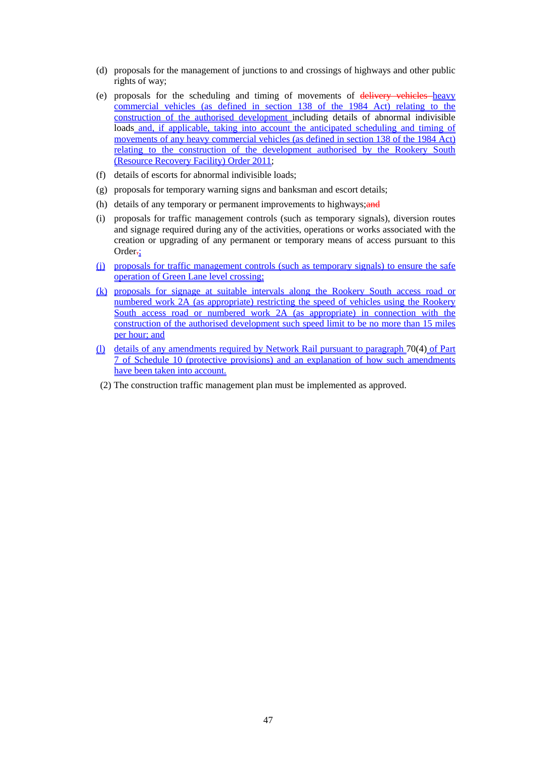(d) proposals for the management of junctions to and crossings of highways and other public rights of way;

(e) proposals for the scheduling and timing of movements of ~~delivery vehicles~~ heavy commercial vehicles (as defined in section 138 of the 1984 Act) relating to the construction of the authorised development including details of abnormal indivisible loads and, if applicable, taking into account the anticipated scheduling and timing of movements of any heavy commercial vehicles (as defined in section 138 of the 1984 Act) relating to the construction of the development authorised by the Rookery South (Resource Recovery Facility) Order 2011;

(f) details of escorts for abnormal indivisible loads;

(g) proposals for temporary warning signs and banksman and escort details;

(h) details of any temporary or permanent improvements to highways;~~and~~

(i) proposals for traffic management controls (such as temporary signals), diversion routes and signage required during any of the activities, operations or works associated with the creation or upgrading of any permanent or temporary means of access pursuant to this Order~~.~~;

(j) proposals for traffic management controls (such as temporary signals) to ensure the safe operation of Green Lane level crossing;

(k) proposals for signage at suitable intervals along the Rookery South access road or numbered work 2A (as appropriate) restricting the speed of vehicles using the Rookery South access road or numbered work 2A (as appropriate) in connection with the construction of the authorised development such speed limit to be no more than 15 miles per hour; and

(l) details of any amendments required by Network Rail pursuant to paragraph 70(4) of Part 7 of Schedule 10 (protective provisions) and an explanation of how such amendments have been taken into account.

(2) The construction traffic management plan must be implemented as approved.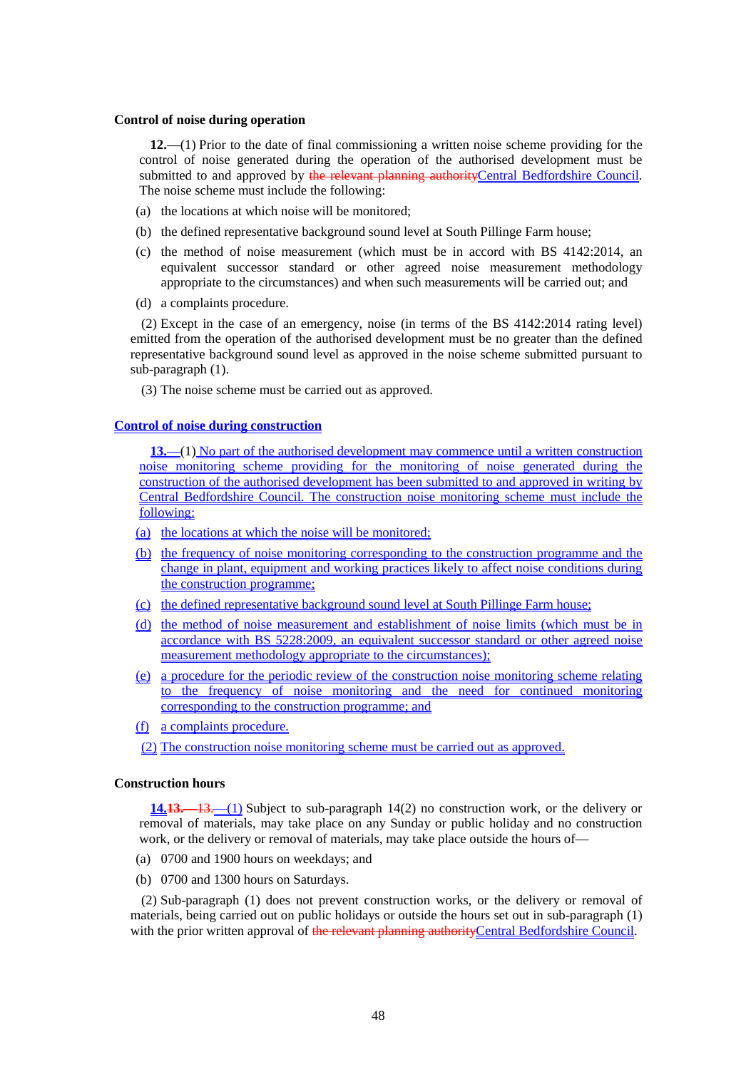**Control of noise during operation**

**12.**—(1) Prior to the date of final commissioning a written noise scheme providing for the control of noise generated during the operation of the authorised development must be submitted to and approved by ~~the relevant planning authority~~Central Bedfordshire Council. The noise scheme must include the following:

(a) the locations at which noise will be monitored;

(b) the defined representative background sound level at South Pillinge Farm house;

(c) the method of noise measurement (which must be in accord with BS 4142:2014, an equivalent successor standard or other agreed noise measurement methodology appropriate to the circumstances) and when such measurements will be carried out; and

(d) a complaints procedure.

(2) Except in the case of an emergency, noise (in terms of the BS 4142:2014 rating level) emitted from the operation of the authorised development must be no greater than the defined representative background sound level as approved in the noise scheme submitted pursuant to sub-paragraph (1).

(3) The noise scheme must be carried out as approved.

**Control of noise during construction**

**13.**—(1) No part of the authorised development may commence until a written construction noise monitoring scheme providing for the monitoring of noise generated during the construction of the authorised development has been submitted to and approved in writing by Central Bedfordshire Council. The construction noise monitoring scheme must include the following:

(a) the locations at which the noise will be monitored;

(b) the frequency of noise monitoring corresponding to the construction programme and the change in plant, equipment and working practices likely to affect noise conditions during the construction programme;

(c) the defined representative background sound level at South Pillinge Farm house;

(d) the method of noise measurement and establishment of noise limits (which must be in accordance with BS 5228:2009, an equivalent successor standard or other agreed noise measurement methodology appropriate to the circumstances);

(e) a procedure for the periodic review of the construction noise monitoring scheme relating to the frequency of noise monitoring and the need for continued monitoring corresponding to the construction programme; and

(f) a complaints procedure.

(2) The construction noise monitoring scheme must be carried out as approved.

**Construction hours**

**14.**~~**13.**~~~~—13.~~—(1) Subject to sub-paragraph 14(2) no construction work, or the delivery or removal of materials, may take place on any Sunday or public holiday and no construction work, or the delivery or removal of materials, may take place outside the hours of—

(a) 0700 and 1900 hours on weekdays; and

(b) 0700 and 1300 hours on Saturdays.

(2) Sub-paragraph (1) does not prevent construction works, or the delivery or removal of materials, being carried out on public holidays or outside the hours set out in sub-paragraph (1) with the prior written approval of ~~the relevant planning authority~~Central Bedfordshire Council.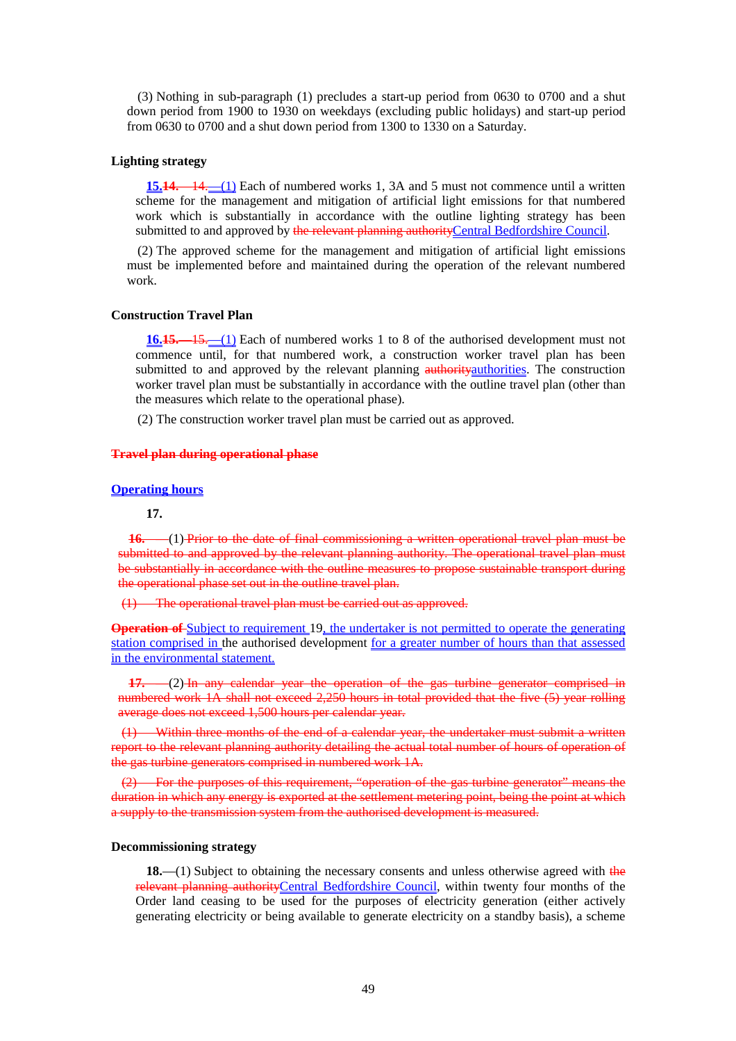(3) Nothing in sub-paragraph (1) precludes a start-up period from 0630 to 0700 and a shut down period from 1900 to 1930 on weekdays (excluding public holidays) and start-up period from 0630 to 0700 and a shut down period from 1300 to 1330 on a Saturday.

### Lighting strategy

**15.~~14.~~** ~~14.~~—(1) Each of numbered works 1, 3A and 5 must not commence until a written scheme for the management and mitigation of artificial light emissions for that numbered work which is substantially in accordance with the outline lighting strategy has been submitted to and approved by ~~the relevant planning authority~~Central Bedfordshire Council.

(2) The approved scheme for the management and mitigation of artificial light emissions must be implemented before and maintained during the operation of the relevant numbered work.

### Construction Travel Plan

**16.~~15.~~**—~~15.~~—(1) Each of numbered works 1 to 8 of the authorised development must not commence until, for that numbered work, a construction worker travel plan has been submitted to and approved by the relevant planning ~~authority~~authorities. The construction worker travel plan must be substantially in accordance with the outline travel plan (other than the measures which relate to the operational phase).

(2) The construction worker travel plan must be carried out as approved.

### ~~Travel plan during operational phase~~

### Operating hours

**17.**

~~**16.**~~—(1) ~~Prior to the date of final commissioning a written operational travel plan must be submitted to and approved by the relevant planning authority. The operational travel plan must be substantially in accordance with the outline measures to propose sustainable transport during the operational phase set out in the outline travel plan.~~

~~(1) The operational travel plan must be carried out as approved.~~

~~**Operation of**~~ Subject to requirement 19, the undertaker is not permitted to operate the generating station comprised in the authorised development for a greater number of hours than that assessed in the environmental statement.

~~**17.**~~—(2) ~~In any calendar year the operation of the gas turbine generator comprised in numbered work 1A shall not exceed 2,250 hours in total provided that the five (5) year rolling average does not exceed 1,500 hours per calendar year.~~

~~(1) Within three months of the end of a calendar year, the undertaker must submit a written report to the relevant planning authority detailing the actual total number of hours of operation of the gas turbine generators comprised in numbered work 1A.~~

~~(2) For the purposes of this requirement, "operation of the gas turbine generator" means the duration in which any energy is exported at the settlement metering point, being the point at which a supply to the transmission system from the authorised development is measured.~~

### Decommissioning strategy

**18.**—(1) Subject to obtaining the necessary consents and unless otherwise agreed with ~~the relevant planning authority~~Central Bedfordshire Council, within twenty four months of the Order land ceasing to be used for the purposes of electricity generation (either actively generating electricity or being available to generate electricity on a standby basis), a scheme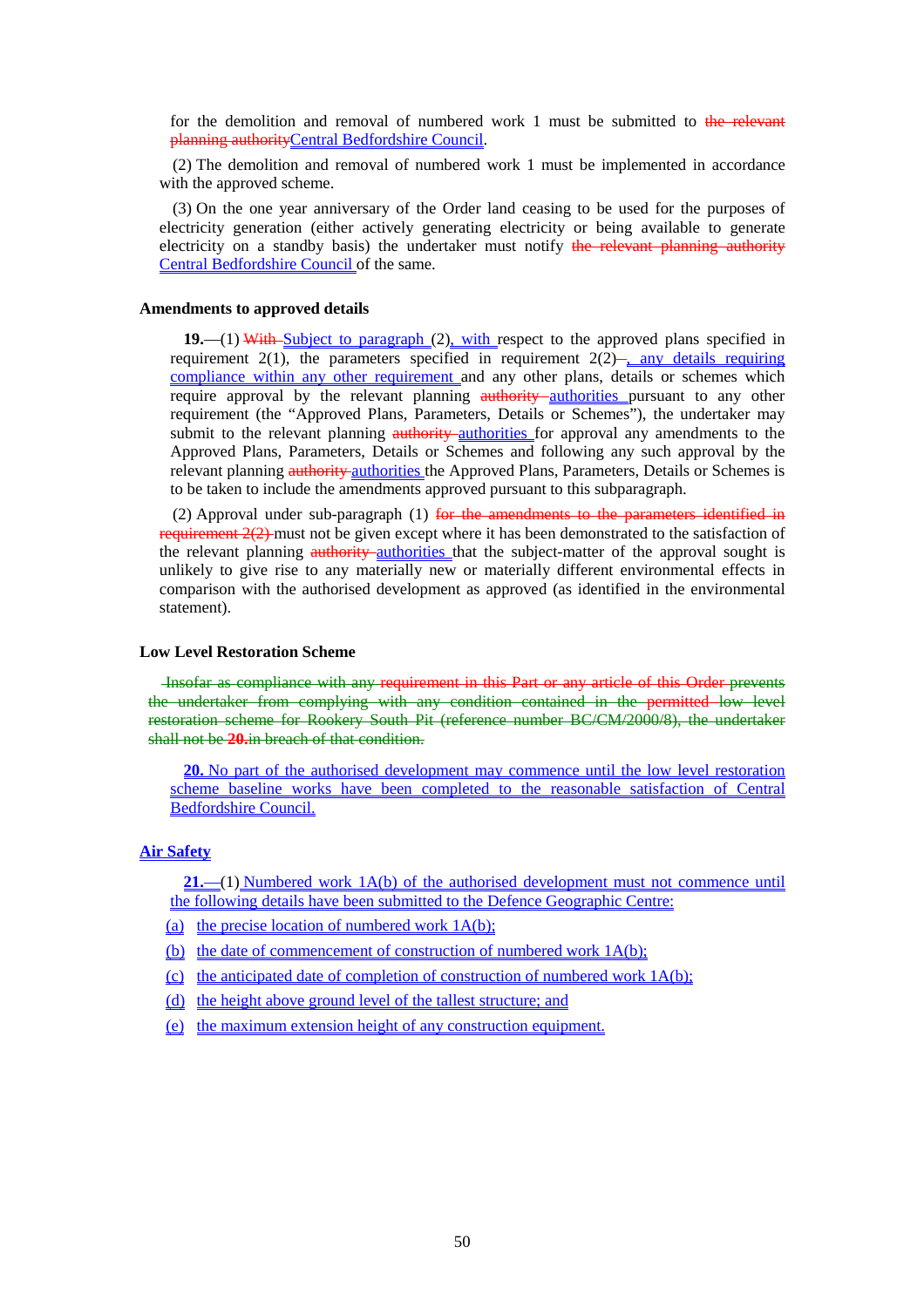for the demolition and removal of numbered work 1 must be submitted to ~~the relevant planning authority~~Central Bedfordshire Council.

(2) The demolition and removal of numbered work 1 must be implemented in accordance with the approved scheme.

(3) On the one year anniversary of the Order land ceasing to be used for the purposes of electricity generation (either actively generating electricity or being available to generate electricity on a standby basis) the undertaker must notify ~~the relevant planning authority~~ Central Bedfordshire Council of the same.

### Amendments to approved details

**19.**—(1) ~~With~~ Subject to paragraph (2), with respect to the approved plans specified in requirement 2(1), the parameters specified in requirement 2(2)~~–~~, any details requiring compliance within any other requirement and any other plans, details or schemes which require approval by the relevant planning ~~authority~~ authorities pursuant to any other requirement (the "Approved Plans, Parameters, Details or Schemes"), the undertaker may submit to the relevant planning ~~authority~~ authorities for approval any amendments to the Approved Plans, Parameters, Details or Schemes and following any such approval by the relevant planning ~~authority~~ authorities the Approved Plans, Parameters, Details or Schemes is to be taken to include the amendments approved pursuant to this subparagraph.

(2) Approval under sub-paragraph (1) ~~for the amendments to the parameters identified in requirement 2(2)~~ must not be given except where it has been demonstrated to the satisfaction of the relevant planning ~~authority~~ authorities that the subject-matter of the approval sought is unlikely to give rise to any materially new or materially different environmental effects in comparison with the authorised development as approved (as identified in the environmental statement).

### Low Level Restoration Scheme

~~Insofar as compliance with any requirement in this Part or any article of this Order prevents the undertaker from complying with any condition contained in the permitted low level restoration scheme for Rookery South Pit (reference number BC/CM/2000/8), the undertaker shall not be~~ **~~20.~~**~~in breach of that condition.~~

**20.** No part of the authorised development may commence until the low level restoration scheme baseline works have been completed to the reasonable satisfaction of Central Bedfordshire Council.

### Air Safety

**21.**—(1) Numbered work 1A(b) of the authorised development must not commence until the following details have been submitted to the Defence Geographic Centre:

(a) the precise location of numbered work 1A(b);

(b) the date of commencement of construction of numbered work 1A(b);

(c) the anticipated date of completion of construction of numbered work 1A(b);

(d) the height above ground level of the tallest structure; and

(e) the maximum extension height of any construction equipment.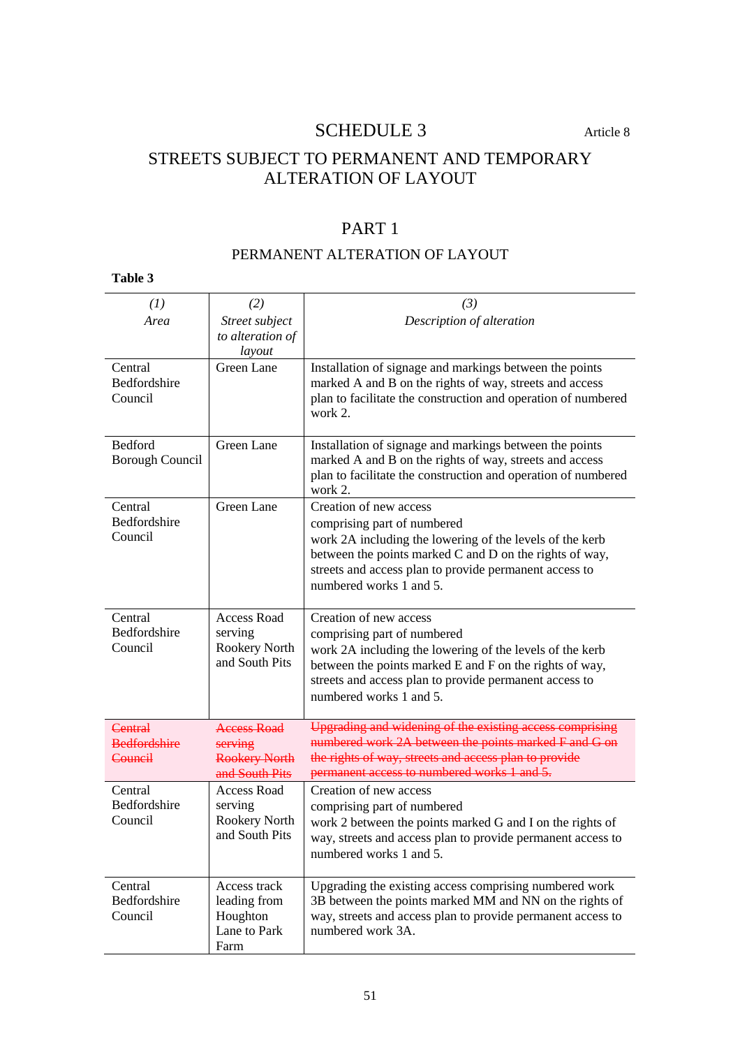# SCHEDULE 3

Article 8

## STREETS SUBJECT TO PERMANENT AND TEMPORARY ALTERATION OF LAYOUT

## PART 1

### PERMANENT ALTERATION OF LAYOUT

**Table 3**

| *(1)* *Area* | *(2)* *Street subject to alteration of layout* | *(3)* *Description of alteration* |
|---|---|---|
| Central Bedfordshire Council | Green Lane | Installation of signage and markings between the points marked A and B on the rights of way, streets and access plan to facilitate the construction and operation of numbered work 2. |
| Bedford Borough Council | Green Lane | Installation of signage and markings between the points marked A and B on the rights of way, streets and access plan to facilitate the construction and operation of numbered work 2. |
| Central Bedfordshire Council | Green Lane | Creation of new access comprising part of numbered work 2A including the lowering of the levels of the kerb between the points marked C and D on the rights of way, streets and access plan to provide permanent access to numbered works 1 and 5. |
| Central Bedfordshire Council | Access Road serving Rookery North and South Pits | Creation of new access comprising part of numbered work 2A including the lowering of the levels of the kerb between the points marked E and F on the rights of way, streets and access plan to provide permanent access to numbered works 1 and 5. |
| ~~Central Bedfordshire Council~~ | ~~Access Road serving Rookery North and South Pits~~ | ~~Upgrading and widening of the existing access comprising numbered work 2A between the points marked F and G on the rights of way, streets and access plan to provide permanent access to numbered works 1 and 5.~~ |
| Central Bedfordshire Council | Access Road serving Rookery North and South Pits | Creation of new access comprising part of numbered work 2 between the points marked G and I on the rights of way, streets and access plan to provide permanent access to numbered works 1 and 5. |
| Central Bedfordshire Council | Access track leading from Houghton Lane to Park Farm | Upgrading the existing access comprising numbered work 3B between the points marked MM and NN on the rights of way, streets and access plan to provide permanent access to numbered work 3A. |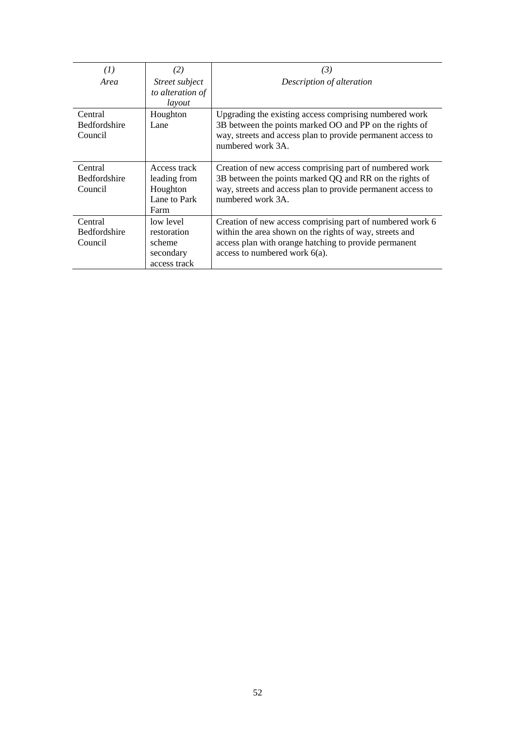| *(1)* *Area* | *(2)* *Street subject to alteration of layout* | *(3)* *Description of alteration* |
|---|---|---|
| Central Bedfordshire Council | Houghton Lane | Upgrading the existing access comprising numbered work 3B between the points marked OO and PP on the rights of way, streets and access plan to provide permanent access to numbered work 3A. |
| Central Bedfordshire Council | Access track leading from Houghton Lane to Park Farm | Creation of new access comprising part of numbered work 3B between the points marked QQ and RR on the rights of way, streets and access plan to provide permanent access to numbered work 3A. |
| Central Bedfordshire Council | low level restoration scheme secondary access track | Creation of new access comprising part of numbered work 6 within the area shown on the rights of way, streets and access plan with orange hatching to provide permanent access to numbered work 6(a). |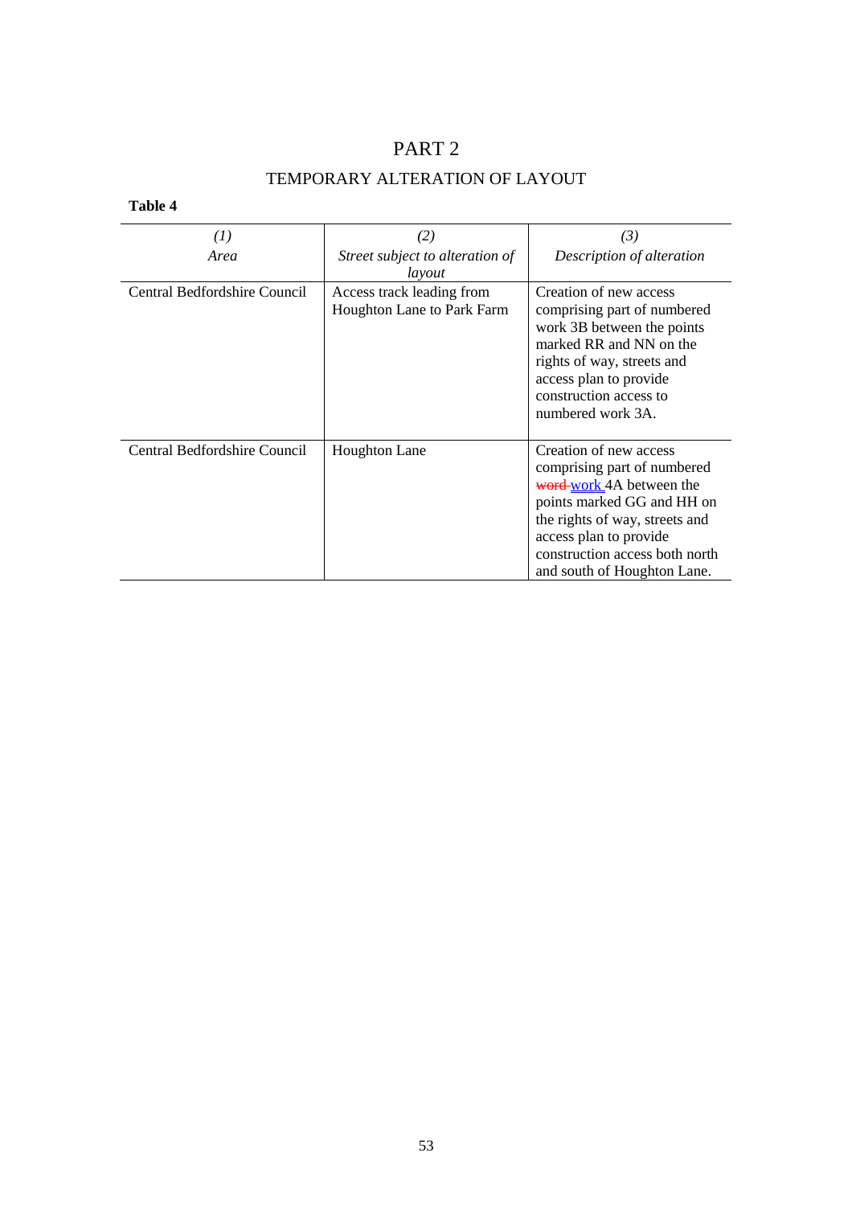# PART 2

## TEMPORARY ALTERATION OF LAYOUT

**Table 4**

| *(1)* *Area* | *(2)* *Street subject to alteration of layout* | *(3)* *Description of alteration* |
|---|---|---|
| Central Bedfordshire Council | Access track leading from Houghton Lane to Park Farm | Creation of new access comprising part of numbered work 3B between the points marked RR and NN on the rights of way, streets and access plan to provide construction access to numbered work 3A. |
| Central Bedfordshire Council | Houghton Lane | Creation of new access comprising part of numbered ~~word~~ work 4A between the points marked GG and HH on the rights of way, streets and access plan to provide construction access both north and south of Houghton Lane. |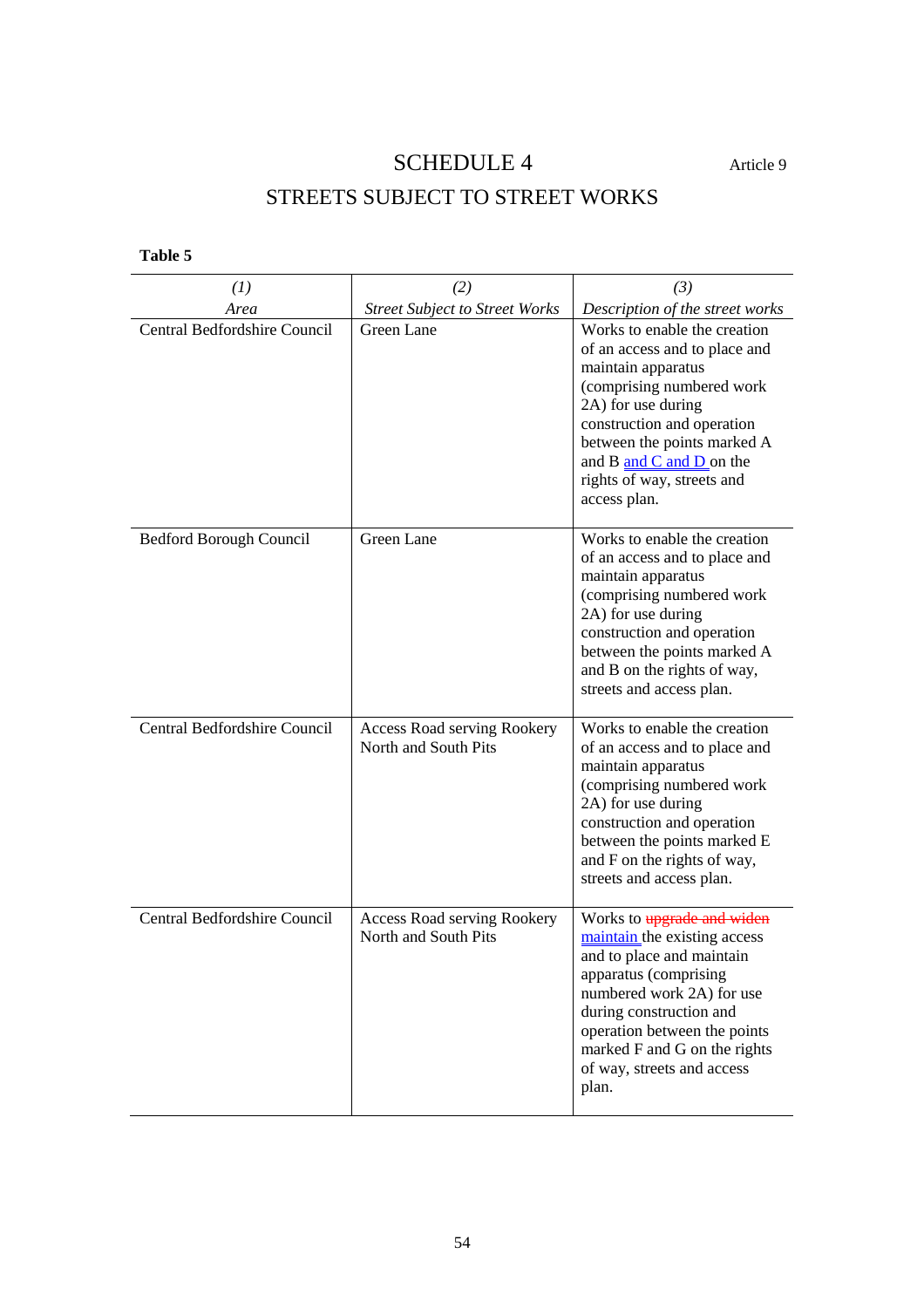# SCHEDULE 4

Article 9

## STREETS SUBJECT TO STREET WORKS

**Table 5**

| *(1)* *Area* | *(2)* *Street Subject to Street Works* | *(3)* *Description of the street works* |
|---|---|---|
| Central Bedfordshire Council | Green Lane | Works to enable the creation of an access and to place and maintain apparatus (comprising numbered work 2A) for use during construction and operation between the points marked A and B and C and D on the rights of way, streets and access plan. |
| Bedford Borough Council | Green Lane | Works to enable the creation of an access and to place and maintain apparatus (comprising numbered work 2A) for use during construction and operation between the points marked A and B on the rights of way, streets and access plan. |
| Central Bedfordshire Council | Access Road serving Rookery North and South Pits | Works to enable the creation of an access and to place and maintain apparatus (comprising numbered work 2A) for use during construction and operation between the points marked E and F on the rights of way, streets and access plan. |
| Central Bedfordshire Council | Access Road serving Rookery North and South Pits | Works to ~~upgrade and widen~~ maintain the existing access and to place and maintain apparatus (comprising numbered work 2A) for use during construction and operation between the points marked F and G on the rights of way, streets and access plan. |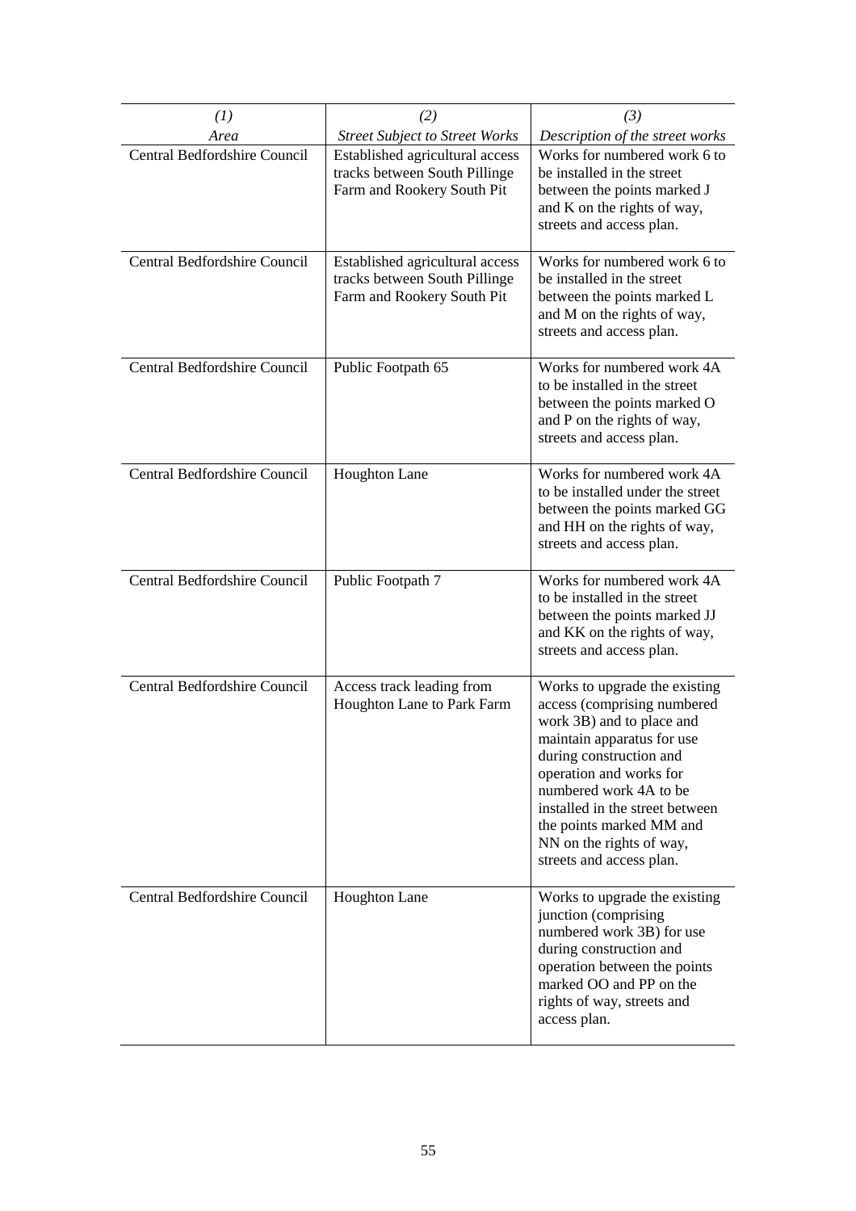| *(1)* *Area* | *(2)* *Street Subject to Street Works* | *(3)* *Description of the street works* |
|---|---|---|
| Central Bedfordshire Council | Established agricultural access tracks between South Pillinge Farm and Rookery South Pit | Works for numbered work 6 to be installed in the street between the points marked J and K on the rights of way, streets and access plan. |
| Central Bedfordshire Council | Established agricultural access tracks between South Pillinge Farm and Rookery South Pit | Works for numbered work 6 to be installed in the street between the points marked L and M on the rights of way, streets and access plan. |
| Central Bedfordshire Council | Public Footpath 65 | Works for numbered work 4A to be installed in the street between the points marked O and P on the rights of way, streets and access plan. |
| Central Bedfordshire Council | Houghton Lane | Works for numbered work 4A to be installed under the street between the points marked GG and HH on the rights of way, streets and access plan. |
| Central Bedfordshire Council | Public Footpath 7 | Works for numbered work 4A to be installed in the street between the points marked JJ and KK on the rights of way, streets and access plan. |
| Central Bedfordshire Council | Access track leading from Houghton Lane to Park Farm | Works to upgrade the existing access (comprising numbered work 3B) and to place and maintain apparatus for use during construction and operation and works for numbered work 4A to be installed in the street between the points marked MM and NN on the rights of way, streets and access plan. |
| Central Bedfordshire Council | Houghton Lane | Works to upgrade the existing junction (comprising numbered work 3B) for use during construction and operation between the points marked OO and PP on the rights of way, streets and access plan. |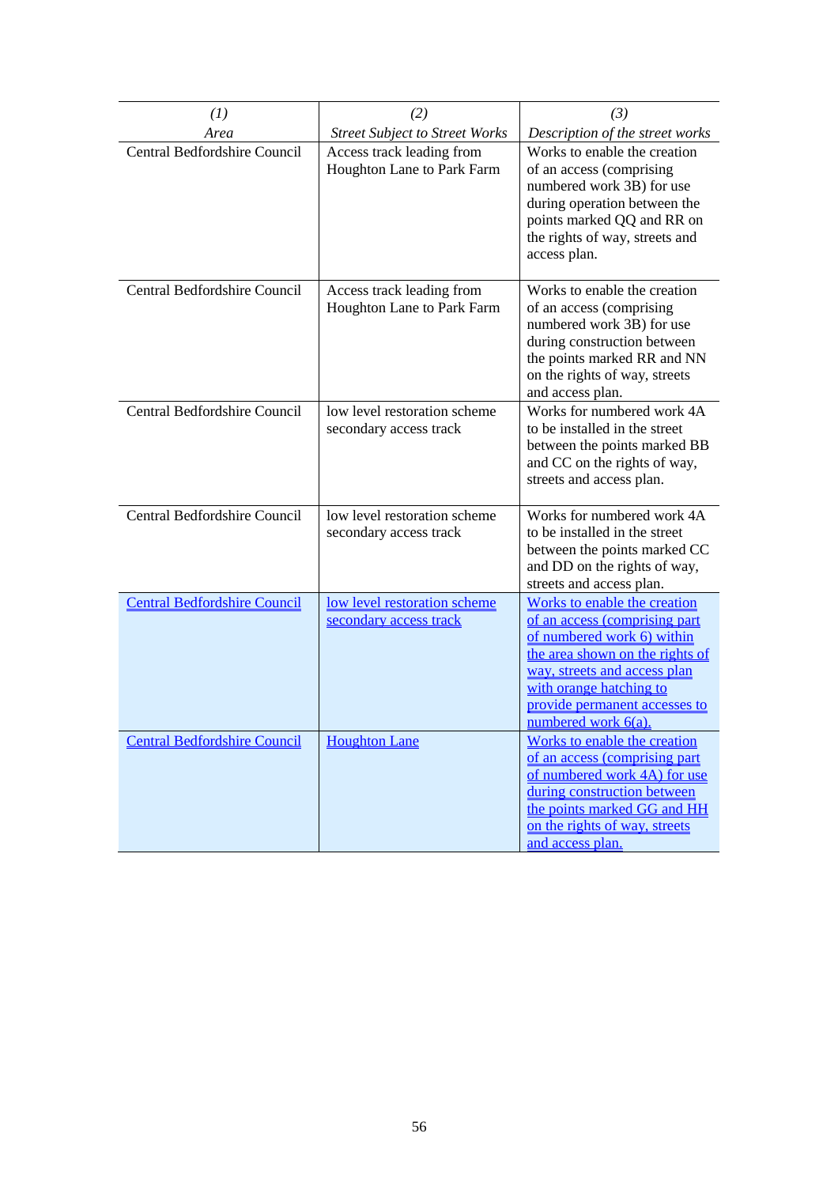| *(1)* *Area* | *(2)* *Street Subject to Street Works* | *(3)* *Description of the street works* |
|---|---|---|
| Central Bedfordshire Council | Access track leading from Houghton Lane to Park Farm | Works to enable the creation of an access (comprising numbered work 3B) for use during operation between the points marked QQ and RR on the rights of way, streets and access plan. |
| Central Bedfordshire Council | Access track leading from Houghton Lane to Park Farm | Works to enable the creation of an access (comprising numbered work 3B) for use during construction between the points marked RR and NN on the rights of way, streets and access plan. |
| Central Bedfordshire Council | low level restoration scheme secondary access track | Works for numbered work 4A to be installed in the street between the points marked BB and CC on the rights of way, streets and access plan. |
| Central Bedfordshire Council | low level restoration scheme secondary access track | Works for numbered work 4A to be installed in the street between the points marked CC and DD on the rights of way, streets and access plan. |
| Central Bedfordshire Council | low level restoration scheme secondary access track | Works to enable the creation of an access (comprising part of numbered work 6) within the area shown on the rights of way, streets and access plan with orange hatching to provide permanent accesses to numbered work 6(a). |
| Central Bedfordshire Council | Houghton Lane | Works to enable the creation of an access (comprising part of numbered work 4A) for use during construction between the points marked GG and HH on the rights of way, streets and access plan. |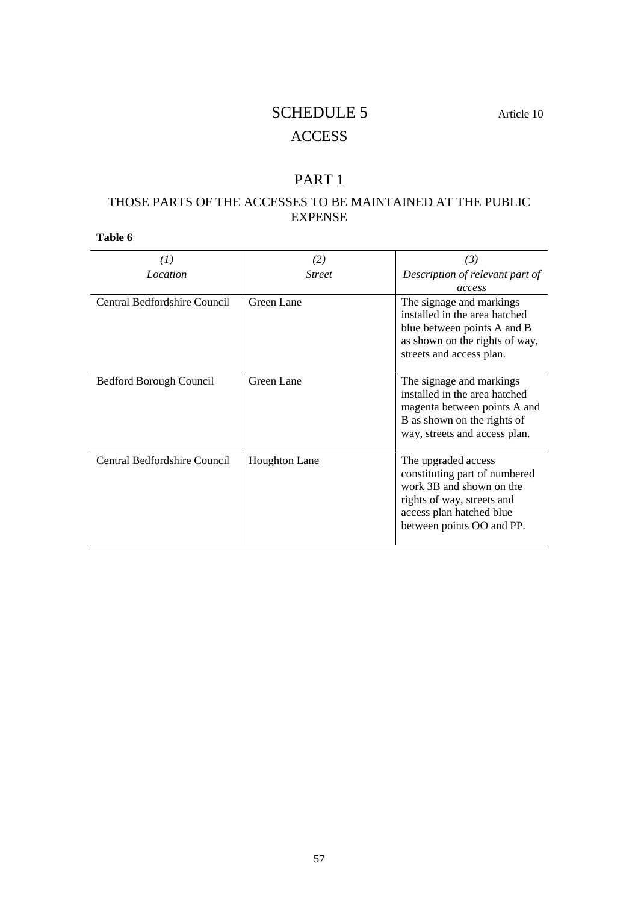# SCHEDULE 5

Article 10

## ACCESS

## PART 1

### THOSE PARTS OF THE ACCESSES TO BE MAINTAINED AT THE PUBLIC EXPENSE

**Table 6**

| *(1)* *Location* | *(2)* *Street* | *(3)* *Description of relevant part of access* |
|---|---|---|
| Central Bedfordshire Council | Green Lane | The signage and markings installed in the area hatched blue between points A and B as shown on the rights of way, streets and access plan. |
| Bedford Borough Council | Green Lane | The signage and markings installed in the area hatched magenta between points A and B as shown on the rights of way, streets and access plan. |
| Central Bedfordshire Council | Houghton Lane | The upgraded access constituting part of numbered work 3B and shown on the rights of way, streets and access plan hatched blue between points OO and PP. |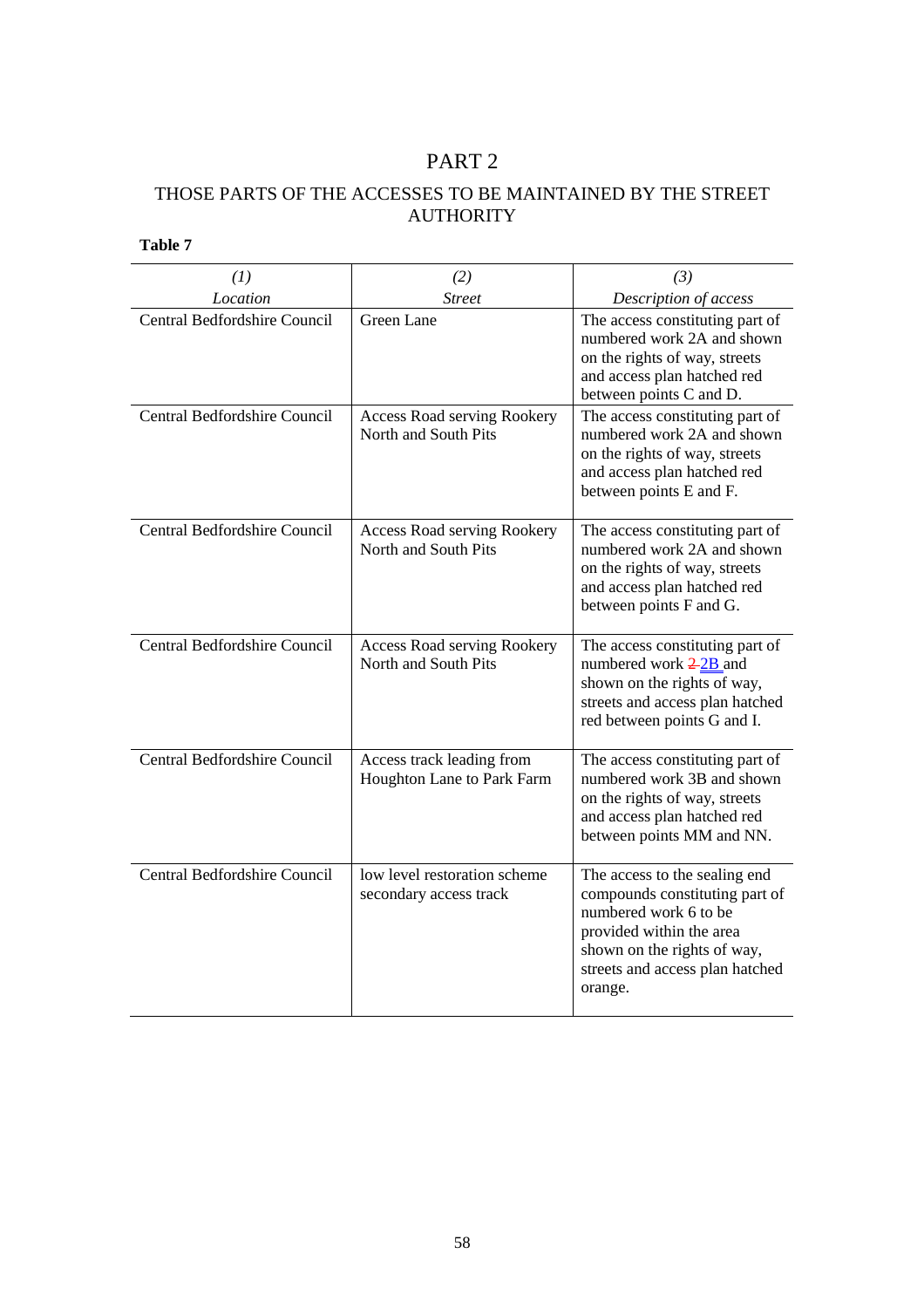# PART 2

## THOSE PARTS OF THE ACCESSES TO BE MAINTAINED BY THE STREET AUTHORITY

**Table 7**

| *(1)* *Location* | *(2)* *Street* | *(3)* *Description of access* |
|---|---|---|
| Central Bedfordshire Council | Green Lane | The access constituting part of numbered work 2A and shown on the rights of way, streets and access plan hatched red between points C and D. |
| Central Bedfordshire Council | Access Road serving Rookery North and South Pits | The access constituting part of numbered work 2A and shown on the rights of way, streets and access plan hatched red between points E and F. |
| Central Bedfordshire Council | Access Road serving Rookery North and South Pits | The access constituting part of numbered work 2A and shown on the rights of way, streets and access plan hatched red between points F and G. |
| Central Bedfordshire Council | Access Road serving Rookery North and South Pits | The access constituting part of numbered work ~~2~~ 2B and shown on the rights of way, streets and access plan hatched red between points G and I. |
| Central Bedfordshire Council | Access track leading from Houghton Lane to Park Farm | The access constituting part of numbered work 3B and shown on the rights of way, streets and access plan hatched red between points MM and NN. |
| Central Bedfordshire Council | low level restoration scheme secondary access track | The access to the sealing end compounds constituting part of numbered work 6 to be provided within the area shown on the rights of way, streets and access plan hatched orange. |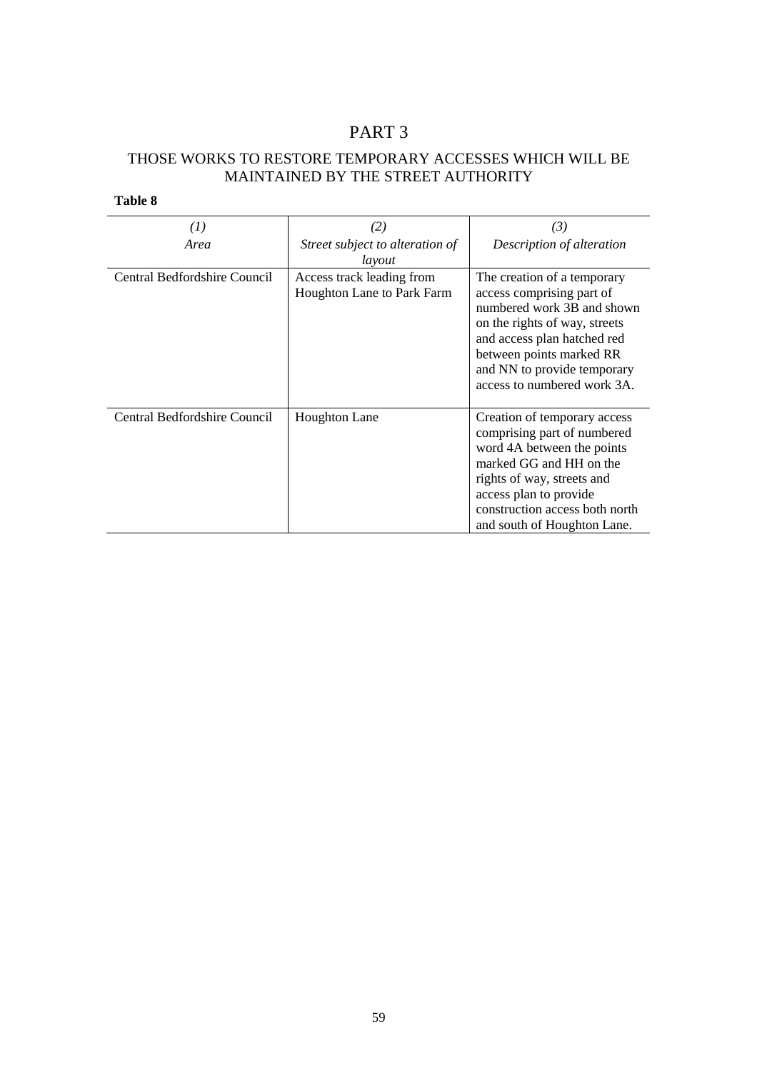# PART 3

## THOSE WORKS TO RESTORE TEMPORARY ACCESSES WHICH WILL BE MAINTAINED BY THE STREET AUTHORITY

**Table 8**

| *(1)* *Area* | *(2)* *Street subject to alteration of layout* | *(3)* *Description of alteration* |
|---|---|---|
| Central Bedfordshire Council | Access track leading from Houghton Lane to Park Farm | The creation of a temporary access comprising part of numbered work 3B and shown on the rights of way, streets and access plan hatched red between points marked RR and NN to provide temporary access to numbered work 3A. |
| Central Bedfordshire Council | Houghton Lane | Creation of temporary access comprising part of numbered word 4A between the points marked GG and HH on the rights of way, streets and access plan to provide construction access both north and south of Houghton Lane. |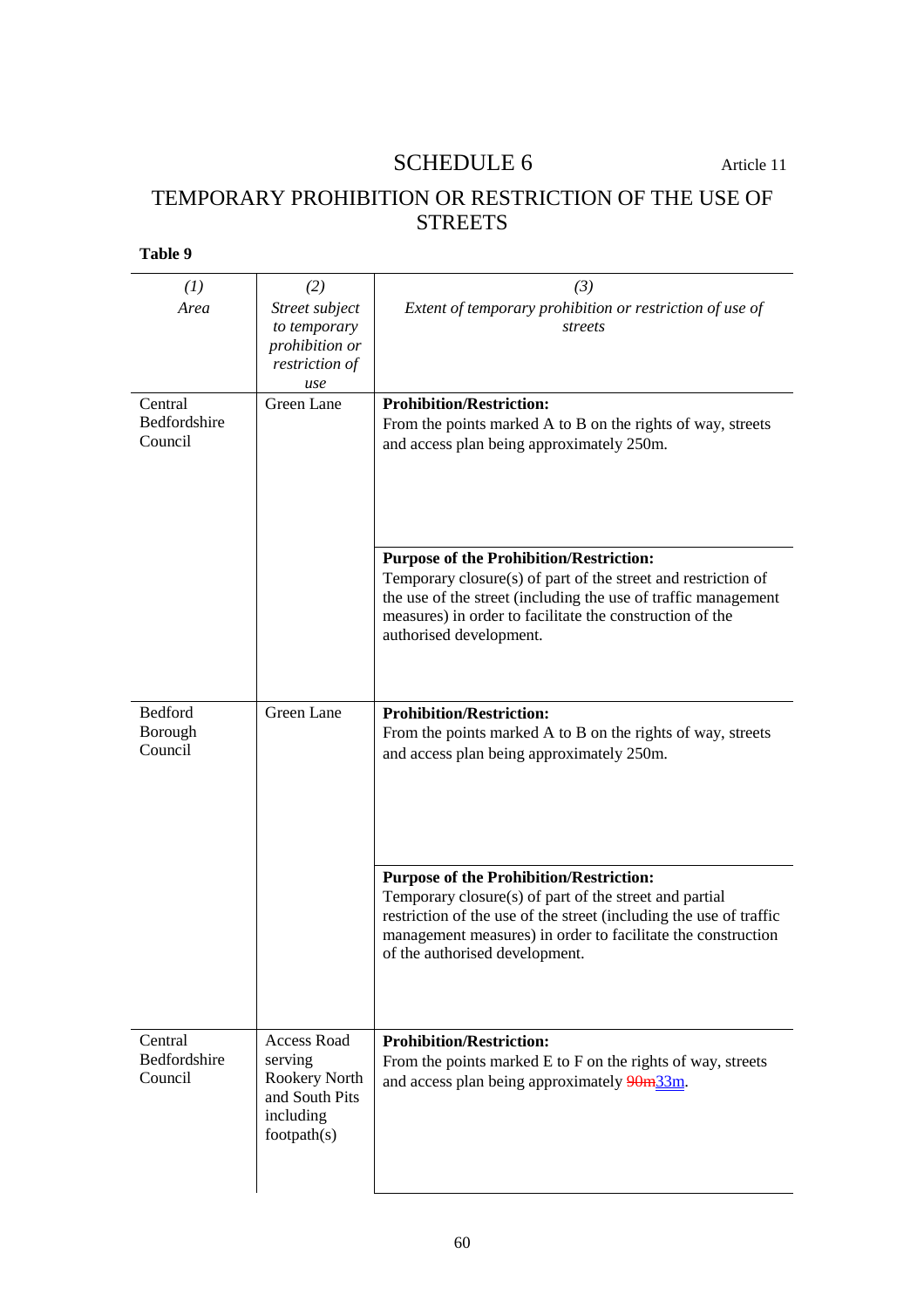# SCHEDULE 6

Article 11

## TEMPORARY PROHIBITION OR RESTRICTION OF THE USE OF STREETS

**Table 9**

| *(1)* *Area* | *(2)* *Street subject to temporary prohibition or restriction of use* | *(3)* *Extent of temporary prohibition or restriction of use of streets* |
|---|---|---|
| Central Bedfordshire Council | Green Lane | **Prohibition/Restriction:** From the points marked A to B on the rights of way, streets and access plan being approximately 250m. |
| | | **Purpose of the Prohibition/Restriction:** Temporary closure(s) of part of the street and restriction of the use of the street (including the use of traffic management measures) in order to facilitate the construction of the authorised development. |
| Bedford Borough Council | Green Lane | **Prohibition/Restriction:** From the points marked A to B on the rights of way, streets and access plan being approximately 250m. |
| | | **Purpose of the Prohibition/Restriction:** Temporary closure(s) of part of the street and partial restriction of the use of the street (including the use of traffic management measures) in order to facilitate the construction of the authorised development. |
| Central Bedfordshire Council | Access Road serving Rookery North and South Pits including footpath(s) | **Prohibition/Restriction:** From the points marked E to F on the rights of way, streets and access plan being approximately ~~90m~~33m. |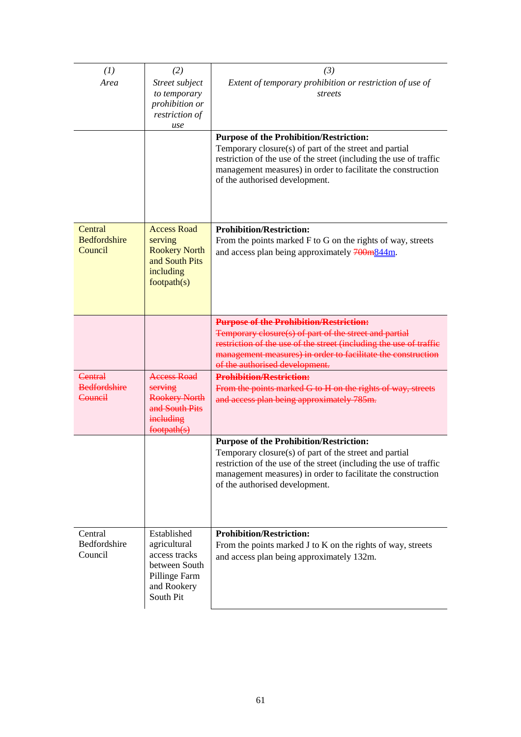| *(1)*<br>*Area* | *(2)*<br>*Street subject to temporary prohibition or restriction of use* | *(3)*<br>*Extent of temporary prohibition or restriction of use of streets* |
|---|---|---|
| | | **Purpose of the Prohibition/Restriction:**<br>Temporary closure(s) of part of the street and partial restriction of the use of the street (including the use of traffic management measures) in order to facilitate the construction of the authorised development. |
| Central Bedfordshire Council | Access Road serving Rookery North and South Pits including footpath(s) | **Prohibition/Restriction:**<br>From the points marked F to G on the rights of way, streets and access plan being approximately ~~700m~~844m. |
| | | ~~**Purpose of the Prohibition/Restriction:**~~<br>~~Temporary closure(s) of part of the street and partial restriction of the use of the street (including the use of traffic management measures) in order to facilitate the construction of the authorised development.~~ |
| ~~Central Bedfordshire Council~~ | ~~Access Road serving Rookery North and South Pits including footpath(s)~~ | ~~**Prohibition/Restriction:**~~<br>~~From the points marked G to H on the rights of way, streets and access plan being approximately 785m.~~ |
| | | **Purpose of the Prohibition/Restriction:**<br>Temporary closure(s) of part of the street and partial restriction of the use of the street (including the use of traffic management measures) in order to facilitate the construction of the authorised development. |
| Central Bedfordshire Council | Established agricultural access tracks between South Pillinge Farm and Rookery South Pit | **Prohibition/Restriction:**<br>From the points marked J to K on the rights of way, streets and access plan being approximately 132m. |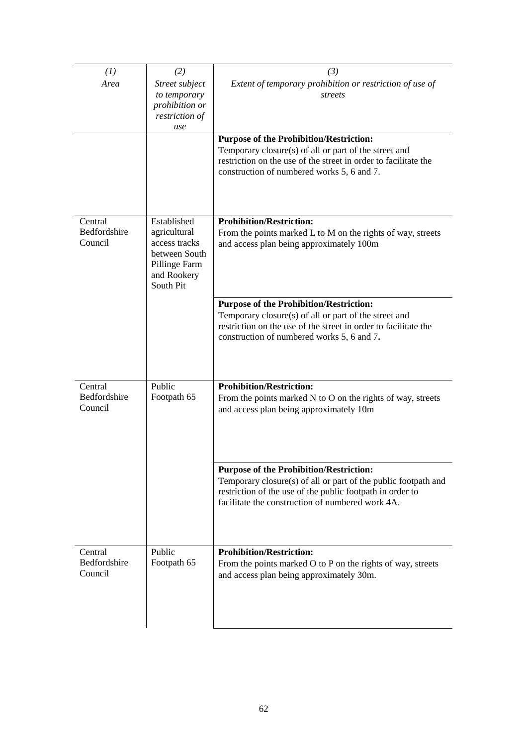| *(1)* *Area* | *(2)* *Street subject to temporary prohibition or restriction of use* | *(3)* *Extent of temporary prohibition or restriction of use of streets* |
|---|---|---|
| | | **Purpose of the Prohibition/Restriction:** Temporary closure(s) of all or part of the street and restriction on the use of the street in order to facilitate the construction of numbered works 5, 6 and 7. |
| Central Bedfordshire Council | Established agricultural access tracks between South Pillinge Farm and Rookery South Pit | **Prohibition/Restriction:** From the points marked L to M on the rights of way, streets and access plan being approximately 100m |
| | | **Purpose of the Prohibition/Restriction:** Temporary closure(s) of all or part of the street and restriction on the use of the street in order to facilitate the construction of numbered works 5, 6 and 7. |
| Central Bedfordshire Council | Public Footpath 65 | **Prohibition/Restriction:** From the points marked N to O on the rights of way, streets and access plan being approximately 10m |
| | | **Purpose of the Prohibition/Restriction:** Temporary closure(s) of all or part of the public footpath and restriction of the use of the public footpath in order to facilitate the construction of numbered work 4A. |
| Central Bedfordshire Council | Public Footpath 65 | **Prohibition/Restriction:** From the points marked O to P on the rights of way, streets and access plan being approximately 30m. |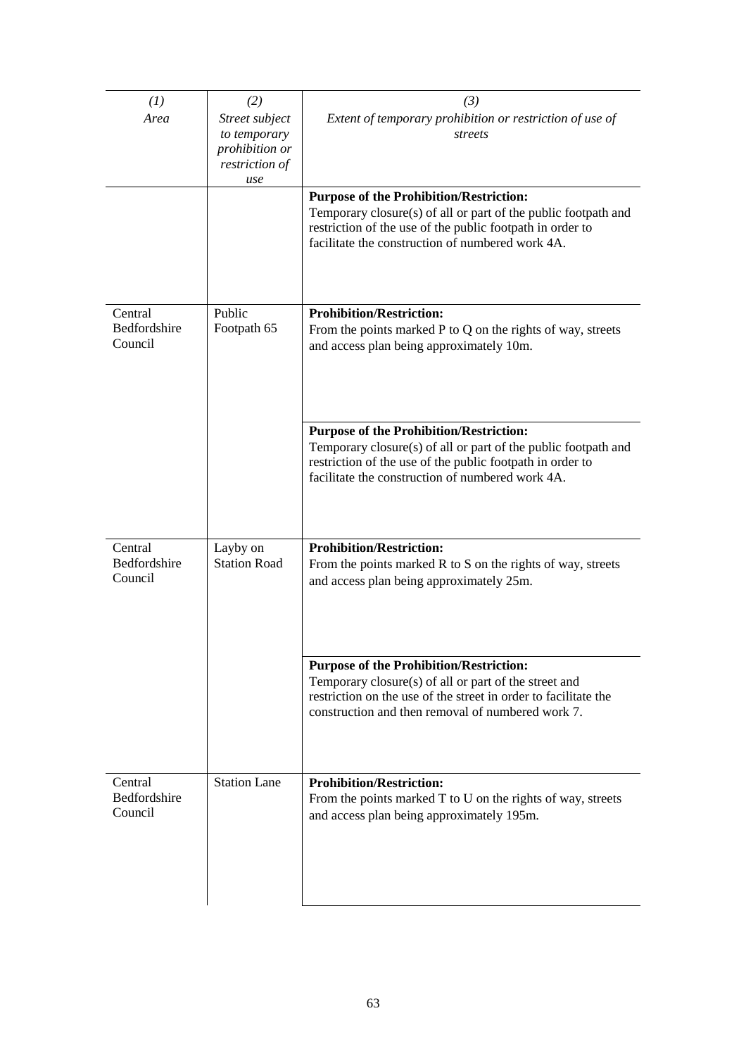| *(1)* *Area* | *(2)* *Street subject to temporary prohibition or restriction of use* | *(3)* *Extent of temporary prohibition or restriction of use of streets* |
|---|---|---|
| | | **Purpose of the Prohibition/Restriction:** Temporary closure(s) of all or part of the public footpath and restriction of the use of the public footpath in order to facilitate the construction of numbered work 4A. |
| Central Bedfordshire Council | Public Footpath 65 | **Prohibition/Restriction:** From the points marked P to Q on the rights of way, streets and access plan being approximately 10m. |
| | | **Purpose of the Prohibition/Restriction:** Temporary closure(s) of all or part of the public footpath and restriction of the use of the public footpath in order to facilitate the construction of numbered work 4A. |
| Central Bedfordshire Council | Layby on Station Road | **Prohibition/Restriction:** From the points marked R to S on the rights of way, streets and access plan being approximately 25m. |
| | | **Purpose of the Prohibition/Restriction:** Temporary closure(s) of all or part of the street and restriction on the use of the street in order to facilitate the construction and then removal of numbered work 7. |
| Central Bedfordshire Council | Station Lane | **Prohibition/Restriction:** From the points marked T to U on the rights of way, streets and access plan being approximately 195m. |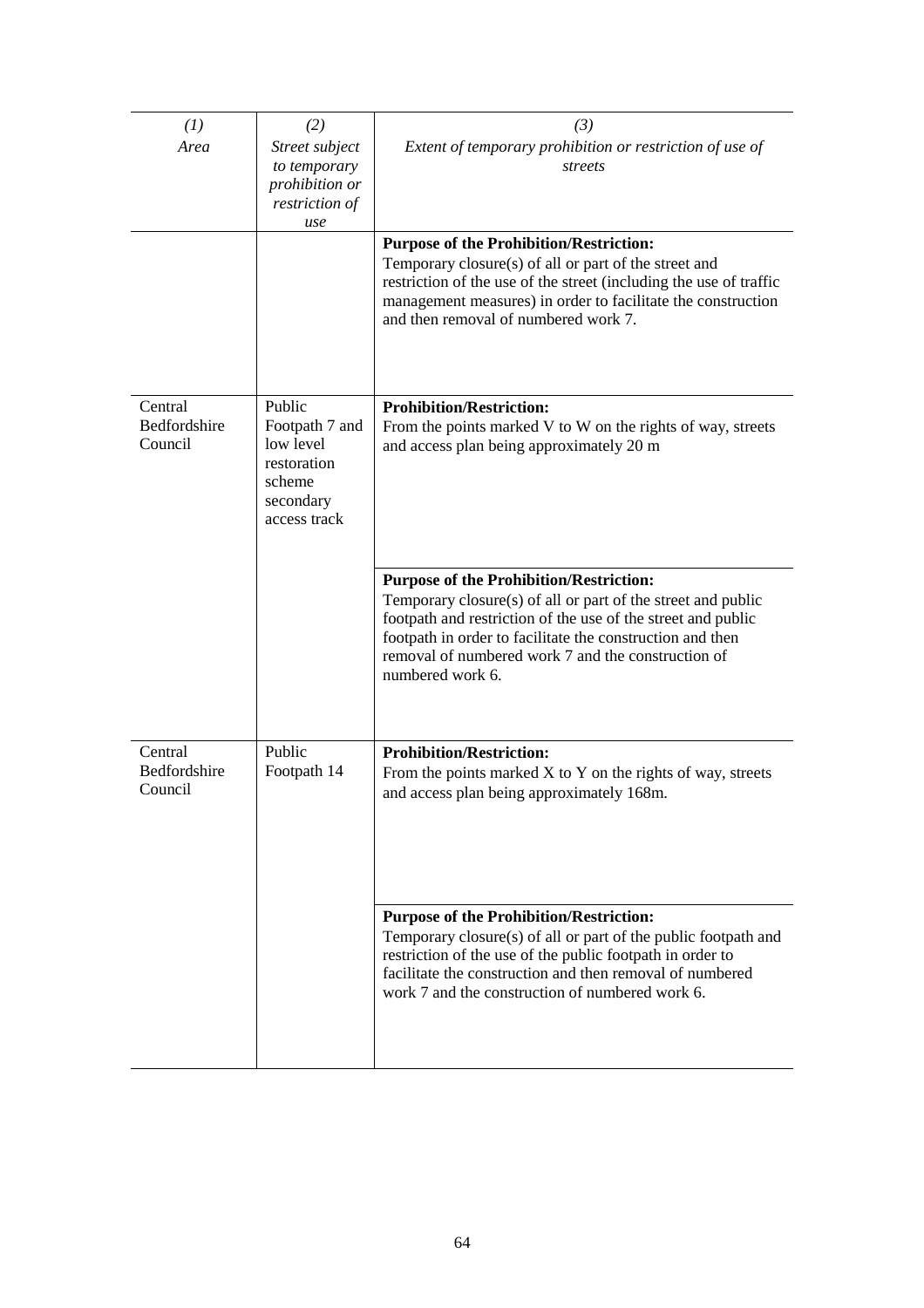| *(1)* *Area* | *(2)* *Street subject to temporary prohibition or restriction of use* | *(3)* *Extent of temporary prohibition or restriction of use of streets* |
|---|---|---|
| | | **Purpose of the Prohibition/Restriction:** Temporary closure(s) of all or part of the street and restriction of the use of the street (including the use of traffic management measures) in order to facilitate the construction and then removal of numbered work 7. |
| Central Bedfordshire Council | Public Footpath 7 and low level restoration scheme secondary access track | **Prohibition/Restriction:** From the points marked V to W on the rights of way, streets and access plan being approximately 20 m |
| | | **Purpose of the Prohibition/Restriction:** Temporary closure(s) of all or part of the street and public footpath and restriction of the use of the street and public footpath in order to facilitate the construction and then removal of numbered work 7 and the construction of numbered work 6. |
| Central Bedfordshire Council | Public Footpath 14 | **Prohibition/Restriction:** From the points marked X to Y on the rights of way, streets and access plan being approximately 168m. |
| | | **Purpose of the Prohibition/Restriction:** Temporary closure(s) of all or part of the public footpath and restriction of the use of the public footpath in order to facilitate the construction and then removal of numbered work 7 and the construction of numbered work 6. |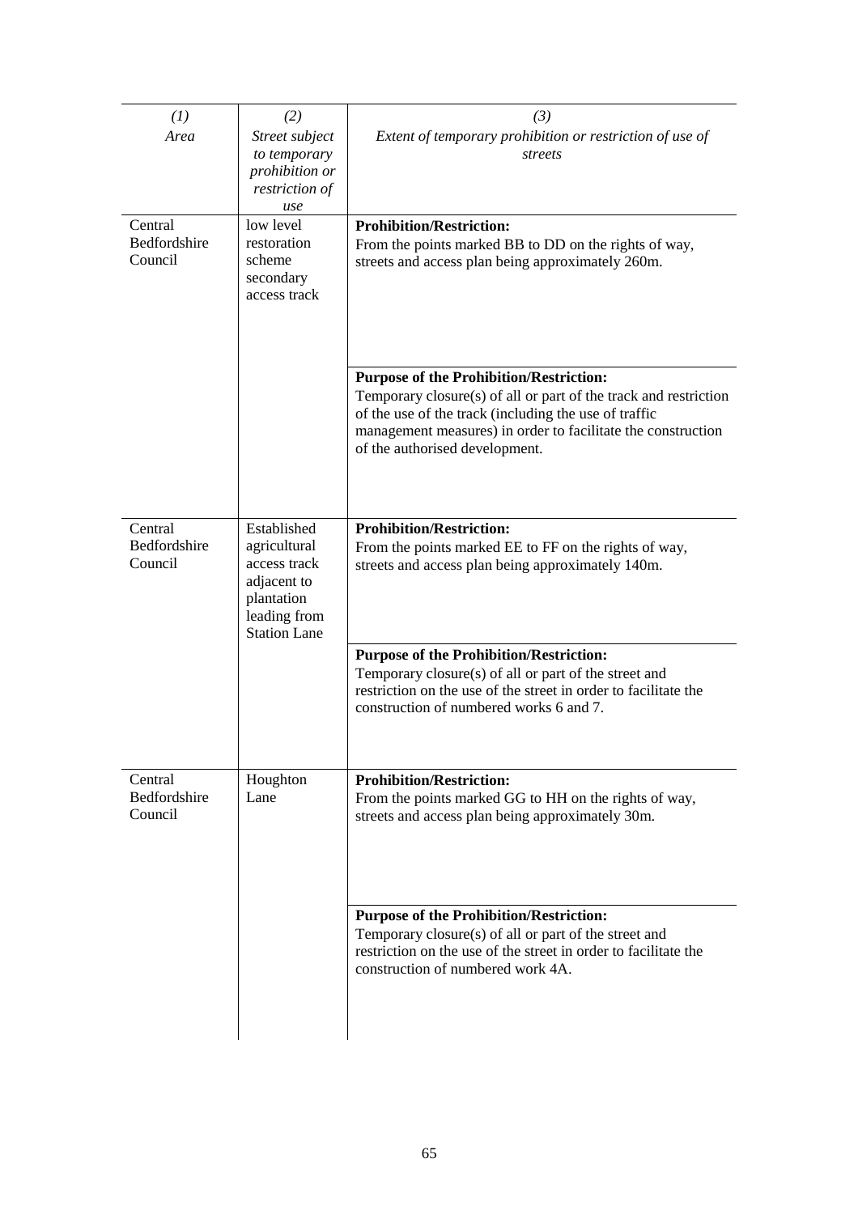| (1) *Area* | (2) *Street subject to temporary prohibition or restriction of use* | (3) *Extent of temporary prohibition or restriction of use of streets* |
|---|---|---|
| Central Bedfordshire Council | low level restoration scheme secondary access track | **Prohibition/Restriction:** From the points marked BB to DD on the rights of way, streets and access plan being approximately 260m. |
| | | **Purpose of the Prohibition/Restriction:** Temporary closure(s) of all or part of the track and restriction of the use of the track (including the use of traffic management measures) in order to facilitate the construction of the authorised development. |
| Central Bedfordshire Council | Established agricultural access track adjacent to plantation leading from Station Lane | **Prohibition/Restriction:** From the points marked EE to FF on the rights of way, streets and access plan being approximately 140m. |
| | | **Purpose of the Prohibition/Restriction:** Temporary closure(s) of all or part of the street and restriction on the use of the street in order to facilitate the construction of numbered works 6 and 7. |
| Central Bedfordshire Council | Houghton Lane | **Prohibition/Restriction:** From the points marked GG to HH on the rights of way, streets and access plan being approximately 30m. |
| | | **Purpose of the Prohibition/Restriction:** Temporary closure(s) of all or part of the street and restriction on the use of the street in order to facilitate the construction of numbered work 4A. |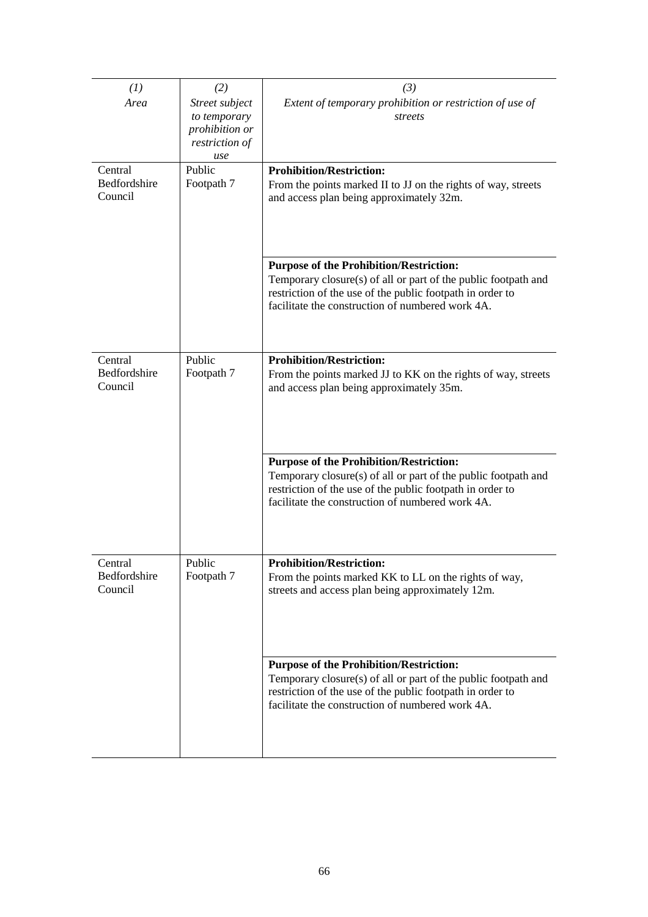| *(1)* *Area* | *(2)* *Street subject to temporary prohibition or restriction of use* | *(3)* *Extent of temporary prohibition or restriction of use of streets* |
|---|---|---|
| Central Bedfordshire Council | Public Footpath 7 | **Prohibition/Restriction:** From the points marked II to JJ on the rights of way, streets and access plan being approximately 32m. |
| | | **Purpose of the Prohibition/Restriction:** Temporary closure(s) of all or part of the public footpath and restriction of the use of the public footpath in order to facilitate the construction of numbered work 4A. |
| Central Bedfordshire Council | Public Footpath 7 | **Prohibition/Restriction:** From the points marked JJ to KK on the rights of way, streets and access plan being approximately 35m. |
| | | **Purpose of the Prohibition/Restriction:** Temporary closure(s) of all or part of the public footpath and restriction of the use of the public footpath in order to facilitate the construction of numbered work 4A. |
| Central Bedfordshire Council | Public Footpath 7 | **Prohibition/Restriction:** From the points marked KK to LL on the rights of way, streets and access plan being approximately 12m. |
| | | **Purpose of the Prohibition/Restriction:** Temporary closure(s) of all or part of the public footpath and restriction of the use of the public footpath in order to facilitate the construction of numbered work 4A. |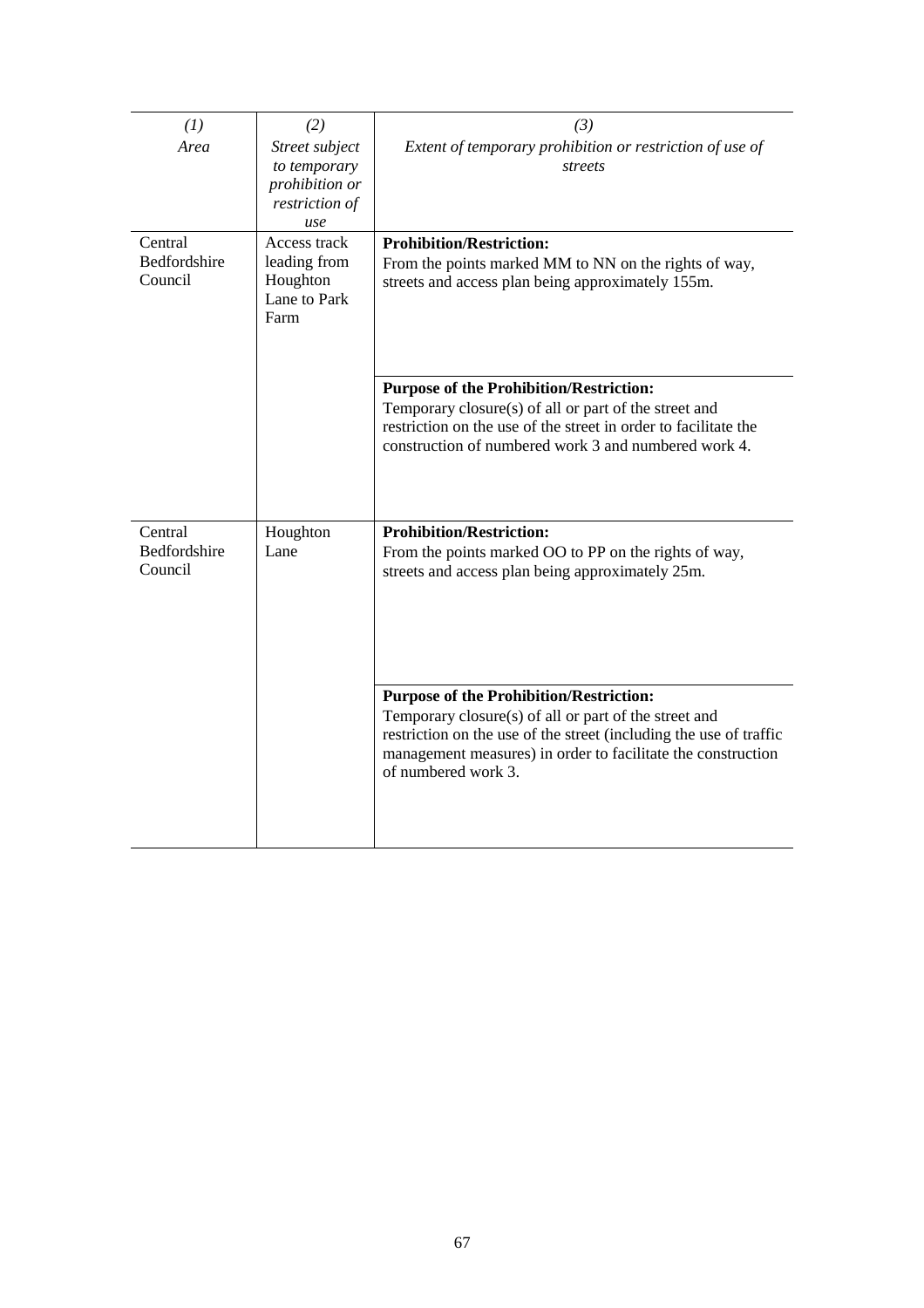| (1)<br>*Area* | (2)<br>*Street subject to temporary prohibition or restriction of use* | (3)<br>*Extent of temporary prohibition or restriction of use of streets* |
|---|---|---|
| Central Bedfordshire Council | Access track leading from Houghton Lane to Park Farm | **Prohibition/Restriction:**<br>From the points marked MM to NN on the rights of way, streets and access plan being approximately 155m. |
| | | **Purpose of the Prohibition/Restriction:**<br>Temporary closure(s) of all or part of the street and restriction on the use of the street in order to facilitate the construction of numbered work 3 and numbered work 4. |
| Central Bedfordshire Council | Houghton Lane | **Prohibition/Restriction:**<br>From the points marked OO to PP on the rights of way, streets and access plan being approximately 25m. |
| | | **Purpose of the Prohibition/Restriction:**<br>Temporary closure(s) of all or part of the street and restriction on the use of the street (including the use of traffic management measures) in order to facilitate the construction of numbered work 3. |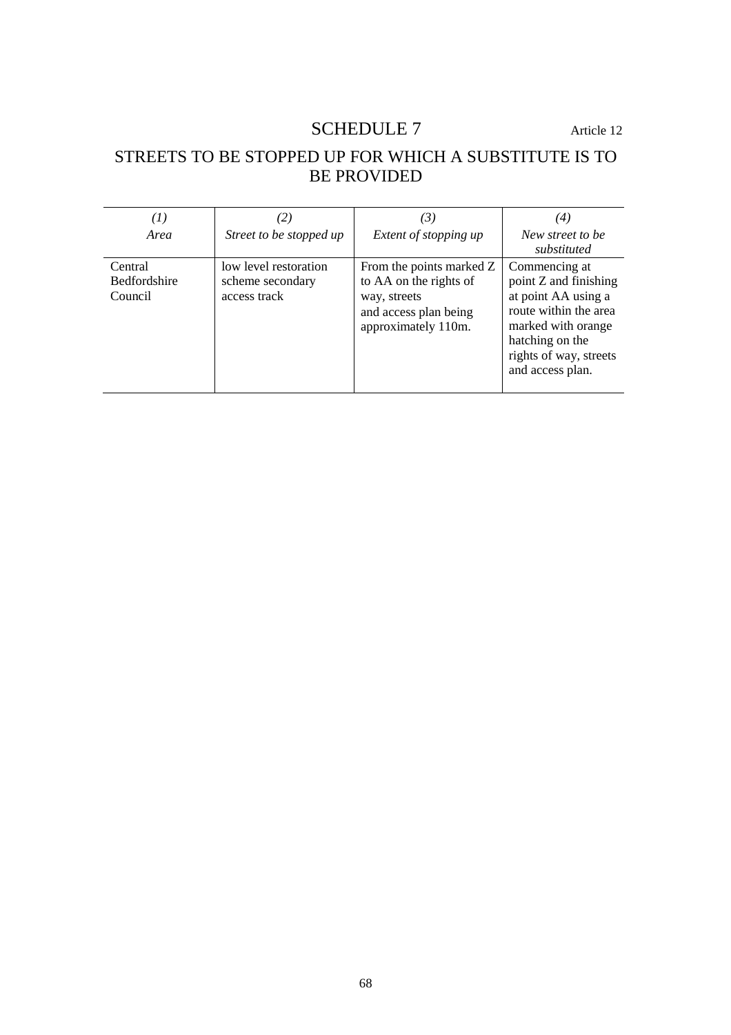# SCHEDULE 7

Article 12

## STREETS TO BE STOPPED UP FOR WHICH A SUBSTITUTE IS TO BE PROVIDED

| *(1)* *Area* | *(2)* *Street to be stopped up* | *(3)* *Extent of stopping up* | *(4)* *New street to be substituted* |
|---|---|---|---|
| Central Bedfordshire Council | low level restoration scheme secondary access track | From the points marked Z to AA on the rights of way, streets and access plan being approximately 110m. | Commencing at point Z and finishing at point AA using a route within the area marked with orange hatching on the rights of way, streets and access plan. |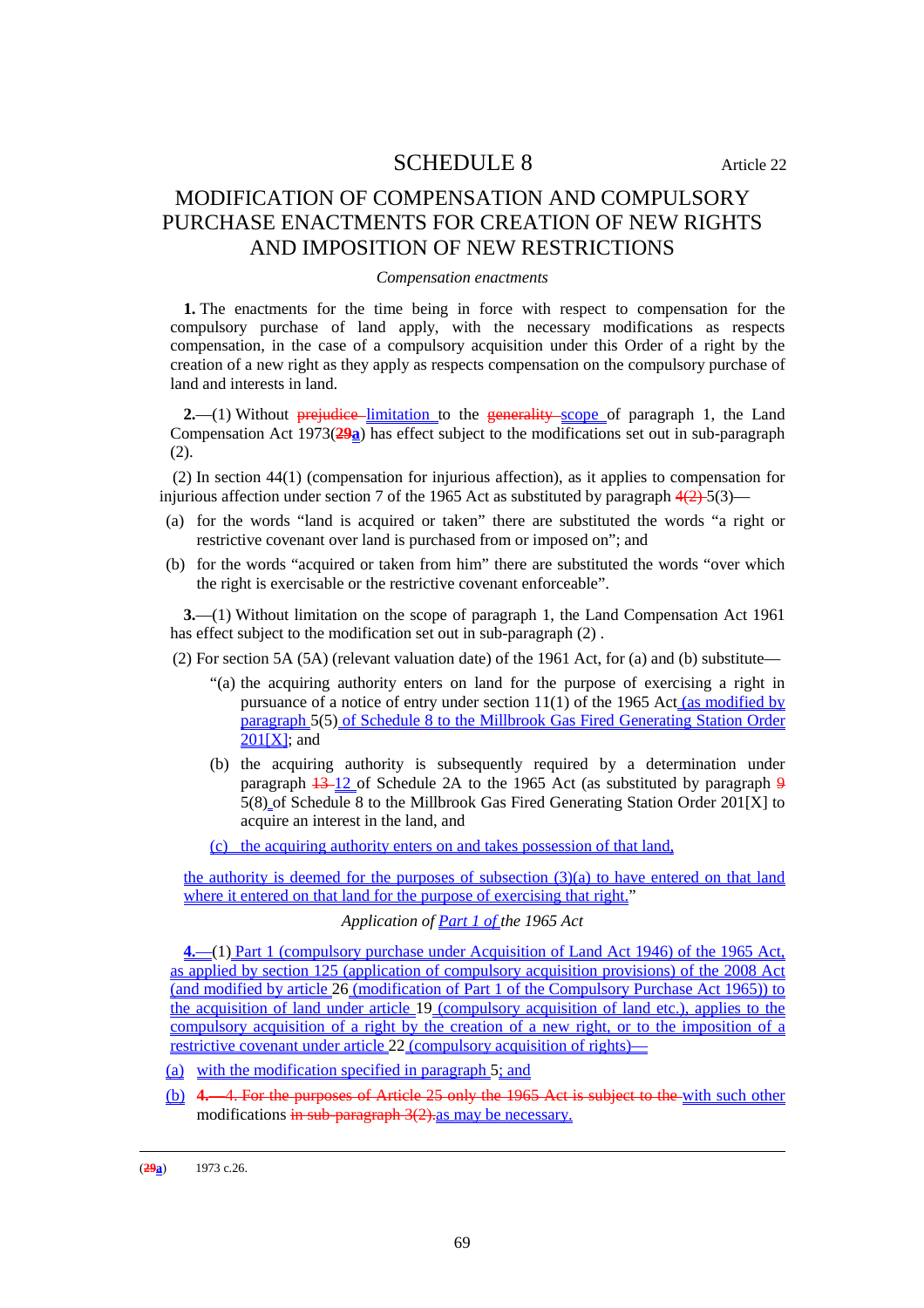# SCHEDULE 8

Article 22

## MODIFICATION OF COMPENSATION AND COMPULSORY PURCHASE ENACTMENTS FOR CREATION OF NEW RIGHTS AND IMPOSITION OF NEW RESTRICTIONS

*Compensation enactments*

**1.** The enactments for the time being in force with respect to compensation for the compulsory purchase of land apply, with the necessary modifications as respects compensation, in the case of a compulsory acquisition under this Order of a right by the creation of a new right as they apply as respects compensation on the compulsory purchase of land and interests in land.

**2.**—(1) Without prejudice limitation to the generality scope of paragraph 1, the Land Compensation Act 1973(29a) has effect subject to the modifications set out in sub-paragraph (2).

(2) In section 44(1) (compensation for injurious affection), as it applies to compensation for injurious affection under section 7 of the 1965 Act as substituted by paragraph 4(2) 5(3)—

(a) for the words "land is acquired or taken" there are substituted the words "a right or restrictive covenant over land is purchased from or imposed on"; and

(b) for the words "acquired or taken from him" there are substituted the words "over which the right is exercisable or the restrictive covenant enforceable".

**3.**—(1) Without limitation on the scope of paragraph 1, the Land Compensation Act 1961 has effect subject to the modification set out in sub-paragraph (2) .

(2) For section 5A (5A) (relevant valuation date) of the 1961 Act, for (a) and (b) substitute—

"(a) the acquiring authority enters on land for the purpose of exercising a right in pursuance of a notice of entry under section 11(1) of the 1965 Act (as modified by paragraph 5(5) of Schedule 8 to the Millbrook Gas Fired Generating Station Order 201[X]; and

(b) the acquiring authority is subsequently required by a determination under paragraph 13 12 of Schedule 2A to the 1965 Act (as substituted by paragraph 9 5(8) of Schedule 8 to the Millbrook Gas Fired Generating Station Order 201[X] to acquire an interest in the land, and

(c) the acquiring authority enters on and takes possession of that land,

the authority is deemed for the purposes of subsection (3)(a) to have entered on that land where it entered on that land for the purpose of exercising that right."

*Application of Part 1 of the 1965 Act*

**4.**—(1) Part 1 (compulsory purchase under Acquisition of Land Act 1946) of the 1965 Act, as applied by section 125 (application of compulsory acquisition provisions) of the 2008 Act (and modified by article 26 (modification of Part 1 of the Compulsory Purchase Act 1965)) to the acquisition of land under article 19 (compulsory acquisition of land etc.), applies to the compulsory acquisition of a right by the creation of a new right, or to the imposition of a restrictive covenant under article 22 (compulsory acquisition of rights)—

(a) with the modification specified in paragraph 5; and

(b) 4.—4. For the purposes of Article 25 only the 1965 Act is subject to the with such other modifications in sub-paragraph 3(2).as may be necessary.

(29a) 1973 c.26.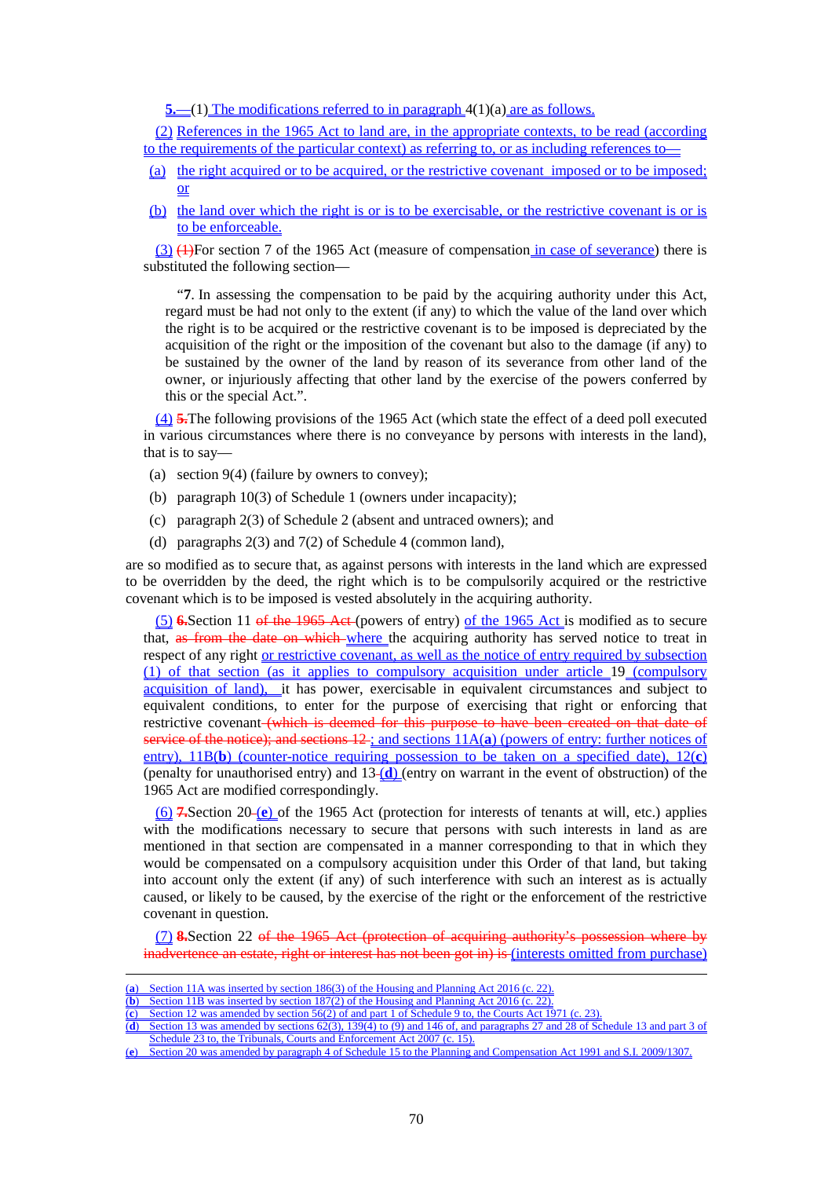**5.**—(1) The modifications referred to in paragraph 4(1)(a) are as follows.

(2) References in the 1965 Act to land are, in the appropriate contexts, to be read (according to the requirements of the particular context) as referring to, or as including references to—

(a) the right acquired or to be acquired, or the restrictive covenant imposed or to be imposed; or

(b) the land over which the right is or is to be exercisable, or the restrictive covenant is or is to be enforceable.

(3) ~~(1)~~For section 7 of the 1965 Act (measure of compensation in case of severance) there is substituted the following section—

"**7**. In assessing the compensation to be paid by the acquiring authority under this Act, regard must be had not only to the extent (if any) to which the value of the land over which the right is to be acquired or the restrictive covenant is to be imposed is depreciated by the acquisition of the right or the imposition of the covenant but also to the damage (if any) to be sustained by the owner of the land by reason of its severance from other land of the owner, or injuriously affecting that other land by the exercise of the powers conferred by this or the special Act.".

(4) ~~**5.**~~The following provisions of the 1965 Act (which state the effect of a deed poll executed in various circumstances where there is no conveyance by persons with interests in the land), that is to say—

(a) section 9(4) (failure by owners to convey);

(b) paragraph 10(3) of Schedule 1 (owners under incapacity);

(c) paragraph 2(3) of Schedule 2 (absent and untraced owners); and

(d) paragraphs 2(3) and 7(2) of Schedule 4 (common land),

are so modified as to secure that, as against persons with interests in the land which are expressed to be overridden by the deed, the right which is to be compulsorily acquired or the restrictive covenant which is to be imposed is vested absolutely in the acquiring authority.

(5) ~~**6.**~~Section 11 ~~of the 1965 Act~~ (powers of entry) of the 1965 Act is modified as to secure that, ~~as from the date on which~~ where the acquiring authority has served notice to treat in respect of any right or restrictive covenant, as well as the notice of entry required by subsection (1) of that section (as it applies to compulsory acquisition under article 19 (compulsory acquisition of land), it has power, exercisable in equivalent circumstances and subject to equivalent conditions, to enter for the purpose of exercising that right or enforcing that restrictive covenant ~~(which is deemed for this purpose to have been created on that date of service of the notice); and sections 12~~; and sections 11A(**a**) (powers of entry: further notices of entry), 11B(**b**) (counter-notice requiring possession to be taken on a specified date), 12(**c**) (penalty for unauthorised entry) and 13 (**d**) (entry on warrant in the event of obstruction) of the 1965 Act are modified correspondingly.

(6) ~~**7.**~~Section 20 (**e**) of the 1965 Act (protection for interests of tenants at will, etc.) applies with the modifications necessary to secure that persons with such interests in land as are mentioned in that section are compensated in a manner corresponding to that in which they would be compensated on a compulsory acquisition under this Order of that land, but taking into account only the extent (if any) of such interference with such an interest as is actually caused, or likely to be caused, by the exercise of the right or the enforcement of the restrictive covenant in question.

(7) ~~**8.**~~Section 22 ~~of the 1965 Act (protection of acquiring authority's possession where by inadvertence an estate, right or interest has not been got in) is~~ (interests omitted from purchase)

---

(**a**) Section 11A was inserted by section 186(3) of the Housing and Planning Act 2016 (c. 22).

(**b**) Section 11B was inserted by section 187(2) of the Housing and Planning Act 2016 (c. 22).

(**c**) Section 12 was amended by section 56(2) of and part 1 of Schedule 9 to, the Courts Act 1971 (c. 23).

(**d**) Section 13 was amended by sections 62(3), 139(4) to (9) and 146 of, and paragraphs 27 and 28 of Schedule 13 and part 3 of Schedule 23 to, the Tribunals, Courts and Enforcement Act 2007 (c. 15).

(**e**) Section 20 was amended by paragraph 4 of Schedule 15 to the Planning and Compensation Act 1991 and S.I. 2009/1307.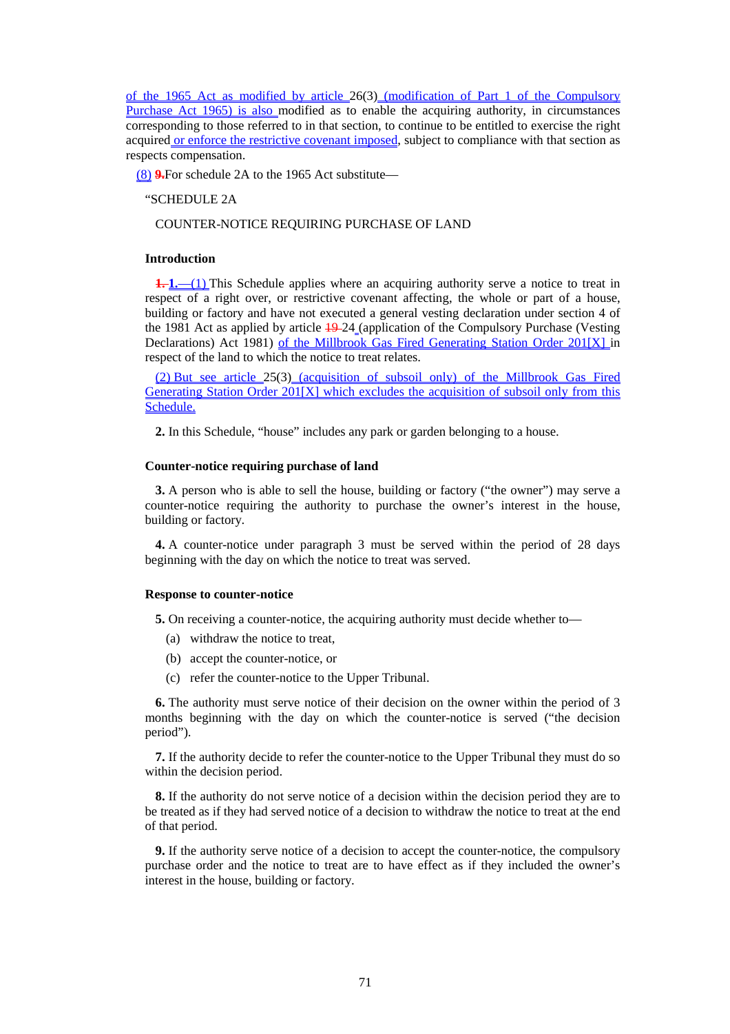of the 1965 Act as modified by article 26(3) (modification of Part 1 of the Compulsory Purchase Act 1965) is also modified as to enable the acquiring authority, in circumstances corresponding to those referred to in that section, to continue to be entitled to exercise the right acquired or enforce the restrictive covenant imposed, subject to compliance with that section as respects compensation.

(8) 9.For schedule 2A to the 1965 Act substitute—

"SCHEDULE 2A

COUNTER-NOTICE REQUIRING PURCHASE OF LAND

**Introduction**

1. **1.**—(1) This Schedule applies where an acquiring authority serve a notice to treat in respect of a right over, or restrictive covenant affecting, the whole or part of a house, building or factory and have not executed a general vesting declaration under section 4 of the 1981 Act as applied by article 19 24 (application of the Compulsory Purchase (Vesting Declarations) Act 1981) of the Millbrook Gas Fired Generating Station Order 201[X] in respect of the land to which the notice to treat relates.

(2) But see article 25(3) (acquisition of subsoil only) of the Millbrook Gas Fired Generating Station Order 201[X] which excludes the acquisition of subsoil only from this Schedule.

**2.** In this Schedule, "house" includes any park or garden belonging to a house.

**Counter-notice requiring purchase of land**

**3.** A person who is able to sell the house, building or factory ("the owner") may serve a counter-notice requiring the authority to purchase the owner's interest in the house, building or factory.

**4.** A counter-notice under paragraph 3 must be served within the period of 28 days beginning with the day on which the notice to treat was served.

**Response to counter-notice**

**5.** On receiving a counter-notice, the acquiring authority must decide whether to—

(a) withdraw the notice to treat,

(b) accept the counter-notice, or

(c) refer the counter-notice to the Upper Tribunal.

**6.** The authority must serve notice of their decision on the owner within the period of 3 months beginning with the day on which the counter-notice is served ("the decision period").

**7.** If the authority decide to refer the counter-notice to the Upper Tribunal they must do so within the decision period.

**8.** If the authority do not serve notice of a decision within the decision period they are to be treated as if they had served notice of a decision to withdraw the notice to treat at the end of that period.

**9.** If the authority serve notice of a decision to accept the counter-notice, the compulsory purchase order and the notice to treat are to have effect as if they included the owner's interest in the house, building or factory.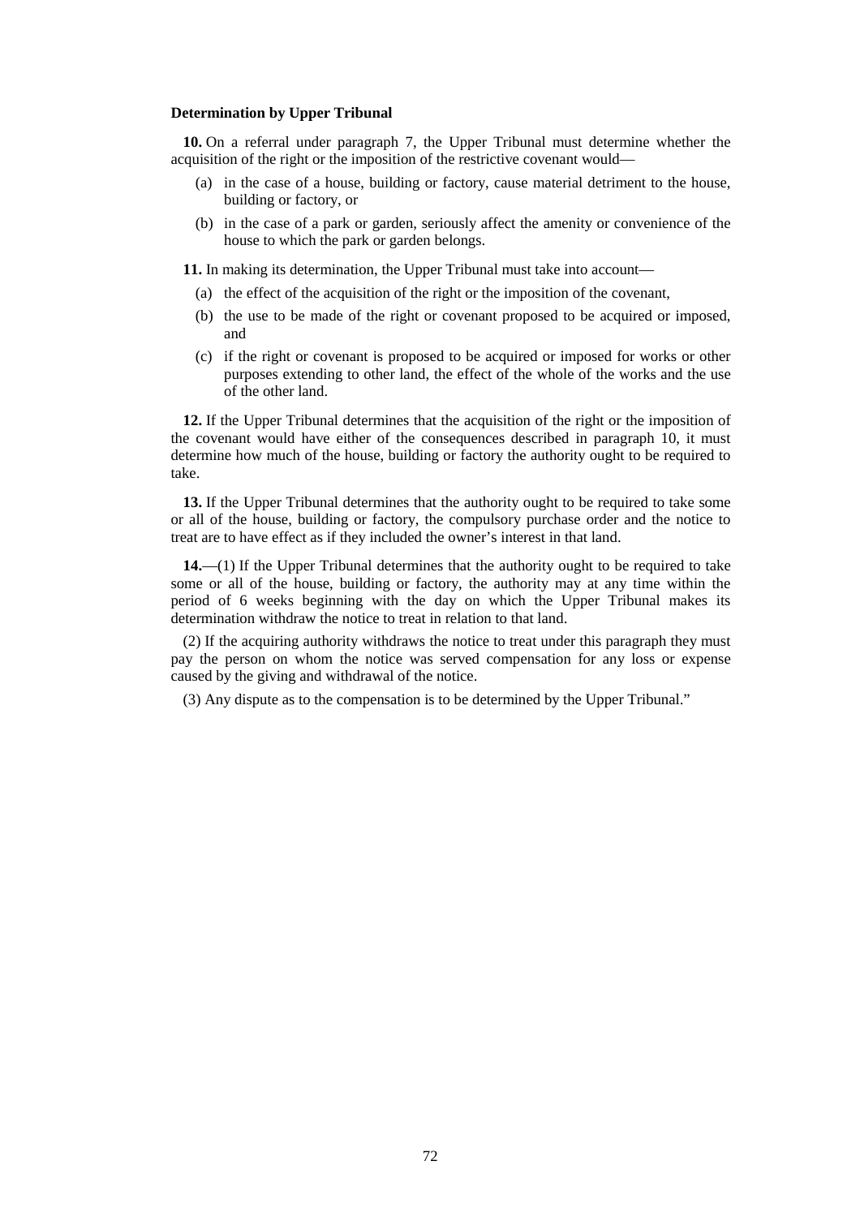**Determination by Upper Tribunal**

**10.** On a referral under paragraph 7, the Upper Tribunal must determine whether the acquisition of the right or the imposition of the restrictive covenant would—

(a) in the case of a house, building or factory, cause material detriment to the house, building or factory, or

(b) in the case of a park or garden, seriously affect the amenity or convenience of the house to which the park or garden belongs.

**11.** In making its determination, the Upper Tribunal must take into account—

(a) the effect of the acquisition of the right or the imposition of the covenant,

(b) the use to be made of the right or covenant proposed to be acquired or imposed, and

(c) if the right or covenant is proposed to be acquired or imposed for works or other purposes extending to other land, the effect of the whole of the works and the use of the other land.

**12.** If the Upper Tribunal determines that the acquisition of the right or the imposition of the covenant would have either of the consequences described in paragraph 10, it must determine how much of the house, building or factory the authority ought to be required to take.

**13.** If the Upper Tribunal determines that the authority ought to be required to take some or all of the house, building or factory, the compulsory purchase order and the notice to treat are to have effect as if they included the owner's interest in that land.

**14.**—(1) If the Upper Tribunal determines that the authority ought to be required to take some or all of the house, building or factory, the authority may at any time within the period of 6 weeks beginning with the day on which the Upper Tribunal makes its determination withdraw the notice to treat in relation to that land.

(2) If the acquiring authority withdraws the notice to treat under this paragraph they must pay the person on whom the notice was served compensation for any loss or expense caused by the giving and withdrawal of the notice.

(3) Any dispute as to the compensation is to be determined by the Upper Tribunal."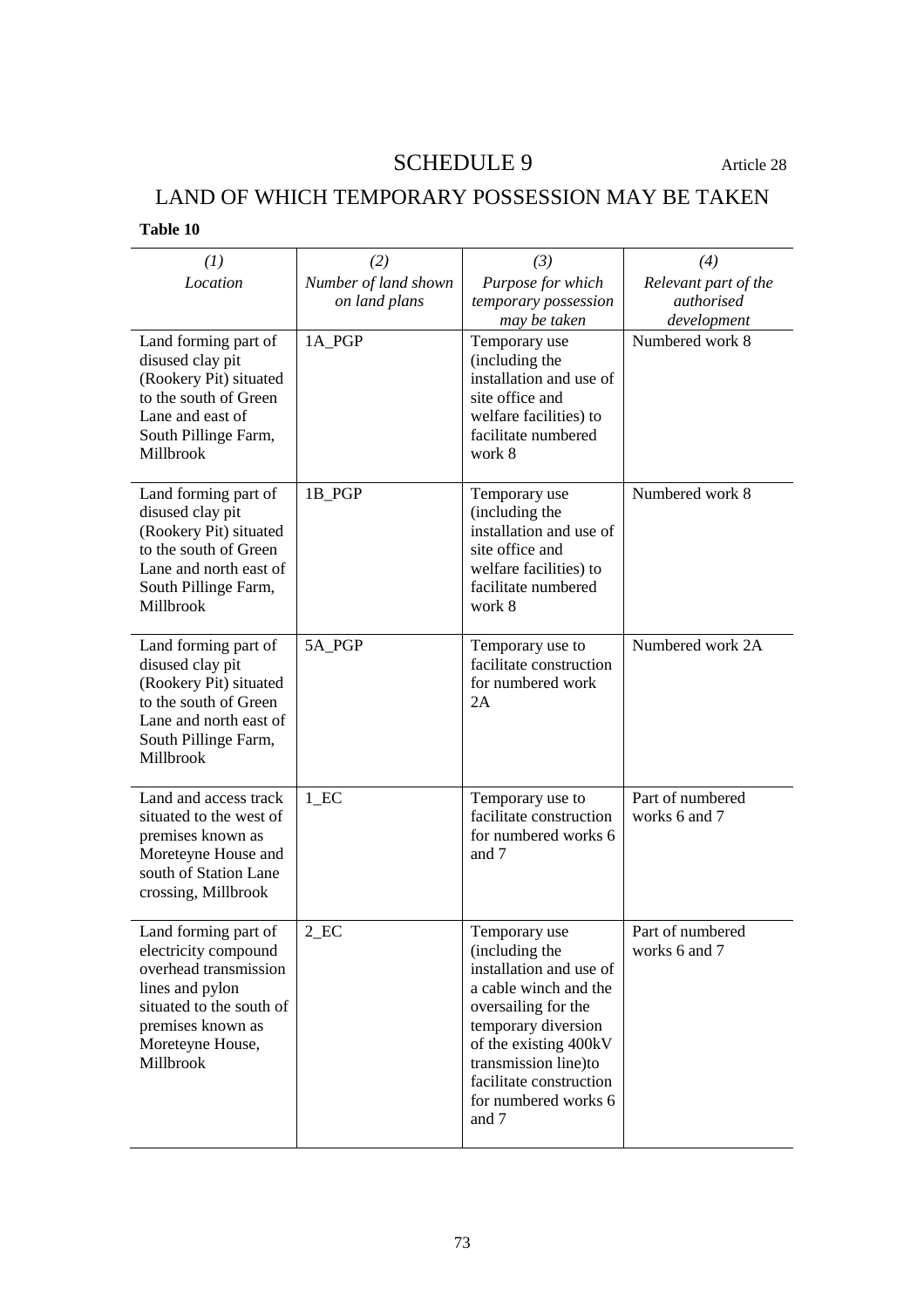# SCHEDULE 9

Article 28

## LAND OF WHICH TEMPORARY POSSESSION MAY BE TAKEN

**Table 10**

| *(1)* *Location* | *(2)* *Number of land shown on land plans* | *(3)* *Purpose for which temporary possession may be taken* | *(4)* *Relevant part of the authorised development* |
|---|---|---|---|
| Land forming part of disused clay pit (Rookery Pit) situated to the south of Green Lane and east of South Pillinge Farm, Millbrook | 1A_PGP | Temporary use (including the installation and use of site office and welfare facilities) to facilitate numbered work 8 | Numbered work 8 |
| Land forming part of disused clay pit (Rookery Pit) situated to the south of Green Lane and north east of South Pillinge Farm, Millbrook | 1B_PGP | Temporary use (including the installation and use of site office and welfare facilities) to facilitate numbered work 8 | Numbered work 8 |
| Land forming part of disused clay pit (Rookery Pit) situated to the south of Green Lane and north east of South Pillinge Farm, Millbrook | 5A_PGP | Temporary use to facilitate construction for numbered work 2A | Numbered work 2A |
| Land and access track situated to the west of premises known as Moreteyne House and south of Station Lane crossing, Millbrook | 1_EC | Temporary use to facilitate construction for numbered works 6 and 7 | Part of numbered works 6 and 7 |
| Land forming part of electricity compound overhead transmission lines and pylon situated to the south of premises known as Moreteyne House, Millbrook | 2_EC | Temporary use (including the installation and use of a cable winch and the oversailing for the temporary diversion of the existing 400kV transmission line)to facilitate construction for numbered works 6 and 7 | Part of numbered works 6 and 7 |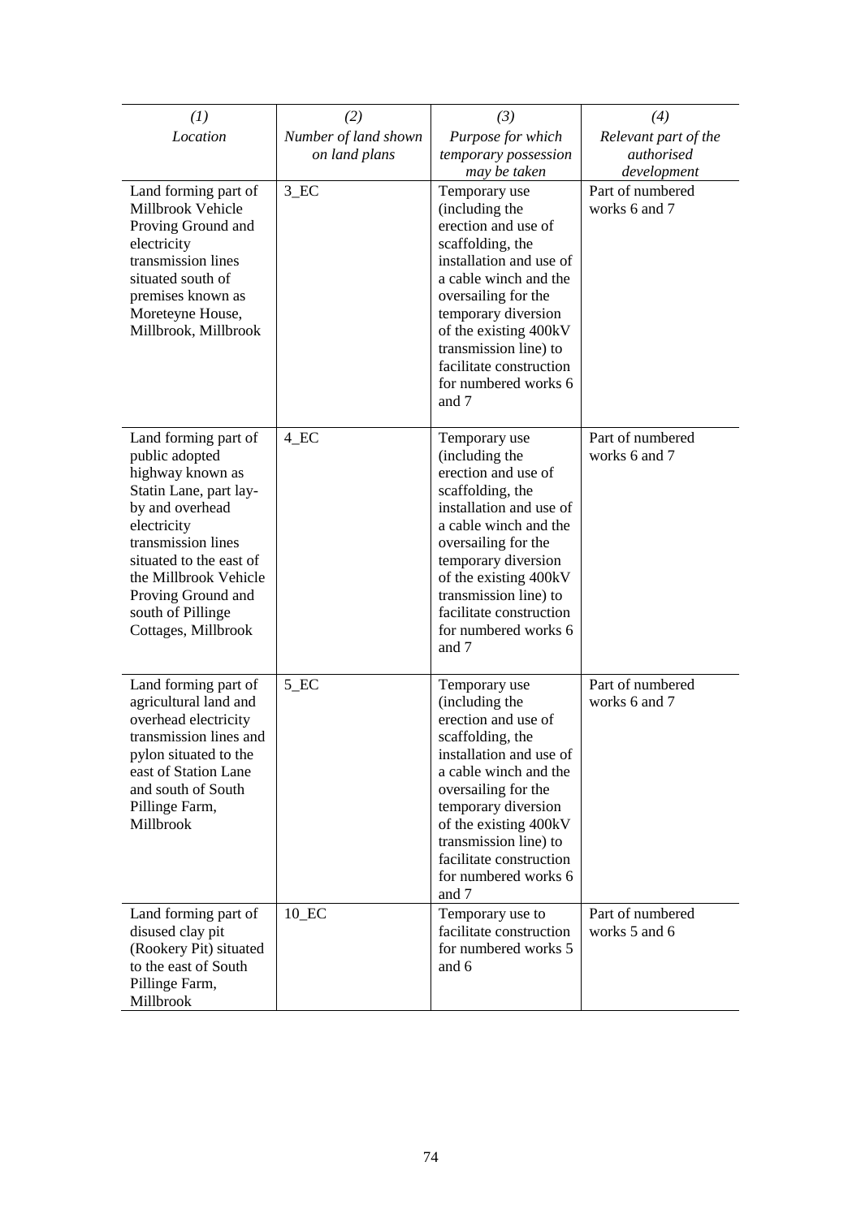| *(1)* *Location* | *(2)* *Number of land shown on land plans* | *(3)* *Purpose for which temporary possession may be taken* | *(4)* *Relevant part of the authorised development* |
|---|---|---|---|
| Land forming part of Millbrook Vehicle Proving Ground and electricity transmission lines situated south of premises known as Moreteyne House, Millbrook, Millbrook | 3_EC | Temporary use (including the erection and use of scaffolding, the installation and use of a cable winch and the oversailing for the temporary diversion of the existing 400kV transmission line) to facilitate construction for numbered works 6 and 7 | Part of numbered works 6 and 7 |
| Land forming part of public adopted highway known as Statin Lane, part lay-by and overhead electricity transmission lines situated to the east of the Millbrook Vehicle Proving Ground and south of Pillinge Cottages, Millbrook | 4_EC | Temporary use (including the erection and use of scaffolding, the installation and use of a cable winch and the oversailing for the temporary diversion of the existing 400kV transmission line) to facilitate construction for numbered works 6 and 7 | Part of numbered works 6 and 7 |
| Land forming part of agricultural land and overhead electricity transmission lines and pylon situated to the east of Station Lane and south of South Pillinge Farm, Millbrook | 5_EC | Temporary use (including the erection and use of scaffolding, the installation and use of a cable winch and the oversailing for the temporary diversion of the existing 400kV transmission line) to facilitate construction for numbered works 6 and 7 | Part of numbered works 6 and 7 |
| Land forming part of disused clay pit (Rookery Pit) situated to the east of South Pillinge Farm, Millbrook | 10_EC | Temporary use to facilitate construction for numbered works 5 and 6 | Part of numbered works 5 and 6 |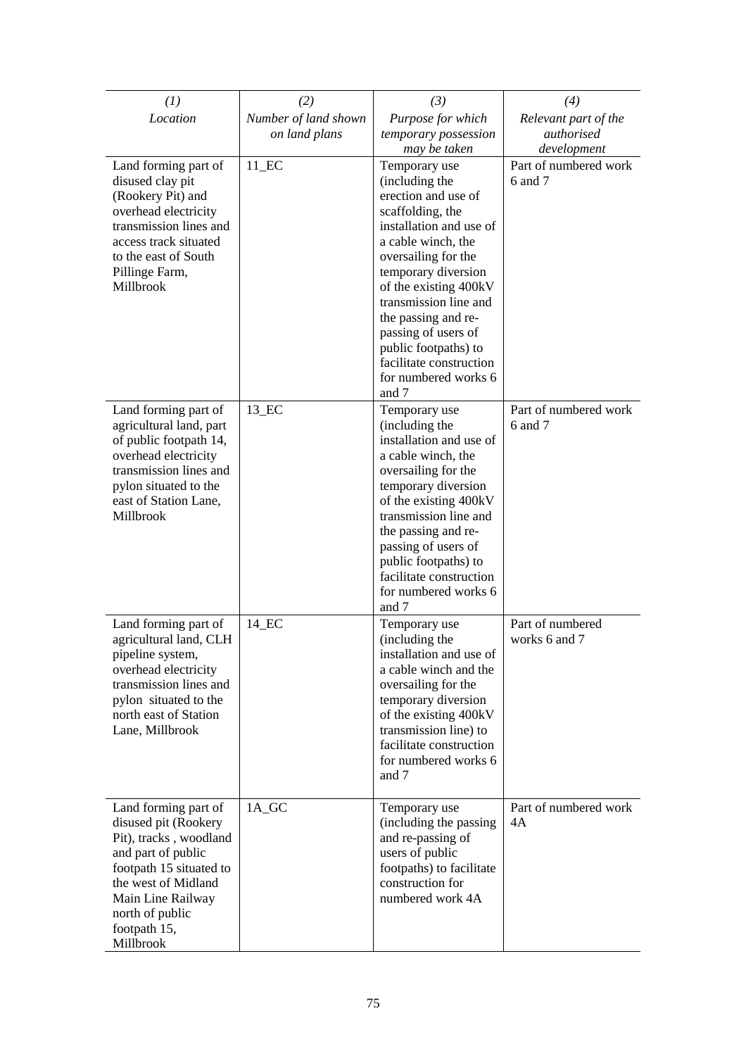| *(1)* *Location* | *(2)* *Number of land shown on land plans* | *(3)* *Purpose for which temporary possession may be taken* | *(4)* *Relevant part of the authorised development* |
|---|---|---|---|
| Land forming part of disused clay pit (Rookery Pit) and overhead electricity transmission lines and access track situated to the east of South Pillinge Farm, Millbrook | 11_EC | Temporary use (including the erection and use of scaffolding, the installation and use of a cable winch, the oversailing for the temporary diversion of the existing 400kV transmission line and the passing and re-passing of users of public footpaths) to facilitate construction for numbered works 6 and 7 | Part of numbered work 6 and 7 |
| Land forming part of agricultural land, part of public footpath 14, overhead electricity transmission lines and pylon situated to the east of Station Lane, Millbrook | 13_EC | Temporary use (including the installation and use of a cable winch, the oversailing for the temporary diversion of the existing 400kV transmission line and the passing and re-passing of users of public footpaths) to facilitate construction for numbered works 6 and 7 | Part of numbered work 6 and 7 |
| Land forming part of agricultural land, CLH pipeline system, overhead electricity transmission lines and pylon situated to the north east of Station Lane, Millbrook | 14_EC | Temporary use (including the installation and use of a cable winch and the oversailing for the temporary diversion of the existing 400kV transmission line) to facilitate construction for numbered works 6 and 7 | Part of numbered works 6 and 7 |
| Land forming part of disused pit (Rookery Pit), tracks , woodland and part of public footpath 15 situated to the west of Midland Main Line Railway north of public footpath 15, Millbrook | 1A_GC | Temporary use (including the passing and re-passing of users of public footpaths) to facilitate construction for numbered work 4A | Part of numbered work 4A |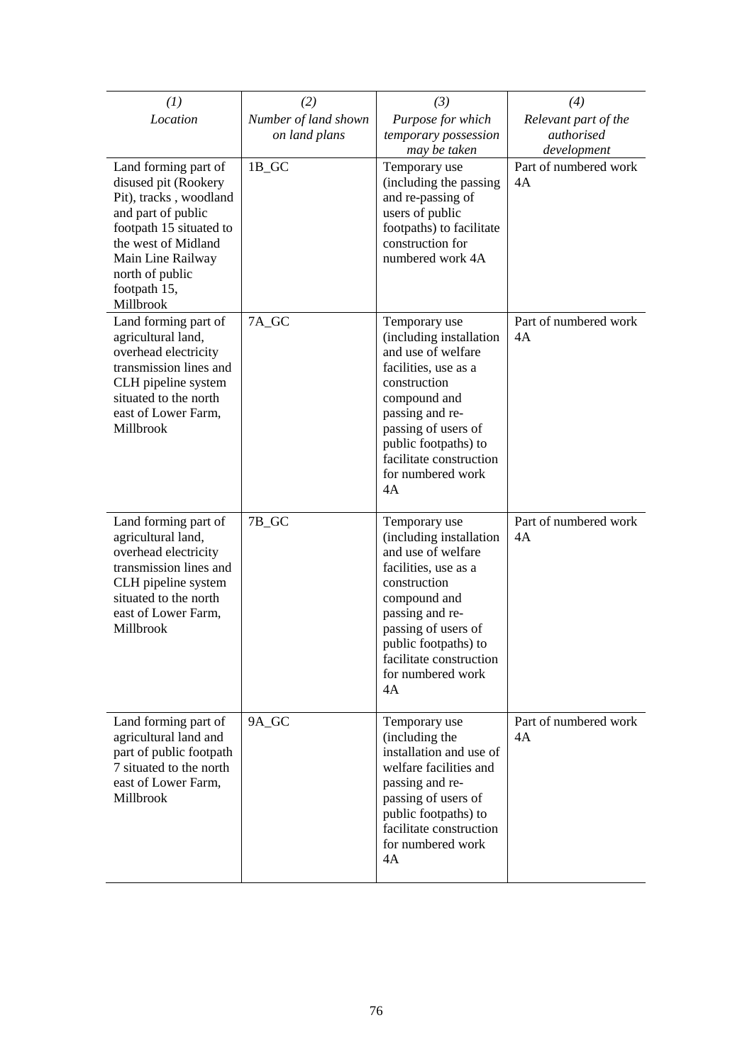| *(1)* *Location* | *(2)* *Number of land shown on land plans* | *(3)* *Purpose for which temporary possession may be taken* | *(4)* *Relevant part of the authorised development* |
|---|---|---|---|
| Land forming part of disused pit (Rookery Pit), tracks , woodland and part of public footpath 15 situated to the west of Midland Main Line Railway north of public footpath 15, Millbrook | 1B_GC | Temporary use (including the passing and re-passing of users of public footpaths) to facilitate construction for numbered work 4A | Part of numbered work 4A |
| Land forming part of agricultural land, overhead electricity transmission lines and CLH pipeline system situated to the north east of Lower Farm, Millbrook | 7A_GC | Temporary use (including installation and use of welfare facilities, use as a construction compound and passing and re-passing of users of public footpaths) to facilitate construction for numbered work 4A | Part of numbered work 4A |
| Land forming part of agricultural land, overhead electricity transmission lines and CLH pipeline system situated to the north east of Lower Farm, Millbrook | 7B_GC | Temporary use (including installation and use of welfare facilities, use as a construction compound and passing and re-passing of users of public footpaths) to facilitate construction for numbered work 4A | Part of numbered work 4A |
| Land forming part of agricultural land and part of public footpath 7 situated to the north east of Lower Farm, Millbrook | 9A_GC | Temporary use (including the installation and use of welfare facilities and passing and re-passing of users of public footpaths) to facilitate construction for numbered work 4A | Part of numbered work 4A |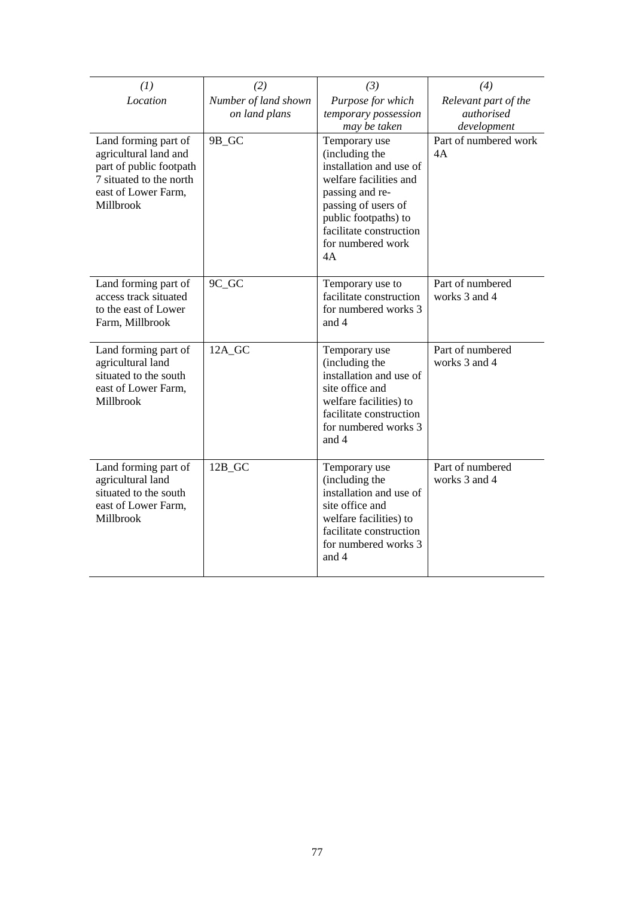| *(1)* *Location* | *(2)* *Number of land shown on land plans* | *(3)* *Purpose for which temporary possession may be taken* | *(4)* *Relevant part of the authorised development* |
|---|---|---|---|
| Land forming part of agricultural land and part of public footpath 7 situated to the north east of Lower Farm, Millbrook | 9B_GC | Temporary use (including the installation and use of welfare facilities and passing and re-passing of users of public footpaths) to facilitate construction for numbered work 4A | Part of numbered work 4A |
| Land forming part of access track situated to the east of Lower Farm, Millbrook | 9C_GC | Temporary use to facilitate construction for numbered works 3 and 4 | Part of numbered works 3 and 4 |
| Land forming part of agricultural land situated to the south east of Lower Farm, Millbrook | 12A_GC | Temporary use (including the installation and use of site office and welfare facilities) to facilitate construction for numbered works 3 and 4 | Part of numbered works 3 and 4 |
| Land forming part of agricultural land situated to the south east of Lower Farm, Millbrook | 12B_GC | Temporary use (including the installation and use of site office and welfare facilities) to facilitate construction for numbered works 3 and 4 | Part of numbered works 3 and 4 |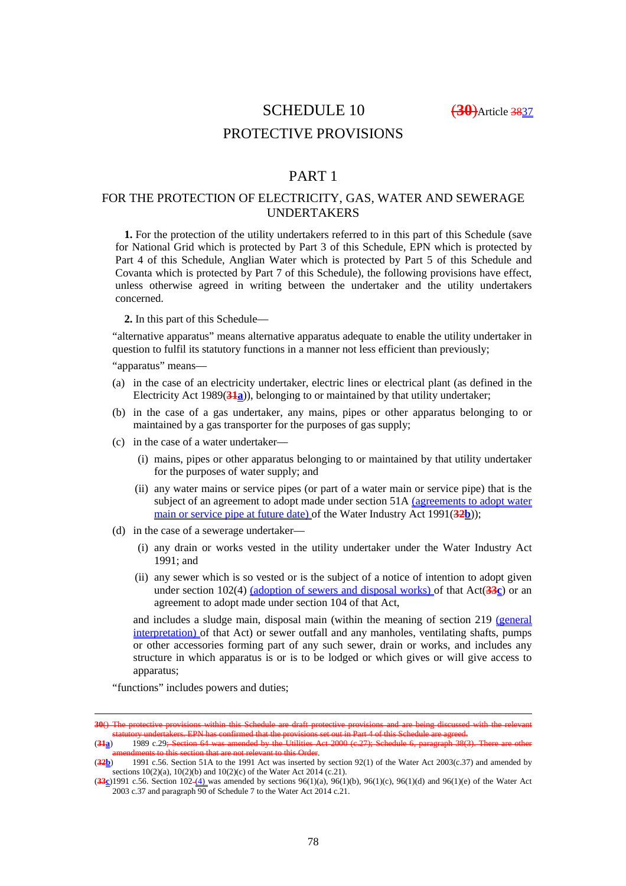# SCHEDULE 10

(30)Article 3837

# PROTECTIVE PROVISIONS

## PART 1

### FOR THE PROTECTION OF ELECTRICITY, GAS, WATER AND SEWERAGE UNDERTAKERS

**1.** For the protection of the utility undertakers referred to in this part of this Schedule (save for National Grid which is protected by Part 3 of this Schedule, EPN which is protected by Part 4 of this Schedule, Anglian Water which is protected by Part 5 of this Schedule and Covanta which is protected by Part 7 of this Schedule), the following provisions have effect, unless otherwise agreed in writing between the undertaker and the utility undertakers concerned.

**2.** In this part of this Schedule—

"alternative apparatus" means alternative apparatus adequate to enable the utility undertaker in question to fulfil its statutory functions in a manner not less efficient than previously;

"apparatus" means—

(a) in the case of an electricity undertaker, electric lines or electrical plant (as defined in the Electricity Act 1989(31a)), belonging to or maintained by that utility undertaker;

(b) in the case of a gas undertaker, any mains, pipes or other apparatus belonging to or maintained by a gas transporter for the purposes of gas supply;

(c) in the case of a water undertaker—

(i) mains, pipes or other apparatus belonging to or maintained by that utility undertaker for the purposes of water supply; and

(ii) any water mains or service pipes (or part of a water main or service pipe) that is the subject of an agreement to adopt made under section 51A (agreements to adopt water main or service pipe at future date) of the Water Industry Act 1991(32b));

(d) in the case of a sewerage undertaker—

(i) any drain or works vested in the utility undertaker under the Water Industry Act 1991; and

(ii) any sewer which is so vested or is the subject of a notice of intention to adopt given under section 102(4) (adoption of sewers and disposal works) of that Act(33c) or an agreement to adopt made under section 104 of that Act,

and includes a sludge main, disposal main (within the meaning of section 219 (general interpretation) of that Act) or sewer outfall and any manholes, ventilating shafts, pumps or other accessories forming part of any such sewer, drain or works, and includes any structure in which apparatus is or is to be lodged or which gives or will give access to apparatus;

"functions" includes powers and duties;

---

30() The protective provisions within this Schedule are draft protective provisions and are being discussed with the relevant statutory undertakers. EPN has confirmed that the provisions set out in Part 4 of this Schedule are agreed.

(31a) 1989 c.29; Section 64 was amended by the Utilities Act 2000 (c.27); Schedule 6, paragraph 38(3). There are other amendments to this section that are not relevant to this Order.

(32b) 1991 c.56. Section 51A to the 1991 Act was inserted by section 92(1) of the Water Act 2003(c.37) and amended by sections 10(2)(a), 10(2)(b) and 10(2)(c) of the Water Act 2014 (c.21).

(33c)1991 c.56. Section 102 (4) was amended by sections 96(1)(a), 96(1)(b), 96(1)(c), 96(1)(d) and 96(1)(e) of the Water Act 2003 c.37 and paragraph 90 of Schedule 7 to the Water Act 2014 c.21.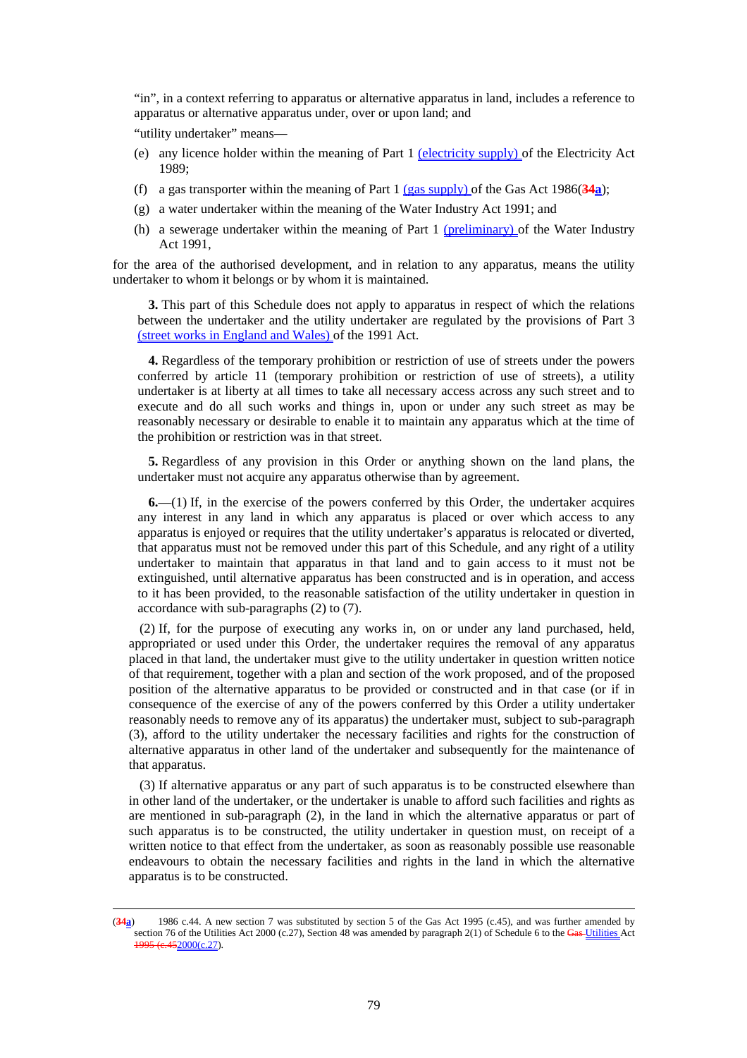"in", in a context referring to apparatus or alternative apparatus in land, includes a reference to apparatus or alternative apparatus under, over or upon land; and

"utility undertaker" means—

(e) any licence holder within the meaning of Part 1 (electricity supply) of the Electricity Act 1989;

(f) a gas transporter within the meaning of Part 1 (gas supply) of the Gas Act 1986(34a);

(g) a water undertaker within the meaning of the Water Industry Act 1991; and

(h) a sewerage undertaker within the meaning of Part 1 (preliminary) of the Water Industry Act 1991,

for the area of the authorised development, and in relation to any apparatus, means the utility undertaker to whom it belongs or by whom it is maintained.

**3.** This part of this Schedule does not apply to apparatus in respect of which the relations between the undertaker and the utility undertaker are regulated by the provisions of Part 3 (street works in England and Wales) of the 1991 Act.

**4.** Regardless of the temporary prohibition or restriction of use of streets under the powers conferred by article 11 (temporary prohibition or restriction of use of streets), a utility undertaker is at liberty at all times to take all necessary access across any such street and to execute and do all such works and things in, upon or under any such street as may be reasonably necessary or desirable to enable it to maintain any apparatus which at the time of the prohibition or restriction was in that street.

**5.** Regardless of any provision in this Order or anything shown on the land plans, the undertaker must not acquire any apparatus otherwise than by agreement.

**6.**—(1) If, in the exercise of the powers conferred by this Order, the undertaker acquires any interest in any land in which any apparatus is placed or over which access to any apparatus is enjoyed or requires that the utility undertaker's apparatus is relocated or diverted, that apparatus must not be removed under this part of this Schedule, and any right of a utility undertaker to maintain that apparatus in that land and to gain access to it must not be extinguished, until alternative apparatus has been constructed and is in operation, and access to it has been provided, to the reasonable satisfaction of the utility undertaker in question in accordance with sub-paragraphs (2) to (7).

(2) If, for the purpose of executing any works in, on or under any land purchased, held, appropriated or used under this Order, the undertaker requires the removal of any apparatus placed in that land, the undertaker must give to the utility undertaker in question written notice of that requirement, together with a plan and section of the work proposed, and of the proposed position of the alternative apparatus to be provided or constructed and in that case (or if in consequence of the exercise of any of the powers conferred by this Order a utility undertaker reasonably needs to remove any of its apparatus) the undertaker must, subject to sub-paragraph (3), afford to the utility undertaker the necessary facilities and rights for the construction of alternative apparatus in other land of the undertaker and subsequently for the maintenance of that apparatus.

(3) If alternative apparatus or any part of such apparatus is to be constructed elsewhere than in other land of the undertaker, or the undertaker is unable to afford such facilities and rights as are mentioned in sub-paragraph (2), in the land in which the alternative apparatus or part of such apparatus is to be constructed, the utility undertaker in question must, on receipt of a written notice to that effect from the undertaker, as soon as reasonably possible use reasonable endeavours to obtain the necessary facilities and rights in the land in which the alternative apparatus is to be constructed.

---

(34a) 1986 c.44. A new section 7 was substituted by section 5 of the Gas Act 1995 (c.45), and was further amended by section 76 of the Utilities Act 2000 (c.27), Section 48 was amended by paragraph 2(1) of Schedule 6 to the Utilities Act 2000(c.27).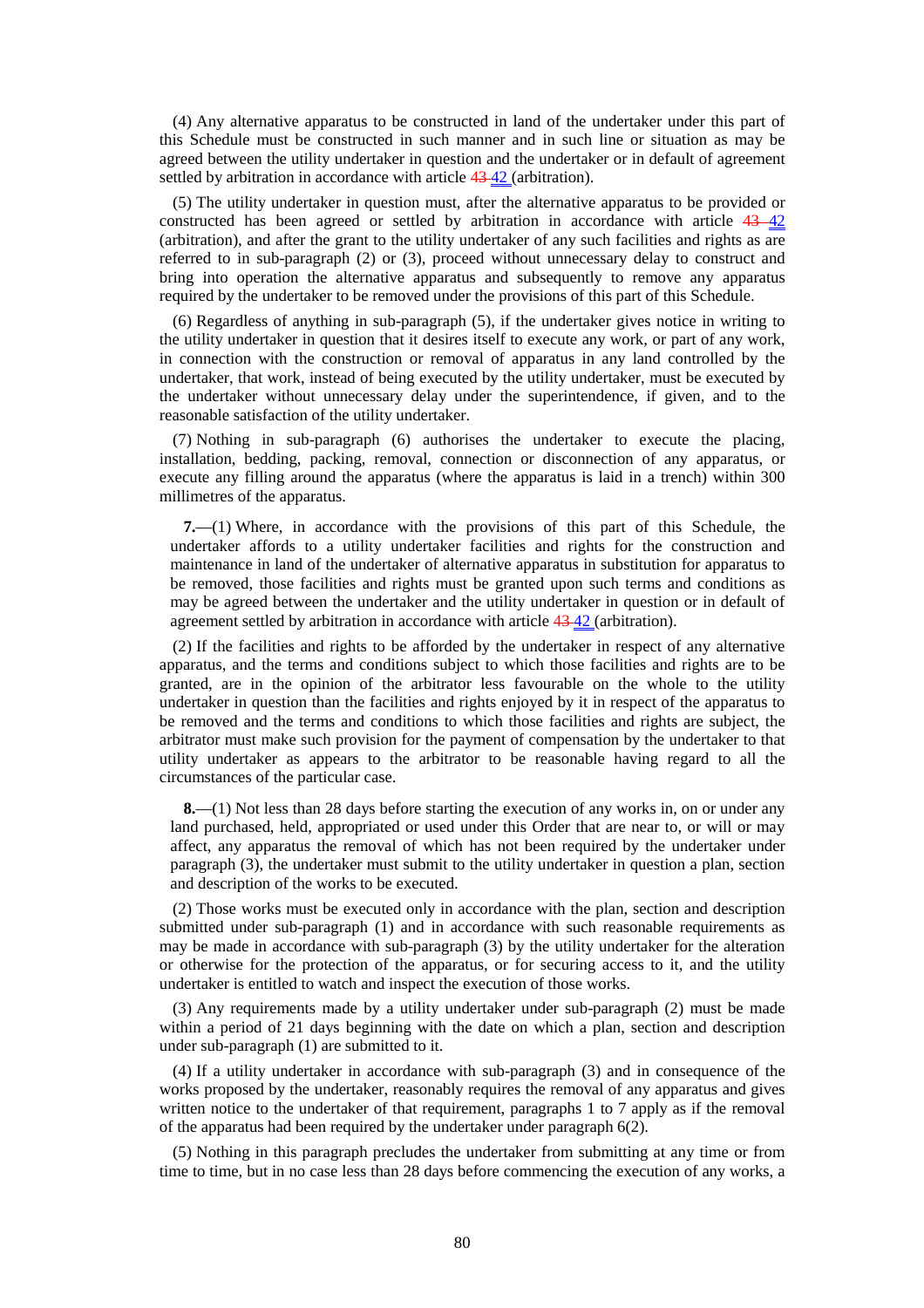(4) Any alternative apparatus to be constructed in land of the undertaker under this part of this Schedule must be constructed in such manner and in such line or situation as may be agreed between the utility undertaker in question and the undertaker or in default of agreement settled by arbitration in accordance with article ~~43~~ 42 (arbitration).

(5) The utility undertaker in question must, after the alternative apparatus to be provided or constructed has been agreed or settled by arbitration in accordance with article ~~43~~ 42 (arbitration), and after the grant to the utility undertaker of any such facilities and rights as are referred to in sub-paragraph (2) or (3), proceed without unnecessary delay to construct and bring into operation the alternative apparatus and subsequently to remove any apparatus required by the undertaker to be removed under the provisions of this part of this Schedule.

(6) Regardless of anything in sub-paragraph (5), if the undertaker gives notice in writing to the utility undertaker in question that it desires itself to execute any work, or part of any work, in connection with the construction or removal of apparatus in any land controlled by the undertaker, that work, instead of being executed by the utility undertaker, must be executed by the undertaker without unnecessary delay under the superintendence, if given, and to the reasonable satisfaction of the utility undertaker.

(7) Nothing in sub-paragraph (6) authorises the undertaker to execute the placing, installation, bedding, packing, removal, connection or disconnection of any apparatus, or execute any filling around the apparatus (where the apparatus is laid in a trench) within 300 millimetres of the apparatus.

**7.**—(1) Where, in accordance with the provisions of this part of this Schedule, the undertaker affords to a utility undertaker facilities and rights for the construction and maintenance in land of the undertaker of alternative apparatus in substitution for apparatus to be removed, those facilities and rights must be granted upon such terms and conditions as may be agreed between the undertaker and the utility undertaker in question or in default of agreement settled by arbitration in accordance with article ~~43~~ 42 (arbitration).

(2) If the facilities and rights to be afforded by the undertaker in respect of any alternative apparatus, and the terms and conditions subject to which those facilities and rights are to be granted, are in the opinion of the arbitrator less favourable on the whole to the utility undertaker in question than the facilities and rights enjoyed by it in respect of the apparatus to be removed and the terms and conditions to which those facilities and rights are subject, the arbitrator must make such provision for the payment of compensation by the undertaker to that utility undertaker as appears to the arbitrator to be reasonable having regard to all the circumstances of the particular case.

**8.**—(1) Not less than 28 days before starting the execution of any works in, on or under any land purchased, held, appropriated or used under this Order that are near to, or will or may affect, any apparatus the removal of which has not been required by the undertaker under paragraph (3), the undertaker must submit to the utility undertaker in question a plan, section and description of the works to be executed.

(2) Those works must be executed only in accordance with the plan, section and description submitted under sub-paragraph (1) and in accordance with such reasonable requirements as may be made in accordance with sub-paragraph (3) by the utility undertaker for the alteration or otherwise for the protection of the apparatus, or for securing access to it, and the utility undertaker is entitled to watch and inspect the execution of those works.

(3) Any requirements made by a utility undertaker under sub-paragraph (2) must be made within a period of 21 days beginning with the date on which a plan, section and description under sub-paragraph (1) are submitted to it.

(4) If a utility undertaker in accordance with sub-paragraph (3) and in consequence of the works proposed by the undertaker, reasonably requires the removal of any apparatus and gives written notice to the undertaker of that requirement, paragraphs 1 to 7 apply as if the removal of the apparatus had been required by the undertaker under paragraph 6(2).

(5) Nothing in this paragraph precludes the undertaker from submitting at any time or from time to time, but in no case less than 28 days before commencing the execution of any works, a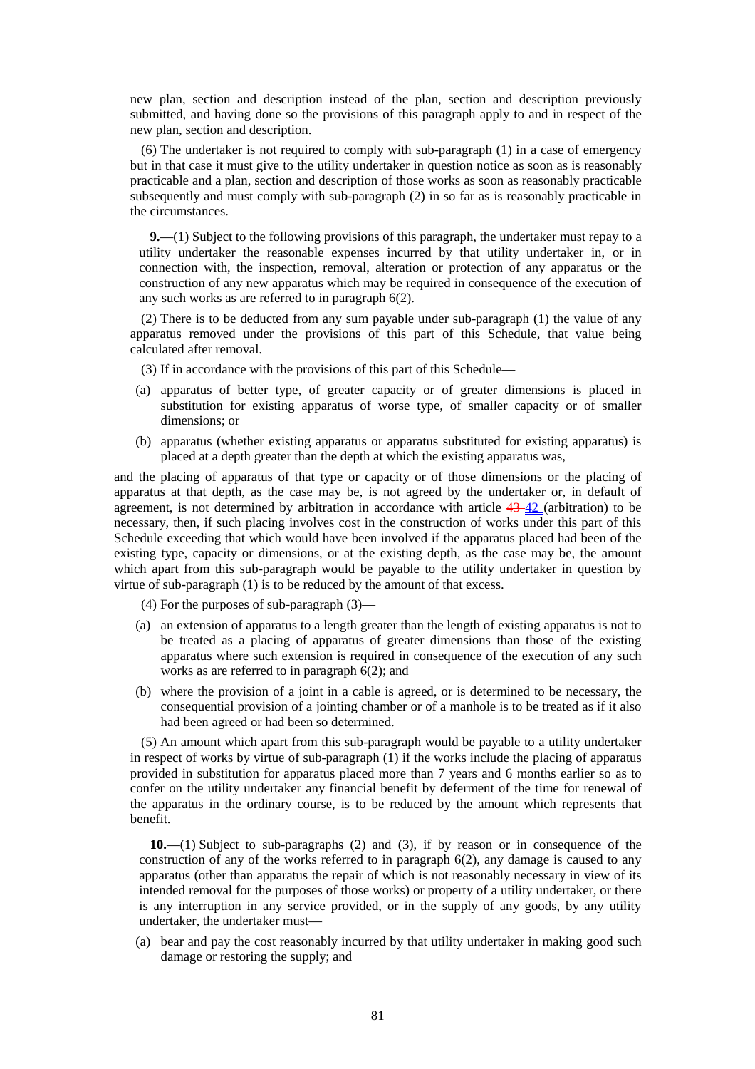new plan, section and description instead of the plan, section and description previously submitted, and having done so the provisions of this paragraph apply to and in respect of the new plan, section and description.

(6) The undertaker is not required to comply with sub-paragraph (1) in a case of emergency but in that case it must give to the utility undertaker in question notice as soon as is reasonably practicable and a plan, section and description of those works as soon as reasonably practicable subsequently and must comply with sub-paragraph (2) in so far as is reasonably practicable in the circumstances.

**9.**—(1) Subject to the following provisions of this paragraph, the undertaker must repay to a utility undertaker the reasonable expenses incurred by that utility undertaker in, or in connection with, the inspection, removal, alteration or protection of any apparatus or the construction of any new apparatus which may be required in consequence of the execution of any such works as are referred to in paragraph 6(2).

(2) There is to be deducted from any sum payable under sub-paragraph (1) the value of any apparatus removed under the provisions of this part of this Schedule, that value being calculated after removal.

(3) If in accordance with the provisions of this part of this Schedule—

(a) apparatus of better type, of greater capacity or of greater dimensions is placed in substitution for existing apparatus of worse type, of smaller capacity or of smaller dimensions; or

(b) apparatus (whether existing apparatus or apparatus substituted for existing apparatus) is placed at a depth greater than the depth at which the existing apparatus was,

and the placing of apparatus of that type or capacity or of those dimensions or the placing of apparatus at that depth, as the case may be, is not agreed by the undertaker or, in default of agreement, is not determined by arbitration in accordance with article ~~43~~ 42 (arbitration) to be necessary, then, if such placing involves cost in the construction of works under this part of this Schedule exceeding that which would have been involved if the apparatus placed had been of the existing type, capacity or dimensions, or at the existing depth, as the case may be, the amount which apart from this sub-paragraph would be payable to the utility undertaker in question by virtue of sub-paragraph (1) is to be reduced by the amount of that excess.

(4) For the purposes of sub-paragraph (3)—

(a) an extension of apparatus to a length greater than the length of existing apparatus is not to be treated as a placing of apparatus of greater dimensions than those of the existing apparatus where such extension is required in consequence of the execution of any such works as are referred to in paragraph 6(2); and

(b) where the provision of a joint in a cable is agreed, or is determined to be necessary, the consequential provision of a jointing chamber or of a manhole is to be treated as if it also had been agreed or had been so determined.

(5) An amount which apart from this sub-paragraph would be payable to a utility undertaker in respect of works by virtue of sub-paragraph (1) if the works include the placing of apparatus provided in substitution for apparatus placed more than 7 years and 6 months earlier so as to confer on the utility undertaker any financial benefit by deferment of the time for renewal of the apparatus in the ordinary course, is to be reduced by the amount which represents that benefit.

**10.**—(1) Subject to sub-paragraphs (2) and (3), if by reason or in consequence of the construction of any of the works referred to in paragraph 6(2), any damage is caused to any apparatus (other than apparatus the repair of which is not reasonably necessary in view of its intended removal for the purposes of those works) or property of a utility undertaker, or there is any interruption in any service provided, or in the supply of any goods, by any utility undertaker, the undertaker must—

(a) bear and pay the cost reasonably incurred by that utility undertaker in making good such damage or restoring the supply; and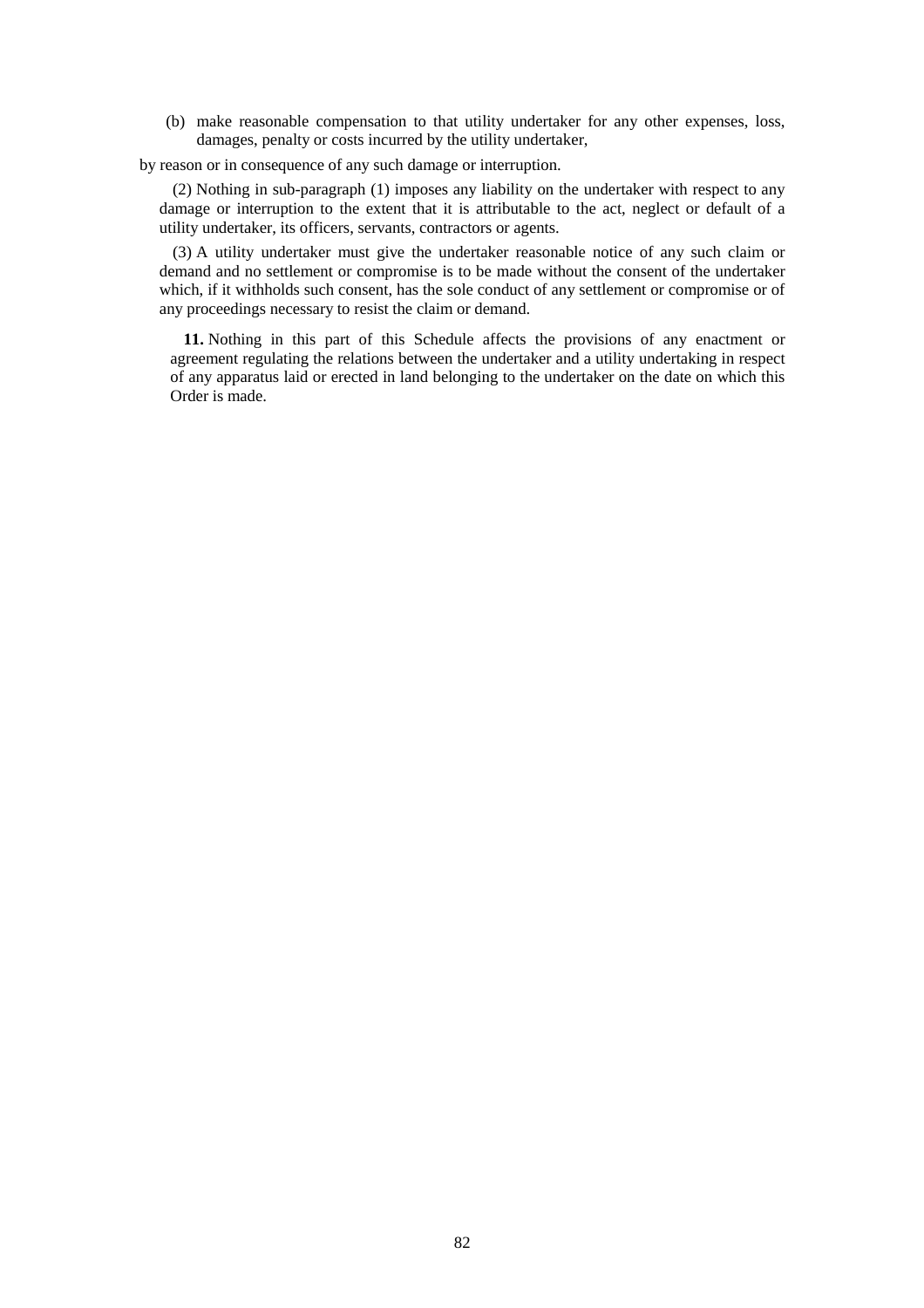(b) make reasonable compensation to that utility undertaker for any other expenses, loss, damages, penalty or costs incurred by the utility undertaker,

by reason or in consequence of any such damage or interruption.

(2) Nothing in sub-paragraph (1) imposes any liability on the undertaker with respect to any damage or interruption to the extent that it is attributable to the act, neglect or default of a utility undertaker, its officers, servants, contractors or agents.

(3) A utility undertaker must give the undertaker reasonable notice of any such claim or demand and no settlement or compromise is to be made without the consent of the undertaker which, if it withholds such consent, has the sole conduct of any settlement or compromise or of any proceedings necessary to resist the claim or demand.

**11.** Nothing in this part of this Schedule affects the provisions of any enactment or agreement regulating the relations between the undertaker and a utility undertaking in respect of any apparatus laid or erected in land belonging to the undertaker on the date on which this Order is made.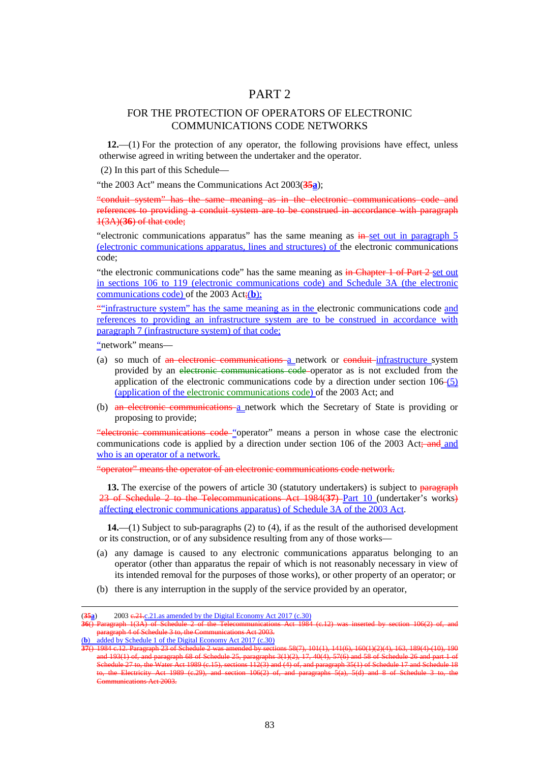# PART 2

## FOR THE PROTECTION OF OPERATORS OF ELECTRONIC COMMUNICATIONS CODE NETWORKS

**12.**—(1) For the protection of any operator, the following provisions have effect, unless otherwise agreed in writing between the undertaker and the operator.

(2) In this part of this Schedule—

"the 2003 Act" means the Communications Act 2003(**35a**);

"conduit system" has the same meaning as in the electronic communications code and references to providing a conduit system are to be construed in accordance with paragraph 1(3A)(**36**) of that code;

"electronic communications apparatus" has the same meaning as in set out in paragraph 5 (electronic communications apparatus, lines and structures) of the electronic communications code;

"the electronic communications code" has the same meaning as in Chapter 1 of Part 2 set out in sections 106 to 119 (electronic communications code) and Schedule 3A (the electronic communications code) of the 2003 Act;(**b**);

""infrastructure system" has the same meaning as in the electronic communications code and references to providing an infrastructure system are to be construed in accordance with paragraph 7 (infrastructure system) of that code;

"network" means—

(a) so much of an electronic communications a network or conduit infrastructure system provided by an electronic communications code operator as is not excluded from the application of the electronic communications code by a direction under section 106 (5) (application of the electronic communications code) of the 2003 Act; and

(b) an electronic communications a network which the Secretary of State is providing or proposing to provide;

"electronic communications code "operator" means a person in whose case the electronic communications code is applied by a direction under section 106 of the 2003 Act; and and who is an operator of a network.

"operator" means the operator of an electronic communications code network.

**13.** The exercise of the powers of article 30 (statutory undertakers) is subject to paragraph 23 of Schedule 2 to the Telecommunications Act 1984(**37**) Part 10 (undertaker's works) affecting electronic communications apparatus) of Schedule 3A of the 2003 Act.

**14.**—(1) Subject to sub-paragraphs (2) to (4), if as the result of the authorised development or its construction, or of any subsidence resulting from any of those works—

(a) any damage is caused to any electronic communications apparatus belonging to an operator (other than apparatus the repair of which is not reasonably necessary in view of its intended removal for the purposes of those works), or other property of an operator; or

(b) there is any interruption in the supply of the service provided by an operator,

---

(**35a**) 2003 c.21.c.21.as amended by the Digital Economy Act 2017 (c.30)

36() Paragraph 1(3A) of Schedule 2 of the Telecommunications Act 1984 (c.12) was inserted by section 106(2) of, and paragraph 4 of Schedule 3 to, the Communications Act 2003.

(**b**) added by Schedule 1 of the Digital Economy Act 2017 (c.30)

37() 1984 c.12. Paragraph 23 of Schedule 2 was amended by sections 58(7), 101(1), 141(6), 160(1)(2)(4), 163, 189(4)-(10), 190 and 193(1) of, and paragraph 68 of Schedule 25, paragraphs 3(1)(2), 17, 40(4), 57(6) and 58 of Schedule 26 and part 1 of Schedule 27 to, the Water Act 1989 (c.15), sections 112(3) and (4) of, and paragraph 35(1) of Schedule 17 and Schedule 18 to, the Electricity Act 1989 (c.29), and section 106(2) of, and paragraphs 5(a), 5(d) and 8 of Schedule 3 to, the Communications Act 2003.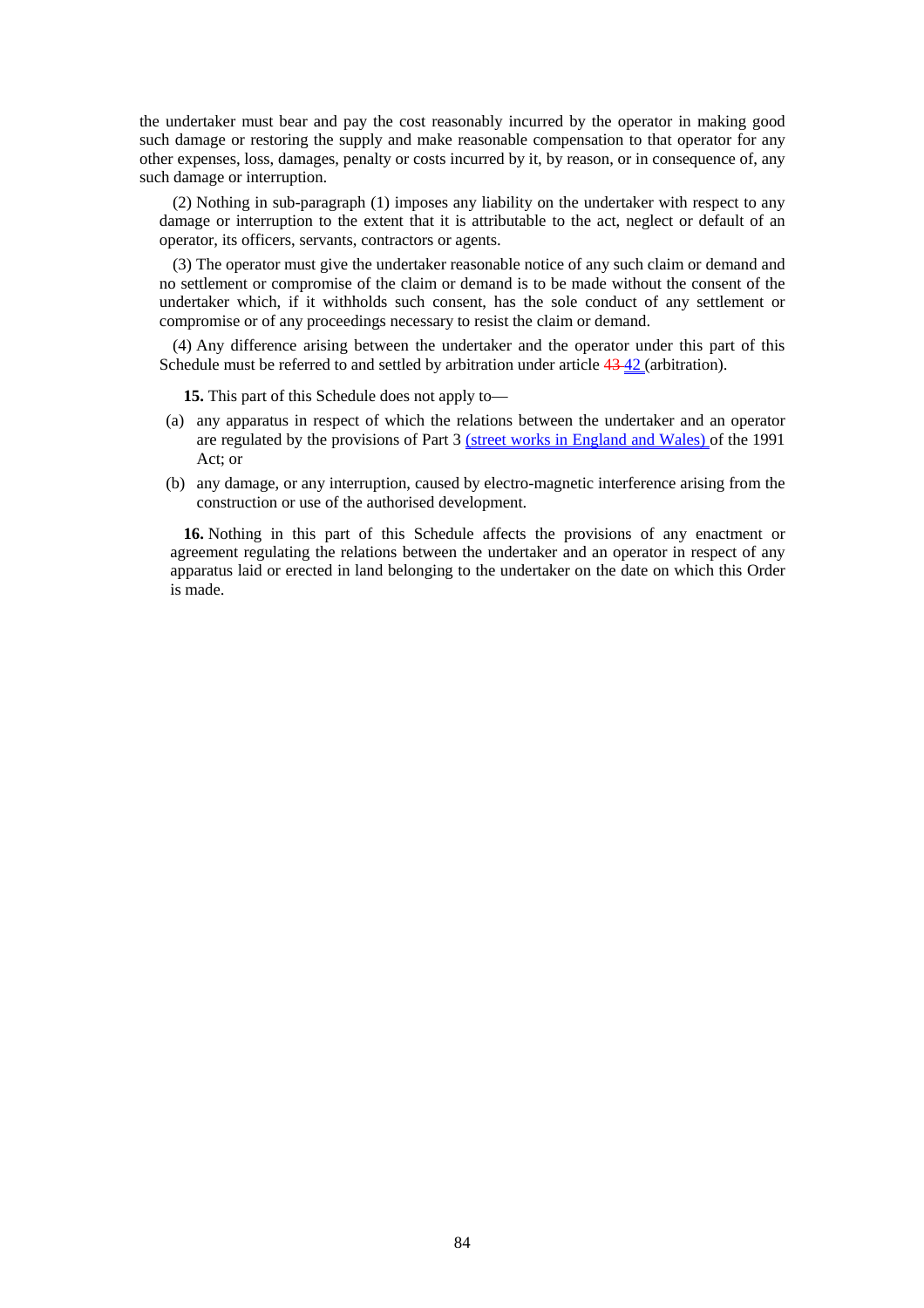the undertaker must bear and pay the cost reasonably incurred by the operator in making good such damage or restoring the supply and make reasonable compensation to that operator for any other expenses, loss, damages, penalty or costs incurred by it, by reason, or in consequence of, any such damage or interruption.

(2) Nothing in sub-paragraph (1) imposes any liability on the undertaker with respect to any damage or interruption to the extent that it is attributable to the act, neglect or default of an operator, its officers, servants, contractors or agents.

(3) The operator must give the undertaker reasonable notice of any such claim or demand and no settlement or compromise of the claim or demand is to be made without the consent of the undertaker which, if it withholds such consent, has the sole conduct of any settlement or compromise or of any proceedings necessary to resist the claim or demand.

(4) Any difference arising between the undertaker and the operator under this part of this Schedule must be referred to and settled by arbitration under article ~~43~~ 42 (arbitration).

**15.** This part of this Schedule does not apply to—

(a) any apparatus in respect of which the relations between the undertaker and an operator are regulated by the provisions of Part 3 (street works in England and Wales) of the 1991 Act; or

(b) any damage, or any interruption, caused by electro-magnetic interference arising from the construction or use of the authorised development.

**16.** Nothing in this part of this Schedule affects the provisions of any enactment or agreement regulating the relations between the undertaker and an operator in respect of any apparatus laid or erected in land belonging to the undertaker on the date on which this Order is made.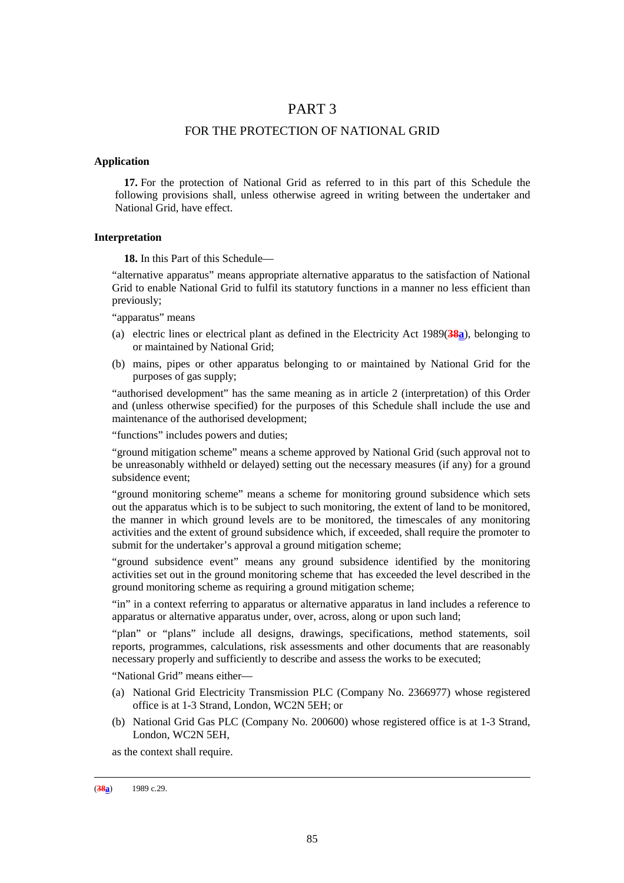# PART 3

## FOR THE PROTECTION OF NATIONAL GRID

### Application

**17.** For the protection of National Grid as referred to in this part of this Schedule the following provisions shall, unless otherwise agreed in writing between the undertaker and National Grid, have effect.

### Interpretation

**18.** In this Part of this Schedule—

"alternative apparatus" means appropriate alternative apparatus to the satisfaction of National Grid to enable National Grid to fulfil its statutory functions in a manner no less efficient than previously;

"apparatus" means

(a) electric lines or electrical plant as defined in the Electricity Act 1989([38a]), belonging to or maintained by National Grid;

(b) mains, pipes or other apparatus belonging to or maintained by National Grid for the purposes of gas supply;

"authorised development" has the same meaning as in article 2 (interpretation) of this Order and (unless otherwise specified) for the purposes of this Schedule shall include the use and maintenance of the authorised development;

"functions" includes powers and duties;

"ground mitigation scheme" means a scheme approved by National Grid (such approval not to be unreasonably withheld or delayed) setting out the necessary measures (if any) for a ground subsidence event;

"ground monitoring scheme" means a scheme for monitoring ground subsidence which sets out the apparatus which is to be subject to such monitoring, the extent of land to be monitored, the manner in which ground levels are to be monitored, the timescales of any monitoring activities and the extent of ground subsidence which, if exceeded, shall require the promoter to submit for the undertaker's approval a ground mitigation scheme;

"ground subsidence event" means any ground subsidence identified by the monitoring activities set out in the ground monitoring scheme that has exceeded the level described in the ground monitoring scheme as requiring a ground mitigation scheme;

"in" in a context referring to apparatus or alternative apparatus in land includes a reference to apparatus or alternative apparatus under, over, across, along or upon such land;

"plan" or "plans" include all designs, drawings, specifications, method statements, soil reports, programmes, calculations, risk assessments and other documents that are reasonably necessary properly and sufficiently to describe and assess the works to be executed;

"National Grid" means either—

(a) National Grid Electricity Transmission PLC (Company No. 2366977) whose registered office is at 1-3 Strand, London, WC2N 5EH; or

(b) National Grid Gas PLC (Company No. 200600) whose registered office is at 1-3 Strand, London, WC2N 5EH,

as the context shall require.

---

([38a]) 1989 c.29.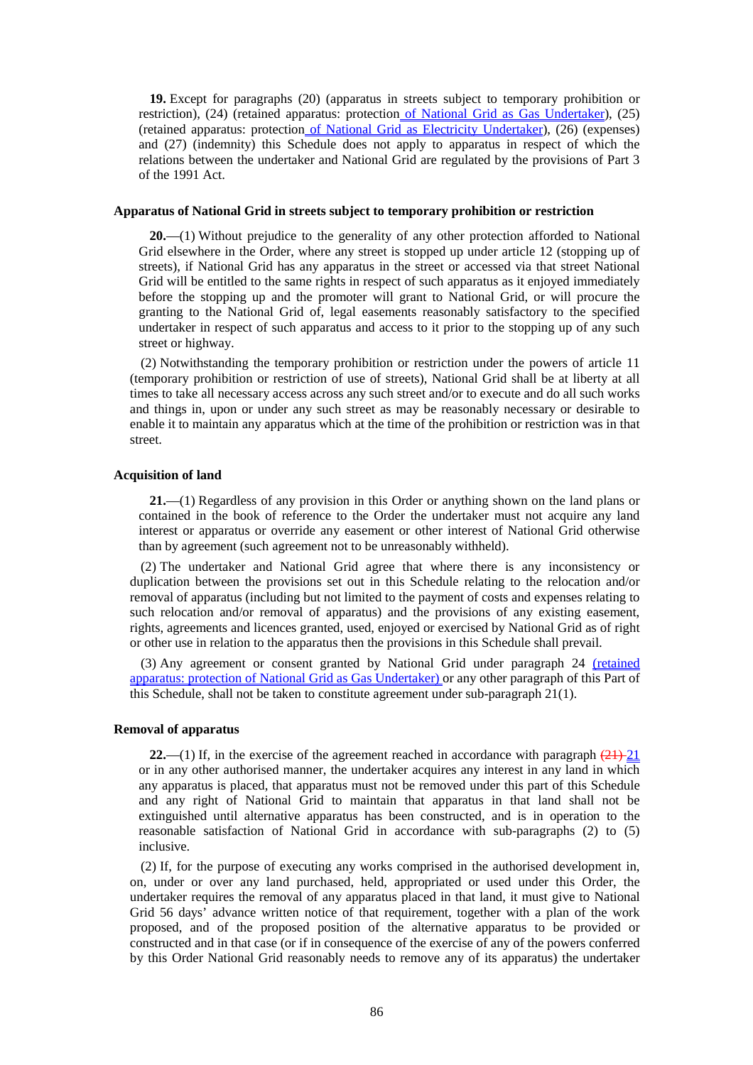**19.** Except for paragraphs (20) (apparatus in streets subject to temporary prohibition or restriction), (24) (retained apparatus: protection of National Grid as Gas Undertaker), (25) (retained apparatus: protection of National Grid as Electricity Undertaker), (26) (expenses) and (27) (indemnity) this Schedule does not apply to apparatus in respect of which the relations between the undertaker and National Grid are regulated by the provisions of Part 3 of the 1991 Act.

### Apparatus of National Grid in streets subject to temporary prohibition or restriction

**20.**—(1) Without prejudice to the generality of any other protection afforded to National Grid elsewhere in the Order, where any street is stopped up under article 12 (stopping up of streets), if National Grid has any apparatus in the street or accessed via that street National Grid will be entitled to the same rights in respect of such apparatus as it enjoyed immediately before the stopping up and the promoter will grant to National Grid, or will procure the granting to the National Grid of, legal easements reasonably satisfactory to the specified undertaker in respect of such apparatus and access to it prior to the stopping up of any such street or highway.

(2) Notwithstanding the temporary prohibition or restriction under the powers of article 11 (temporary prohibition or restriction of use of streets), National Grid shall be at liberty at all times to take all necessary access across any such street and/or to execute and do all such works and things in, upon or under any such street as may be reasonably necessary or desirable to enable it to maintain any apparatus which at the time of the prohibition or restriction was in that street.

### Acquisition of land

**21.**—(1) Regardless of any provision in this Order or anything shown on the land plans or contained in the book of reference to the Order the undertaker must not acquire any land interest or apparatus or override any easement or other interest of National Grid otherwise than by agreement (such agreement not to be unreasonably withheld).

(2) The undertaker and National Grid agree that where there is any inconsistency or duplication between the provisions set out in this Schedule relating to the relocation and/or removal of apparatus (including but not limited to the payment of costs and expenses relating to such relocation and/or removal of apparatus) and the provisions of any existing easement, rights, agreements and licences granted, used, enjoyed or exercised by National Grid as of right or other use in relation to the apparatus then the provisions in this Schedule shall prevail.

(3) Any agreement or consent granted by National Grid under paragraph 24 (retained apparatus: protection of National Grid as Gas Undertaker) or any other paragraph of this Part of this Schedule, shall not be taken to constitute agreement under sub-paragraph 21(1).

### Removal of apparatus

**22.**—(1) If, in the exercise of the agreement reached in accordance with paragraph ~~(21)~~ 21 or in any other authorised manner, the undertaker acquires any interest in any land in which any apparatus is placed, that apparatus must not be removed under this part of this Schedule and any right of National Grid to maintain that apparatus in that land shall not be extinguished until alternative apparatus has been constructed, and is in operation to the reasonable satisfaction of National Grid in accordance with sub-paragraphs (2) to (5) inclusive.

(2) If, for the purpose of executing any works comprised in the authorised development in, on, under or over any land purchased, held, appropriated or used under this Order, the undertaker requires the removal of any apparatus placed in that land, it must give to National Grid 56 days' advance written notice of that requirement, together with a plan of the work proposed, and of the proposed position of the alternative apparatus to be provided or constructed and in that case (or if in consequence of the exercise of any of the powers conferred by this Order National Grid reasonably needs to remove any of its apparatus) the undertaker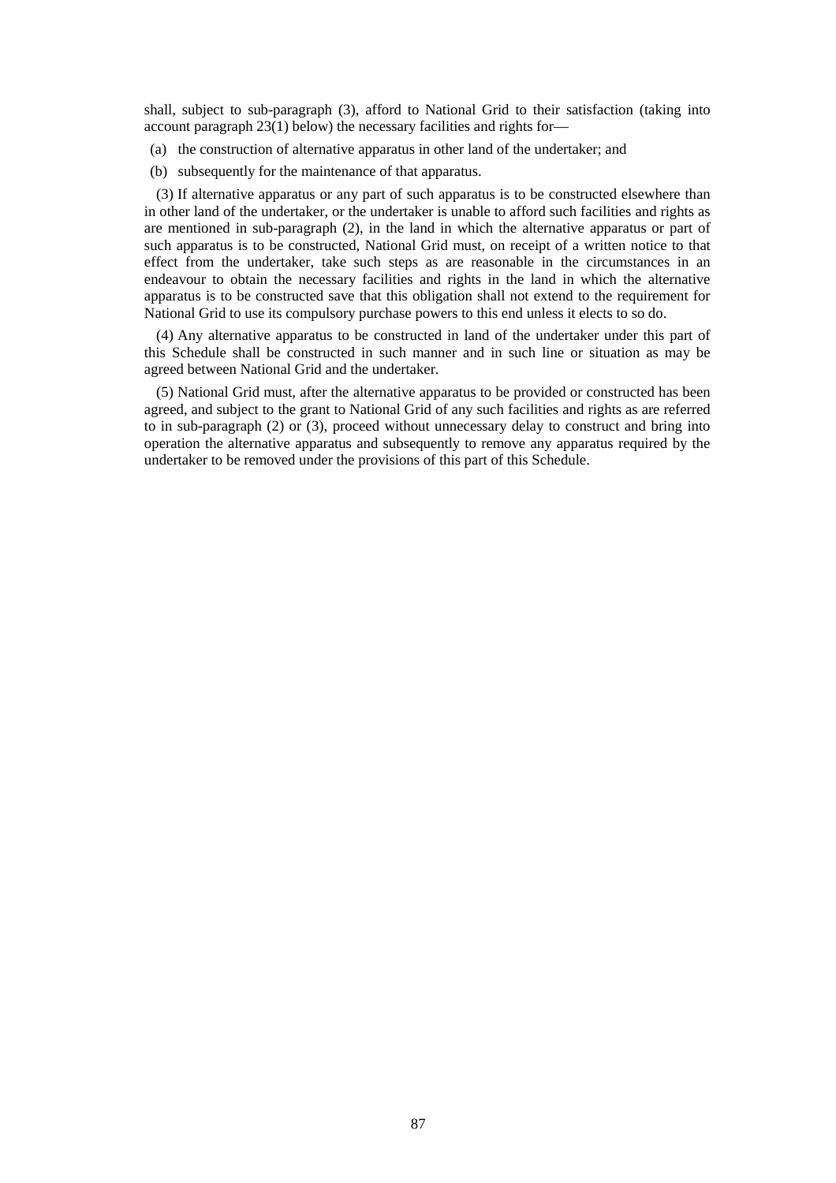shall, subject to sub-paragraph (3), afford to National Grid to their satisfaction (taking into account paragraph 23(1) below) the necessary facilities and rights for—

(a) the construction of alternative apparatus in other land of the undertaker; and

(b) subsequently for the maintenance of that apparatus.

(3) If alternative apparatus or any part of such apparatus is to be constructed elsewhere than in other land of the undertaker, or the undertaker is unable to afford such facilities and rights as are mentioned in sub-paragraph (2), in the land in which the alternative apparatus or part of such apparatus is to be constructed, National Grid must, on receipt of a written notice to that effect from the undertaker, take such steps as are reasonable in the circumstances in an endeavour to obtain the necessary facilities and rights in the land in which the alternative apparatus is to be constructed save that this obligation shall not extend to the requirement for National Grid to use its compulsory purchase powers to this end unless it elects to so do.

(4) Any alternative apparatus to be constructed in land of the undertaker under this part of this Schedule shall be constructed in such manner and in such line or situation as may be agreed between National Grid and the undertaker.

(5) National Grid must, after the alternative apparatus to be provided or constructed has been agreed, and subject to the grant to National Grid of any such facilities and rights as are referred to in sub-paragraph (2) or (3), proceed without unnecessary delay to construct and bring into operation the alternative apparatus and subsequently to remove any apparatus required by the undertaker to be removed under the provisions of this part of this Schedule.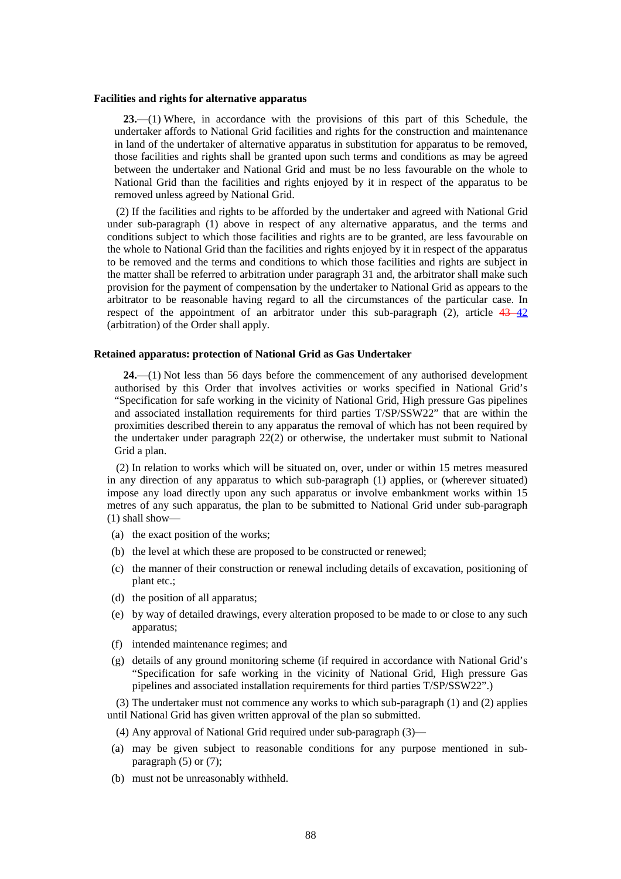**Facilities and rights for alternative apparatus**

**23.**—(1) Where, in accordance with the provisions of this part of this Schedule, the undertaker affords to National Grid facilities and rights for the construction and maintenance in land of the undertaker of alternative apparatus in substitution for apparatus to be removed, those facilities and rights shall be granted upon such terms and conditions as may be agreed between the undertaker and National Grid and must be no less favourable on the whole to National Grid than the facilities and rights enjoyed by it in respect of the apparatus to be removed unless agreed by National Grid.

(2) If the facilities and rights to be afforded by the undertaker and agreed with National Grid under sub-paragraph (1) above in respect of any alternative apparatus, and the terms and conditions subject to which those facilities and rights are to be granted, are less favourable on the whole to National Grid than the facilities and rights enjoyed by it in respect of the apparatus to be removed and the terms and conditions to which those facilities and rights are subject in the matter shall be referred to arbitration under paragraph 31 and, the arbitrator shall make such provision for the payment of compensation by the undertaker to National Grid as appears to the arbitrator to be reasonable having regard to all the circumstances of the particular case. In respect of the appointment of an arbitrator under this sub-paragraph (2), article ~~43~~ 42 (arbitration) of the Order shall apply.

**Retained apparatus: protection of National Grid as Gas Undertaker**

**24.**—(1) Not less than 56 days before the commencement of any authorised development authorised by this Order that involves activities or works specified in National Grid's "Specification for safe working in the vicinity of National Grid, High pressure Gas pipelines and associated installation requirements for third parties T/SP/SSW22" that are within the proximities described therein to any apparatus the removal of which has not been required by the undertaker under paragraph 22(2) or otherwise, the undertaker must submit to National Grid a plan.

(2) In relation to works which will be situated on, over, under or within 15 metres measured in any direction of any apparatus to which sub-paragraph (1) applies, or (wherever situated) impose any load directly upon any such apparatus or involve embankment works within 15 metres of any such apparatus, the plan to be submitted to National Grid under sub-paragraph (1) shall show—

(a) the exact position of the works;

(b) the level at which these are proposed to be constructed or renewed;

(c) the manner of their construction or renewal including details of excavation, positioning of plant etc.;

(d) the position of all apparatus;

(e) by way of detailed drawings, every alteration proposed to be made to or close to any such apparatus;

(f) intended maintenance regimes; and

(g) details of any ground monitoring scheme (if required in accordance with National Grid's "Specification for safe working in the vicinity of National Grid, High pressure Gas pipelines and associated installation requirements for third parties T/SP/SSW22".)

(3) The undertaker must not commence any works to which sub-paragraph (1) and (2) applies until National Grid has given written approval of the plan so submitted.

(4) Any approval of National Grid required under sub-paragraph (3)—

(a) may be given subject to reasonable conditions for any purpose mentioned in sub-paragraph (5) or (7);

(b) must not be unreasonably withheld.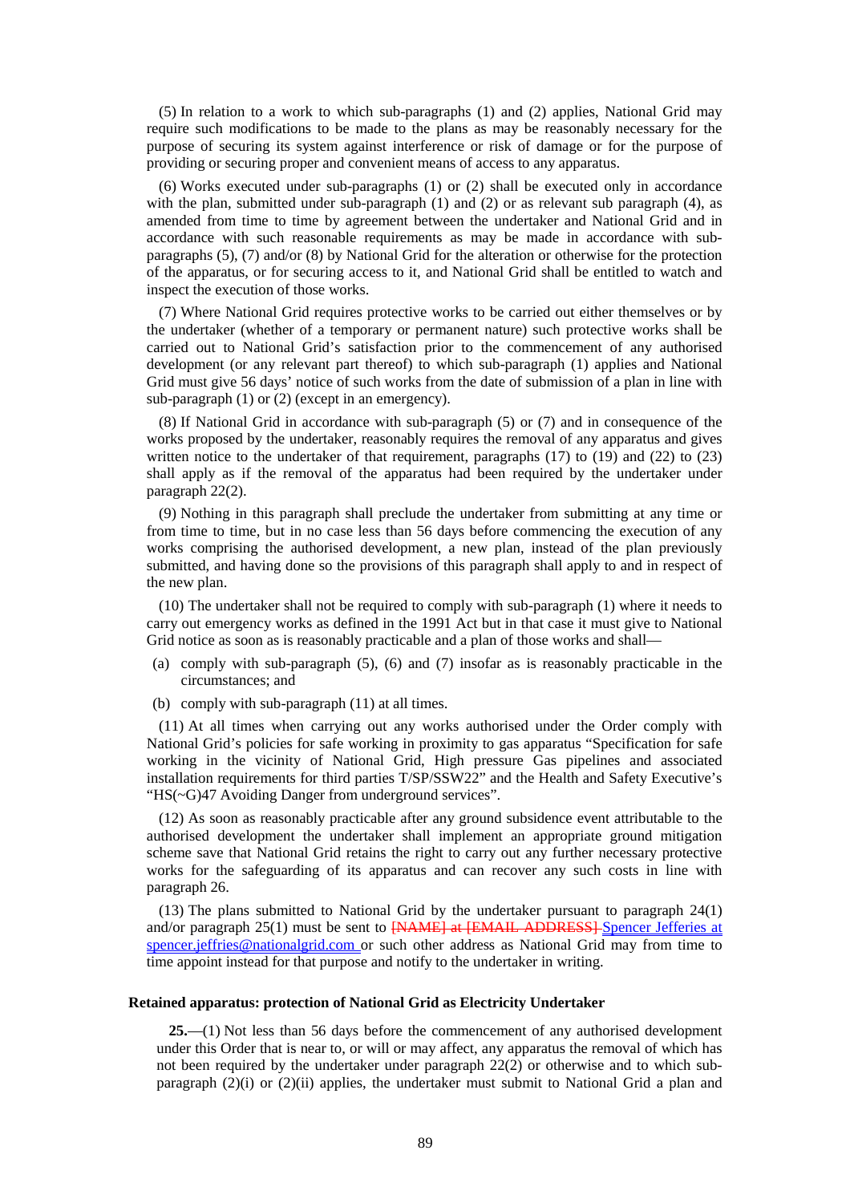(5) In relation to a work to which sub-paragraphs (1) and (2) applies, National Grid may require such modifications to be made to the plans as may be reasonably necessary for the purpose of securing its system against interference or risk of damage or for the purpose of providing or securing proper and convenient means of access to any apparatus.

(6) Works executed under sub-paragraphs (1) or (2) shall be executed only in accordance with the plan, submitted under sub-paragraph (1) and (2) or as relevant sub paragraph (4), as amended from time to time by agreement between the undertaker and National Grid and in accordance with such reasonable requirements as may be made in accordance with sub-paragraphs (5), (7) and/or (8) by National Grid for the alteration or otherwise for the protection of the apparatus, or for securing access to it, and National Grid shall be entitled to watch and inspect the execution of those works.

(7) Where National Grid requires protective works to be carried out either themselves or by the undertaker (whether of a temporary or permanent nature) such protective works shall be carried out to National Grid's satisfaction prior to the commencement of any authorised development (or any relevant part thereof) to which sub-paragraph (1) applies and National Grid must give 56 days' notice of such works from the date of submission of a plan in line with sub-paragraph (1) or (2) (except in an emergency).

(8) If National Grid in accordance with sub-paragraph (5) or (7) and in consequence of the works proposed by the undertaker, reasonably requires the removal of any apparatus and gives written notice to the undertaker of that requirement, paragraphs (17) to (19) and (22) to (23) shall apply as if the removal of the apparatus had been required by the undertaker under paragraph 22(2).

(9) Nothing in this paragraph shall preclude the undertaker from submitting at any time or from time to time, but in no case less than 56 days before commencing the execution of any works comprising the authorised development, a new plan, instead of the plan previously submitted, and having done so the provisions of this paragraph shall apply to and in respect of the new plan.

(10) The undertaker shall not be required to comply with sub-paragraph (1) where it needs to carry out emergency works as defined in the 1991 Act but in that case it must give to National Grid notice as soon as is reasonably practicable and a plan of those works and shall—

(a) comply with sub-paragraph (5), (6) and (7) insofar as is reasonably practicable in the circumstances; and

(b) comply with sub-paragraph (11) at all times.

(11) At all times when carrying out any works authorised under the Order comply with National Grid's policies for safe working in proximity to gas apparatus "Specification for safe working in the vicinity of National Grid, High pressure Gas pipelines and associated installation requirements for third parties T/SP/SSW22" and the Health and Safety Executive's "HS(~G)47 Avoiding Danger from underground services".

(12) As soon as reasonably practicable after any ground subsidence event attributable to the authorised development the undertaker shall implement an appropriate ground mitigation scheme save that National Grid retains the right to carry out any further necessary protective works for the safeguarding of its apparatus and can recover any such costs in line with paragraph 26.

(13) The plans submitted to National Grid by the undertaker pursuant to paragraph 24(1) and/or paragraph 25(1) must be sent to ~~[NAME] at [EMAIL ADDRESS]~~ Spencer Jefferies at spencer.jeffries@nationalgrid.com or such other address as National Grid may from time to time appoint instead for that purpose and notify to the undertaker in writing.

**Retained apparatus: protection of National Grid as Electricity Undertaker**

**25.**—(1) Not less than 56 days before the commencement of any authorised development under this Order that is near to, or will or may affect, any apparatus the removal of which has not been required by the undertaker under paragraph 22(2) or otherwise and to which sub-paragraph (2)(i) or (2)(ii) applies, the undertaker must submit to National Grid a plan and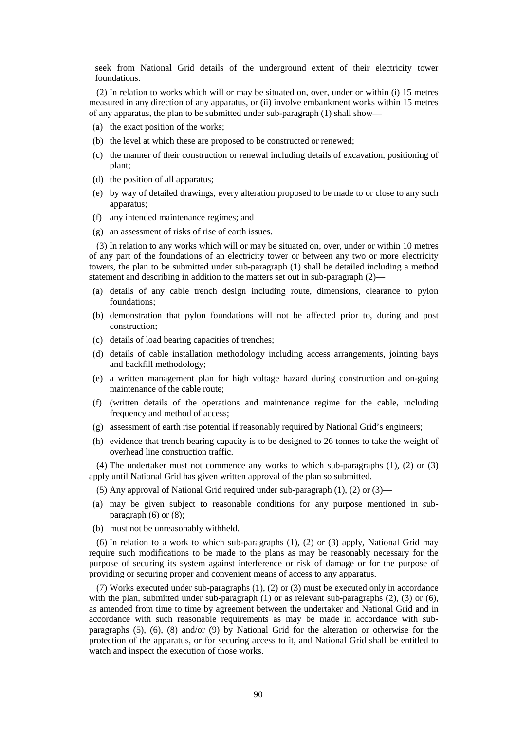seek from National Grid details of the underground extent of their electricity tower foundations.

(2) In relation to works which will or may be situated on, over, under or within (i) 15 metres measured in any direction of any apparatus, or (ii) involve embankment works within 15 metres of any apparatus, the plan to be submitted under sub-paragraph (1) shall show—

(a) the exact position of the works;

(b) the level at which these are proposed to be constructed or renewed;

(c) the manner of their construction or renewal including details of excavation, positioning of plant;

(d) the position of all apparatus;

(e) by way of detailed drawings, every alteration proposed to be made to or close to any such apparatus;

(f) any intended maintenance regimes; and

(g) an assessment of risks of rise of earth issues.

(3) In relation to any works which will or may be situated on, over, under or within 10 metres of any part of the foundations of an electricity tower or between any two or more electricity towers, the plan to be submitted under sub-paragraph (1) shall be detailed including a method statement and describing in addition to the matters set out in sub-paragraph (2)—

(a) details of any cable trench design including route, dimensions, clearance to pylon foundations;

(b) demonstration that pylon foundations will not be affected prior to, during and post construction;

(c) details of load bearing capacities of trenches;

(d) details of cable installation methodology including access arrangements, jointing bays and backfill methodology;

(e) a written management plan for high voltage hazard during construction and on-going maintenance of the cable route;

(f) (written details of the operations and maintenance regime for the cable, including frequency and method of access;

(g) assessment of earth rise potential if reasonably required by National Grid's engineers;

(h) evidence that trench bearing capacity is to be designed to 26 tonnes to take the weight of overhead line construction traffic.

(4) The undertaker must not commence any works to which sub-paragraphs (1), (2) or (3) apply until National Grid has given written approval of the plan so submitted.

(5) Any approval of National Grid required under sub-paragraph (1), (2) or (3)—

(a) may be given subject to reasonable conditions for any purpose mentioned in sub-paragraph (6) or (8);

(b) must not be unreasonably withheld.

(6) In relation to a work to which sub-paragraphs (1), (2) or (3) apply, National Grid may require such modifications to be made to the plans as may be reasonably necessary for the purpose of securing its system against interference or risk of damage or for the purpose of providing or securing proper and convenient means of access to any apparatus.

(7) Works executed under sub-paragraphs (1), (2) or (3) must be executed only in accordance with the plan, submitted under sub-paragraph (1) or as relevant sub-paragraphs (2), (3) or (6), as amended from time to time by agreement between the undertaker and National Grid and in accordance with such reasonable requirements as may be made in accordance with sub-paragraphs (5), (6), (8) and/or (9) by National Grid for the alteration or otherwise for the protection of the apparatus, or for securing access to it, and National Grid shall be entitled to watch and inspect the execution of those works.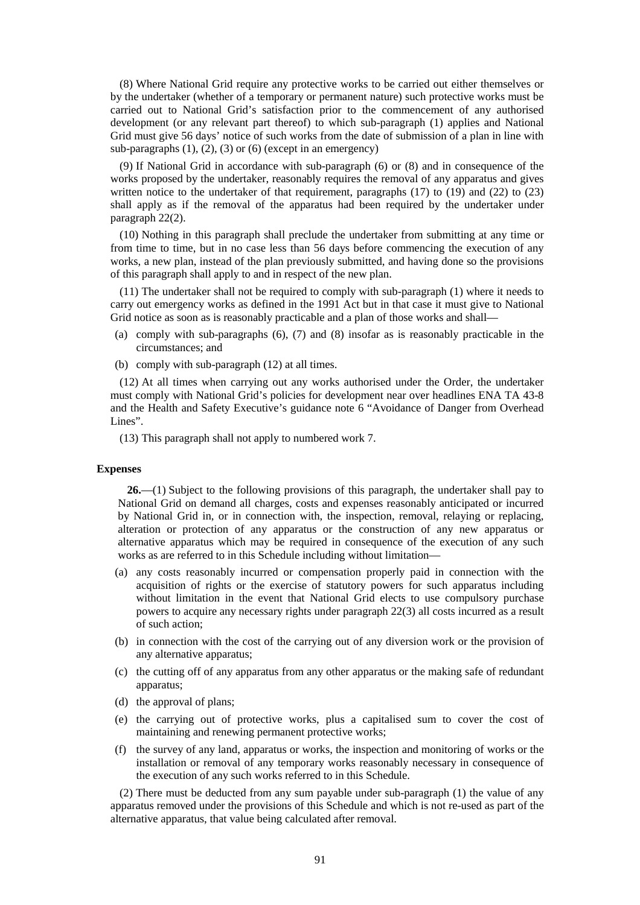(8) Where National Grid require any protective works to be carried out either themselves or by the undertaker (whether of a temporary or permanent nature) such protective works must be carried out to National Grid's satisfaction prior to the commencement of any authorised development (or any relevant part thereof) to which sub-paragraph (1) applies and National Grid must give 56 days' notice of such works from the date of submission of a plan in line with sub-paragraphs (1), (2), (3) or (6) (except in an emergency)

(9) If National Grid in accordance with sub-paragraph (6) or (8) and in consequence of the works proposed by the undertaker, reasonably requires the removal of any apparatus and gives written notice to the undertaker of that requirement, paragraphs (17) to (19) and (22) to (23) shall apply as if the removal of the apparatus had been required by the undertaker under paragraph 22(2).

(10) Nothing in this paragraph shall preclude the undertaker from submitting at any time or from time to time, but in no case less than 56 days before commencing the execution of any works, a new plan, instead of the plan previously submitted, and having done so the provisions of this paragraph shall apply to and in respect of the new plan.

(11) The undertaker shall not be required to comply with sub-paragraph (1) where it needs to carry out emergency works as defined in the 1991 Act but in that case it must give to National Grid notice as soon as is reasonably practicable and a plan of those works and shall—

(a) comply with sub-paragraphs (6), (7) and (8) insofar as is reasonably practicable in the circumstances; and

(b) comply with sub-paragraph (12) at all times.

(12) At all times when carrying out any works authorised under the Order, the undertaker must comply with National Grid's policies for development near over headlines ENA TA 43-8 and the Health and Safety Executive's guidance note 6 "Avoidance of Danger from Overhead Lines".

(13) This paragraph shall not apply to numbered work 7.

### Expenses

**26.**—(1) Subject to the following provisions of this paragraph, the undertaker shall pay to National Grid on demand all charges, costs and expenses reasonably anticipated or incurred by National Grid in, or in connection with, the inspection, removal, relaying or replacing, alteration or protection of any apparatus or the construction of any new apparatus or alternative apparatus which may be required in consequence of the execution of any such works as are referred to in this Schedule including without limitation—

(a) any costs reasonably incurred or compensation properly paid in connection with the acquisition of rights or the exercise of statutory powers for such apparatus including without limitation in the event that National Grid elects to use compulsory purchase powers to acquire any necessary rights under paragraph 22(3) all costs incurred as a result of such action;

(b) in connection with the cost of the carrying out of any diversion work or the provision of any alternative apparatus;

(c) the cutting off of any apparatus from any other apparatus or the making safe of redundant apparatus;

(d) the approval of plans;

(e) the carrying out of protective works, plus a capitalised sum to cover the cost of maintaining and renewing permanent protective works;

(f) the survey of any land, apparatus or works, the inspection and monitoring of works or the installation or removal of any temporary works reasonably necessary in consequence of the execution of any such works referred to in this Schedule.

(2) There must be deducted from any sum payable under sub-paragraph (1) the value of any apparatus removed under the provisions of this Schedule and which is not re-used as part of the alternative apparatus, that value being calculated after removal.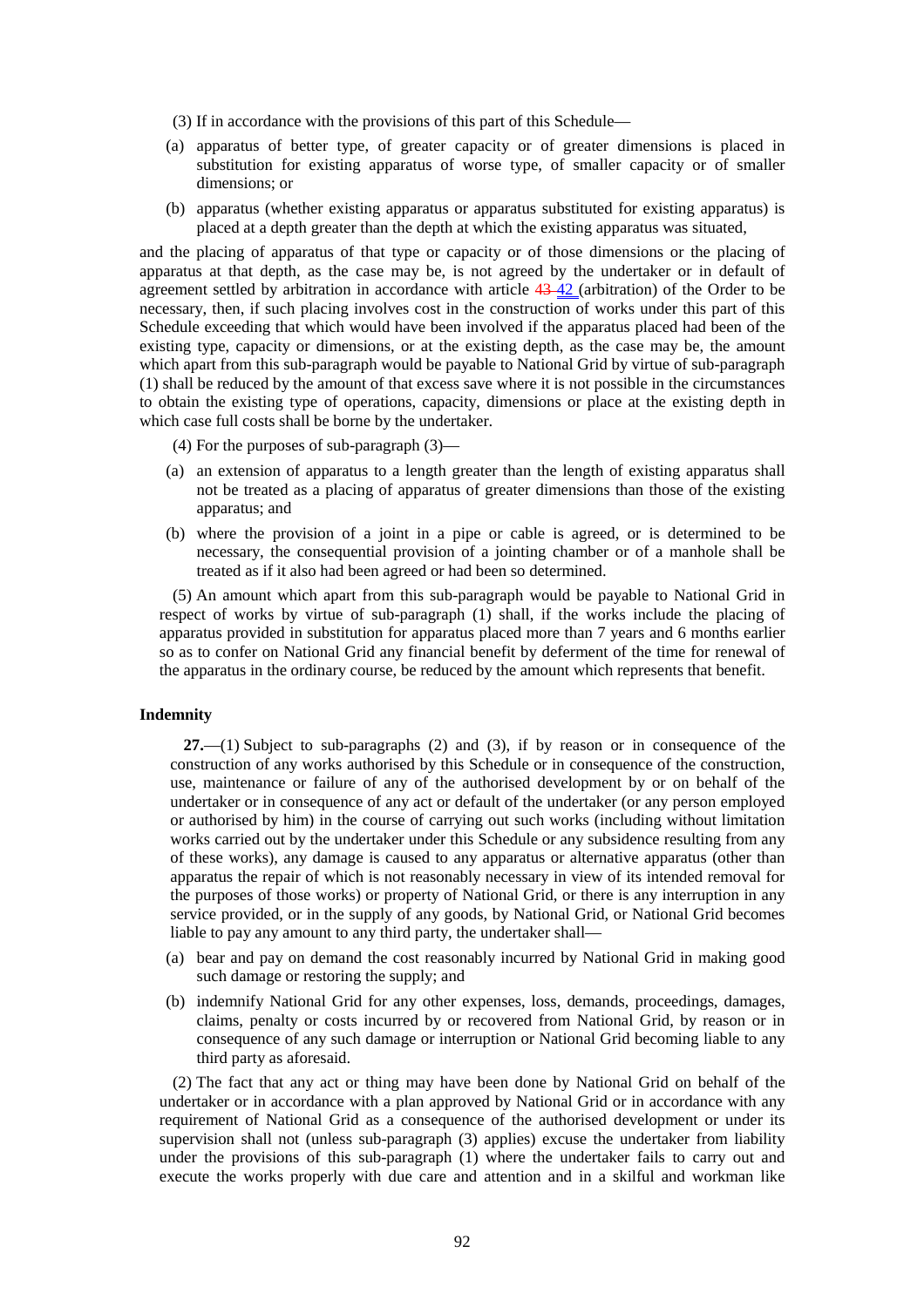(3) If in accordance with the provisions of this part of this Schedule—

(a) apparatus of better type, of greater capacity or of greater dimensions is placed in substitution for existing apparatus of worse type, of smaller capacity or of smaller dimensions; or

(b) apparatus (whether existing apparatus or apparatus substituted for existing apparatus) is placed at a depth greater than the depth at which the existing apparatus was situated,

and the placing of apparatus of that type or capacity or of those dimensions or the placing of apparatus at that depth, as the case may be, is not agreed by the undertaker or in default of agreement settled by arbitration in accordance with article ~~43~~ 42 (arbitration) of the Order to be necessary, then, if such placing involves cost in the construction of works under this part of this Schedule exceeding that which would have been involved if the apparatus placed had been of the existing type, capacity or dimensions, or at the existing depth, as the case may be, the amount which apart from this sub-paragraph would be payable to National Grid by virtue of sub-paragraph (1) shall be reduced by the amount of that excess save where it is not possible in the circumstances to obtain the existing type of operations, capacity, dimensions or place at the existing depth in which case full costs shall be borne by the undertaker.

(4) For the purposes of sub-paragraph (3)—

(a) an extension of apparatus to a length greater than the length of existing apparatus shall not be treated as a placing of apparatus of greater dimensions than those of the existing apparatus; and

(b) where the provision of a joint in a pipe or cable is agreed, or is determined to be necessary, the consequential provision of a jointing chamber or of a manhole shall be treated as if it also had been agreed or had been so determined.

(5) An amount which apart from this sub-paragraph would be payable to National Grid in respect of works by virtue of sub-paragraph (1) shall, if the works include the placing of apparatus provided in substitution for apparatus placed more than 7 years and 6 months earlier so as to confer on National Grid any financial benefit by deferment of the time for renewal of the apparatus in the ordinary course, be reduced by the amount which represents that benefit.

**Indemnity**

**27.**—(1) Subject to sub-paragraphs (2) and (3), if by reason or in consequence of the construction of any works authorised by this Schedule or in consequence of the construction, use, maintenance or failure of any of the authorised development by or on behalf of the undertaker or in consequence of any act or default of the undertaker (or any person employed or authorised by him) in the course of carrying out such works (including without limitation works carried out by the undertaker under this Schedule or any subsidence resulting from any of these works), any damage is caused to any apparatus or alternative apparatus (other than apparatus the repair of which is not reasonably necessary in view of its intended removal for the purposes of those works) or property of National Grid, or there is any interruption in any service provided, or in the supply of any goods, by National Grid, or National Grid becomes liable to pay any amount to any third party, the undertaker shall—

(a) bear and pay on demand the cost reasonably incurred by National Grid in making good such damage or restoring the supply; and

(b) indemnify National Grid for any other expenses, loss, demands, proceedings, damages, claims, penalty or costs incurred by or recovered from National Grid, by reason or in consequence of any such damage or interruption or National Grid becoming liable to any third party as aforesaid.

(2) The fact that any act or thing may have been done by National Grid on behalf of the undertaker or in accordance with a plan approved by National Grid or in accordance with any requirement of National Grid as a consequence of the authorised development or under its supervision shall not (unless sub-paragraph (3) applies) excuse the undertaker from liability under the provisions of this sub-paragraph (1) where the undertaker fails to carry out and execute the works properly with due care and attention and in a skilful and workman like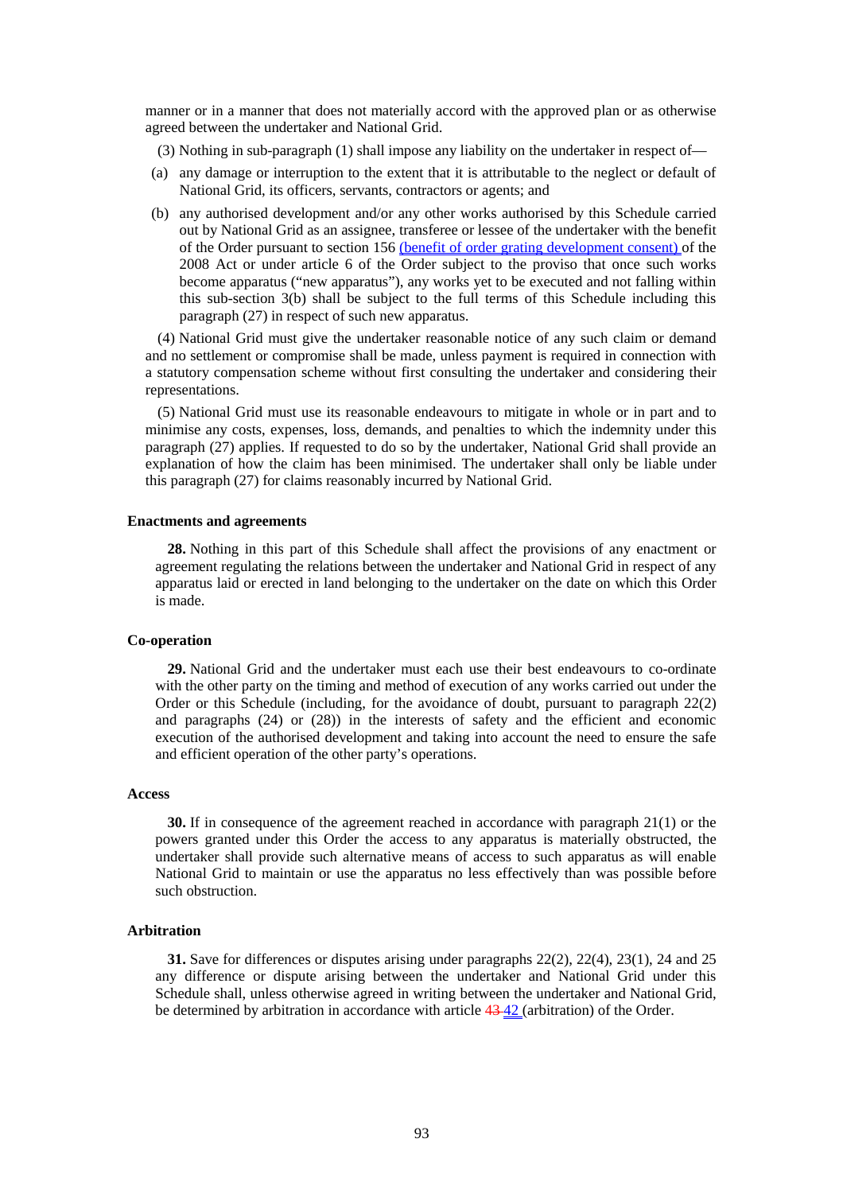manner or in a manner that does not materially accord with the approved plan or as otherwise agreed between the undertaker and National Grid.

(3) Nothing in sub-paragraph (1) shall impose any liability on the undertaker in respect of—

(a) any damage or interruption to the extent that it is attributable to the neglect or default of National Grid, its officers, servants, contractors or agents; and

(b) any authorised development and/or any other works authorised by this Schedule carried out by National Grid as an assignee, transferee or lessee of the undertaker with the benefit of the Order pursuant to section 156 (benefit of order grating development consent) of the 2008 Act or under article 6 of the Order subject to the proviso that once such works become apparatus ("new apparatus"), any works yet to be executed and not falling within this sub-section 3(b) shall be subject to the full terms of this Schedule including this paragraph (27) in respect of such new apparatus.

(4) National Grid must give the undertaker reasonable notice of any such claim or demand and no settlement or compromise shall be made, unless payment is required in connection with a statutory compensation scheme without first consulting the undertaker and considering their representations.

(5) National Grid must use its reasonable endeavours to mitigate in whole or in part and to minimise any costs, expenses, loss, demands, and penalties to which the indemnity under this paragraph (27) applies. If requested to do so by the undertaker, National Grid shall provide an explanation of how the claim has been minimised. The undertaker shall only be liable under this paragraph (27) for claims reasonably incurred by National Grid.

**Enactments and agreements**

**28.** Nothing in this part of this Schedule shall affect the provisions of any enactment or agreement regulating the relations between the undertaker and National Grid in respect of any apparatus laid or erected in land belonging to the undertaker on the date on which this Order is made.

**Co-operation**

**29.** National Grid and the undertaker must each use their best endeavours to co-ordinate with the other party on the timing and method of execution of any works carried out under the Order or this Schedule (including, for the avoidance of doubt, pursuant to paragraph 22(2) and paragraphs (24) or (28)) in the interests of safety and the efficient and economic execution of the authorised development and taking into account the need to ensure the safe and efficient operation of the other party's operations.

**Access**

**30.** If in consequence of the agreement reached in accordance with paragraph 21(1) or the powers granted under this Order the access to any apparatus is materially obstructed, the undertaker shall provide such alternative means of access to such apparatus as will enable National Grid to maintain or use the apparatus no less effectively than was possible before such obstruction.

**Arbitration**

**31.** Save for differences or disputes arising under paragraphs 22(2), 22(4), 23(1), 24 and 25 any difference or dispute arising between the undertaker and National Grid under this Schedule shall, unless otherwise agreed in writing between the undertaker and National Grid, be determined by arbitration in accordance with article ~~43~~ 42 (arbitration) of the Order.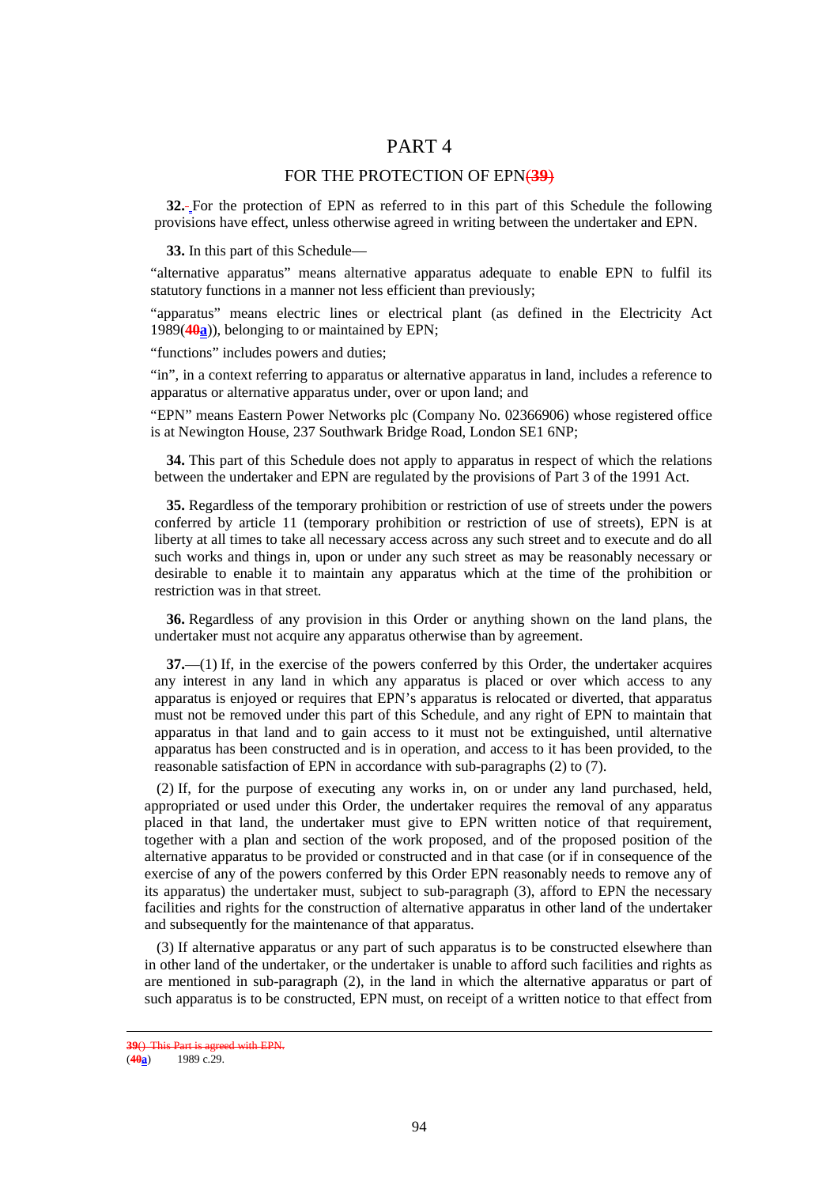# PART 4

## FOR THE PROTECTION OF EPN(39)

**32.** For the protection of EPN as referred to in this part of this Schedule the following provisions have effect, unless otherwise agreed in writing between the undertaker and EPN.

**33.** In this part of this Schedule—

"alternative apparatus" means alternative apparatus adequate to enable EPN to fulfil its statutory functions in a manner not less efficient than previously;

"apparatus" means electric lines or electrical plant (as defined in the Electricity Act 1989(40a)), belonging to or maintained by EPN;

"functions" includes powers and duties;

"in", in a context referring to apparatus or alternative apparatus in land, includes a reference to apparatus or alternative apparatus under, over or upon land; and

"EPN" means Eastern Power Networks plc (Company No. 02366906) whose registered office is at Newington House, 237 Southwark Bridge Road, London SE1 6NP;

**34.** This part of this Schedule does not apply to apparatus in respect of which the relations between the undertaker and EPN are regulated by the provisions of Part 3 of the 1991 Act.

**35.** Regardless of the temporary prohibition or restriction of use of streets under the powers conferred by article 11 (temporary prohibition or restriction of use of streets), EPN is at liberty at all times to take all necessary access across any such street and to execute and do all such works and things in, upon or under any such street as may be reasonably necessary or desirable to enable it to maintain any apparatus which at the time of the prohibition or restriction was in that street.

**36.** Regardless of any provision in this Order or anything shown on the land plans, the undertaker must not acquire any apparatus otherwise than by agreement.

**37.**—(1) If, in the exercise of the powers conferred by this Order, the undertaker acquires any interest in any land in which any apparatus is placed or over which access to any apparatus is enjoyed or requires that EPN's apparatus is relocated or diverted, that apparatus must not be removed under this part of this Schedule, and any right of EPN to maintain that apparatus in that land and to gain access to it must not be extinguished, until alternative apparatus has been constructed and is in operation, and access to it has been provided, to the reasonable satisfaction of EPN in accordance with sub-paragraphs (2) to (7).

(2) If, for the purpose of executing any works in, on or under any land purchased, held, appropriated or used under this Order, the undertaker requires the removal of any apparatus placed in that land, the undertaker must give to EPN written notice of that requirement, together with a plan and section of the work proposed, and of the proposed position of the alternative apparatus to be provided or constructed and in that case (or if in consequence of the exercise of any of the powers conferred by this Order EPN reasonably needs to remove any of its apparatus) the undertaker must, subject to sub-paragraph (3), afford to EPN the necessary facilities and rights for the construction of alternative apparatus in other land of the undertaker and subsequently for the maintenance of that apparatus.

(3) If alternative apparatus or any part of such apparatus is to be constructed elsewhere than in other land of the undertaker, or the undertaker is unable to afford such facilities and rights as are mentioned in sub-paragraph (2), in the land in which the alternative apparatus or part of such apparatus is to be constructed, EPN must, on receipt of a written notice to that effect from

---

39() This Part is agreed with EPN.

(40a) 1989 c.29.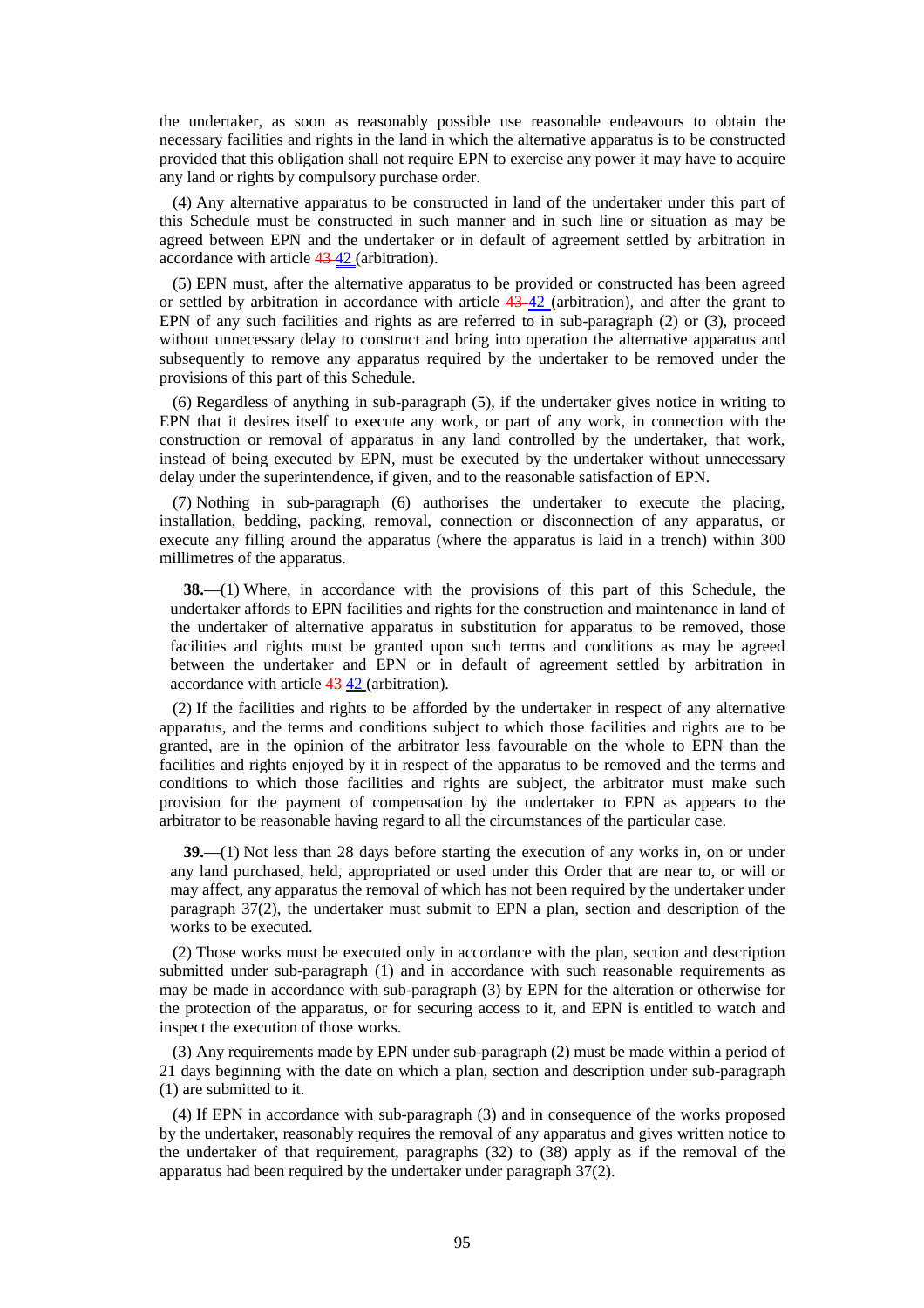the undertaker, as soon as reasonably possible use reasonable endeavours to obtain the necessary facilities and rights in the land in which the alternative apparatus is to be constructed provided that this obligation shall not require EPN to exercise any power it may have to acquire any land or rights by compulsory purchase order.

(4) Any alternative apparatus to be constructed in land of the undertaker under this part of this Schedule must be constructed in such manner and in such line or situation as may be agreed between EPN and the undertaker or in default of agreement settled by arbitration in accordance with article ~~43~~ 42 (arbitration).

(5) EPN must, after the alternative apparatus to be provided or constructed has been agreed or settled by arbitration in accordance with article ~~43~~ 42 (arbitration), and after the grant to EPN of any such facilities and rights as are referred to in sub-paragraph (2) or (3), proceed without unnecessary delay to construct and bring into operation the alternative apparatus and subsequently to remove any apparatus required by the undertaker to be removed under the provisions of this part of this Schedule.

(6) Regardless of anything in sub-paragraph (5), if the undertaker gives notice in writing to EPN that it desires itself to execute any work, or part of any work, in connection with the construction or removal of apparatus in any land controlled by the undertaker, that work, instead of being executed by EPN, must be executed by the undertaker without unnecessary delay under the superintendence, if given, and to the reasonable satisfaction of EPN.

(7) Nothing in sub-paragraph (6) authorises the undertaker to execute the placing, installation, bedding, packing, removal, connection or disconnection of any apparatus, or execute any filling around the apparatus (where the apparatus is laid in a trench) within 300 millimetres of the apparatus.

**38.**—(1) Where, in accordance with the provisions of this part of this Schedule, the undertaker affords to EPN facilities and rights for the construction and maintenance in land of the undertaker of alternative apparatus in substitution for apparatus to be removed, those facilities and rights must be granted upon such terms and conditions as may be agreed between the undertaker and EPN or in default of agreement settled by arbitration in accordance with article ~~43~~ 42 (arbitration).

(2) If the facilities and rights to be afforded by the undertaker in respect of any alternative apparatus, and the terms and conditions subject to which those facilities and rights are to be granted, are in the opinion of the arbitrator less favourable on the whole to EPN than the facilities and rights enjoyed by it in respect of the apparatus to be removed and the terms and conditions to which those facilities and rights are subject, the arbitrator must make such provision for the payment of compensation by the undertaker to EPN as appears to the arbitrator to be reasonable having regard to all the circumstances of the particular case.

**39.**—(1) Not less than 28 days before starting the execution of any works in, on or under any land purchased, held, appropriated or used under this Order that are near to, or will or may affect, any apparatus the removal of which has not been required by the undertaker under paragraph 37(2), the undertaker must submit to EPN a plan, section and description of the works to be executed.

(2) Those works must be executed only in accordance with the plan, section and description submitted under sub-paragraph (1) and in accordance with such reasonable requirements as may be made in accordance with sub-paragraph (3) by EPN for the alteration or otherwise for the protection of the apparatus, or for securing access to it, and EPN is entitled to watch and inspect the execution of those works.

(3) Any requirements made by EPN under sub-paragraph (2) must be made within a period of 21 days beginning with the date on which a plan, section and description under sub-paragraph (1) are submitted to it.

(4) If EPN in accordance with sub-paragraph (3) and in consequence of the works proposed by the undertaker, reasonably requires the removal of any apparatus and gives written notice to the undertaker of that requirement, paragraphs (32) to (38) apply as if the removal of the apparatus had been required by the undertaker under paragraph 37(2).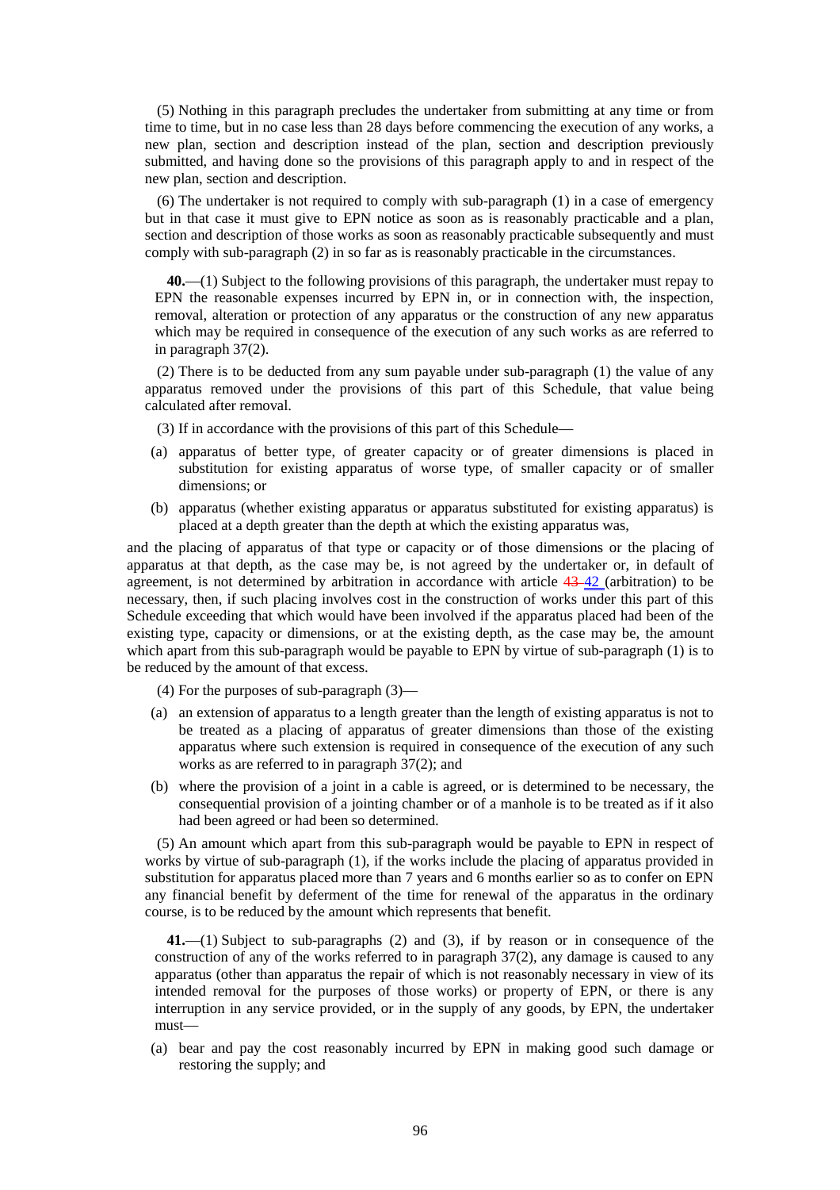(5) Nothing in this paragraph precludes the undertaker from submitting at any time or from time to time, but in no case less than 28 days before commencing the execution of any works, a new plan, section and description instead of the plan, section and description previously submitted, and having done so the provisions of this paragraph apply to and in respect of the new plan, section and description.

(6) The undertaker is not required to comply with sub-paragraph (1) in a case of emergency but in that case it must give to EPN notice as soon as is reasonably practicable and a plan, section and description of those works as soon as reasonably practicable subsequently and must comply with sub-paragraph (2) in so far as is reasonably practicable in the circumstances.

**40.**—(1) Subject to the following provisions of this paragraph, the undertaker must repay to EPN the reasonable expenses incurred by EPN in, or in connection with, the inspection, removal, alteration or protection of any apparatus or the construction of any new apparatus which may be required in consequence of the execution of any such works as are referred to in paragraph 37(2).

(2) There is to be deducted from any sum payable under sub-paragraph (1) the value of any apparatus removed under the provisions of this part of this Schedule, that value being calculated after removal.

(3) If in accordance with the provisions of this part of this Schedule—

(a) apparatus of better type, of greater capacity or of greater dimensions is placed in substitution for existing apparatus of worse type, of smaller capacity or of smaller dimensions; or

(b) apparatus (whether existing apparatus or apparatus substituted for existing apparatus) is placed at a depth greater than the depth at which the existing apparatus was,

and the placing of apparatus of that type or capacity or of those dimensions or the placing of apparatus at that depth, as the case may be, is not agreed by the undertaker or, in default of agreement, is not determined by arbitration in accordance with article ~~43~~ 42 (arbitration) to be necessary, then, if such placing involves cost in the construction of works under this part of this Schedule exceeding that which would have been involved if the apparatus placed had been of the existing type, capacity or dimensions, or at the existing depth, as the case may be, the amount which apart from this sub-paragraph would be payable to EPN by virtue of sub-paragraph (1) is to be reduced by the amount of that excess.

(4) For the purposes of sub-paragraph (3)—

(a) an extension of apparatus to a length greater than the length of existing apparatus is not to be treated as a placing of apparatus of greater dimensions than those of the existing apparatus where such extension is required in consequence of the execution of any such works as are referred to in paragraph 37(2); and

(b) where the provision of a joint in a cable is agreed, or is determined to be necessary, the consequential provision of a jointing chamber or of a manhole is to be treated as if it also had been agreed or had been so determined.

(5) An amount which apart from this sub-paragraph would be payable to EPN in respect of works by virtue of sub-paragraph (1), if the works include the placing of apparatus provided in substitution for apparatus placed more than 7 years and 6 months earlier so as to confer on EPN any financial benefit by deferment of the time for renewal of the apparatus in the ordinary course, is to be reduced by the amount which represents that benefit.

**41.**—(1) Subject to sub-paragraphs (2) and (3), if by reason or in consequence of the construction of any of the works referred to in paragraph 37(2), any damage is caused to any apparatus (other than apparatus the repair of which is not reasonably necessary in view of its intended removal for the purposes of those works) or property of EPN, or there is any interruption in any service provided, or in the supply of any goods, by EPN, the undertaker must—

(a) bear and pay the cost reasonably incurred by EPN in making good such damage or restoring the supply; and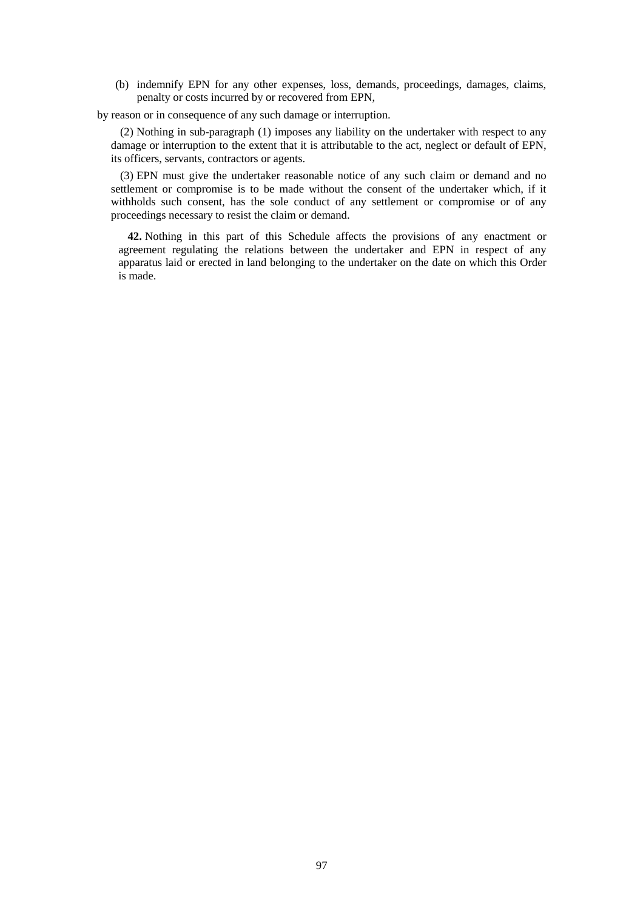(b) indemnify EPN for any other expenses, loss, demands, proceedings, damages, claims, penalty or costs incurred by or recovered from EPN,

by reason or in consequence of any such damage or interruption.

(2) Nothing in sub-paragraph (1) imposes any liability on the undertaker with respect to any damage or interruption to the extent that it is attributable to the act, neglect or default of EPN, its officers, servants, contractors or agents.

(3) EPN must give the undertaker reasonable notice of any such claim or demand and no settlement or compromise is to be made without the consent of the undertaker which, if it withholds such consent, has the sole conduct of any settlement or compromise or of any proceedings necessary to resist the claim or demand.

**42.** Nothing in this part of this Schedule affects the provisions of any enactment or agreement regulating the relations between the undertaker and EPN in respect of any apparatus laid or erected in land belonging to the undertaker on the date on which this Order is made.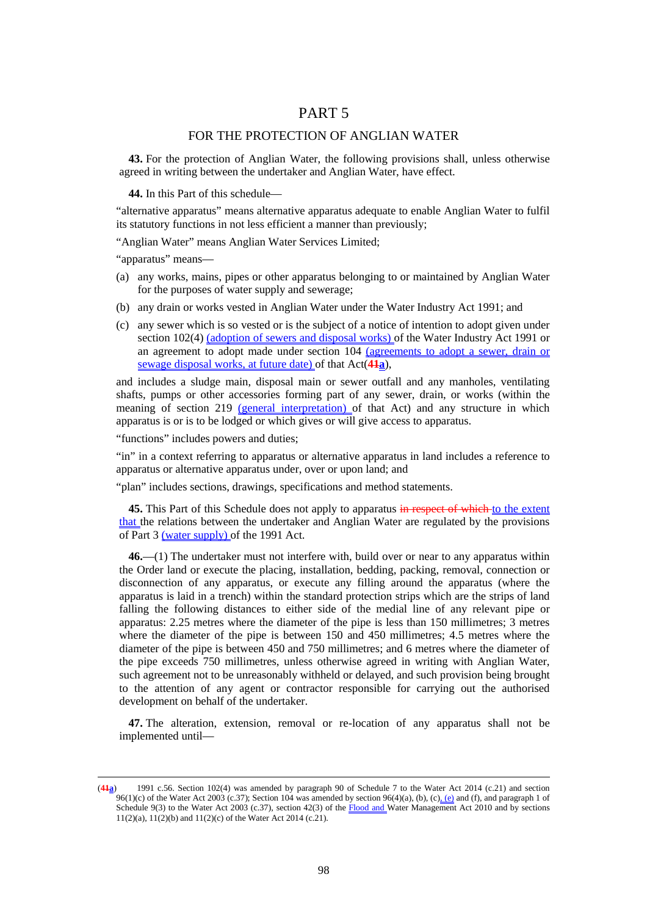# PART 5

## FOR THE PROTECTION OF ANGLIAN WATER

**43.** For the protection of Anglian Water, the following provisions shall, unless otherwise agreed in writing between the undertaker and Anglian Water, have effect.

**44.** In this Part of this schedule—

"alternative apparatus" means alternative apparatus adequate to enable Anglian Water to fulfil its statutory functions in not less efficient a manner than previously;

"Anglian Water" means Anglian Water Services Limited;

"apparatus" means—

(a) any works, mains, pipes or other apparatus belonging to or maintained by Anglian Water for the purposes of water supply and sewerage;

(b) any drain or works vested in Anglian Water under the Water Industry Act 1991; and

(c) any sewer which is so vested or is the subject of a notice of intention to adopt given under section 102(4) (adoption of sewers and disposal works) of the Water Industry Act 1991 or an agreement to adopt made under section 104 (agreements to adopt a sewer, drain or sewage disposal works, at future date) of that Act(41a),

and includes a sludge main, disposal main or sewer outfall and any manholes, ventilating shafts, pumps or other accessories forming part of any sewer, drain, or works (within the meaning of section 219 (general interpretation) of that Act) and any structure in which apparatus is or is to be lodged or which gives or will give access to apparatus.

"functions" includes powers and duties;

"in" in a context referring to apparatus or alternative apparatus in land includes a reference to apparatus or alternative apparatus under, over or upon land; and

"plan" includes sections, drawings, specifications and method statements.

**45.** This Part of this Schedule does not apply to apparatus ~~in respect of which~~ to the extent that the relations between the undertaker and Anglian Water are regulated by the provisions of Part 3 (water supply) of the 1991 Act.

**46.**—(1) The undertaker must not interfere with, build over or near to any apparatus within the Order land or execute the placing, installation, bedding, packing, removal, connection or disconnection of any apparatus, or execute any filling around the apparatus (where the apparatus is laid in a trench) within the standard protection strips which are the strips of land falling the following distances to either side of the medial line of any relevant pipe or apparatus: 2.25 metres where the diameter of the pipe is less than 150 millimetres; 3 metres where the diameter of the pipe is between 150 and 450 millimetres; 4.5 metres where the diameter of the pipe is between 450 and 750 millimetres; and 6 metres where the diameter of the pipe exceeds 750 millimetres, unless otherwise agreed in writing with Anglian Water, such agreement not to be unreasonably withheld or delayed, and such provision being brought to the attention of any agent or contractor responsible for carrying out the authorised development on behalf of the undertaker.

**47.** The alteration, extension, removal or re-location of any apparatus shall not be implemented until—

---

(41a) 1991 c.56. Section 102(4) was amended by paragraph 90 of Schedule 7 to the Water Act 2014 (c.21) and section 96(1)(c) of the Water Act 2003 (c.37); Section 104 was amended by section 96(4)(a), (b), (c), (e) and (f), and paragraph 1 of Schedule 9(3) to the Water Act 2003 (c.37), section 42(3) of the Flood and Water Management Act 2010 and by sections 11(2)(a), 11(2)(b) and 11(2)(c) of the Water Act 2014 (c.21).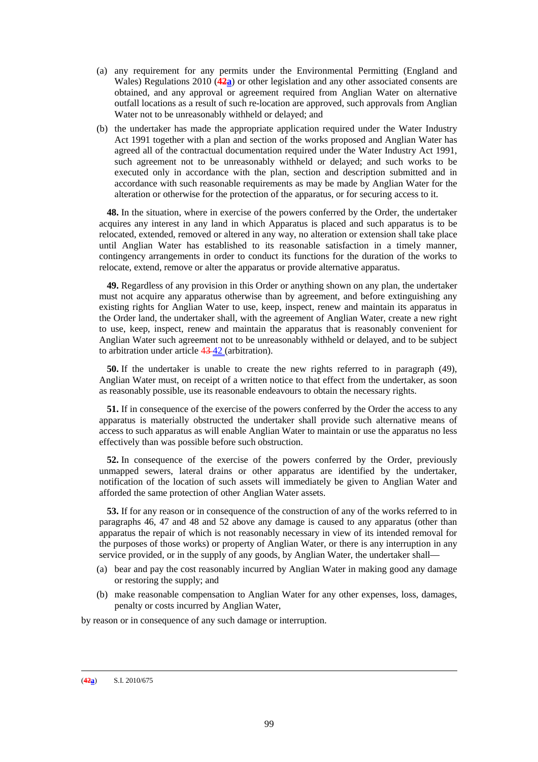(a) any requirement for any permits under the Environmental Permitting (England and Wales) Regulations 2010 (42a) or other legislation and any other associated consents are obtained, and any approval or agreement required from Anglian Water on alternative outfall locations as a result of such re-location are approved, such approvals from Anglian Water not to be unreasonably withheld or delayed; and

(b) the undertaker has made the appropriate application required under the Water Industry Act 1991 together with a plan and section of the works proposed and Anglian Water has agreed all of the contractual documentation required under the Water Industry Act 1991, such agreement not to be unreasonably withheld or delayed; and such works to be executed only in accordance with the plan, section and description submitted and in accordance with such reasonable requirements as may be made by Anglian Water for the alteration or otherwise for the protection of the apparatus, or for securing access to it.

**48.** In the situation, where in exercise of the powers conferred by the Order, the undertaker acquires any interest in any land in which Apparatus is placed and such apparatus is to be relocated, extended, removed or altered in any way, no alteration or extension shall take place until Anglian Water has established to its reasonable satisfaction in a timely manner, contingency arrangements in order to conduct its functions for the duration of the works to relocate, extend, remove or alter the apparatus or provide alternative apparatus.

**49.** Regardless of any provision in this Order or anything shown on any plan, the undertaker must not acquire any apparatus otherwise than by agreement, and before extinguishing any existing rights for Anglian Water to use, keep, inspect, renew and maintain its apparatus in the Order land, the undertaker shall, with the agreement of Anglian Water, create a new right to use, keep, inspect, renew and maintain the apparatus that is reasonably convenient for Anglian Water such agreement not to be unreasonably withheld or delayed, and to be subject to arbitration under article 43 42 (arbitration).

**50.** If the undertaker is unable to create the new rights referred to in paragraph (49), Anglian Water must, on receipt of a written notice to that effect from the undertaker, as soon as reasonably possible, use its reasonable endeavours to obtain the necessary rights.

**51.** If in consequence of the exercise of the powers conferred by the Order the access to any apparatus is materially obstructed the undertaker shall provide such alternative means of access to such apparatus as will enable Anglian Water to maintain or use the apparatus no less effectively than was possible before such obstruction.

**52.** In consequence of the exercise of the powers conferred by the Order, previously unmapped sewers, lateral drains or other apparatus are identified by the undertaker, notification of the location of such assets will immediately be given to Anglian Water and afforded the same protection of other Anglian Water assets.

**53.** If for any reason or in consequence of the construction of any of the works referred to in paragraphs 46, 47 and 48 and 52 above any damage is caused to any apparatus (other than apparatus the repair of which is not reasonably necessary in view of its intended removal for the purposes of those works) or property of Anglian Water, or there is any interruption in any service provided, or in the supply of any goods, by Anglian Water, the undertaker shall—

(a) bear and pay the cost reasonably incurred by Anglian Water in making good any damage or restoring the supply; and

(b) make reasonable compensation to Anglian Water for any other expenses, loss, damages, penalty or costs incurred by Anglian Water,

by reason or in consequence of any such damage or interruption.

---

(42a) S.I. 2010/675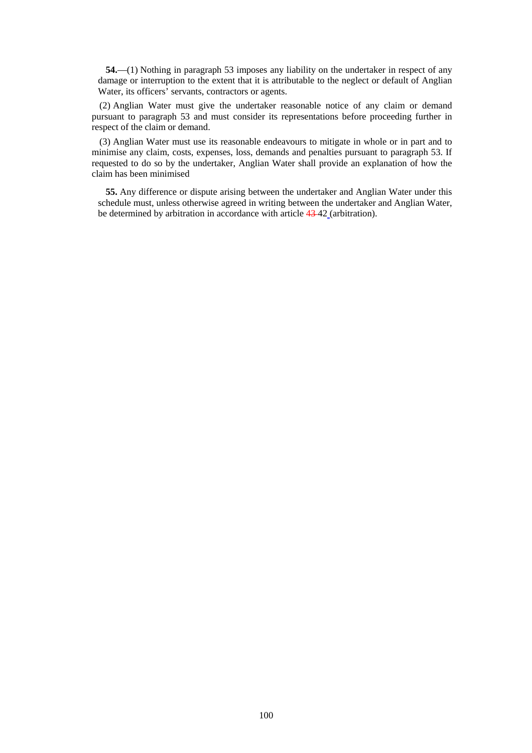**54.**—(1) Nothing in paragraph 53 imposes any liability on the undertaker in respect of any damage or interruption to the extent that it is attributable to the neglect or default of Anglian Water, its officers' servants, contractors or agents.

(2) Anglian Water must give the undertaker reasonable notice of any claim or demand pursuant to paragraph 53 and must consider its representations before proceeding further in respect of the claim or demand.

(3) Anglian Water must use its reasonable endeavours to mitigate in whole or in part and to minimise any claim, costs, expenses, loss, demands and penalties pursuant to paragraph 53. If requested to do so by the undertaker, Anglian Water shall provide an explanation of how the claim has been minimised

**55.** Any difference or dispute arising between the undertaker and Anglian Water under this schedule must, unless otherwise agreed in writing between the undertaker and Anglian Water, be determined by arbitration in accordance with article ~~43~~ 42 (arbitration).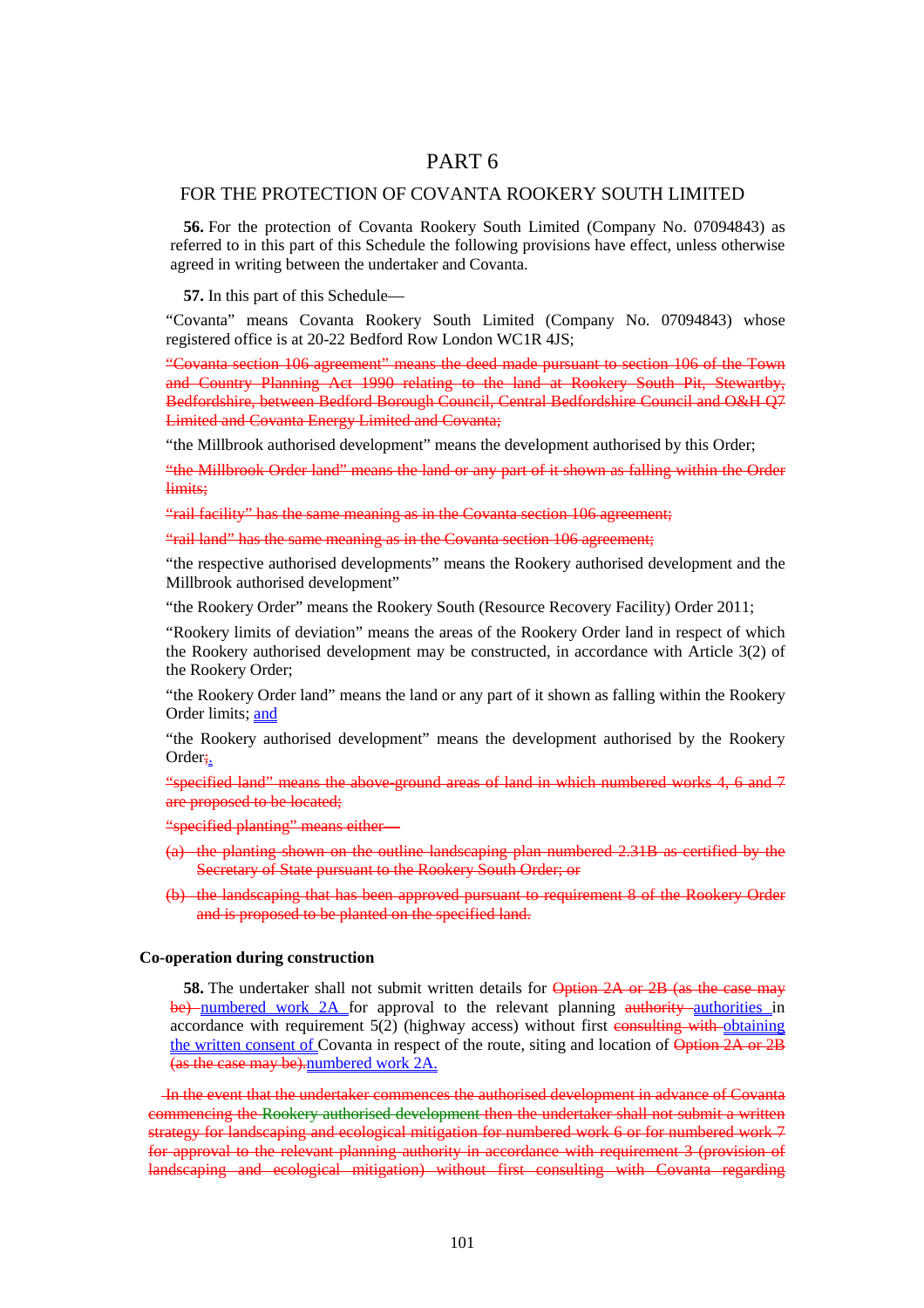# PART 6

## FOR THE PROTECTION OF COVANTA ROOKERY SOUTH LIMITED

**56.** For the protection of Covanta Rookery South Limited (Company No. 07094843) as referred to in this part of this Schedule the following provisions have effect, unless otherwise agreed in writing between the undertaker and Covanta.

**57.** In this part of this Schedule—

"Covanta" means Covanta Rookery South Limited (Company No. 07094843) whose registered office is at 20-22 Bedford Row London WC1R 4JS;

~~"Covanta section 106 agreement" means the deed made pursuant to section 106 of the Town and Country Planning Act 1990 relating to the land at Rookery South Pit, Stewartby, Bedfordshire, between Bedford Borough Council, Central Bedfordshire Council and O&H Q7 Limited and Covanta Energy Limited and Covanta;~~

"the Millbrook authorised development" means the development authorised by this Order;

~~"the Millbrook Order land" means the land or any part of it shown as falling within the Order limits;~~

~~"rail facility" has the same meaning as in the Covanta section 106 agreement;~~

~~"rail land" has the same meaning as in the Covanta section 106 agreement;~~

"the respective authorised developments" means the Rookery authorised development and the Millbrook authorised development"

"the Rookery Order" means the Rookery South (Resource Recovery Facility) Order 2011;

"Rookery limits of deviation" means the areas of the Rookery Order land in respect of which the Rookery authorised development may be constructed, in accordance with Article 3(2) of the Rookery Order;

"the Rookery Order land" means the land or any part of it shown as falling within the Rookery Order limits; and

"the Rookery authorised development" means the development authorised by the Rookery Order~~;~~.

~~"specified land" means the above-ground areas of land in which numbered works 4, 6 and 7 are proposed to be located;~~

~~"specified planting" means either—~~

~~(a) the planting shown on the outline landscaping plan numbered 2.31B as certified by the Secretary of State pursuant to the Rookery South Order; or~~

~~(b) the landscaping that has been approved pursuant to requirement 8 of the Rookery Order and is proposed to be planted on the specified land.~~

**Co-operation during construction**

**58.** The undertaker shall not submit written details for ~~Option 2A or 2B (as the case may be)~~ numbered work 2A for approval to the relevant planning ~~authority~~ authorities in accordance with requirement 5(2) (highway access) without first ~~consulting with~~ obtaining the written consent of Covanta in respect of the route, siting and location of ~~Option 2A or 2B (as the case may be).~~numbered work 2A.

~~In the event that the undertaker commences the authorised development in advance of Covanta commencing the Rookery authorised development then the undertaker shall not submit a written strategy for landscaping and ecological mitigation for numbered work 6 or for numbered work 7 for approval to the relevant planning authority in accordance with requirement 3 (provision of landscaping and ecological mitigation) without first consulting with Covanta regarding~~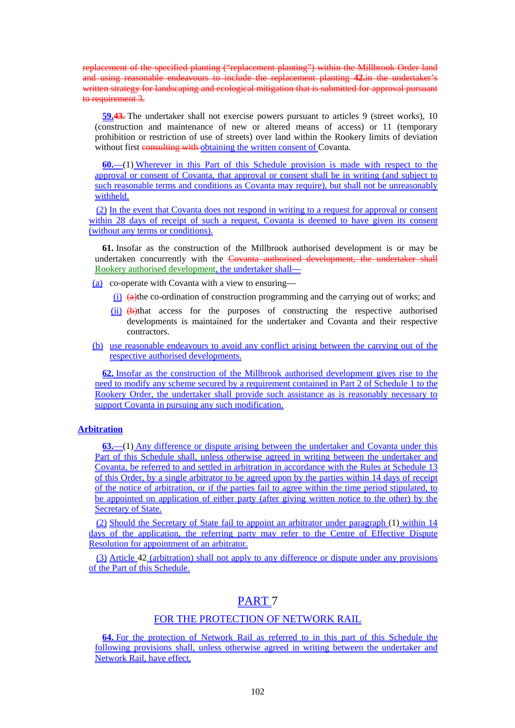replacement of the specified planting ("replacement planting") within the Millbrook Order land and using reasonable endeavours to include the replacement planting **42.**in the undertaker's written strategy for landscaping and ecological mitigation that is submitted for approval pursuant to requirement 3.

**59.43.** The undertaker shall not exercise powers pursuant to articles 9 (street works), 10 (construction and maintenance of new or altered means of access) or 11 (temporary prohibition or restriction of use of streets) over land within the Rookery limits of deviation without first consulting with obtaining the written consent of Covanta.

**60.**—(1) Wherever in this Part of this Schedule provision is made with respect to the approval or consent of Covanta, that approval or consent shall be in writing (and subject to such reasonable terms and conditions as Covanta may require), but shall not be unreasonably withheld.

(2) In the event that Covanta does not respond in writing to a request for approval or consent within 28 days of receipt of such a request, Covanta is deemed to have given its consent (without any terms or conditions).

**61.** Insofar as the construction of the Millbrook authorised development is or may be undertaken concurrently with the Covanta authorised development, the undertaker shall Rookery authorised development, the undertaker shall—

(a) co-operate with Covanta with a view to ensuring—

(i) (a)the co-ordination of construction programming and the carrying out of works; and

(ii) (b)that access for the purposes of constructing the respective authorised developments is maintained for the undertaker and Covanta and their respective contractors.

(b) use reasonable endeavours to avoid any conflict arising between the carrying out of the respective authorised developments.

**62.** Insofar as the construction of the Millbrook authorised development gives rise to the need to modify any scheme secured by a requirement contained in Part 2 of Schedule 1 to the Rookery Order, the undertaker shall provide such assistance as is reasonably necessary to support Covanta in pursuing any such modification.

**Arbitration**

**63.**—(1) Any difference or dispute arising between the undertaker and Covanta under this Part of this Schedule shall, unless otherwise agreed in writing between the undertaker and Covanta, be referred to and settled in arbitration in accordance with the Rules at Schedule 13 of this Order, by a single arbitrator to be agreed upon by the parties within 14 days of receipt of the notice of arbitration, or if the parties fail to agree within the time period stipulated, to be appointed on application of either party (after giving written notice to the other) by the Secretary of State.

(2) Should the Secretary of State fail to appoint an arbitrator under paragraph (1) within 14 days of the application, the referring party may refer to the Centre of Effective Dispute Resolution for appointment of an arbitrator.

(3) Article 42 (arbitration) shall not apply to any difference or dispute under any provisions of the Part of this Schedule.

## PART 7

### FOR THE PROTECTION OF NETWORK RAIL

**64.** For the protection of Network Rail as referred to in this part of this Schedule the following provisions shall, unless otherwise agreed in writing between the undertaker and Network Rail, have effect.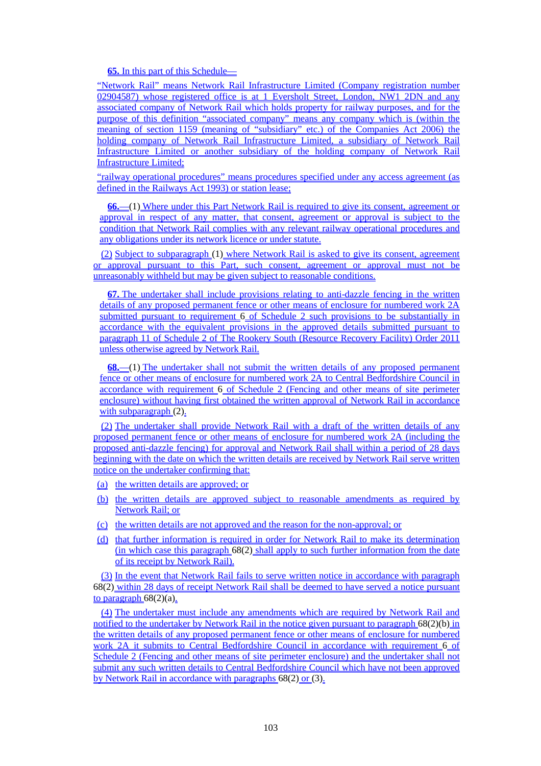**65.** In this part of this Schedule—

"Network Rail" means Network Rail Infrastructure Limited (Company registration number 02904587) whose registered office is at 1 Eversholt Street, London, NW1 2DN and any associated company of Network Rail which holds property for railway purposes, and for the purpose of this definition "associated company" means any company which is (within the meaning of section 1159 (meaning of "subsidiary" etc.) of the Companies Act 2006) the holding company of Network Rail Infrastructure Limited, a subsidiary of Network Rail Infrastructure Limited or another subsidiary of the holding company of Network Rail Infrastructure Limited;

"railway operational procedures" means procedures specified under any access agreement (as defined in the Railways Act 1993) or station lease;

**66.**—(1) Where under this Part Network Rail is required to give its consent, agreement or approval in respect of any matter, that consent, agreement or approval is subject to the condition that Network Rail complies with any relevant railway operational procedures and any obligations under its network licence or under statute.

(2) Subject to subparagraph (1) where Network Rail is asked to give its consent, agreement or approval pursuant to this Part, such consent, agreement or approval must not be unreasonably withheld but may be given subject to reasonable conditions.

**67.** The undertaker shall include provisions relating to anti-dazzle fencing in the written details of any proposed permanent fence or other means of enclosure for numbered work 2A submitted pursuant to requirement 6 of Schedule 2 such provisions to be substantially in accordance with the equivalent provisions in the approved details submitted pursuant to paragraph 11 of Schedule 2 of The Rookery South (Resource Recovery Facility) Order 2011 unless otherwise agreed by Network Rail.

**68.**—(1) The undertaker shall not submit the written details of any proposed permanent fence or other means of enclosure for numbered work 2A to Central Bedfordshire Council in accordance with requirement 6 of Schedule 2 (Fencing and other means of site perimeter enclosure) without having first obtained the written approval of Network Rail in accordance with subparagraph (2).

(2) The undertaker shall provide Network Rail with a draft of the written details of any proposed permanent fence or other means of enclosure for numbered work 2A (including the proposed anti-dazzle fencing) for approval and Network Rail shall within a period of 28 days beginning with the date on which the written details are received by Network Rail serve written notice on the undertaker confirming that:

(a) the written details are approved; or

(b) the written details are approved subject to reasonable amendments as required by Network Rail; or

(c) the written details are not approved and the reason for the non-approval; or

(d) that further information is required in order for Network Rail to make its determination (in which case this paragraph 68(2) shall apply to such further information from the date of its receipt by Network Rail).

(3) In the event that Network Rail fails to serve written notice in accordance with paragraph 68(2) within 28 days of receipt Network Rail shall be deemed to have served a notice pursuant to paragraph 68(2)(a).

(4) The undertaker must include any amendments which are required by Network Rail and notified to the undertaker by Network Rail in the notice given pursuant to paragraph 68(2)(b) in the written details of any proposed permanent fence or other means of enclosure for numbered work 2A it submits to Central Bedfordshire Council in accordance with requirement 6 of Schedule 2 (Fencing and other means of site perimeter enclosure) and the undertaker shall not submit any such written details to Central Bedfordshire Council which have not been approved by Network Rail in accordance with paragraphs 68(2) or (3).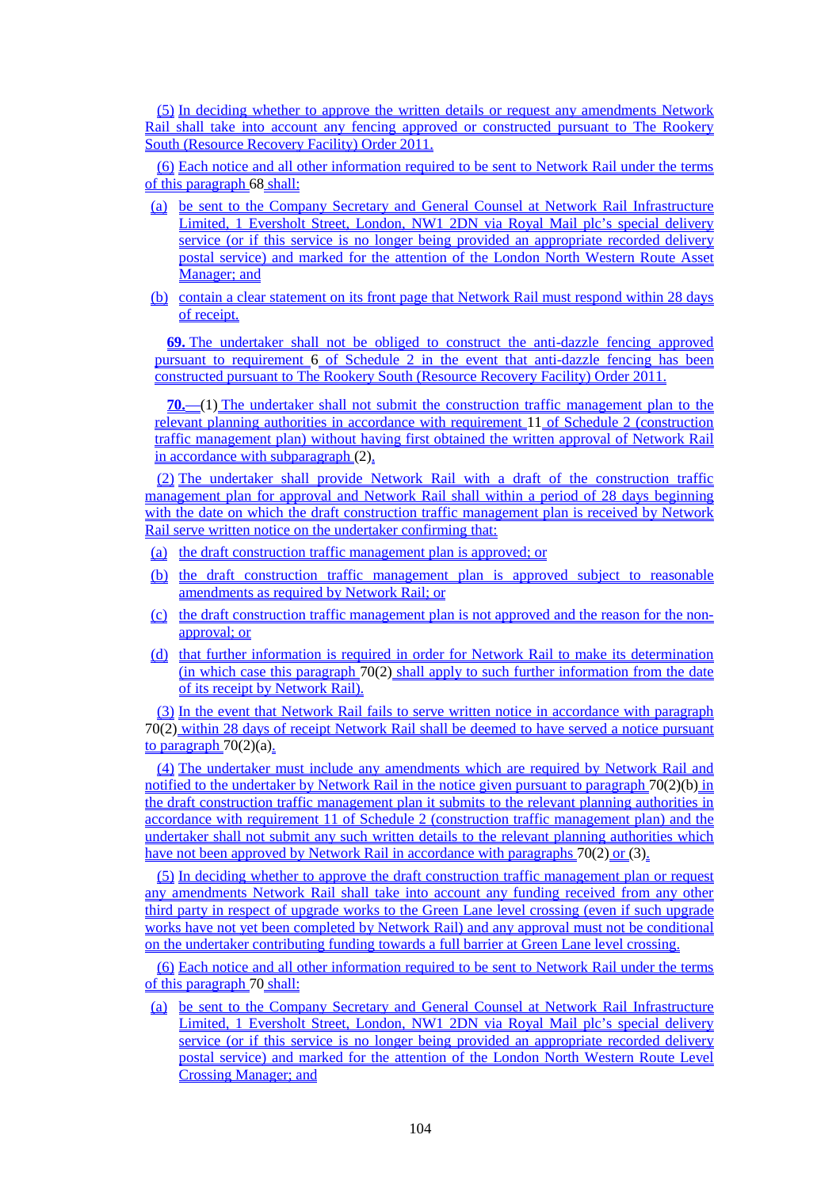(5) In deciding whether to approve the written details or request any amendments Network Rail shall take into account any fencing approved or constructed pursuant to The Rookery South (Resource Recovery Facility) Order 2011.

(6) Each notice and all other information required to be sent to Network Rail under the terms of this paragraph 68 shall:

(a) be sent to the Company Secretary and General Counsel at Network Rail Infrastructure Limited, 1 Eversholt Street, London, NW1 2DN via Royal Mail plc's special delivery service (or if this service is no longer being provided an appropriate recorded delivery postal service) and marked for the attention of the London North Western Route Asset Manager; and

(b) contain a clear statement on its front page that Network Rail must respond within 28 days of receipt.

**69.** The undertaker shall not be obliged to construct the anti-dazzle fencing approved pursuant to requirement 6 of Schedule 2 in the event that anti-dazzle fencing has been constructed pursuant to The Rookery South (Resource Recovery Facility) Order 2011.

**70.**—(1) The undertaker shall not submit the construction traffic management plan to the relevant planning authorities in accordance with requirement 11 of Schedule 2 (construction traffic management plan) without having first obtained the written approval of Network Rail in accordance with subparagraph (2).

(2) The undertaker shall provide Network Rail with a draft of the construction traffic management plan for approval and Network Rail shall within a period of 28 days beginning with the date on which the draft construction traffic management plan is received by Network Rail serve written notice on the undertaker confirming that:

(a) the draft construction traffic management plan is approved; or

(b) the draft construction traffic management plan is approved subject to reasonable amendments as required by Network Rail; or

(c) the draft construction traffic management plan is not approved and the reason for the non-approval; or

(d) that further information is required in order for Network Rail to make its determination (in which case this paragraph 70(2) shall apply to such further information from the date of its receipt by Network Rail).

(3) In the event that Network Rail fails to serve written notice in accordance with paragraph 70(2) within 28 days of receipt Network Rail shall be deemed to have served a notice pursuant to paragraph 70(2)(a).

(4) The undertaker must include any amendments which are required by Network Rail and notified to the undertaker by Network Rail in the notice given pursuant to paragraph 70(2)(b) in the draft construction traffic management plan it submits to the relevant planning authorities in accordance with requirement 11 of Schedule 2 (construction traffic management plan) and the undertaker shall not submit any such written details to the relevant planning authorities which have not been approved by Network Rail in accordance with paragraphs 70(2) or (3).

(5) In deciding whether to approve the draft construction traffic management plan or request any amendments Network Rail shall take into account any funding received from any other third party in respect of upgrade works to the Green Lane level crossing (even if such upgrade works have not yet been completed by Network Rail) and any approval must not be conditional on the undertaker contributing funding towards a full barrier at Green Lane level crossing.

(6) Each notice and all other information required to be sent to Network Rail under the terms of this paragraph 70 shall:

(a) be sent to the Company Secretary and General Counsel at Network Rail Infrastructure Limited, 1 Eversholt Street, London, NW1 2DN via Royal Mail plc's special delivery service (or if this service is no longer being provided an appropriate recorded delivery postal service) and marked for the attention of the London North Western Route Level Crossing Manager; and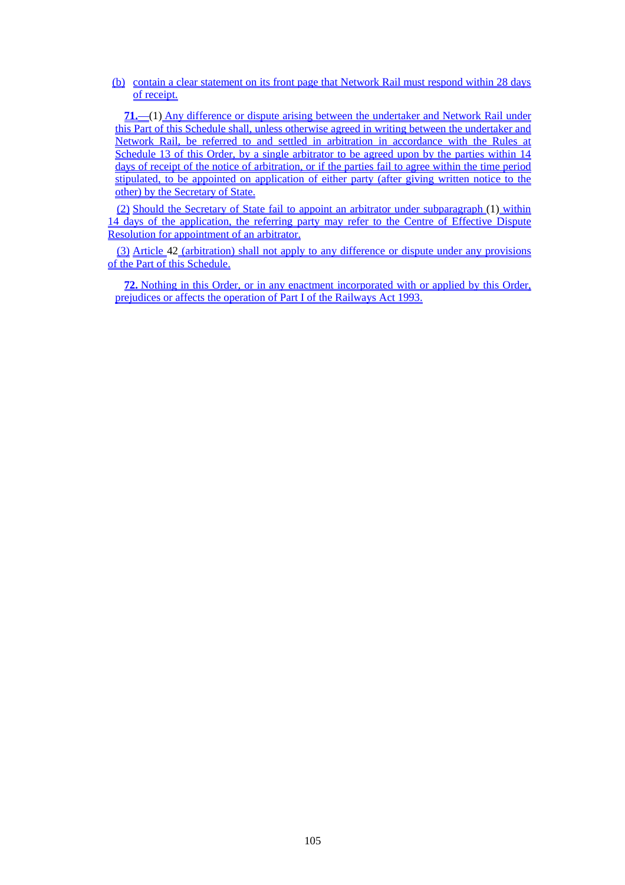(b) contain a clear statement on its front page that Network Rail must respond within 28 days of receipt.

**71.**—(1) Any difference or dispute arising between the undertaker and Network Rail under this Part of this Schedule shall, unless otherwise agreed in writing between the undertaker and Network Rail, be referred to and settled in arbitration in accordance with the Rules at Schedule 13 of this Order, by a single arbitrator to be agreed upon by the parties within 14 days of receipt of the notice of arbitration, or if the parties fail to agree within the time period stipulated, to be appointed on application of either party (after giving written notice to the other) by the Secretary of State.

(2) Should the Secretary of State fail to appoint an arbitrator under subparagraph (1) within 14 days of the application, the referring party may refer to the Centre of Effective Dispute Resolution for appointment of an arbitrator.

(3) Article 42 (arbitration) shall not apply to any difference or dispute under any provisions of the Part of this Schedule.

**72.** Nothing in this Order, or in any enactment incorporated with or applied by this Order, prejudices or affects the operation of Part I of the Railways Act 1993.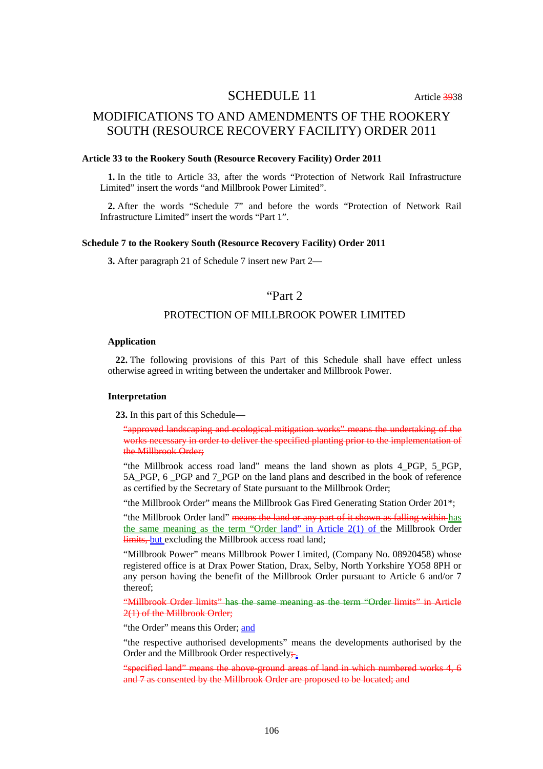# SCHEDULE 11

Article ~~39~~38

## MODIFICATIONS TO AND AMENDMENTS OF THE ROOKERY SOUTH (RESOURCE RECOVERY FACILITY) ORDER 2011

**Article 33 to the Rookery South (Resource Recovery Facility) Order 2011**

**1.** In the title to Article 33, after the words "Protection of Network Rail Infrastructure Limited" insert the words "and Millbrook Power Limited".

**2.** After the words "Schedule 7" and before the words "Protection of Network Rail Infrastructure Limited" insert the words "Part 1".

**Schedule 7 to the Rookery South (Resource Recovery Facility) Order 2011**

**3.** After paragraph 21 of Schedule 7 insert new Part 2—

### "Part 2

### PROTECTION OF MILLBROOK POWER LIMITED

**Application**

**22.** The following provisions of this Part of this Schedule shall have effect unless otherwise agreed in writing between the undertaker and Millbrook Power.

**Interpretation**

**23.** In this part of this Schedule—

~~"approved landscaping and ecological mitigation works" means the undertaking of the works necessary in order to deliver the specified planting prior to the implementation of the Millbrook Order;~~

"the Millbrook access road land" means the land shown as plots 4_PGP, 5_PGP, 5A_PGP, 6 _PGP and 7_PGP on the land plans and described in the book of reference as certified by the Secretary of State pursuant to the Millbrook Order;

"the Millbrook Order" means the Millbrook Gas Fired Generating Station Order 201*;

"the Millbrook Order land" ~~means the land or any part of it shown as falling within~~ has the same meaning as the term "Order land" in Article 2(1) of the Millbrook Order ~~limits,~~ but excluding the Millbrook access road land;

"Millbrook Power" means Millbrook Power Limited, (Company No. 08920458) whose registered office is at Drax Power Station, Drax, Selby, North Yorkshire YO58 8PH or any person having the benefit of the Millbrook Order pursuant to Article 6 and/or 7 thereof;

~~"Millbrook Order limits" has the same meaning as the term "Order limits" in Article 2(1) of the Millbrook Order;~~

"the Order" means this Order; and

"the respective authorised developments" means the developments authorised by the Order and the Millbrook Order respectively~~;~~.

~~"specified land" means the above-ground areas of land in which numbered works 4, 6 and 7 as consented by the Millbrook Order are proposed to be located; and~~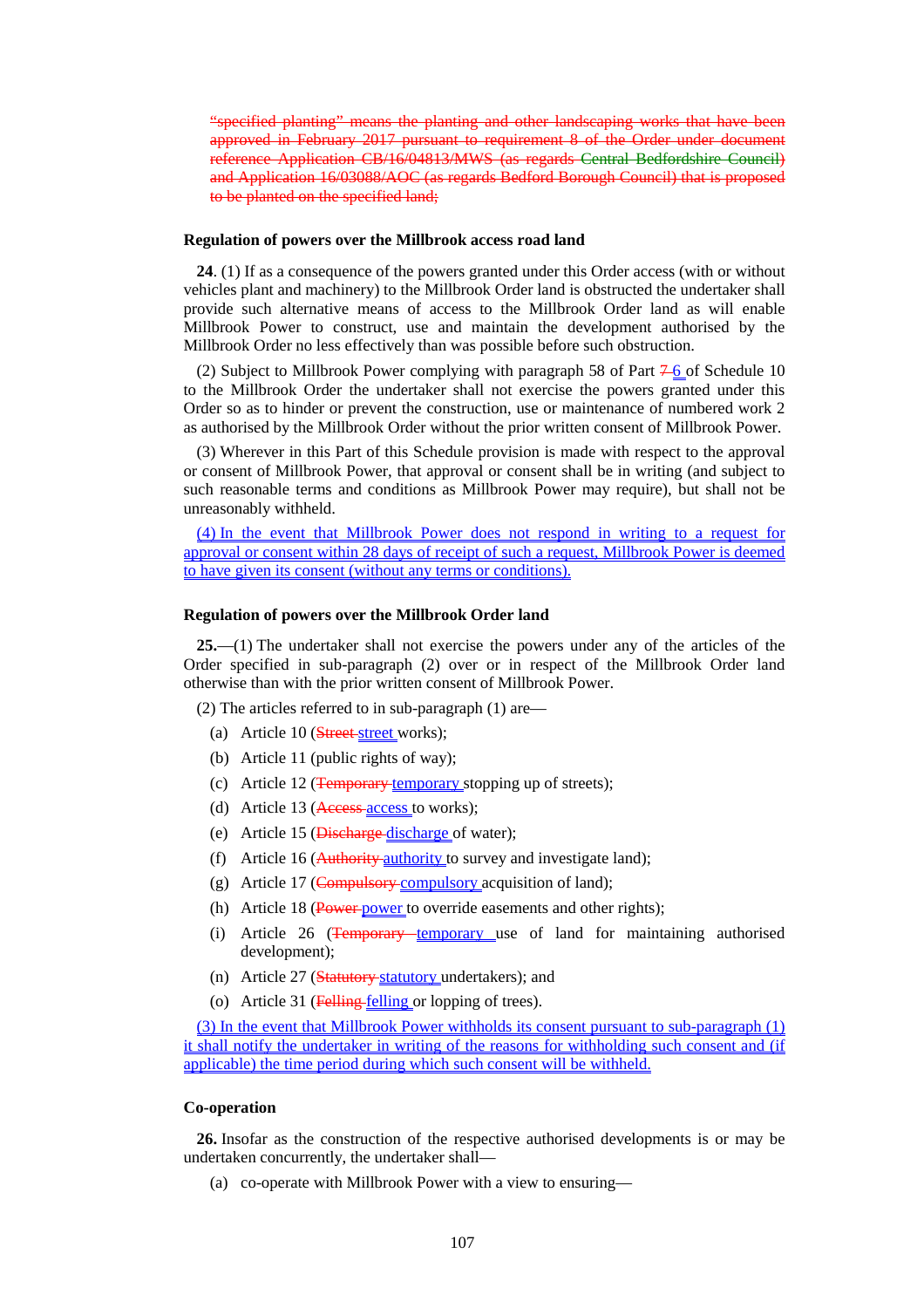~~"specified planting" means the planting and other landscaping works that have been approved in February 2017 pursuant to requirement 8 of the Order under document reference Application CB/16/04813/MWS (as regards Central Bedfordshire Council) and Application 16/03088/AOC (as regards Bedford Borough Council) that is proposed to be planted on the specified land;~~

**Regulation of powers over the Millbrook access road land**

**24**. (1) If as a consequence of the powers granted under this Order access (with or without vehicles plant and machinery) to the Millbrook Order land is obstructed the undertaker shall provide such alternative means of access to the Millbrook Order land as will enable Millbrook Power to construct, use and maintain the development authorised by the Millbrook Order no less effectively than was possible before such obstruction.

(2) Subject to Millbrook Power complying with paragraph 58 of Part ~~7~~ 6 of Schedule 10 to the Millbrook Order the undertaker shall not exercise the powers granted under this Order so as to hinder or prevent the construction, use or maintenance of numbered work 2 as authorised by the Millbrook Order without the prior written consent of Millbrook Power.

(3) Wherever in this Part of this Schedule provision is made with respect to the approval or consent of Millbrook Power, that approval or consent shall be in writing (and subject to such reasonable terms and conditions as Millbrook Power may require), but shall not be unreasonably withheld.

(4) In the event that Millbrook Power does not respond in writing to a request for approval or consent within 28 days of receipt of such a request, Millbrook Power is deemed to have given its consent (without any terms or conditions).

**Regulation of powers over the Millbrook Order land**

**25.**—(1) The undertaker shall not exercise the powers under any of the articles of the Order specified in sub-paragraph (2) over or in respect of the Millbrook Order land otherwise than with the prior written consent of Millbrook Power.

(2) The articles referred to in sub-paragraph (1) are—

(a) Article 10 (~~Street~~ street works);

(b) Article 11 (public rights of way);

(c) Article 12 (~~Temporary~~ temporary stopping up of streets);

(d) Article 13 (~~Access~~ access to works);

(e) Article 15 (~~Discharge~~ discharge of water);

(f) Article 16 (~~Authority~~ authority to survey and investigate land);

(g) Article 17 (~~Compulsory~~ compulsory acquisition of land);

(h) Article 18 (~~Power~~ power to override easements and other rights);

(i) Article 26 (~~Temporary~~ temporary use of land for maintaining authorised development);

(n) Article 27 (~~Statutory~~ statutory undertakers); and

(o) Article 31 (~~Felling~~ felling or lopping of trees).

(3) In the event that Millbrook Power withholds its consent pursuant to sub-paragraph (1) it shall notify the undertaker in writing of the reasons for withholding such consent and (if applicable) the time period during which such consent will be withheld.

**Co-operation**

**26.** Insofar as the construction of the respective authorised developments is or may be undertaken concurrently, the undertaker shall—

(a) co-operate with Millbrook Power with a view to ensuring—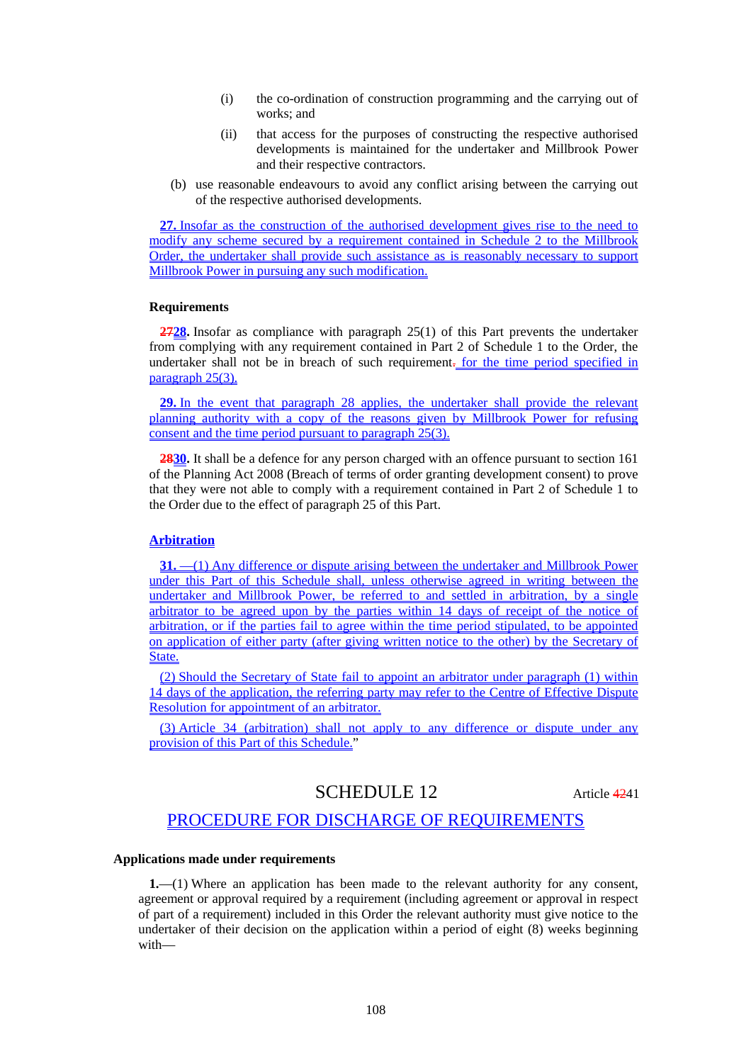(i) the co-ordination of construction programming and the carrying out of works; and

(ii) that access for the purposes of constructing the respective authorised developments is maintained for the undertaker and Millbrook Power and their respective contractors.

(b) use reasonable endeavours to avoid any conflict arising between the carrying out of the respective authorised developments.

**27.** Insofar as the construction of the authorised development gives rise to the need to modify any scheme secured by a requirement contained in Schedule 2 to the Millbrook Order, the undertaker shall provide such assistance as is reasonably necessary to support Millbrook Power in pursuing any such modification.

**Requirements**

**2728.** Insofar as compliance with paragraph 25(1) of this Part prevents the undertaker from complying with any requirement contained in Part 2 of Schedule 1 to the Order, the undertaker shall not be in breach of such requirement. for the time period specified in paragraph 25(3).

**29.** In the event that paragraph 28 applies, the undertaker shall provide the relevant planning authority with a copy of the reasons given by Millbrook Power for refusing consent and the time period pursuant to paragraph 25(3).

**2830.** It shall be a defence for any person charged with an offence pursuant to section 161 of the Planning Act 2008 (Breach of terms of order granting development consent) to prove that they were not able to comply with a requirement contained in Part 2 of Schedule 1 to the Order due to the effect of paragraph 25 of this Part.

**Arbitration**

**31.** —(1) Any difference or dispute arising between the undertaker and Millbrook Power under this Part of this Schedule shall, unless otherwise agreed in writing between the undertaker and Millbrook Power, be referred to and settled in arbitration, by a single arbitrator to be agreed upon by the parties within 14 days of receipt of the notice of arbitration, or if the parties fail to agree within the time period stipulated, to be appointed on application of either party (after giving written notice to the other) by the Secretary of State.

(2) Should the Secretary of State fail to appoint an arbitrator under paragraph (1) within 14 days of the application, the referring party may refer to the Centre of Effective Dispute Resolution for appointment of an arbitrator.

(3) Article 34 (arbitration) shall not apply to any difference or dispute under any provision of this Part of this Schedule."

# SCHEDULE 12

Article 4241

## PROCEDURE FOR DISCHARGE OF REQUIREMENTS

**Applications made under requirements**

**1.**—(1) Where an application has been made to the relevant authority for any consent, agreement or approval required by a requirement (including agreement or approval in respect of part of a requirement) included in this Order the relevant authority must give notice to the undertaker of their decision on the application within a period of eight (8) weeks beginning with—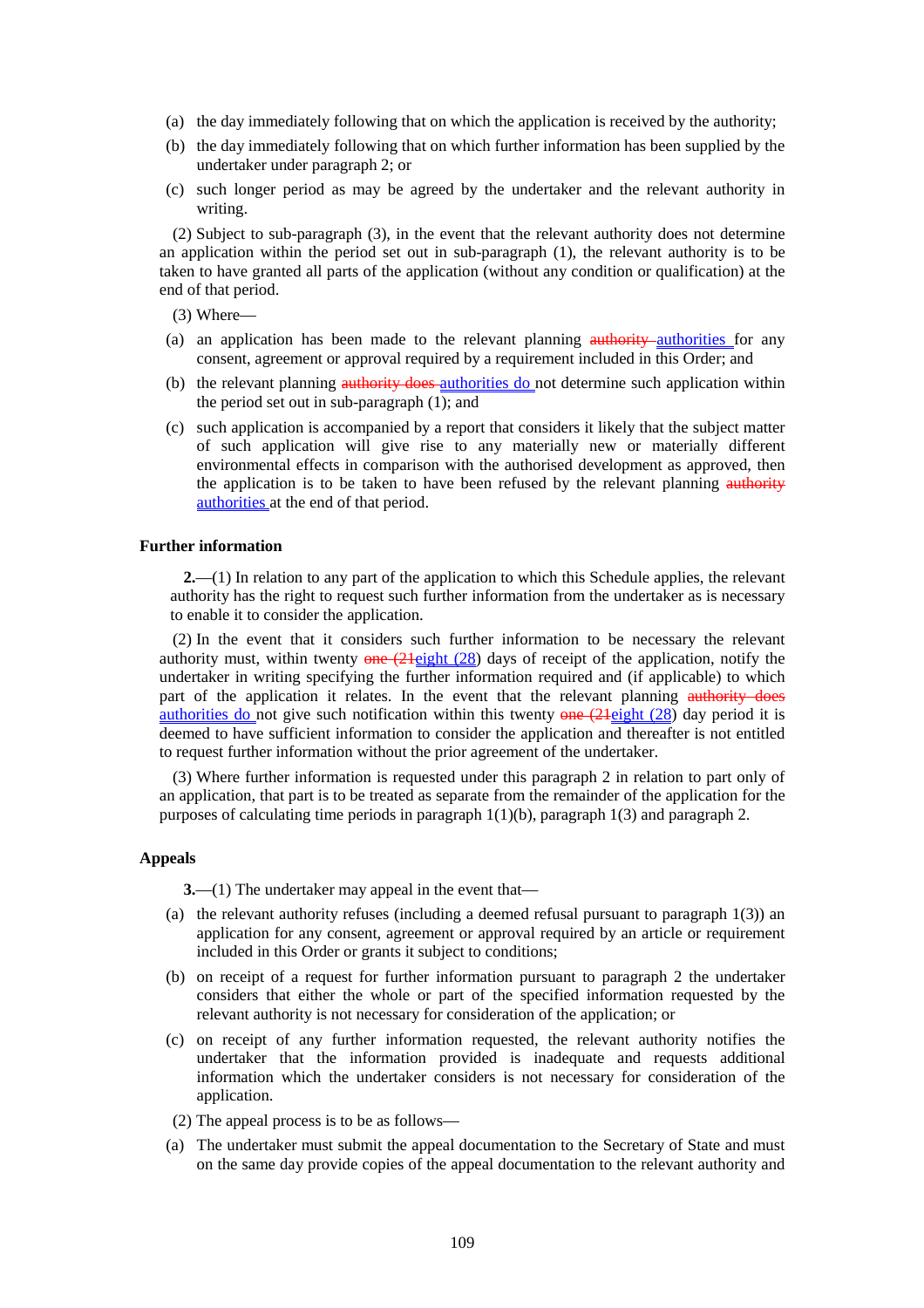(a) the day immediately following that on which the application is received by the authority;

(b) the day immediately following that on which further information has been supplied by the undertaker under paragraph 2; or

(c) such longer period as may be agreed by the undertaker and the relevant authority in writing.

(2) Subject to sub-paragraph (3), in the event that the relevant authority does not determine an application within the period set out in sub-paragraph (1), the relevant authority is to be taken to have granted all parts of the application (without any condition or qualification) at the end of that period.

(3) Where—

(a) an application has been made to the relevant planning ~~authority~~ authorities for any consent, agreement or approval required by a requirement included in this Order; and

(b) the relevant planning ~~authority does~~ authorities do not determine such application within the period set out in sub-paragraph (1); and

(c) such application is accompanied by a report that considers it likely that the subject matter of such application will give rise to any materially new or materially different environmental effects in comparison with the authorised development as approved, then the application is to be taken to have been refused by the relevant planning ~~authority~~ authorities at the end of that period.

### Further information

**2.**—(1) In relation to any part of the application to which this Schedule applies, the relevant authority has the right to request such further information from the undertaker as is necessary to enable it to consider the application.

(2) In the event that it considers such further information to be necessary the relevant authority must, within twenty ~~one (21~~eight (28) days of receipt of the application, notify the undertaker in writing specifying the further information required and (if applicable) to which part of the application it relates. In the event that the relevant planning ~~authority does~~ authorities do not give such notification within this twenty ~~one (21~~eight (28) day period it is deemed to have sufficient information to consider the application and thereafter is not entitled to request further information without the prior agreement of the undertaker.

(3) Where further information is requested under this paragraph 2 in relation to part only of an application, that part is to be treated as separate from the remainder of the application for the purposes of calculating time periods in paragraph 1(1)(b), paragraph 1(3) and paragraph 2.

### Appeals

**3.**—(1) The undertaker may appeal in the event that—

(a) the relevant authority refuses (including a deemed refusal pursuant to paragraph 1(3)) an application for any consent, agreement or approval required by an article or requirement included in this Order or grants it subject to conditions;

(b) on receipt of a request for further information pursuant to paragraph 2 the undertaker considers that either the whole or part of the specified information requested by the relevant authority is not necessary for consideration of the application; or

(c) on receipt of any further information requested, the relevant authority notifies the undertaker that the information provided is inadequate and requests additional information which the undertaker considers is not necessary for consideration of the application.

(2) The appeal process is to be as follows—

(a) The undertaker must submit the appeal documentation to the Secretary of State and must on the same day provide copies of the appeal documentation to the relevant authority and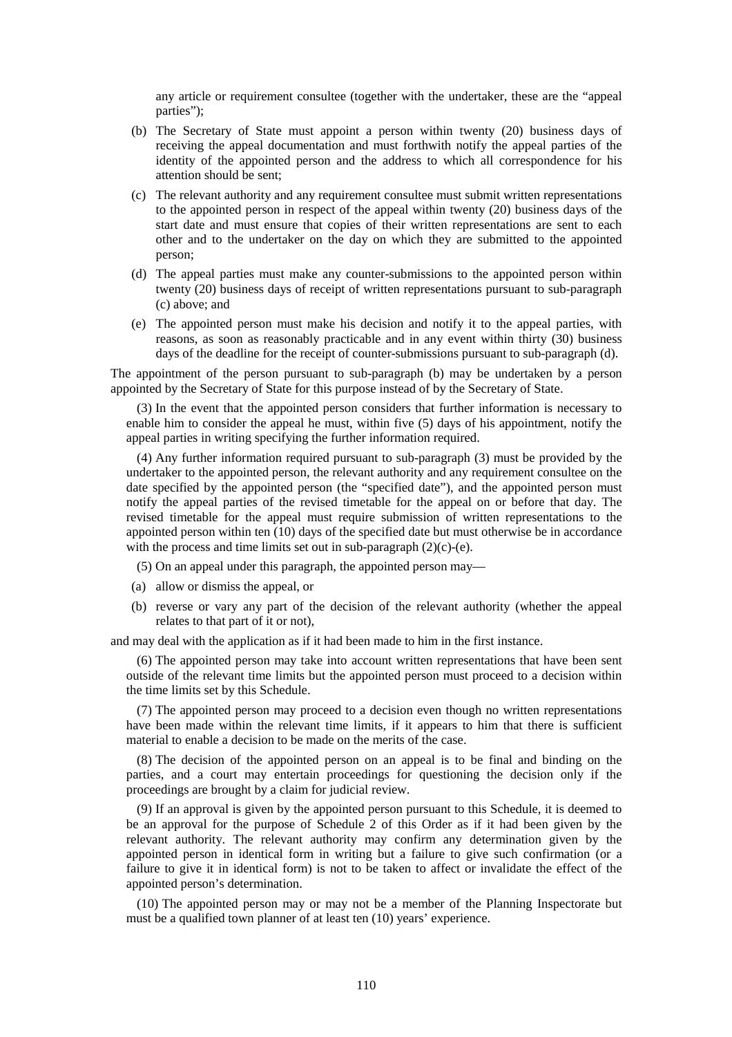any article or requirement consultee (together with the undertaker, these are the "appeal parties");

(b) The Secretary of State must appoint a person within twenty (20) business days of receiving the appeal documentation and must forthwith notify the appeal parties of the identity of the appointed person and the address to which all correspondence for his attention should be sent;

(c) The relevant authority and any requirement consultee must submit written representations to the appointed person in respect of the appeal within twenty (20) business days of the start date and must ensure that copies of their written representations are sent to each other and to the undertaker on the day on which they are submitted to the appointed person;

(d) The appeal parties must make any counter-submissions to the appointed person within twenty (20) business days of receipt of written representations pursuant to sub-paragraph (c) above; and

(e) The appointed person must make his decision and notify it to the appeal parties, with reasons, as soon as reasonably practicable and in any event within thirty (30) business days of the deadline for the receipt of counter-submissions pursuant to sub-paragraph (d).

The appointment of the person pursuant to sub-paragraph (b) may be undertaken by a person appointed by the Secretary of State for this purpose instead of by the Secretary of State.

(3) In the event that the appointed person considers that further information is necessary to enable him to consider the appeal he must, within five (5) days of his appointment, notify the appeal parties in writing specifying the further information required.

(4) Any further information required pursuant to sub-paragraph (3) must be provided by the undertaker to the appointed person, the relevant authority and any requirement consultee on the date specified by the appointed person (the "specified date"), and the appointed person must notify the appeal parties of the revised timetable for the appeal on or before that day. The revised timetable for the appeal must require submission of written representations to the appointed person within ten (10) days of the specified date but must otherwise be in accordance with the process and time limits set out in sub-paragraph (2)(c)-(e).

(5) On an appeal under this paragraph, the appointed person may—

(a) allow or dismiss the appeal, or

(b) reverse or vary any part of the decision of the relevant authority (whether the appeal relates to that part of it or not),

and may deal with the application as if it had been made to him in the first instance.

(6) The appointed person may take into account written representations that have been sent outside of the relevant time limits but the appointed person must proceed to a decision within the time limits set by this Schedule.

(7) The appointed person may proceed to a decision even though no written representations have been made within the relevant time limits, if it appears to him that there is sufficient material to enable a decision to be made on the merits of the case.

(8) The decision of the appointed person on an appeal is to be final and binding on the parties, and a court may entertain proceedings for questioning the decision only if the proceedings are brought by a claim for judicial review.

(9) If an approval is given by the appointed person pursuant to this Schedule, it is deemed to be an approval for the purpose of Schedule 2 of this Order as if it had been given by the relevant authority. The relevant authority may confirm any determination given by the appointed person in identical form in writing but a failure to give such confirmation (or a failure to give it in identical form) is not to be taken to affect or invalidate the effect of the appointed person's determination.

(10) The appointed person may or may not be a member of the Planning Inspectorate but must be a qualified town planner of at least ten (10) years' experience.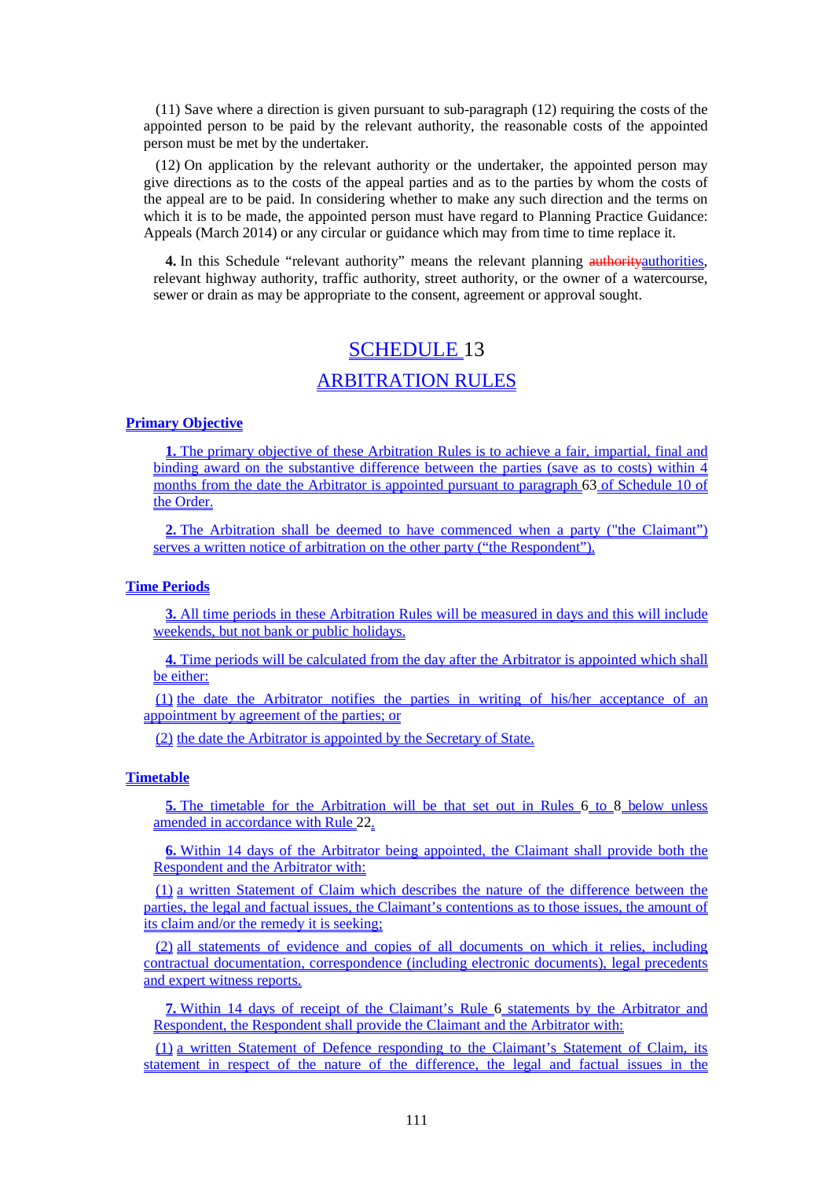(11) Save where a direction is given pursuant to sub-paragraph (12) requiring the costs of the appointed person to be paid by the relevant authority, the reasonable costs of the appointed person must be met by the undertaker.

(12) On application by the relevant authority or the undertaker, the appointed person may give directions as to the costs of the appeal parties and as to the parties by whom the costs of the appeal are to be paid. In considering whether to make any such direction and the terms on which it is to be made, the appointed person must have regard to Planning Practice Guidance: Appeals (March 2014) or any circular or guidance which may from time to time replace it.

**4.** In this Schedule "relevant authority" means the relevant planning ~~authority~~authorities, relevant highway authority, traffic authority, street authority, or the owner of a watercourse, sewer or drain as may be appropriate to the consent, agreement or approval sought.

# SCHEDULE 13

# ARBITRATION RULES

**Primary Objective**

**1.** The primary objective of these Arbitration Rules is to achieve a fair, impartial, final and binding award on the substantive difference between the parties (save as to costs) within 4 months from the date the Arbitrator is appointed pursuant to paragraph 63 of Schedule 10 of the Order.

**2.** The Arbitration shall be deemed to have commenced when a party ("the Claimant") serves a written notice of arbitration on the other party ("the Respondent").

**Time Periods**

**3.** All time periods in these Arbitration Rules will be measured in days and this will include weekends, but not bank or public holidays.

**4.** Time periods will be calculated from the day after the Arbitrator is appointed which shall be either:

(1) the date the Arbitrator notifies the parties in writing of his/her acceptance of an appointment by agreement of the parties; or

(2) the date the Arbitrator is appointed by the Secretary of State.

**Timetable**

**5.** The timetable for the Arbitration will be that set out in Rules 6 to 8 below unless amended in accordance with Rule 22.

**6.** Within 14 days of the Arbitrator being appointed, the Claimant shall provide both the Respondent and the Arbitrator with:

(1) a written Statement of Claim which describes the nature of the difference between the parties, the legal and factual issues, the Claimant's contentions as to those issues, the amount of its claim and/or the remedy it is seeking;

(2) all statements of evidence and copies of all documents on which it relies, including contractual documentation, correspondence (including electronic documents), legal precedents and expert witness reports.

**7.** Within 14 days of receipt of the Claimant's Rule 6 statements by the Arbitrator and Respondent, the Respondent shall provide the Claimant and the Arbitrator with:

(1) a written Statement of Defence responding to the Claimant's Statement of Claim, its statement in respect of the nature of the difference, the legal and factual issues in the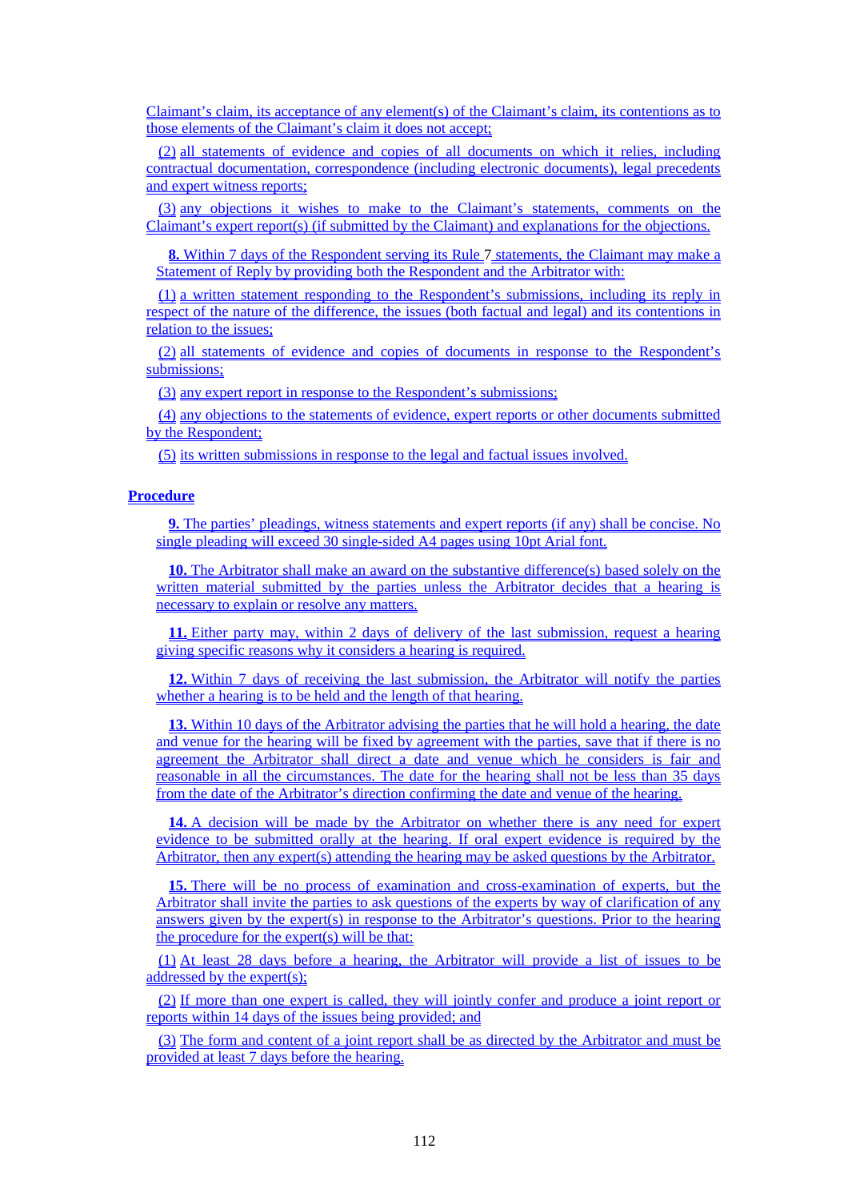Claimant's claim, its acceptance of any element(s) of the Claimant's claim, its contentions as to those elements of the Claimant's claim it does not accept;

(2) all statements of evidence and copies of all documents on which it relies, including contractual documentation, correspondence (including electronic documents), legal precedents and expert witness reports;

(3) any objections it wishes to make to the Claimant's statements, comments on the Claimant's expert report(s) (if submitted by the Claimant) and explanations for the objections.

**8.** Within 7 days of the Respondent serving its Rule 7 statements, the Claimant may make a Statement of Reply by providing both the Respondent and the Arbitrator with:

(1) a written statement responding to the Respondent's submissions, including its reply in respect of the nature of the difference, the issues (both factual and legal) and its contentions in relation to the issues;

(2) all statements of evidence and copies of documents in response to the Respondent's submissions;

(3) any expert report in response to the Respondent's submissions;

(4) any objections to the statements of evidence, expert reports or other documents submitted by the Respondent;

(5) its written submissions in response to the legal and factual issues involved.

**Procedure**

**9.** The parties' pleadings, witness statements and expert reports (if any) shall be concise. No single pleading will exceed 30 single-sided A4 pages using 10pt Arial font.

**10.** The Arbitrator shall make an award on the substantive difference(s) based solely on the written material submitted by the parties unless the Arbitrator decides that a hearing is necessary to explain or resolve any matters.

**11.** Either party may, within 2 days of delivery of the last submission, request a hearing giving specific reasons why it considers a hearing is required.

**12.** Within 7 days of receiving the last submission, the Arbitrator will notify the parties whether a hearing is to be held and the length of that hearing.

**13.** Within 10 days of the Arbitrator advising the parties that he will hold a hearing, the date and venue for the hearing will be fixed by agreement with the parties, save that if there is no agreement the Arbitrator shall direct a date and venue which he considers is fair and reasonable in all the circumstances. The date for the hearing shall not be less than 35 days from the date of the Arbitrator's direction confirming the date and venue of the hearing.

**14.** A decision will be made by the Arbitrator on whether there is any need for expert evidence to be submitted orally at the hearing. If oral expert evidence is required by the Arbitrator, then any expert(s) attending the hearing may be asked questions by the Arbitrator.

**15.** There will be no process of examination and cross-examination of experts, but the Arbitrator shall invite the parties to ask questions of the experts by way of clarification of any answers given by the expert(s) in response to the Arbitrator's questions. Prior to the hearing the procedure for the expert(s) will be that:

(1) At least 28 days before a hearing, the Arbitrator will provide a list of issues to be addressed by the expert(s);

(2) If more than one expert is called, they will jointly confer and produce a joint report or reports within 14 days of the issues being provided; and

(3) The form and content of a joint report shall be as directed by the Arbitrator and must be provided at least 7 days before the hearing.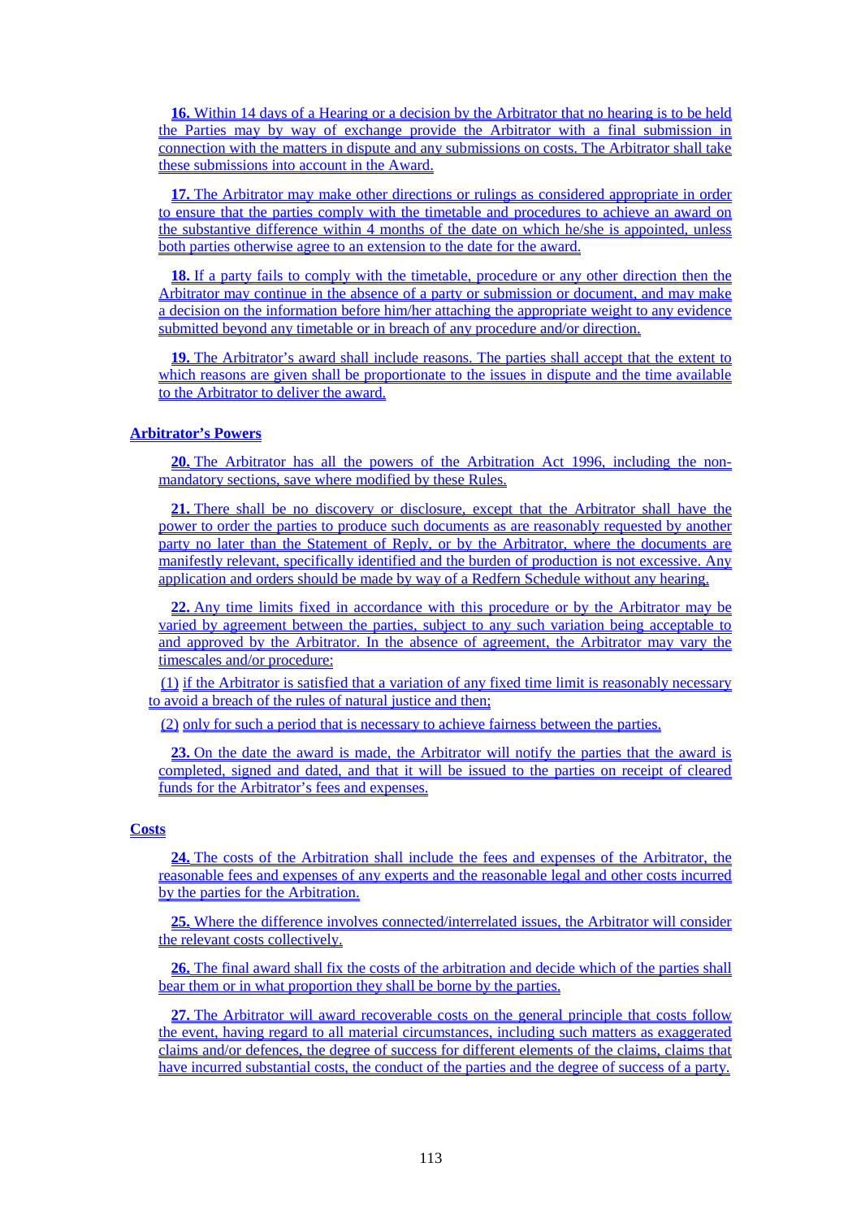**16.** Within 14 days of a Hearing or a decision by the Arbitrator that no hearing is to be held the Parties may by way of exchange provide the Arbitrator with a final submission in connection with the matters in dispute and any submissions on costs. The Arbitrator shall take these submissions into account in the Award.

**17.** The Arbitrator may make other directions or rulings as considered appropriate in order to ensure that the parties comply with the timetable and procedures to achieve an award on the substantive difference within 4 months of the date on which he/she is appointed, unless both parties otherwise agree to an extension to the date for the award.

**18.** If a party fails to comply with the timetable, procedure or any other direction then the Arbitrator may continue in the absence of a party or submission or document, and may make a decision on the information before him/her attaching the appropriate weight to any evidence submitted beyond any timetable or in breach of any procedure and/or direction.

**19.** The Arbitrator's award shall include reasons. The parties shall accept that the extent to which reasons are given shall be proportionate to the issues in dispute and the time available to the Arbitrator to deliver the award.

## Arbitrator's Powers

**20.** The Arbitrator has all the powers of the Arbitration Act 1996, including the non-mandatory sections, save where modified by these Rules.

**21.** There shall be no discovery or disclosure, except that the Arbitrator shall have the power to order the parties to produce such documents as are reasonably requested by another party no later than the Statement of Reply, or by the Arbitrator, where the documents are manifestly relevant, specifically identified and the burden of production is not excessive. Any application and orders should be made by way of a Redfern Schedule without any hearing.

**22.** Any time limits fixed in accordance with this procedure or by the Arbitrator may be varied by agreement between the parties, subject to any such variation being acceptable to and approved by the Arbitrator. In the absence of agreement, the Arbitrator may vary the timescales and/or procedure:

(1) if the Arbitrator is satisfied that a variation of any fixed time limit is reasonably necessary to avoid a breach of the rules of natural justice and then;

(2) only for such a period that is necessary to achieve fairness between the parties.

**23.** On the date the award is made, the Arbitrator will notify the parties that the award is completed, signed and dated, and that it will be issued to the parties on receipt of cleared funds for the Arbitrator's fees and expenses.

## Costs

**24.** The costs of the Arbitration shall include the fees and expenses of the Arbitrator, the reasonable fees and expenses of any experts and the reasonable legal and other costs incurred by the parties for the Arbitration.

**25.** Where the difference involves connected/interrelated issues, the Arbitrator will consider the relevant costs collectively.

**26.** The final award shall fix the costs of the arbitration and decide which of the parties shall bear them or in what proportion they shall be borne by the parties.

**27.** The Arbitrator will award recoverable costs on the general principle that costs follow the event, having regard to all material circumstances, including such matters as exaggerated claims and/or defences, the degree of success for different elements of the claims, claims that have incurred substantial costs, the conduct of the parties and the degree of success of a party.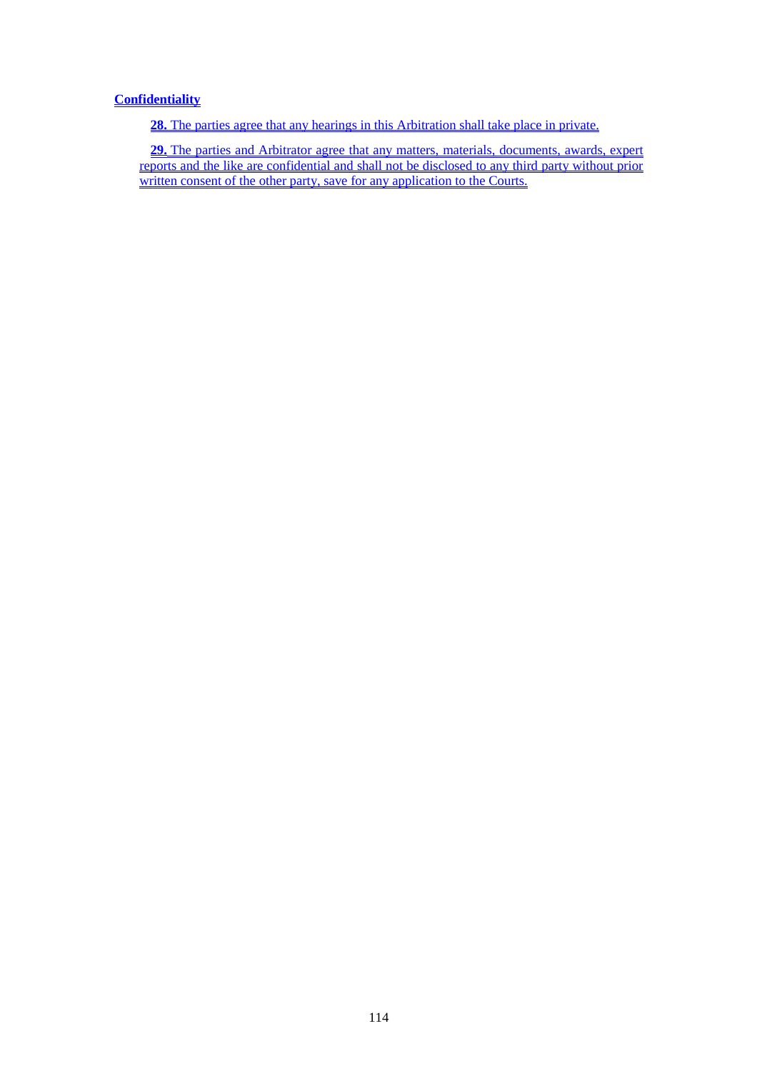**Confidentiality**

**28.** The parties agree that any hearings in this Arbitration shall take place in private.

**29.** The parties and Arbitrator agree that any matters, materials, documents, awards, expert reports and the like are confidential and shall not be disclosed to any third party without prior written consent of the other party, save for any application to the Courts.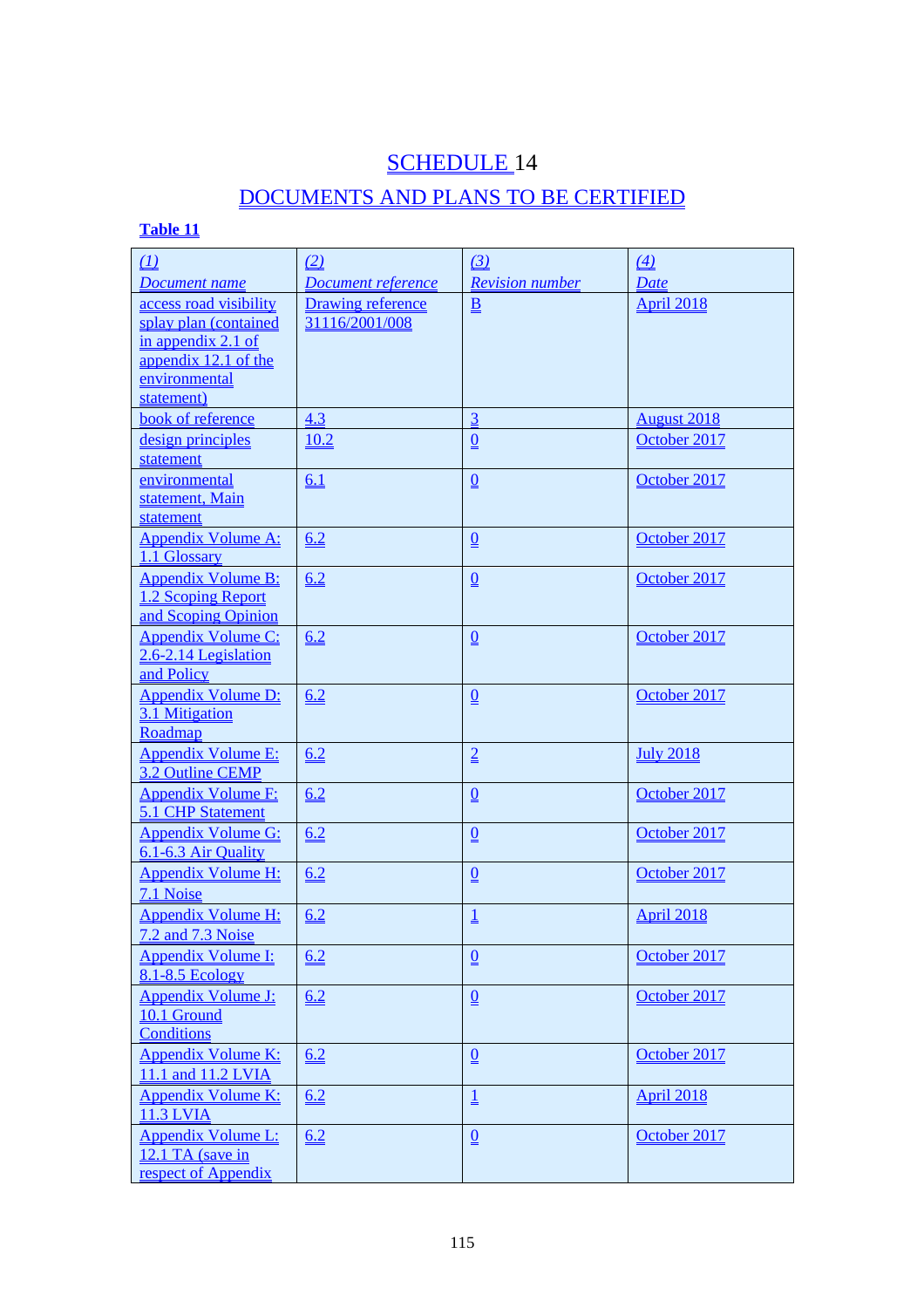# SCHEDULE 14

## DOCUMENTS AND PLANS TO BE CERTIFIED

**Table 11**

| *(1)* *Document name* | *(2)* *Document reference* | *(3)* *Revision number* | *(4)* *Date* |
|---|---|---|---|
| access road visibility splay plan (contained in appendix 2.1 of appendix 12.1 of the environmental statement) | Drawing reference 31116/2001/008 | B | April 2018 |
| book of reference | 4.3 | 3 | August 2018 |
| design principles statement | 10.2 | 0 | October 2017 |
| environmental statement, Main statement | 6.1 | 0 | October 2017 |
| Appendix Volume A: 1.1 Glossary | 6.2 | 0 | October 2017 |
| Appendix Volume B: 1.2 Scoping Report and Scoping Opinion | 6.2 | 0 | October 2017 |
| Appendix Volume C: 2.6-2.14 Legislation and Policy | 6.2 | 0 | October 2017 |
| Appendix Volume D: 3.1 Mitigation Roadmap | 6.2 | 0 | October 2017 |
| Appendix Volume E: 3.2 Outline CEMP | 6.2 | 2 | July 2018 |
| Appendix Volume F: 5.1 CHP Statement | 6.2 | 0 | October 2017 |
| Appendix Volume G: 6.1-6.3 Air Quality | 6.2 | 0 | October 2017 |
| Appendix Volume H: 7.1 Noise | 6.2 | 0 | October 2017 |
| Appendix Volume H: 7.2 and 7.3 Noise | 6.2 | 1 | April 2018 |
| Appendix Volume I: 8.1-8.5 Ecology | 6.2 | 0 | October 2017 |
| Appendix Volume J: 10.1 Ground Conditions | 6.2 | 0 | October 2017 |
| Appendix Volume K: 11.1 and 11.2 LVIA | 6.2 | 0 | October 2017 |
| Appendix Volume K: 11.3 LVIA | 6.2 | 1 | April 2018 |
| Appendix Volume L: 12.1 TA (save in respect of Appendix | 6.2 | 0 | October 2017 |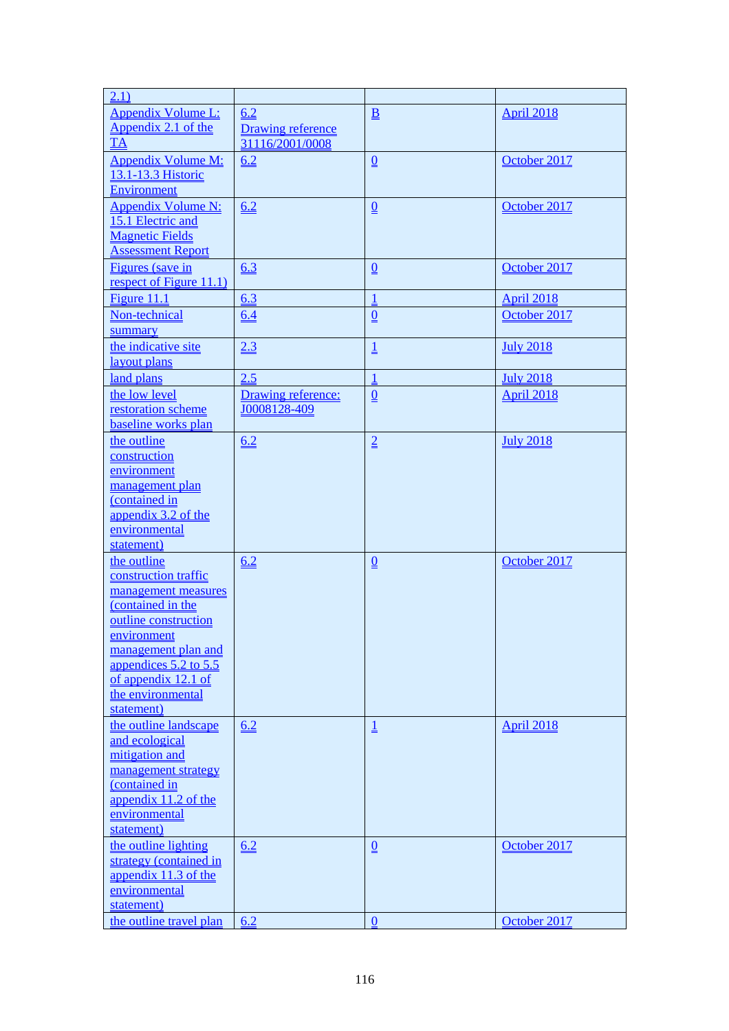| 2.1) | | | |
|---|---|---|---|
| Appendix Volume L: Appendix 2.1 of the TA | 6.2 Drawing reference 31116/2001/0008 | B | April 2018 |
| Appendix Volume M: 13.1-13.3 Historic Environment | 6.2 | 0 | October 2017 |
| Appendix Volume N: 15.1 Electric and Magnetic Fields Assessment Report | 6.2 | 0 | October 2017 |
| Figures (save in respect of Figure 11.1) | 6.3 | 0 | October 2017 |
| Figure 11.1 | 6.3 | 1 | April 2018 |
| Non-technical summary | 6.4 | 0 | October 2017 |
| the indicative site layout plans | 2.3 | 1 | July 2018 |
| land plans | 2.5 | 1 | July 2018 |
| the low level restoration scheme baseline works plan | Drawing reference: J0008128-409 | 0 | April 2018 |
| the outline construction environment management plan (contained in appendix 3.2 of the environmental statement) | 6.2 | 2 | July 2018 |
| the outline construction traffic management measures (contained in the outline construction environment management plan and appendices 5.2 to 5.5 of appendix 12.1 of the environmental statement) | 6.2 | 0 | October 2017 |
| the outline landscape and ecological mitigation and management strategy (contained in appendix 11.2 of the environmental statement) | 6.2 | 1 | April 2018 |
| the outline lighting strategy (contained in appendix 11.3 of the environmental statement) | 6.2 | 0 | October 2017 |
| the outline travel plan | 6.2 | 0 | October 2017 |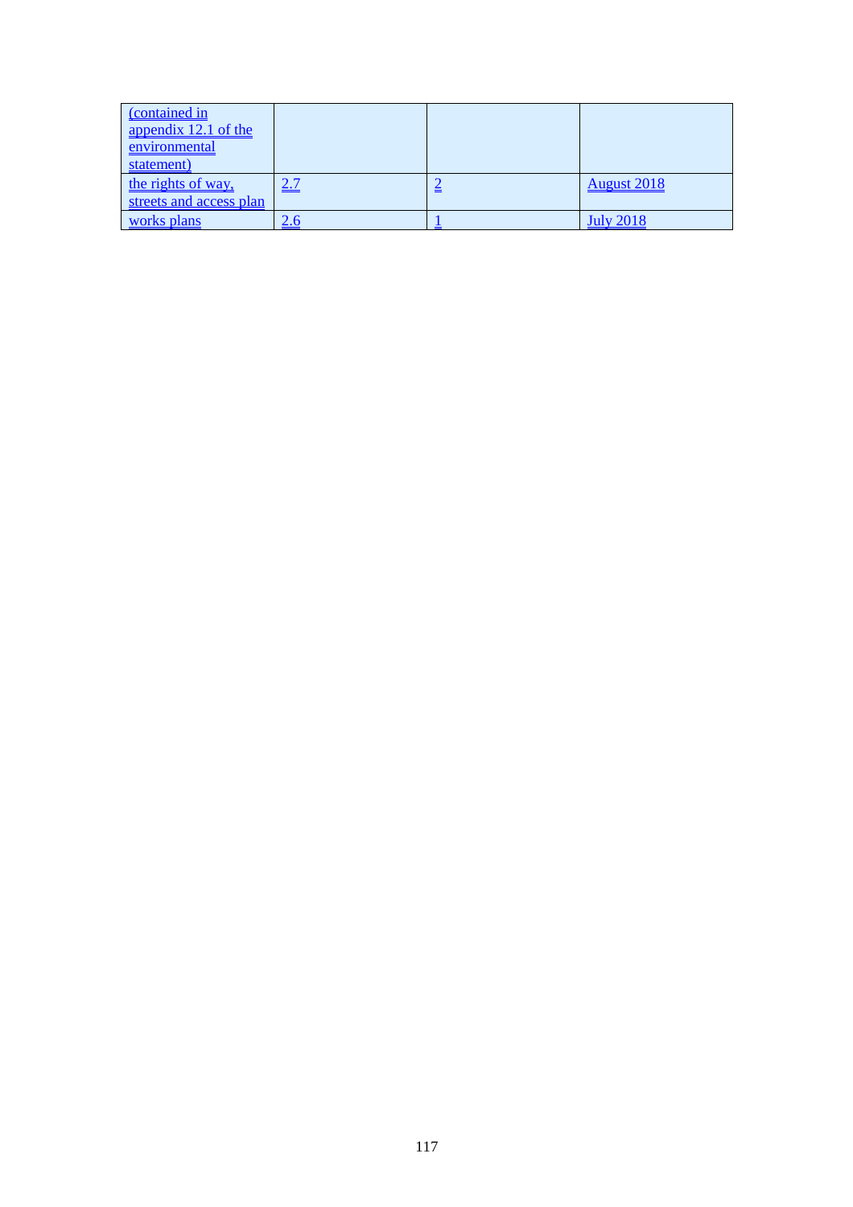| (contained in appendix 12.1 of the environmental statement) | | | |
|---|---|---|---|
| the rights of way, streets and access plan | 2.7 | 2 | August 2018 |
| works plans | 2.6 | 1 | July 2018 |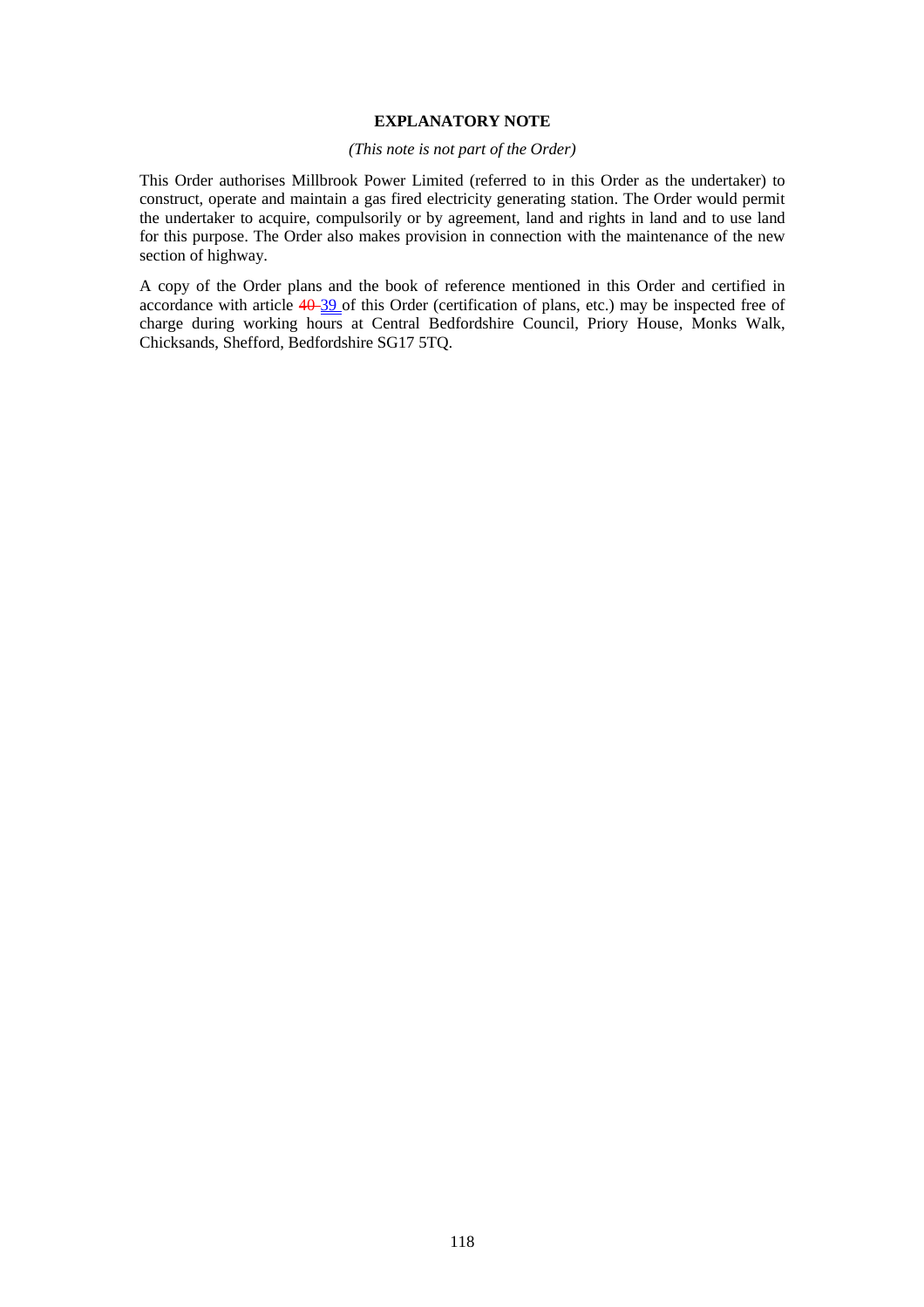# EXPLANATORY NOTE

*(This note is not part of the Order)*

This Order authorises Millbrook Power Limited (referred to in this Order as the undertaker) to construct, operate and maintain a gas fired electricity generating station. The Order would permit the undertaker to acquire, compulsorily or by agreement, land and rights in land and to use land for this purpose. The Order also makes provision in connection with the maintenance of the new section of highway.

A copy of the Order plans and the book of reference mentioned in this Order and certified in accordance with article ~~40~~ 39 of this Order (certification of plans, etc.) may be inspected free of charge during working hours at Central Bedfordshire Council, Priory House, Monks Walk, Chicksands, Shefford, Bedfordshire SG17 5TQ.